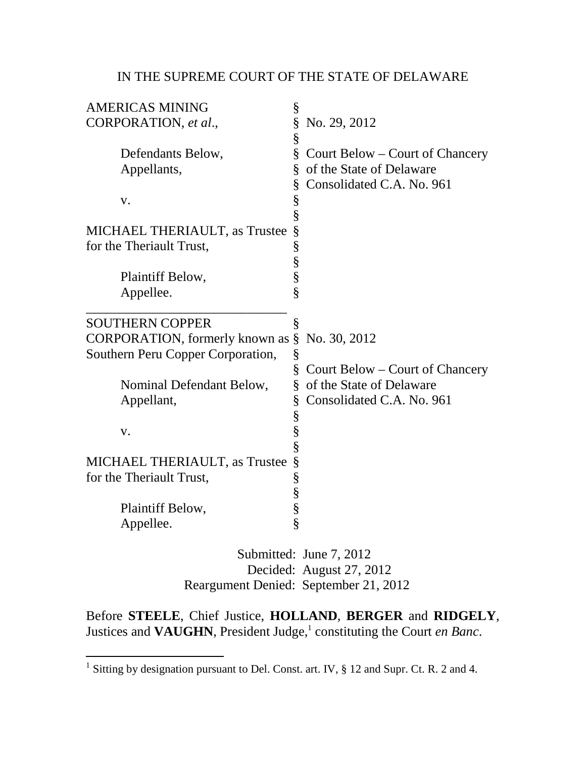IN THE SUPREME COURT OF THE STATE OF DELAWARE

| | | |
|---|---|---|
| AMERICAS MINING CORPORATION, *et al*., | § | No. 29, 2012 |
| | § | |
| Defendants Below, Appellants, | § | Court Below – Court of Chancery of the State of Delaware |
| | § | Consolidated C.A. No. 961 |
| v. | § | |
| | § | |
| MICHAEL THERIAULT, as Trustee for the Theriault Trust, | § | |
| | § | |
| Plaintiff Below, Appellee. | § | |

| | | |
|---|---|---|
| SOUTHERN COPPER CORPORATION, formerly known as Southern Peru Copper Corporation, | § | No. 30, 2012 |
| | § | |
| Nominal Defendant Below, Appellant, | § | Court Below – Court of Chancery of the State of Delaware |
| | § | Consolidated C.A. No. 961 |
| v. | § | |
| | § | |
| MICHAEL THERIAULT, as Trustee for the Theriault Trust, | § | |
| | § | |
| Plaintiff Below, Appellee. | § | |

Submitted: June 7, 2012
Decided: August 27, 2012
Reargument Denied: September 21, 2012

Before **STEELE**, Chief Justice, **HOLLAND**, **BERGER** and **RIDGELY**, Justices and **VAUGHN**, President Judge,[1] constituting the Court *en Banc*.

[1] Sitting by designation pursuant to Del. Const. art. IV, § 12 and Supr. Ct. R. 2 and 4.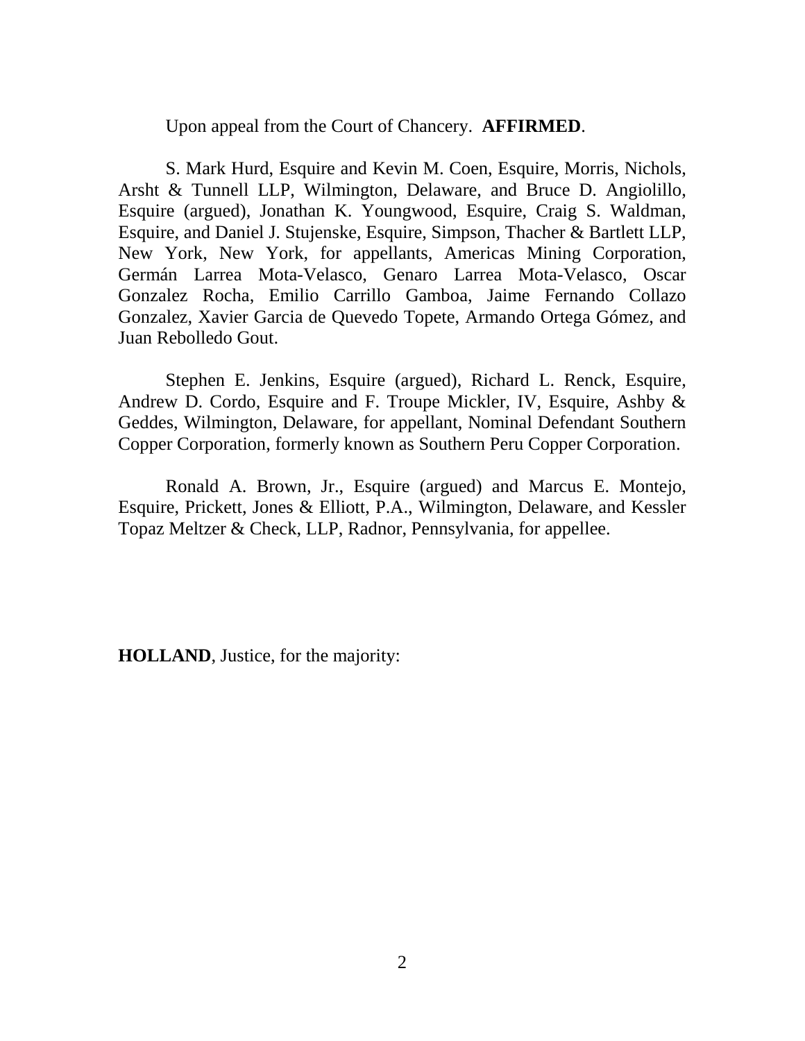Upon appeal from the Court of Chancery. **AFFIRMED**.

S. Mark Hurd, Esquire and Kevin M. Coen, Esquire, Morris, Nichols, Arsht & Tunnell LLP, Wilmington, Delaware, and Bruce D. Angiolillo, Esquire (argued), Jonathan K. Youngwood, Esquire, Craig S. Waldman, Esquire, and Daniel J. Stujenske, Esquire, Simpson, Thacher & Bartlett LLP, New York, New York, for appellants, Americas Mining Corporation, Germán Larrea Mota-Velasco, Genaro Larrea Mota-Velasco, Oscar Gonzalez Rocha, Emilio Carrillo Gamboa, Jaime Fernando Collazo Gonzalez, Xavier Garcia de Quevedo Topete, Armando Ortega Gómez, and Juan Rebolledo Gout.

Stephen E. Jenkins, Esquire (argued), Richard L. Renck, Esquire, Andrew D. Cordo, Esquire and F. Troupe Mickler, IV, Esquire, Ashby & Geddes, Wilmington, Delaware, for appellant, Nominal Defendant Southern Copper Corporation, formerly known as Southern Peru Copper Corporation.

Ronald A. Brown, Jr., Esquire (argued) and Marcus E. Montejo, Esquire, Prickett, Jones & Elliott, P.A., Wilmington, Delaware, and Kessler Topaz Meltzer & Check, LLP, Radnor, Pennsylvania, for appellee.

**HOLLAND**, Justice, for the majority: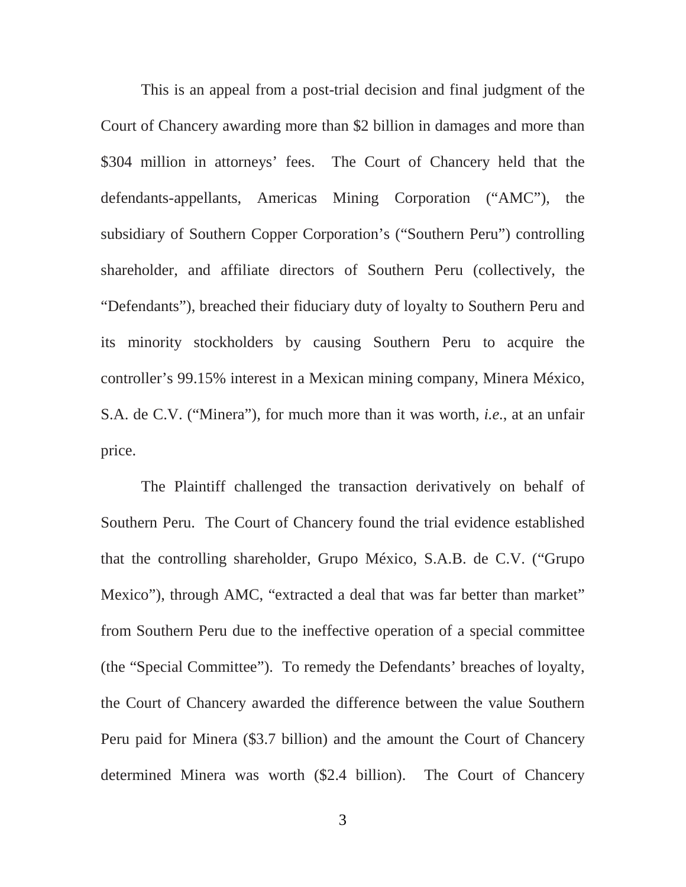This is an appeal from a post-trial decision and final judgment of the Court of Chancery awarding more than $2 billion in damages and more than $304 million in attorneys' fees. The Court of Chancery held that the defendants-appellants, Americas Mining Corporation ("AMC"), the subsidiary of Southern Copper Corporation's ("Southern Peru") controlling shareholder, and affiliate directors of Southern Peru (collectively, the "Defendants"), breached their fiduciary duty of loyalty to Southern Peru and its minority stockholders by causing Southern Peru to acquire the controller's 99.15% interest in a Mexican mining company, Minera México, S.A. de C.V. ("Minera"), for much more than it was worth, *i.e.*, at an unfair price.

The Plaintiff challenged the transaction derivatively on behalf of Southern Peru. The Court of Chancery found the trial evidence established that the controlling shareholder, Grupo México, S.A.B. de C.V. ("Grupo Mexico"), through AMC, "extracted a deal that was far better than market" from Southern Peru due to the ineffective operation of a special committee (the "Special Committee"). To remedy the Defendants' breaches of loyalty, the Court of Chancery awarded the difference between the value Southern Peru paid for Minera ($3.7 billion) and the amount the Court of Chancery determined Minera was worth ($2.4 billion). The Court of Chancery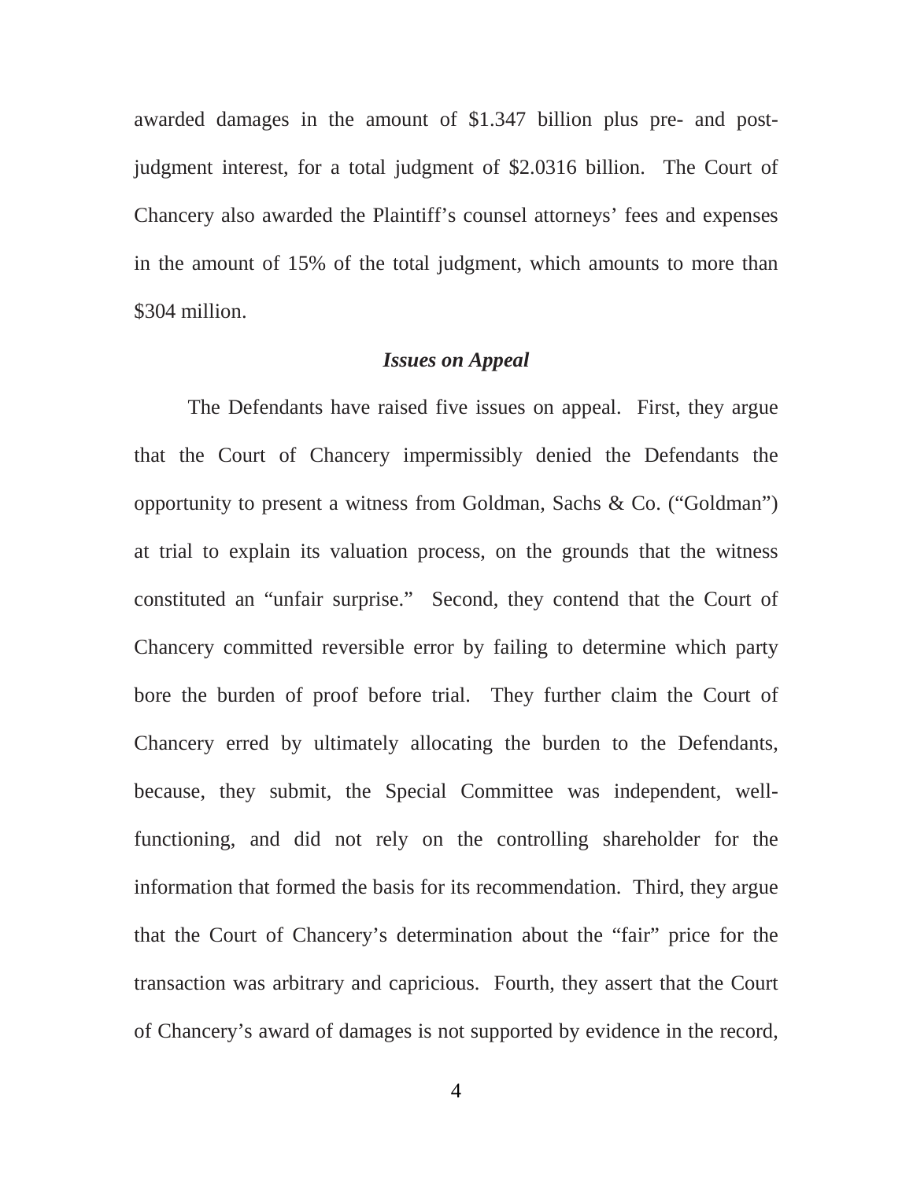awarded damages in the amount of $1.347 billion plus pre- and post-judgment interest, for a total judgment of $2.0316 billion. The Court of Chancery also awarded the Plaintiff's counsel attorneys' fees and expenses in the amount of 15% of the total judgment, which amounts to more than $304 million.

### *Issues on Appeal*

The Defendants have raised five issues on appeal. First, they argue that the Court of Chancery impermissibly denied the Defendants the opportunity to present a witness from Goldman, Sachs & Co. ("Goldman") at trial to explain its valuation process, on the grounds that the witness constituted an "unfair surprise." Second, they contend that the Court of Chancery committed reversible error by failing to determine which party bore the burden of proof before trial. They further claim the Court of Chancery erred by ultimately allocating the burden to the Defendants, because, they submit, the Special Committee was independent, well-functioning, and did not rely on the controlling shareholder for the information that formed the basis for its recommendation. Third, they argue that the Court of Chancery's determination about the "fair" price for the transaction was arbitrary and capricious. Fourth, they assert that the Court of Chancery's award of damages is not supported by evidence in the record,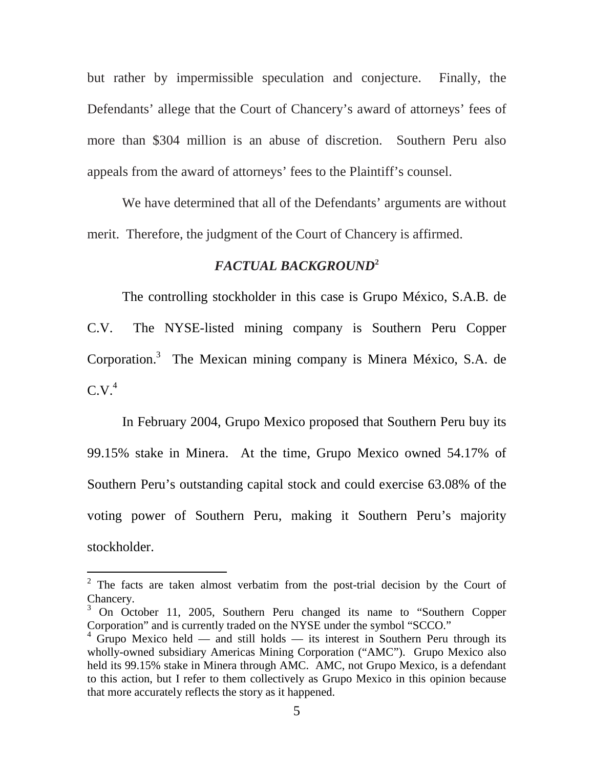but rather by impermissible speculation and conjecture. Finally, the Defendants' allege that the Court of Chancery's award of attorneys' fees of more than $304 million is an abuse of discretion. Southern Peru also appeals from the award of attorneys' fees to the Plaintiff's counsel.

We have determined that all of the Defendants' arguments are without merit. Therefore, the judgment of the Court of Chancery is affirmed.

## *FACTUAL BACKGROUND*[2]

The controlling stockholder in this case is Grupo México, S.A.B. de C.V. The NYSE-listed mining company is Southern Peru Copper Corporation.[3] The Mexican mining company is Minera México, S.A. de C.V.[4]

In February 2004, Grupo Mexico proposed that Southern Peru buy its 99.15% stake in Minera. At the time, Grupo Mexico owned 54.17% of Southern Peru's outstanding capital stock and could exercise 63.08% of the voting power of Southern Peru, making it Southern Peru's majority stockholder.

---

[2] The facts are taken almost verbatim from the post-trial decision by the Court of Chancery.

[3] On October 11, 2005, Southern Peru changed its name to "Southern Copper Corporation" and is currently traded on the NYSE under the symbol "SCCO."

[4] Grupo Mexico held — and still holds — its interest in Southern Peru through its wholly-owned subsidiary Americas Mining Corporation ("AMC"). Grupo Mexico also held its 99.15% stake in Minera through AMC. AMC, not Grupo Mexico, is a defendant to this action, but I refer to them collectively as Grupo Mexico in this opinion because that more accurately reflects the story as it happened.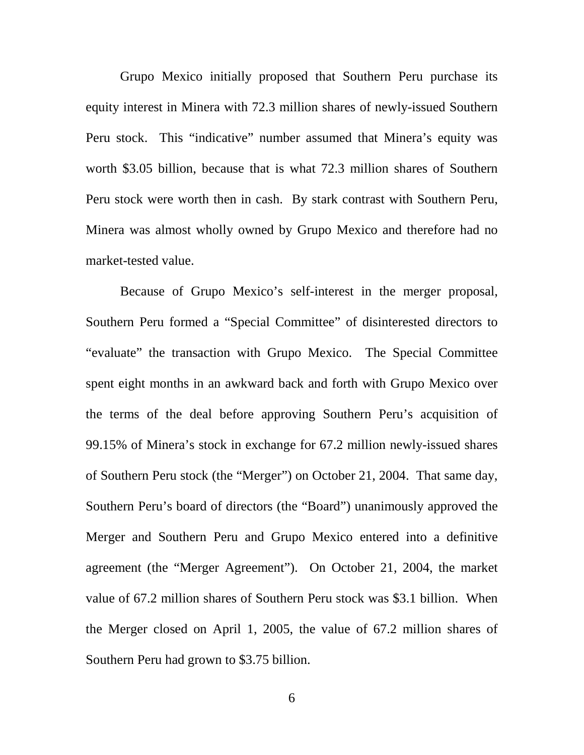Grupo Mexico initially proposed that Southern Peru purchase its equity interest in Minera with 72.3 million shares of newly-issued Southern Peru stock. This "indicative" number assumed that Minera's equity was worth $3.05 billion, because that is what 72.3 million shares of Southern Peru stock were worth then in cash. By stark contrast with Southern Peru, Minera was almost wholly owned by Grupo Mexico and therefore had no market-tested value.

Because of Grupo Mexico's self-interest in the merger proposal, Southern Peru formed a "Special Committee" of disinterested directors to "evaluate" the transaction with Grupo Mexico. The Special Committee spent eight months in an awkward back and forth with Grupo Mexico over the terms of the deal before approving Southern Peru's acquisition of 99.15% of Minera's stock in exchange for 67.2 million newly-issued shares of Southern Peru stock (the "Merger") on October 21, 2004. That same day, Southern Peru's board of directors (the "Board") unanimously approved the Merger and Southern Peru and Grupo Mexico entered into a definitive agreement (the "Merger Agreement"). On October 21, 2004, the market value of 67.2 million shares of Southern Peru stock was $3.1 billion. When the Merger closed on April 1, 2005, the value of 67.2 million shares of Southern Peru had grown to $3.75 billion.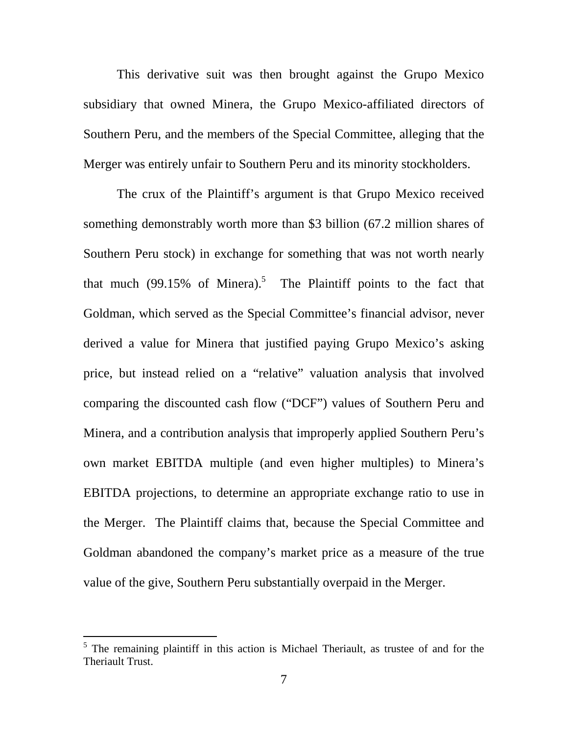This derivative suit was then brought against the Grupo Mexico subsidiary that owned Minera, the Grupo Mexico-affiliated directors of Southern Peru, and the members of the Special Committee, alleging that the Merger was entirely unfair to Southern Peru and its minority stockholders.

The crux of the Plaintiff's argument is that Grupo Mexico received something demonstrably worth more than \$3 billion (67.2 million shares of Southern Peru stock) in exchange for something that was not worth nearly that much (99.15% of Minera).[5] The Plaintiff points to the fact that Goldman, which served as the Special Committee's financial advisor, never derived a value for Minera that justified paying Grupo Mexico's asking price, but instead relied on a "relative" valuation analysis that involved comparing the discounted cash flow ("DCF") values of Southern Peru and Minera, and a contribution analysis that improperly applied Southern Peru's own market EBITDA multiple (and even higher multiples) to Minera's EBITDA projections, to determine an appropriate exchange ratio to use in the Merger. The Plaintiff claims that, because the Special Committee and Goldman abandoned the company's market price as a measure of the true value of the give, Southern Peru substantially overpaid in the Merger.

---

[5] The remaining plaintiff in this action is Michael Theriault, as trustee of and for the Theriault Trust.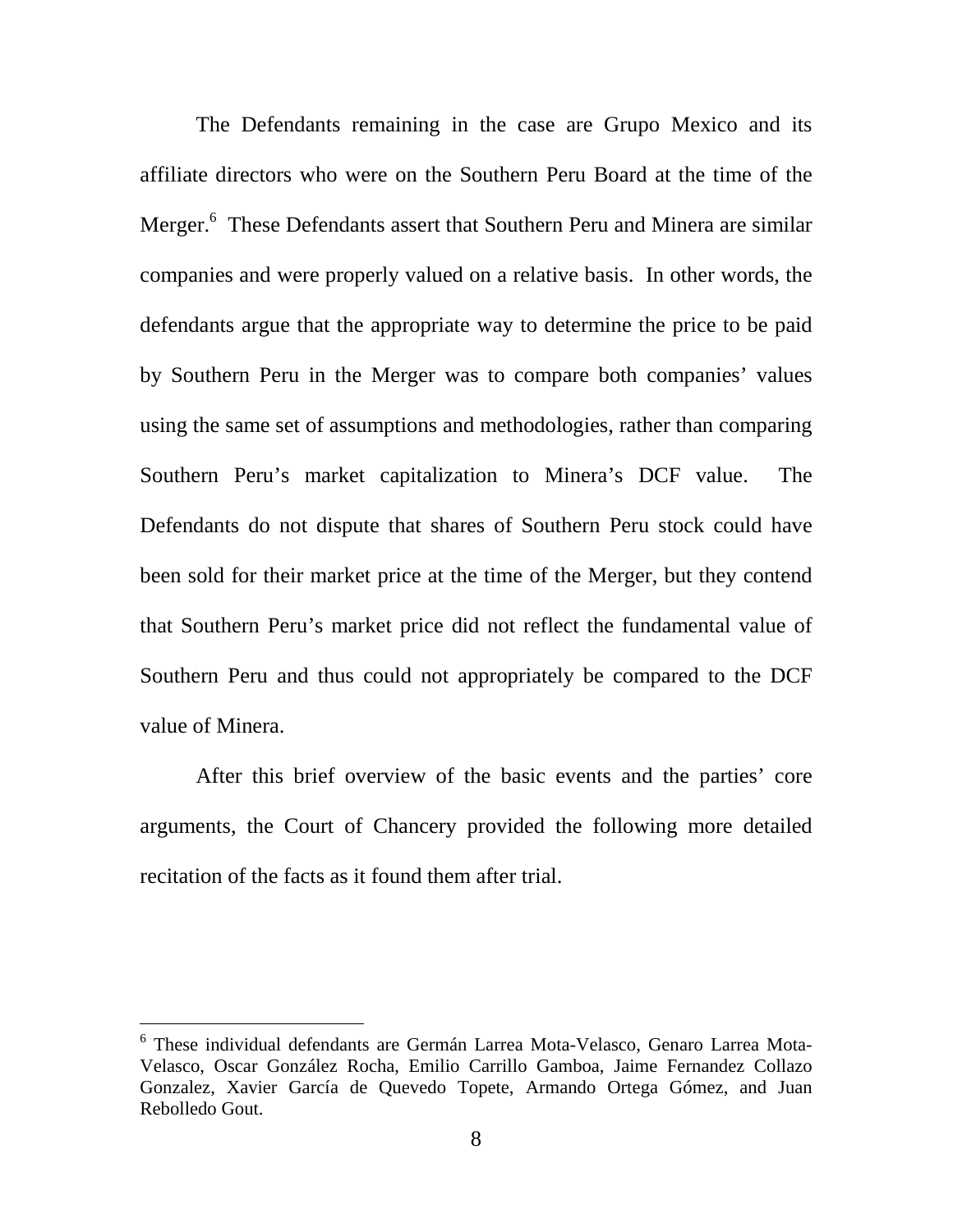The Defendants remaining in the case are Grupo Mexico and its affiliate directors who were on the Southern Peru Board at the time of the Merger.[6] These Defendants assert that Southern Peru and Minera are similar companies and were properly valued on a relative basis. In other words, the defendants argue that the appropriate way to determine the price to be paid by Southern Peru in the Merger was to compare both companies' values using the same set of assumptions and methodologies, rather than comparing Southern Peru's market capitalization to Minera's DCF value. The Defendants do not dispute that shares of Southern Peru stock could have been sold for their market price at the time of the Merger, but they contend that Southern Peru's market price did not reflect the fundamental value of Southern Peru and thus could not appropriately be compared to the DCF value of Minera.

After this brief overview of the basic events and the parties' core arguments, the Court of Chancery provided the following more detailed recitation of the facts as it found them after trial.

---

[6] These individual defendants are Germán Larrea Mota-Velasco, Genaro Larrea Mota-Velasco, Oscar González Rocha, Emilio Carrillo Gamboa, Jaime Fernandez Collazo Gonzalez, Xavier García de Quevedo Topete, Armando Ortega Gómez, and Juan Rebolledo Gout.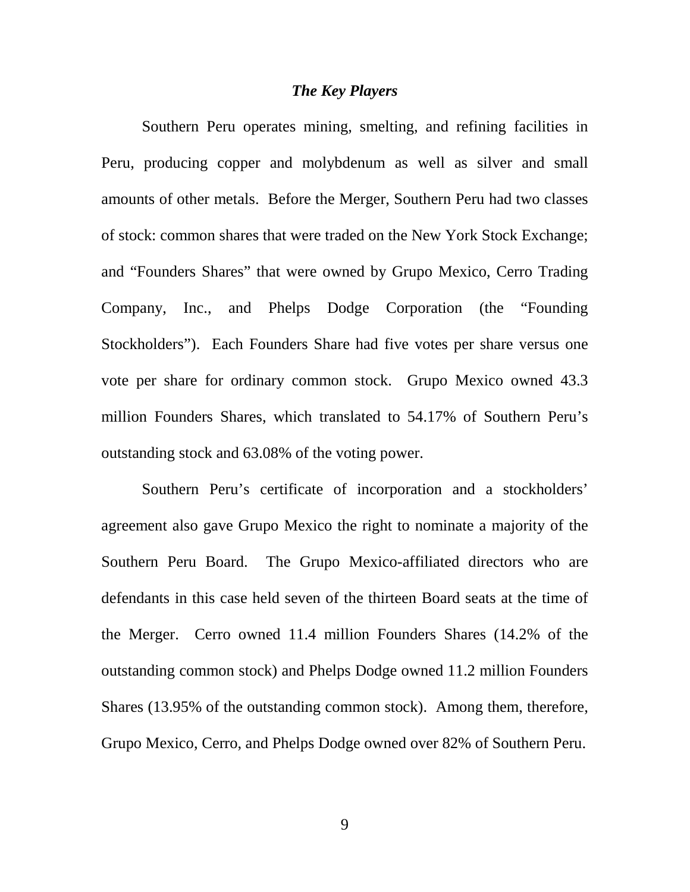### *The Key Players*

Southern Peru operates mining, smelting, and refining facilities in Peru, producing copper and molybdenum as well as silver and small amounts of other metals. Before the Merger, Southern Peru had two classes of stock: common shares that were traded on the New York Stock Exchange; and "Founders Shares" that were owned by Grupo Mexico, Cerro Trading Company, Inc., and Phelps Dodge Corporation (the "Founding Stockholders"). Each Founders Share had five votes per share versus one vote per share for ordinary common stock. Grupo Mexico owned 43.3 million Founders Shares, which translated to 54.17% of Southern Peru's outstanding stock and 63.08% of the voting power.

Southern Peru's certificate of incorporation and a stockholders' agreement also gave Grupo Mexico the right to nominate a majority of the Southern Peru Board. The Grupo Mexico-affiliated directors who are defendants in this case held seven of the thirteen Board seats at the time of the Merger. Cerro owned 11.4 million Founders Shares (14.2% of the outstanding common stock) and Phelps Dodge owned 11.2 million Founders Shares (13.95% of the outstanding common stock). Among them, therefore, Grupo Mexico, Cerro, and Phelps Dodge owned over 82% of Southern Peru.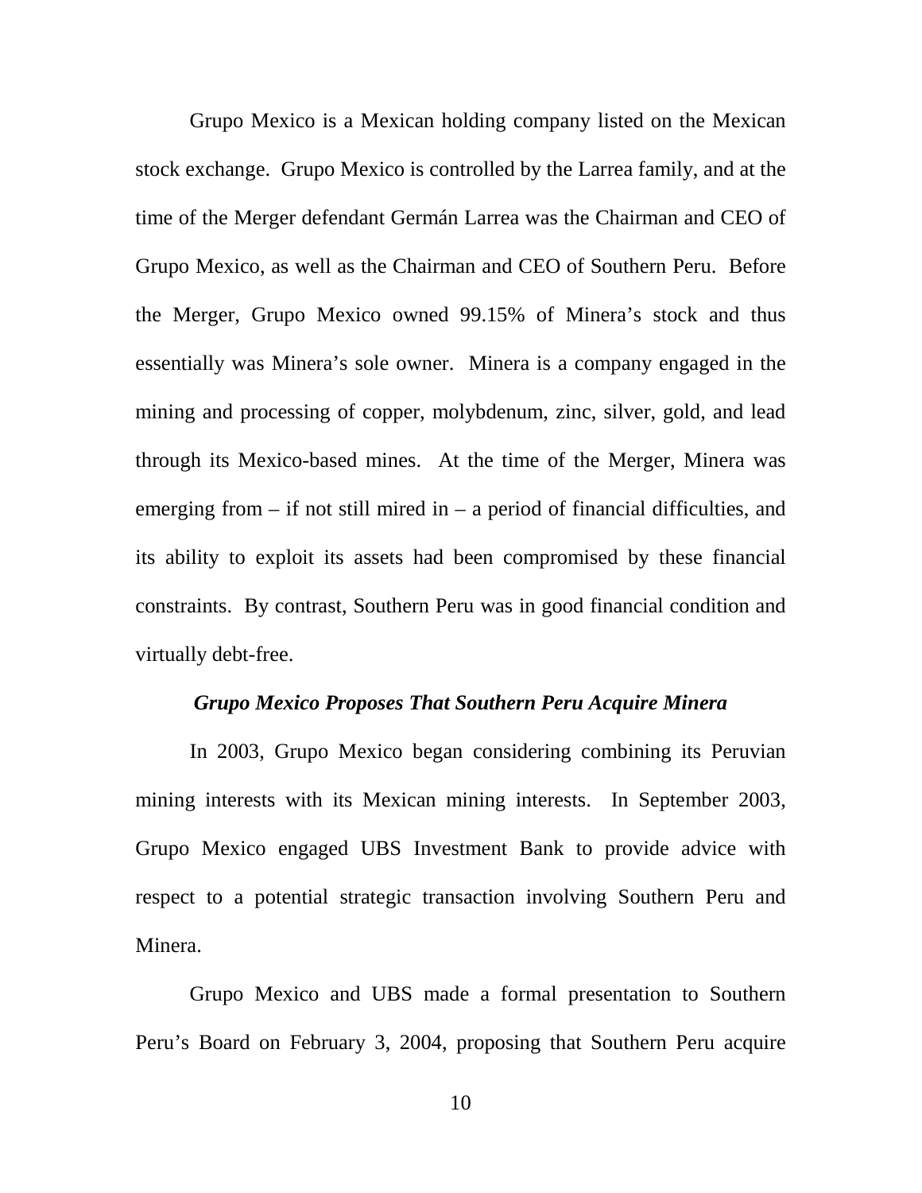Grupo Mexico is a Mexican holding company listed on the Mexican stock exchange. Grupo Mexico is controlled by the Larrea family, and at the time of the Merger defendant Germán Larrea was the Chairman and CEO of Grupo Mexico, as well as the Chairman and CEO of Southern Peru. Before the Merger, Grupo Mexico owned 99.15% of Minera's stock and thus essentially was Minera's sole owner. Minera is a company engaged in the mining and processing of copper, molybdenum, zinc, silver, gold, and lead through its Mexico-based mines. At the time of the Merger, Minera was emerging from – if not still mired in – a period of financial difficulties, and its ability to exploit its assets had been compromised by these financial constraints. By contrast, Southern Peru was in good financial condition and virtually debt-free.

### *Grupo Mexico Proposes That Southern Peru Acquire Minera*

In 2003, Grupo Mexico began considering combining its Peruvian mining interests with its Mexican mining interests. In September 2003, Grupo Mexico engaged UBS Investment Bank to provide advice with respect to a potential strategic transaction involving Southern Peru and Minera.

Grupo Mexico and UBS made a formal presentation to Southern Peru's Board on February 3, 2004, proposing that Southern Peru acquire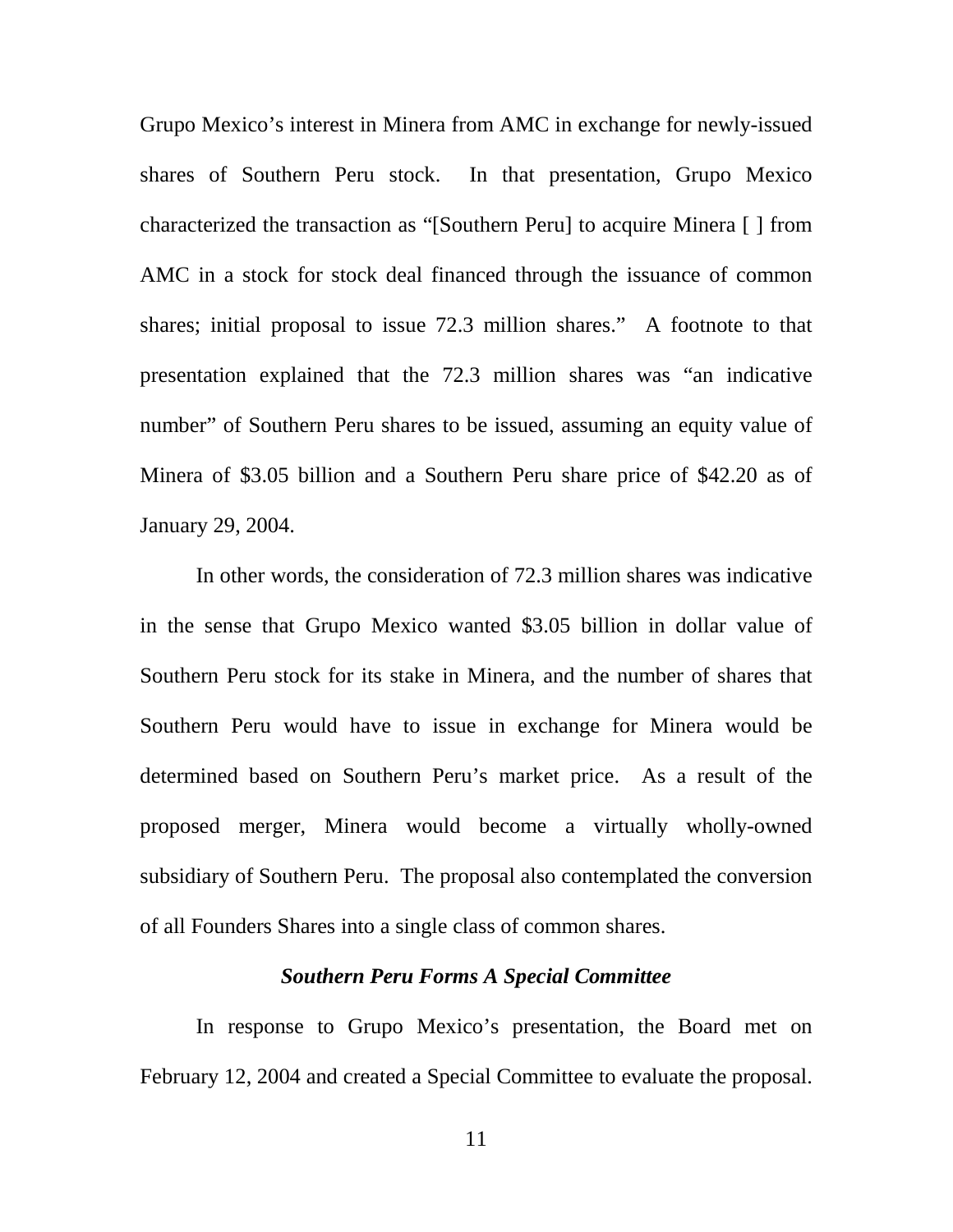Grupo Mexico's interest in Minera from AMC in exchange for newly-issued shares of Southern Peru stock. In that presentation, Grupo Mexico characterized the transaction as "[Southern Peru] to acquire Minera [ ] from AMC in a stock for stock deal financed through the issuance of common shares; initial proposal to issue 72.3 million shares." A footnote to that presentation explained that the 72.3 million shares was "an indicative number" of Southern Peru shares to be issued, assuming an equity value of Minera of $3.05 billion and a Southern Peru share price of $42.20 as of January 29, 2004.

In other words, the consideration of 72.3 million shares was indicative in the sense that Grupo Mexico wanted $3.05 billion in dollar value of Southern Peru stock for its stake in Minera, and the number of shares that Southern Peru would have to issue in exchange for Minera would be determined based on Southern Peru's market price. As a result of the proposed merger, Minera would become a virtually wholly-owned subsidiary of Southern Peru. The proposal also contemplated the conversion of all Founders Shares into a single class of common shares.

### *Southern Peru Forms A Special Committee*

In response to Grupo Mexico's presentation, the Board met on February 12, 2004 and created a Special Committee to evaluate the proposal.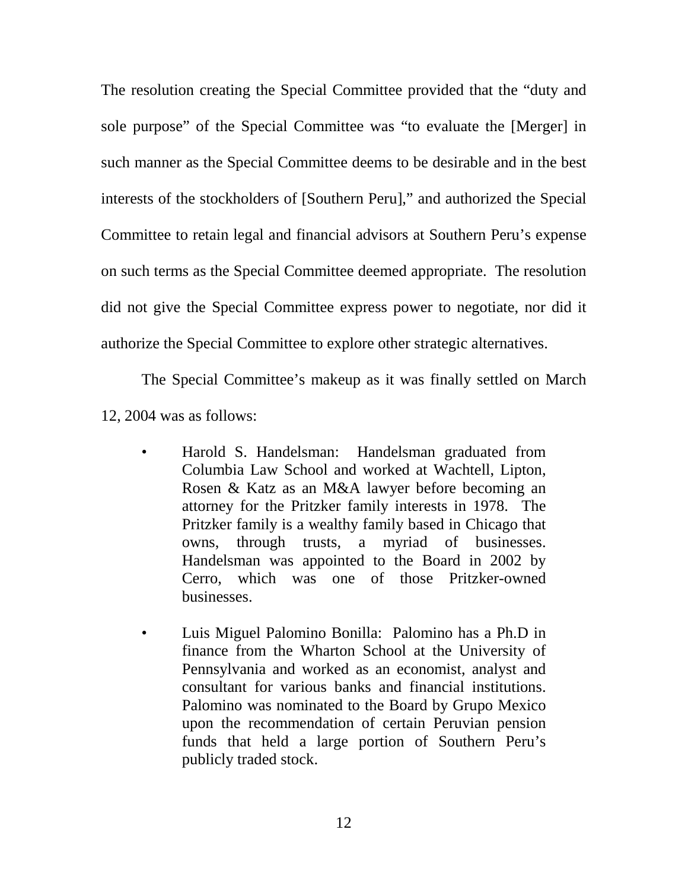The resolution creating the Special Committee provided that the "duty and sole purpose" of the Special Committee was "to evaluate the [Merger] in such manner as the Special Committee deems to be desirable and in the best interests of the stockholders of [Southern Peru]," and authorized the Special Committee to retain legal and financial advisors at Southern Peru's expense on such terms as the Special Committee deemed appropriate. The resolution did not give the Special Committee express power to negotiate, nor did it authorize the Special Committee to explore other strategic alternatives.

The Special Committee's makeup as it was finally settled on March 12, 2004 was as follows:

- Harold S. Handelsman: Handelsman graduated from Columbia Law School and worked at Wachtell, Lipton, Rosen & Katz as an M&A lawyer before becoming an attorney for the Pritzker family interests in 1978. The Pritzker family is a wealthy family based in Chicago that owns, through trusts, a myriad of businesses. Handelsman was appointed to the Board in 2002 by Cerro, which was one of those Pritzker-owned businesses.

- Luis Miguel Palomino Bonilla: Palomino has a Ph.D in finance from the Wharton School at the University of Pennsylvania and worked as an economist, analyst and consultant for various banks and financial institutions. Palomino was nominated to the Board by Grupo Mexico upon the recommendation of certain Peruvian pension funds that held a large portion of Southern Peru's publicly traded stock.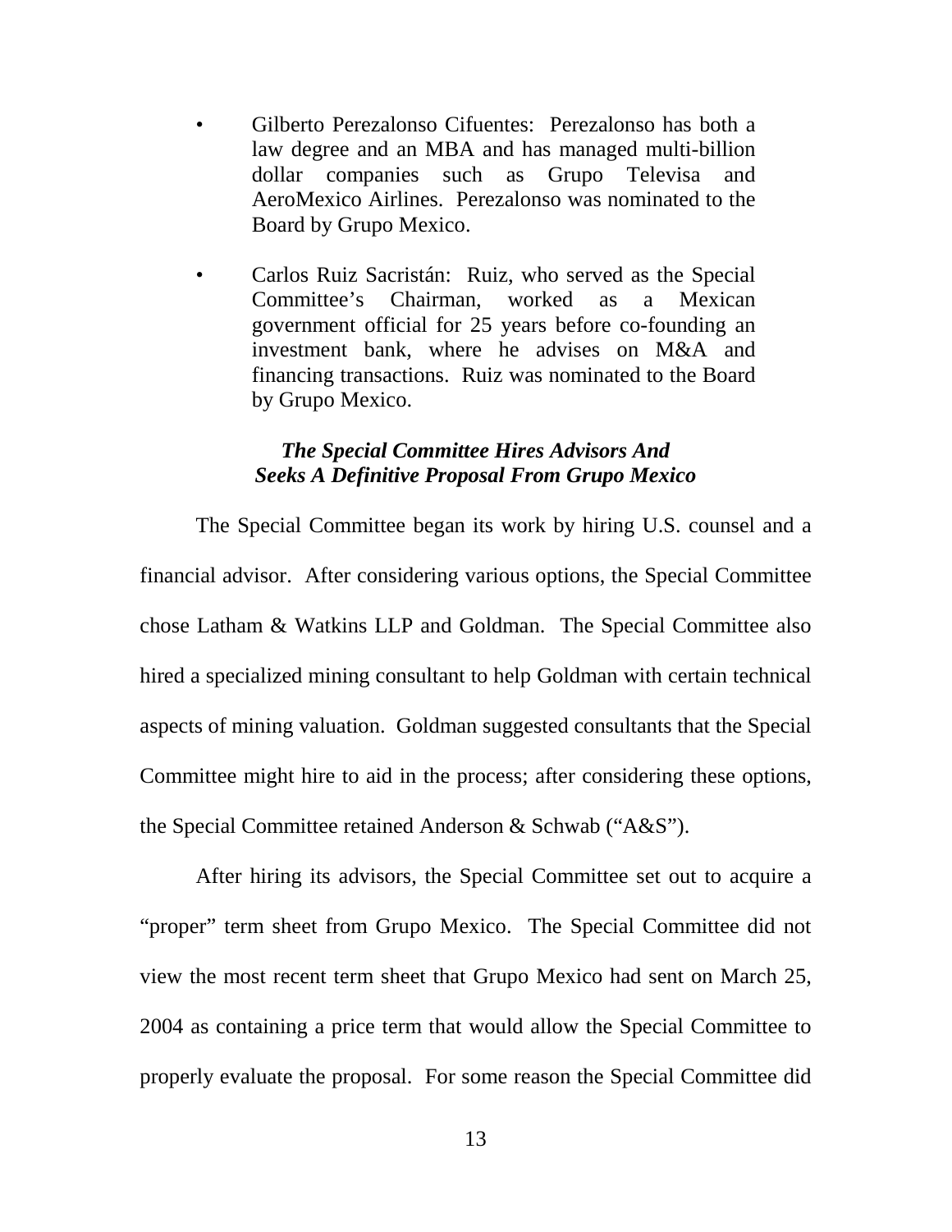- Gilberto Perezalonso Cifuentes: Perezalonso has both a law degree and an MBA and has managed multi-billion dollar companies such as Grupo Televisa and AeroMexico Airlines. Perezalonso was nominated to the Board by Grupo Mexico.

- Carlos Ruiz Sacristán: Ruiz, who served as the Special Committee's Chairman, worked as a Mexican government official for 25 years before co-founding an investment bank, where he advises on M&A and financing transactions. Ruiz was nominated to the Board by Grupo Mexico.

### *The Special Committee Hires Advisors And Seeks A Definitive Proposal From Grupo Mexico*

The Special Committee began its work by hiring U.S. counsel and a financial advisor. After considering various options, the Special Committee chose Latham & Watkins LLP and Goldman. The Special Committee also hired a specialized mining consultant to help Goldman with certain technical aspects of mining valuation. Goldman suggested consultants that the Special Committee might hire to aid in the process; after considering these options, the Special Committee retained Anderson & Schwab ("A&S").

After hiring its advisors, the Special Committee set out to acquire a "proper" term sheet from Grupo Mexico. The Special Committee did not view the most recent term sheet that Grupo Mexico had sent on March 25, 2004 as containing a price term that would allow the Special Committee to properly evaluate the proposal. For some reason the Special Committee did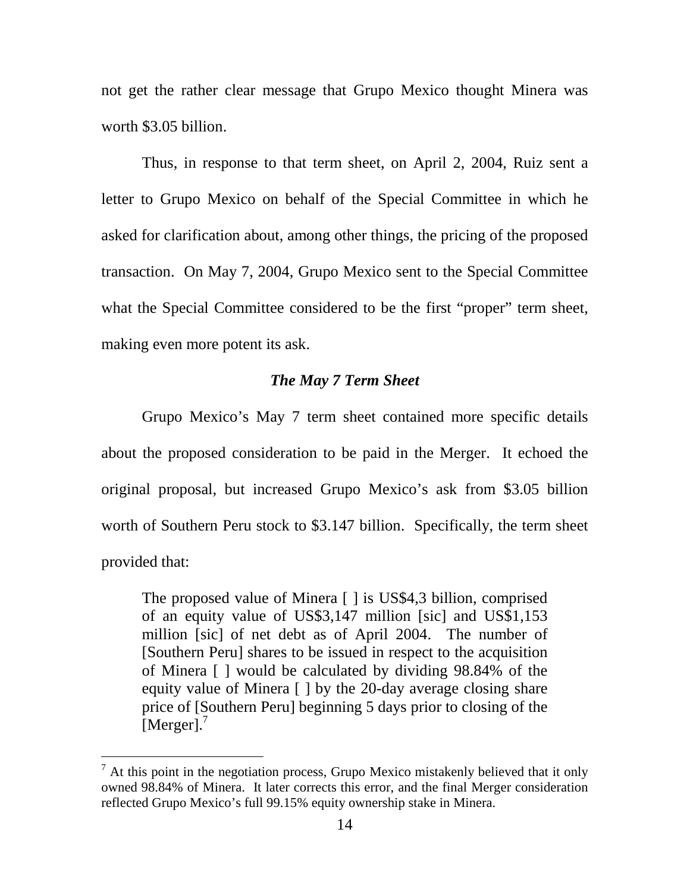not get the rather clear message that Grupo Mexico thought Minera was worth $3.05 billion.

Thus, in response to that term sheet, on April 2, 2004, Ruiz sent a letter to Grupo Mexico on behalf of the Special Committee in which he asked for clarification about, among other things, the pricing of the proposed transaction. On May 7, 2004, Grupo Mexico sent to the Special Committee what the Special Committee considered to be the first "proper" term sheet, making even more potent its ask.

### *The May 7 Term Sheet*

Grupo Mexico's May 7 term sheet contained more specific details about the proposed consideration to be paid in the Merger. It echoed the original proposal, but increased Grupo Mexico's ask from $3.05 billion worth of Southern Peru stock to $3.147 billion. Specifically, the term sheet provided that:

> The proposed value of Minera [ ] is US$4,3 billion, comprised of an equity value of US$3,147 million [sic] and US$1,153 million [sic] of net debt as of April 2004. The number of [Southern Peru] shares to be issued in respect to the acquisition of Minera [ ] would be calculated by dividing 98.84% of the equity value of Minera [ ] by the 20-day average closing share price of [Southern Peru] beginning 5 days prior to closing of the [Merger].[7]

---

[7] At this point in the negotiation process, Grupo Mexico mistakenly believed that it only owned 98.84% of Minera. It later corrects this error, and the final Merger consideration reflected Grupo Mexico's full 99.15% equity ownership stake in Minera.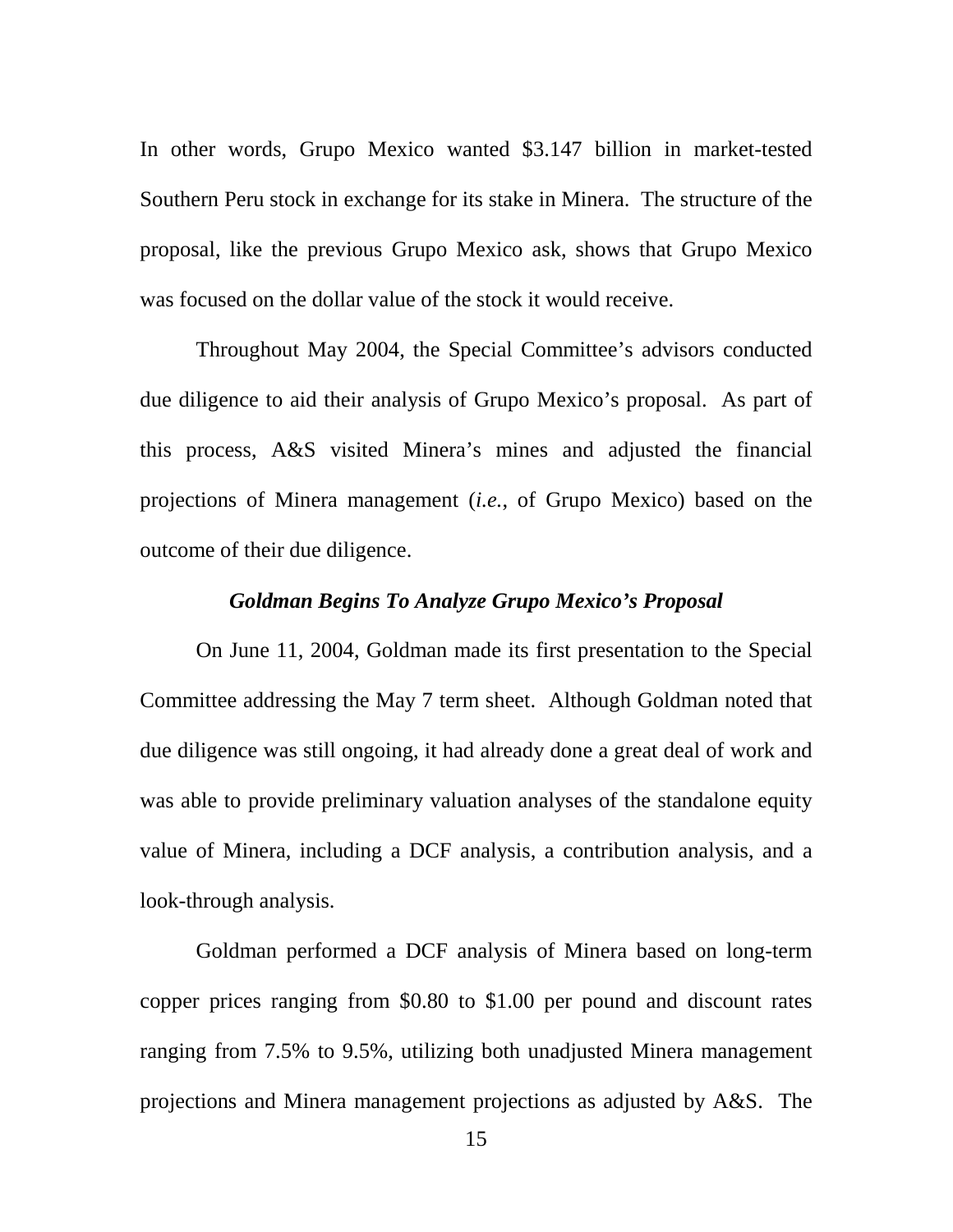In other words, Grupo Mexico wanted $3.147 billion in market-tested Southern Peru stock in exchange for its stake in Minera. The structure of the proposal, like the previous Grupo Mexico ask, shows that Grupo Mexico was focused on the dollar value of the stock it would receive.

Throughout May 2004, the Special Committee's advisors conducted due diligence to aid their analysis of Grupo Mexico's proposal. As part of this process, A&S visited Minera's mines and adjusted the financial projections of Minera management (*i.e.*, of Grupo Mexico) based on the outcome of their due diligence.

### *Goldman Begins To Analyze Grupo Mexico's Proposal*

On June 11, 2004, Goldman made its first presentation to the Special Committee addressing the May 7 term sheet. Although Goldman noted that due diligence was still ongoing, it had already done a great deal of work and was able to provide preliminary valuation analyses of the standalone equity value of Minera, including a DCF analysis, a contribution analysis, and a look-through analysis.

Goldman performed a DCF analysis of Minera based on long-term copper prices ranging from $0.80 to $1.00 per pound and discount rates ranging from 7.5% to 9.5%, utilizing both unadjusted Minera management projections and Minera management projections as adjusted by A&S. The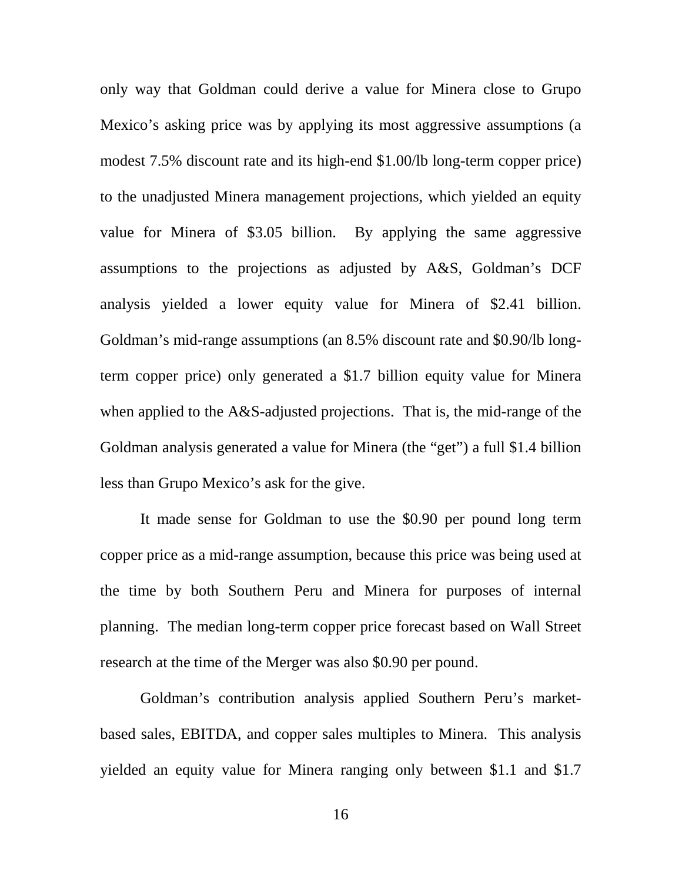only way that Goldman could derive a value for Minera close to Grupo Mexico's asking price was by applying its most aggressive assumptions (a modest 7.5% discount rate and its high-end $1.00/lb long-term copper price) to the unadjusted Minera management projections, which yielded an equity value for Minera of $3.05 billion. By applying the same aggressive assumptions to the projections as adjusted by A&S, Goldman's DCF analysis yielded a lower equity value for Minera of $2.41 billion. Goldman's mid-range assumptions (an 8.5% discount rate and $0.90/lb long-term copper price) only generated a $1.7 billion equity value for Minera when applied to the A&S-adjusted projections. That is, the mid-range of the Goldman analysis generated a value for Minera (the "get") a full $1.4 billion less than Grupo Mexico's ask for the give.

It made sense for Goldman to use the $0.90 per pound long term copper price as a mid-range assumption, because this price was being used at the time by both Southern Peru and Minera for purposes of internal planning. The median long-term copper price forecast based on Wall Street research at the time of the Merger was also $0.90 per pound.

Goldman's contribution analysis applied Southern Peru's market-based sales, EBITDA, and copper sales multiples to Minera. This analysis yielded an equity value for Minera ranging only between $1.1 and $1.7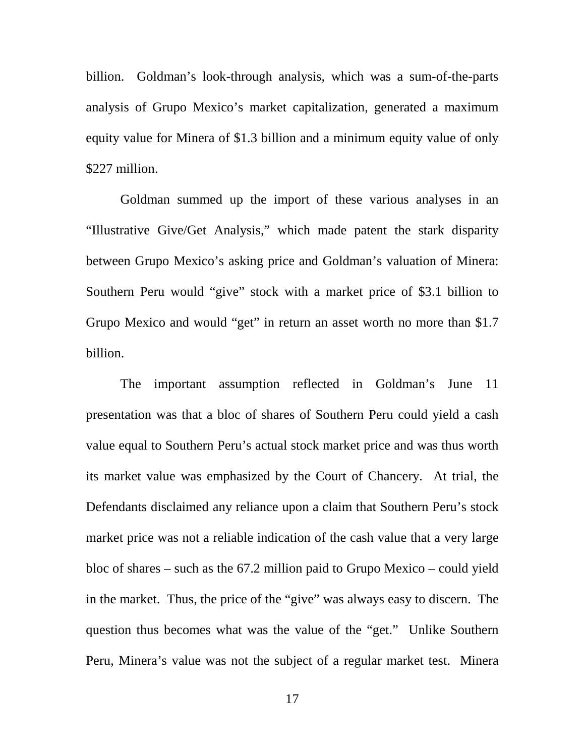billion. Goldman's look-through analysis, which was a sum-of-the-parts analysis of Grupo Mexico's market capitalization, generated a maximum equity value for Minera of $1.3 billion and a minimum equity value of only $227 million.

Goldman summed up the import of these various analyses in an "Illustrative Give/Get Analysis," which made patent the stark disparity between Grupo Mexico's asking price and Goldman's valuation of Minera: Southern Peru would "give" stock with a market price of $3.1 billion to Grupo Mexico and would "get" in return an asset worth no more than $1.7 billion.

The important assumption reflected in Goldman's June 11 presentation was that a bloc of shares of Southern Peru could yield a cash value equal to Southern Peru's actual stock market price and was thus worth its market value was emphasized by the Court of Chancery. At trial, the Defendants disclaimed any reliance upon a claim that Southern Peru's stock market price was not a reliable indication of the cash value that a very large bloc of shares – such as the 67.2 million paid to Grupo Mexico – could yield in the market. Thus, the price of the "give" was always easy to discern. The question thus becomes what was the value of the "get." Unlike Southern Peru, Minera's value was not the subject of a regular market test. Minera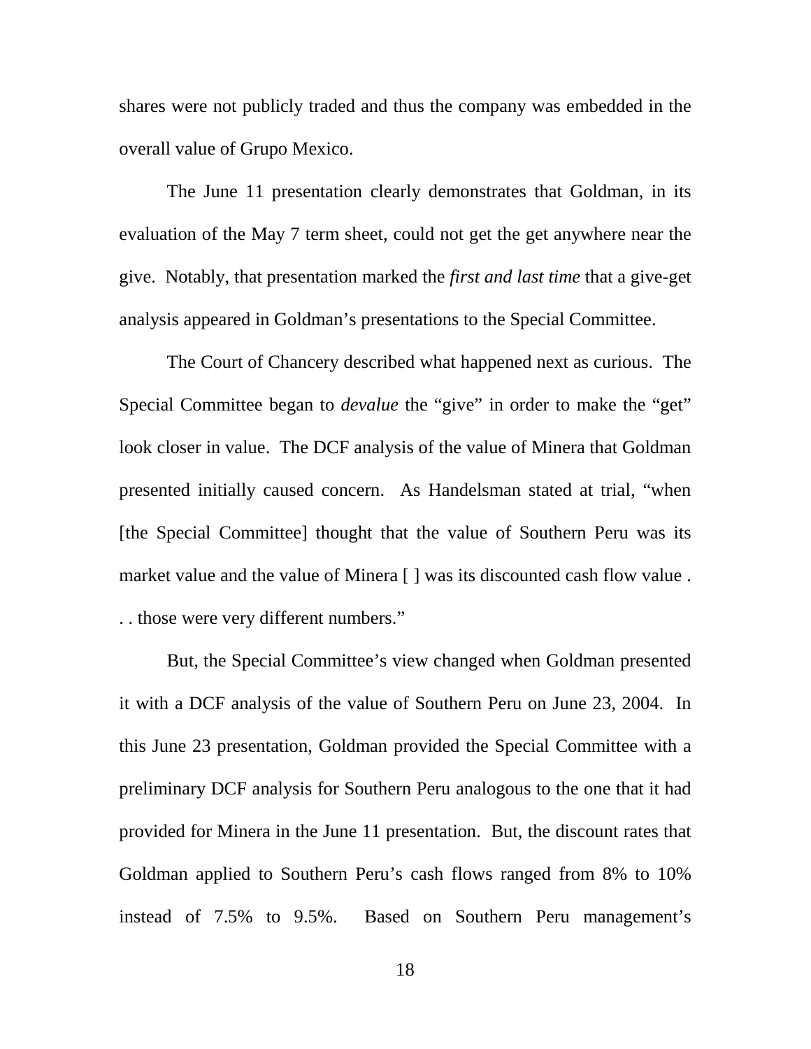shares were not publicly traded and thus the company was embedded in the overall value of Grupo Mexico.

The June 11 presentation clearly demonstrates that Goldman, in its evaluation of the May 7 term sheet, could not get the get anywhere near the give. Notably, that presentation marked the *first and last time* that a give-get analysis appeared in Goldman's presentations to the Special Committee.

The Court of Chancery described what happened next as curious. The Special Committee began to *devalue* the "give" in order to make the "get" look closer in value. The DCF analysis of the value of Minera that Goldman presented initially caused concern. As Handelsman stated at trial, "when [the Special Committee] thought that the value of Southern Peru was its market value and the value of Minera [ ] was its discounted cash flow value . . . those were very different numbers."

But, the Special Committee's view changed when Goldman presented it with a DCF analysis of the value of Southern Peru on June 23, 2004. In this June 23 presentation, Goldman provided the Special Committee with a preliminary DCF analysis for Southern Peru analogous to the one that it had provided for Minera in the June 11 presentation. But, the discount rates that Goldman applied to Southern Peru's cash flows ranged from 8% to 10% instead of 7.5% to 9.5%. Based on Southern Peru management's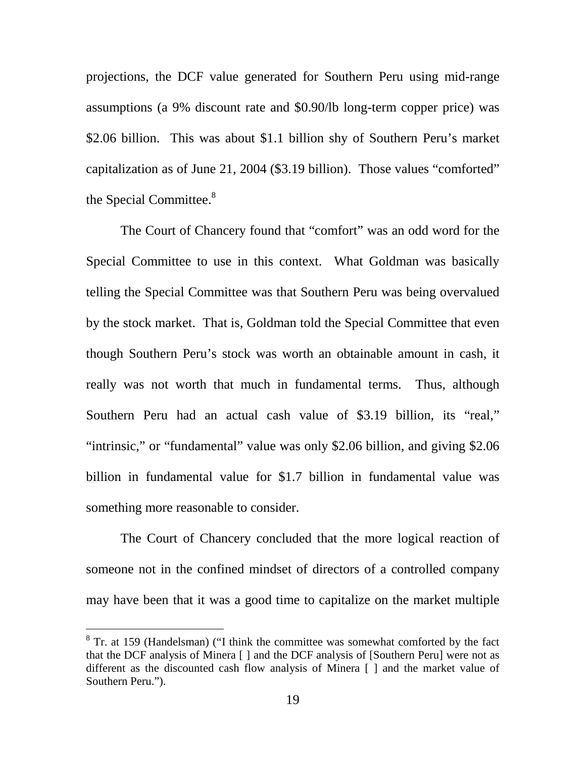projections, the DCF value generated for Southern Peru using mid-range assumptions (a 9% discount rate and $0.90/lb long-term copper price) was $2.06 billion. This was about $1.1 billion shy of Southern Peru's market capitalization as of June 21, 2004 ($3.19 billion). Those values "comforted" the Special Committee.[8]

The Court of Chancery found that "comfort" was an odd word for the Special Committee to use in this context. What Goldman was basically telling the Special Committee was that Southern Peru was being overvalued by the stock market. That is, Goldman told the Special Committee that even though Southern Peru's stock was worth an obtainable amount in cash, it really was not worth that much in fundamental terms. Thus, although Southern Peru had an actual cash value of $3.19 billion, its "real," "intrinsic," or "fundamental" value was only $2.06 billion, and giving $2.06 billion in fundamental value for $1.7 billion in fundamental value was something more reasonable to consider.

The Court of Chancery concluded that the more logical reaction of someone not in the confined mindset of directors of a controlled company may have been that it was a good time to capitalize on the market multiple

---

[8] Tr. at 159 (Handelsman) ("I think the committee was somewhat comforted by the fact that the DCF analysis of Minera [ ] and the DCF analysis of [Southern Peru] were not as different as the discounted cash flow analysis of Minera [ ] and the market value of Southern Peru.").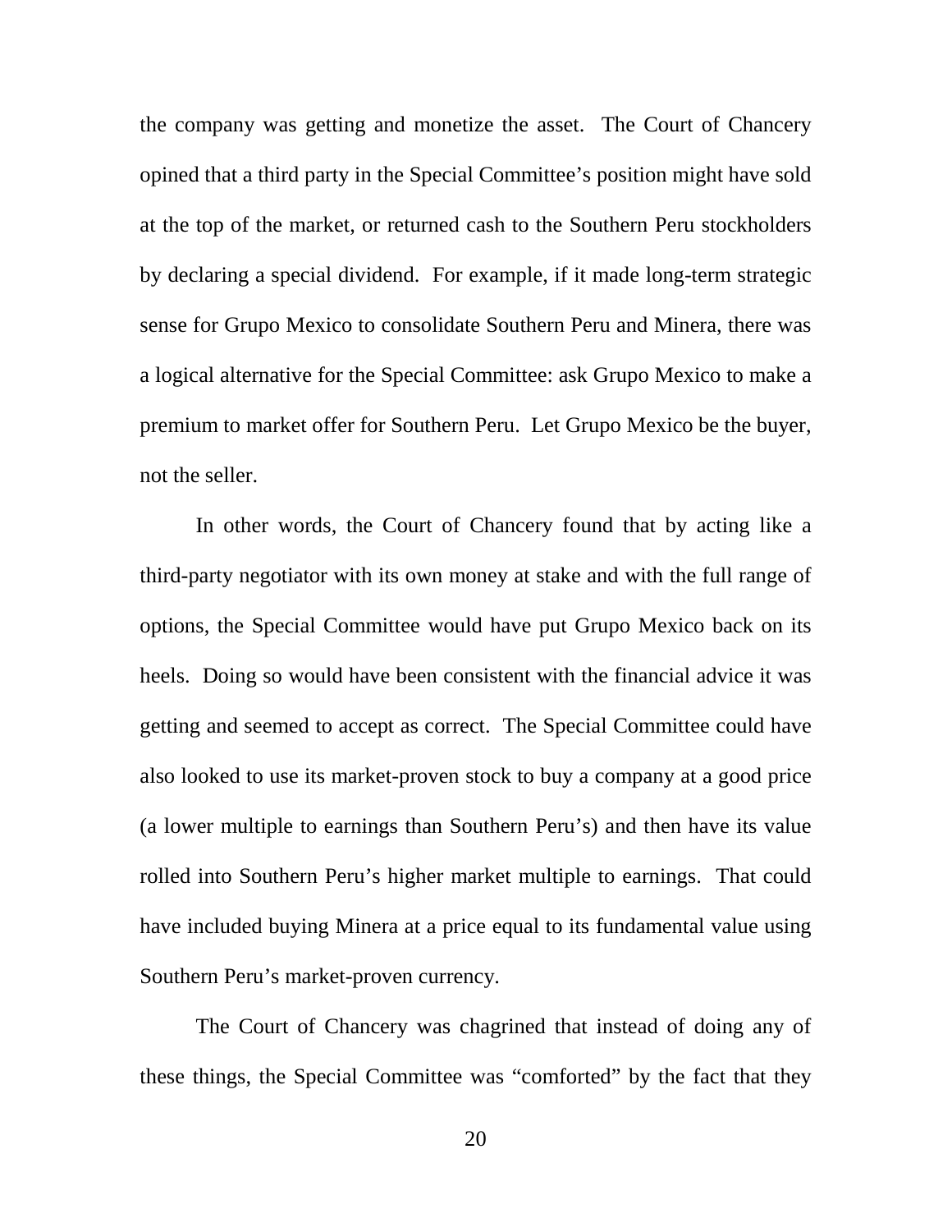the company was getting and monetize the asset. The Court of Chancery opined that a third party in the Special Committee's position might have sold at the top of the market, or returned cash to the Southern Peru stockholders by declaring a special dividend. For example, if it made long-term strategic sense for Grupo Mexico to consolidate Southern Peru and Minera, there was a logical alternative for the Special Committee: ask Grupo Mexico to make a premium to market offer for Southern Peru. Let Grupo Mexico be the buyer, not the seller.

In other words, the Court of Chancery found that by acting like a third-party negotiator with its own money at stake and with the full range of options, the Special Committee would have put Grupo Mexico back on its heels. Doing so would have been consistent with the financial advice it was getting and seemed to accept as correct. The Special Committee could have also looked to use its market-proven stock to buy a company at a good price (a lower multiple to earnings than Southern Peru's) and then have its value rolled into Southern Peru's higher market multiple to earnings. That could have included buying Minera at a price equal to its fundamental value using Southern Peru's market-proven currency.

The Court of Chancery was chagrined that instead of doing any of these things, the Special Committee was "comforted" by the fact that they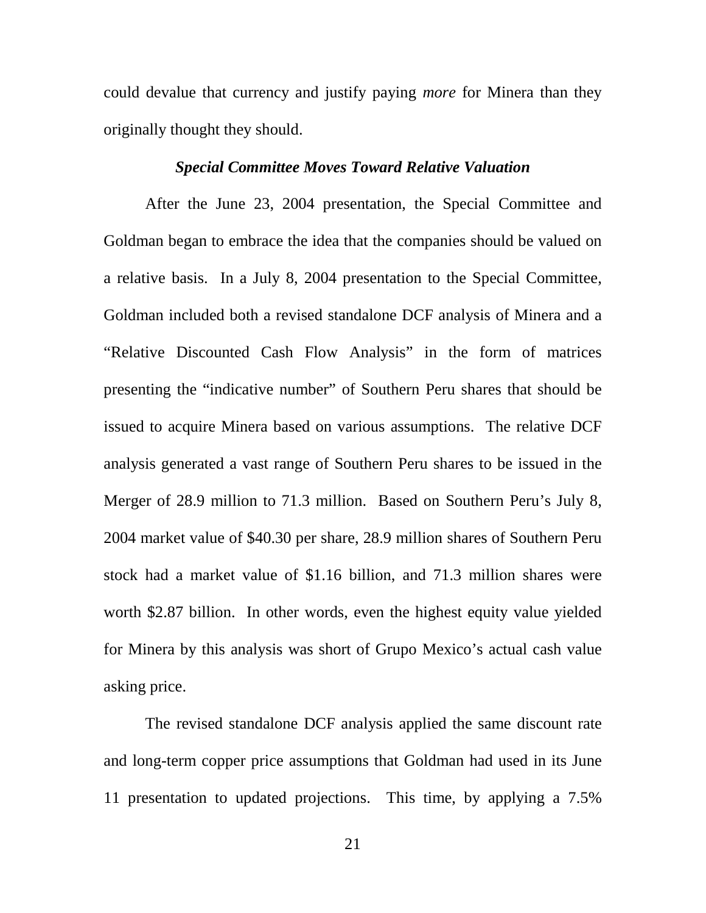could devalue that currency and justify paying *more* for Minera than they originally thought they should.

***Special Committee Moves Toward Relative Valuation***

After the June 23, 2004 presentation, the Special Committee and Goldman began to embrace the idea that the companies should be valued on a relative basis. In a July 8, 2004 presentation to the Special Committee, Goldman included both a revised standalone DCF analysis of Minera and a "Relative Discounted Cash Flow Analysis" in the form of matrices presenting the "indicative number" of Southern Peru shares that should be issued to acquire Minera based on various assumptions. The relative DCF analysis generated a vast range of Southern Peru shares to be issued in the Merger of 28.9 million to 71.3 million. Based on Southern Peru's July 8, 2004 market value of $40.30 per share, 28.9 million shares of Southern Peru stock had a market value of $1.16 billion, and 71.3 million shares were worth $2.87 billion. In other words, even the highest equity value yielded for Minera by this analysis was short of Grupo Mexico's actual cash value asking price.

The revised standalone DCF analysis applied the same discount rate and long-term copper price assumptions that Goldman had used in its June 11 presentation to updated projections. This time, by applying a 7.5%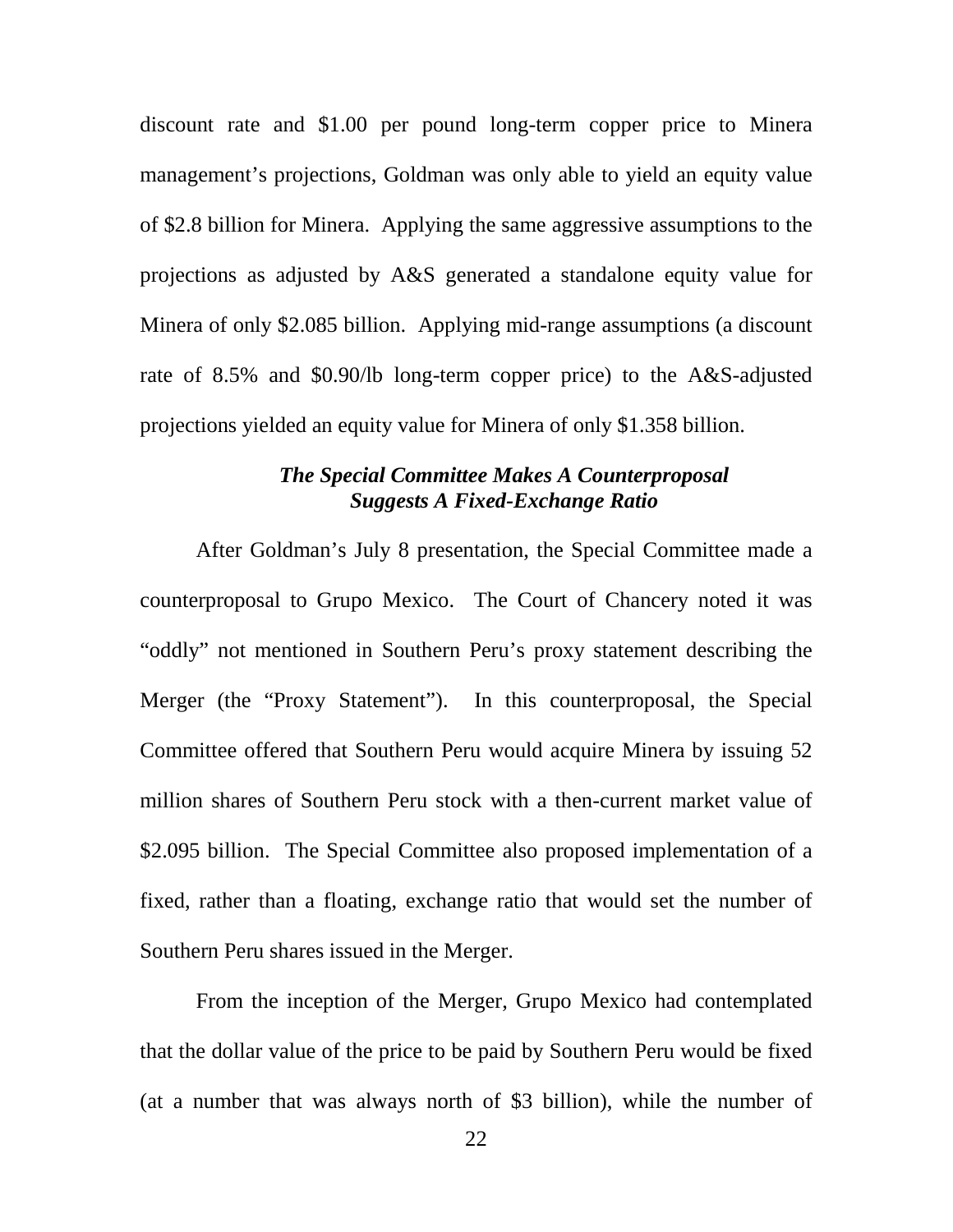discount rate and $1.00 per pound long-term copper price to Minera management's projections, Goldman was only able to yield an equity value of $2.8 billion for Minera. Applying the same aggressive assumptions to the projections as adjusted by A&S generated a standalone equity value for Minera of only $2.085 billion. Applying mid-range assumptions (a discount rate of 8.5% and $0.90/lb long-term copper price) to the A&S-adjusted projections yielded an equity value for Minera of only $1.358 billion.

### *The Special Committee Makes A Counterproposal Suggests A Fixed-Exchange Ratio*

After Goldman's July 8 presentation, the Special Committee made a counterproposal to Grupo Mexico. The Court of Chancery noted it was "oddly" not mentioned in Southern Peru's proxy statement describing the Merger (the "Proxy Statement"). In this counterproposal, the Special Committee offered that Southern Peru would acquire Minera by issuing 52 million shares of Southern Peru stock with a then-current market value of $2.095 billion. The Special Committee also proposed implementation of a fixed, rather than a floating, exchange ratio that would set the number of Southern Peru shares issued in the Merger.

From the inception of the Merger, Grupo Mexico had contemplated that the dollar value of the price to be paid by Southern Peru would be fixed (at a number that was always north of $3 billion), while the number of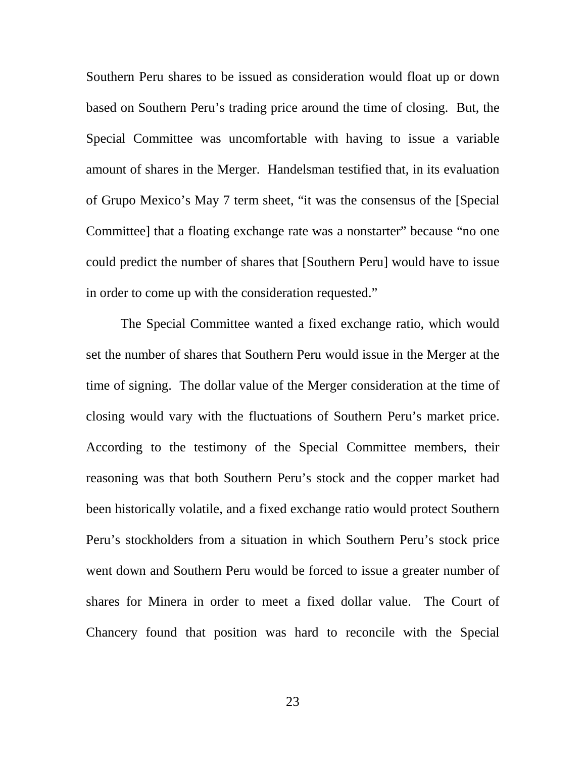Southern Peru shares to be issued as consideration would float up or down based on Southern Peru's trading price around the time of closing. But, the Special Committee was uncomfortable with having to issue a variable amount of shares in the Merger. Handelsman testified that, in its evaluation of Grupo Mexico's May 7 term sheet, "it was the consensus of the [Special Committee] that a floating exchange rate was a nonstarter" because "no one could predict the number of shares that [Southern Peru] would have to issue in order to come up with the consideration requested."

The Special Committee wanted a fixed exchange ratio, which would set the number of shares that Southern Peru would issue in the Merger at the time of signing. The dollar value of the Merger consideration at the time of closing would vary with the fluctuations of Southern Peru's market price. According to the testimony of the Special Committee members, their reasoning was that both Southern Peru's stock and the copper market had been historically volatile, and a fixed exchange ratio would protect Southern Peru's stockholders from a situation in which Southern Peru's stock price went down and Southern Peru would be forced to issue a greater number of shares for Minera in order to meet a fixed dollar value. The Court of Chancery found that position was hard to reconcile with the Special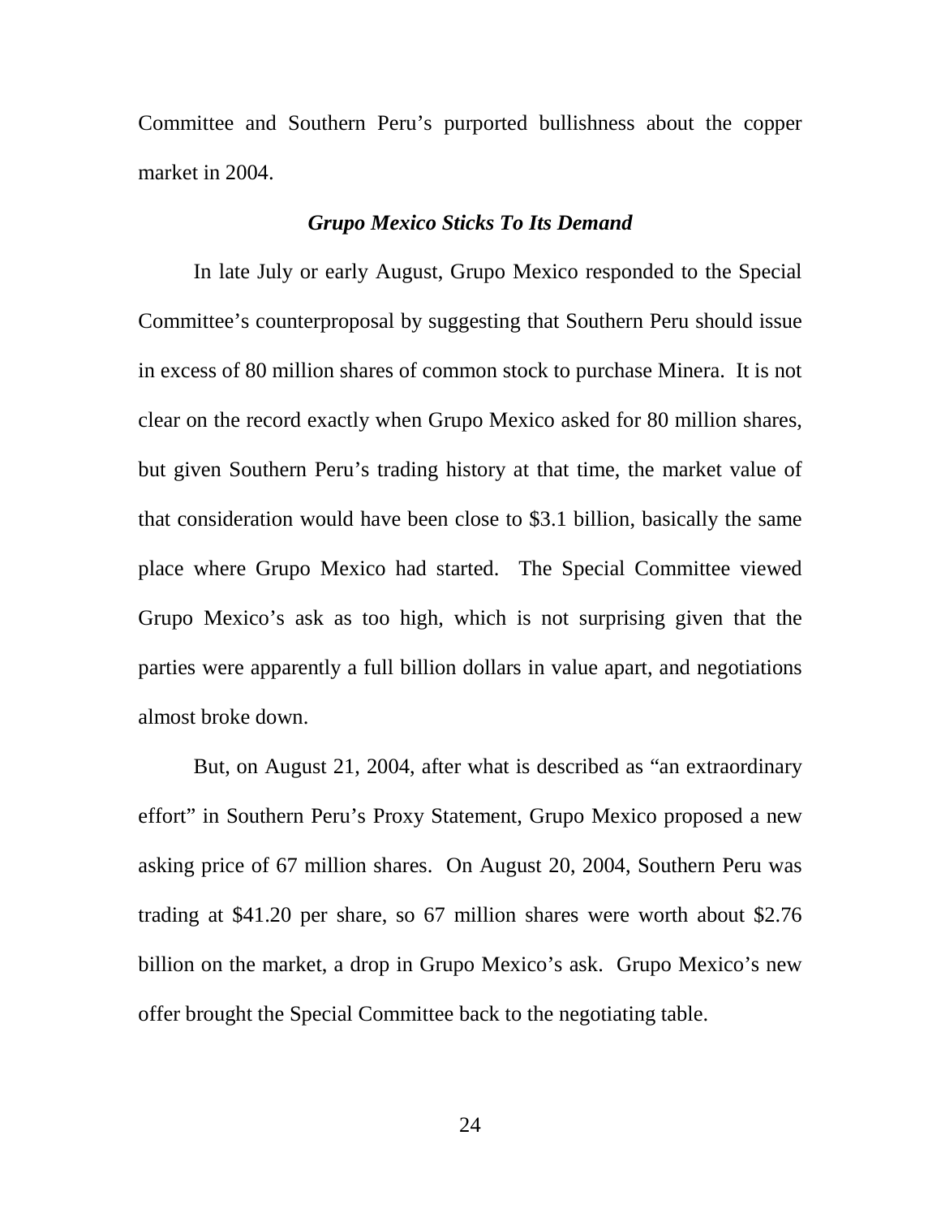Committee and Southern Peru's purported bullishness about the copper market in 2004.

### *Grupo Mexico Sticks To Its Demand*

In late July or early August, Grupo Mexico responded to the Special Committee's counterproposal by suggesting that Southern Peru should issue in excess of 80 million shares of common stock to purchase Minera. It is not clear on the record exactly when Grupo Mexico asked for 80 million shares, but given Southern Peru's trading history at that time, the market value of that consideration would have been close to $3.1 billion, basically the same place where Grupo Mexico had started. The Special Committee viewed Grupo Mexico's ask as too high, which is not surprising given that the parties were apparently a full billion dollars in value apart, and negotiations almost broke down.

But, on August 21, 2004, after what is described as "an extraordinary effort" in Southern Peru's Proxy Statement, Grupo Mexico proposed a new asking price of 67 million shares. On August 20, 2004, Southern Peru was trading at $41.20 per share, so 67 million shares were worth about $2.76 billion on the market, a drop in Grupo Mexico's ask. Grupo Mexico's new offer brought the Special Committee back to the negotiating table.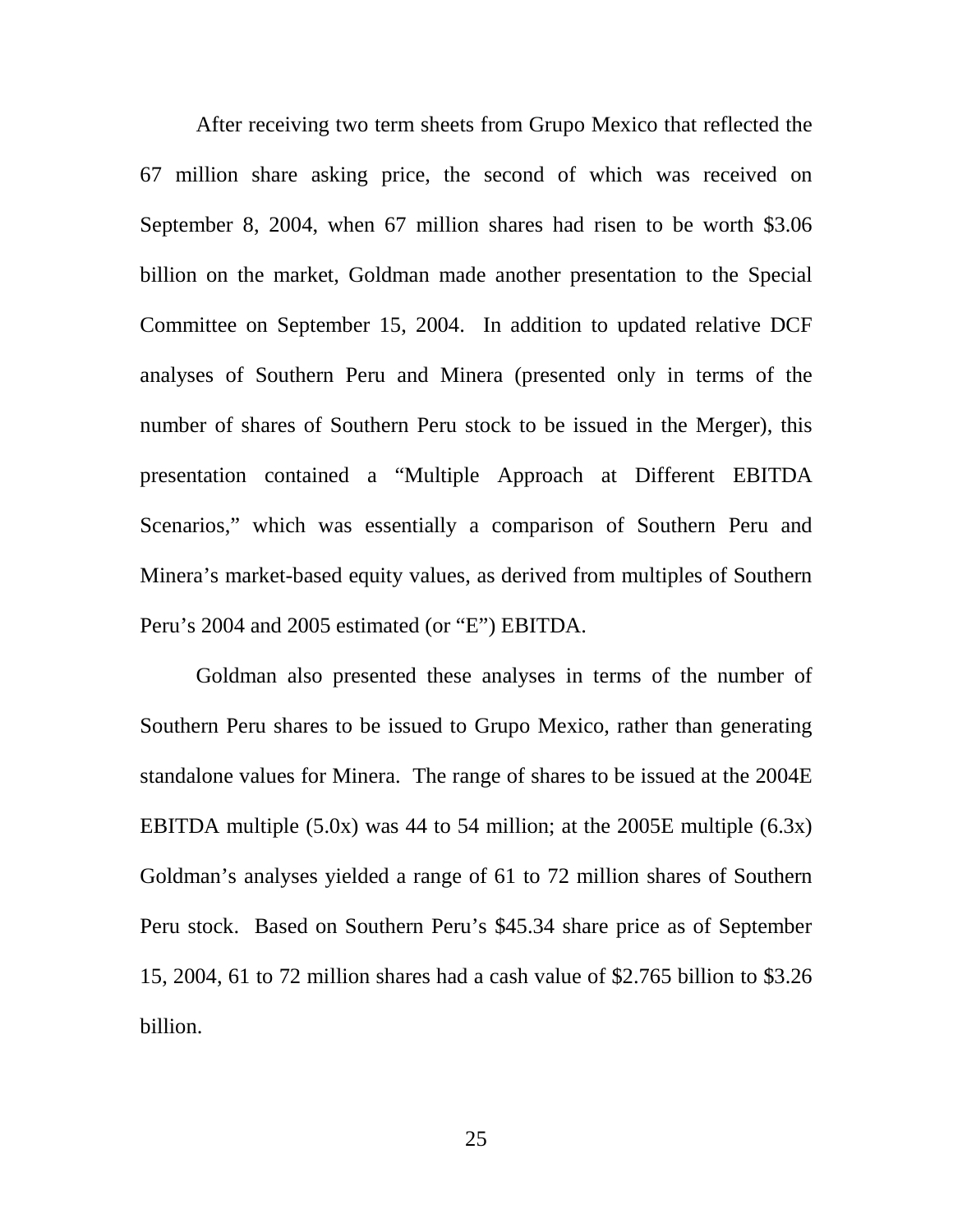After receiving two term sheets from Grupo Mexico that reflected the 67 million share asking price, the second of which was received on September 8, 2004, when 67 million shares had risen to be worth $3.06 billion on the market, Goldman made another presentation to the Special Committee on September 15, 2004. In addition to updated relative DCF analyses of Southern Peru and Minera (presented only in terms of the number of shares of Southern Peru stock to be issued in the Merger), this presentation contained a "Multiple Approach at Different EBITDA Scenarios," which was essentially a comparison of Southern Peru and Minera's market-based equity values, as derived from multiples of Southern Peru's 2004 and 2005 estimated (or "E") EBITDA.

Goldman also presented these analyses in terms of the number of Southern Peru shares to be issued to Grupo Mexico, rather than generating standalone values for Minera. The range of shares to be issued at the 2004E EBITDA multiple (5.0x) was 44 to 54 million; at the 2005E multiple (6.3x) Goldman's analyses yielded a range of 61 to 72 million shares of Southern Peru stock. Based on Southern Peru's $45.34 share price as of September 15, 2004, 61 to 72 million shares had a cash value of $2.765 billion to $3.26 billion.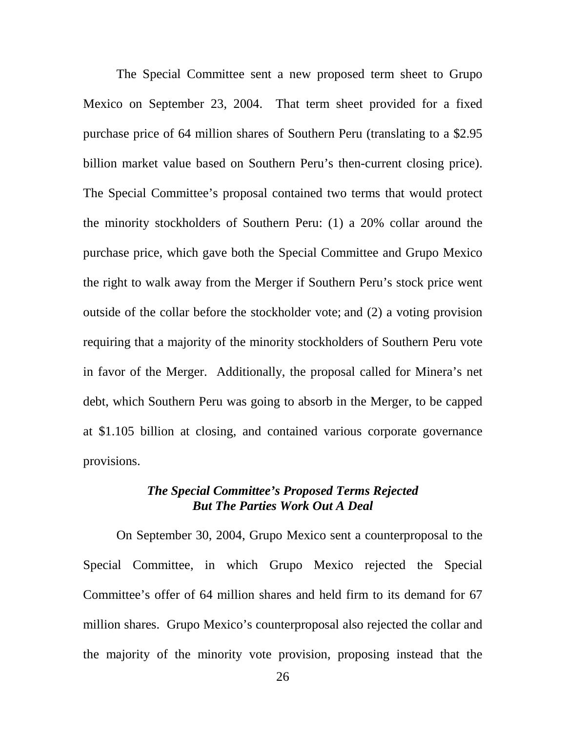The Special Committee sent a new proposed term sheet to Grupo Mexico on September 23, 2004. That term sheet provided for a fixed purchase price of 64 million shares of Southern Peru (translating to a $2.95 billion market value based on Southern Peru's then-current closing price). The Special Committee's proposal contained two terms that would protect the minority stockholders of Southern Peru: (1) a 20% collar around the purchase price, which gave both the Special Committee and Grupo Mexico the right to walk away from the Merger if Southern Peru's stock price went outside of the collar before the stockholder vote; and (2) a voting provision requiring that a majority of the minority stockholders of Southern Peru vote in favor of the Merger. Additionally, the proposal called for Minera's net debt, which Southern Peru was going to absorb in the Merger, to be capped at $1.105 billion at closing, and contained various corporate governance provisions.

### *The Special Committee's Proposed Terms Rejected But The Parties Work Out A Deal*

On September 30, 2004, Grupo Mexico sent a counterproposal to the Special Committee, in which Grupo Mexico rejected the Special Committee's offer of 64 million shares and held firm to its demand for 67 million shares. Grupo Mexico's counterproposal also rejected the collar and the majority of the minority vote provision, proposing instead that the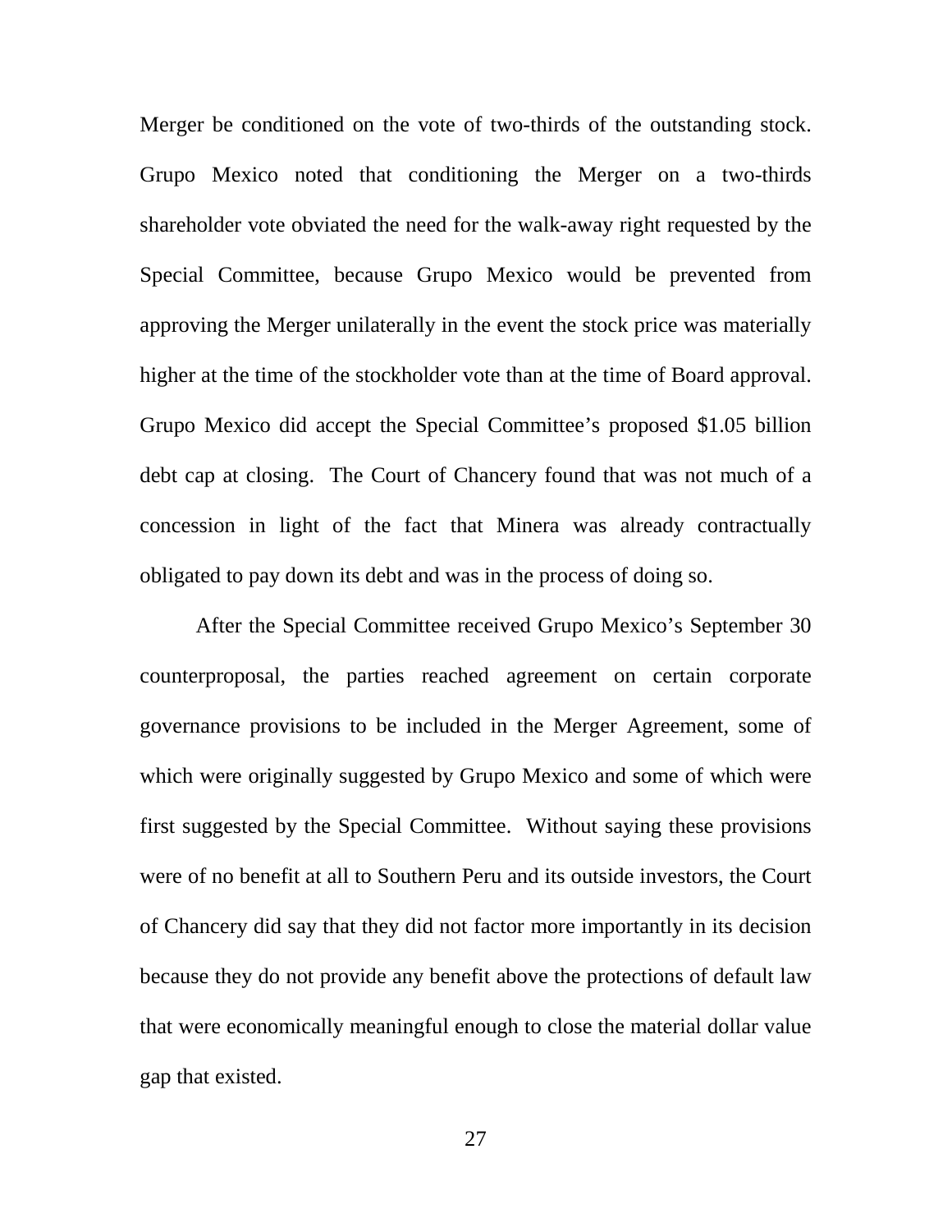Merger be conditioned on the vote of two-thirds of the outstanding stock. Grupo Mexico noted that conditioning the Merger on a two-thirds shareholder vote obviated the need for the walk-away right requested by the Special Committee, because Grupo Mexico would be prevented from approving the Merger unilaterally in the event the stock price was materially higher at the time of the stockholder vote than at the time of Board approval. Grupo Mexico did accept the Special Committee's proposed $1.05 billion debt cap at closing. The Court of Chancery found that was not much of a concession in light of the fact that Minera was already contractually obligated to pay down its debt and was in the process of doing so.

After the Special Committee received Grupo Mexico's September 30 counterproposal, the parties reached agreement on certain corporate governance provisions to be included in the Merger Agreement, some of which were originally suggested by Grupo Mexico and some of which were first suggested by the Special Committee. Without saying these provisions were of no benefit at all to Southern Peru and its outside investors, the Court of Chancery did say that they did not factor more importantly in its decision because they do not provide any benefit above the protections of default law that were economically meaningful enough to close the material dollar value gap that existed.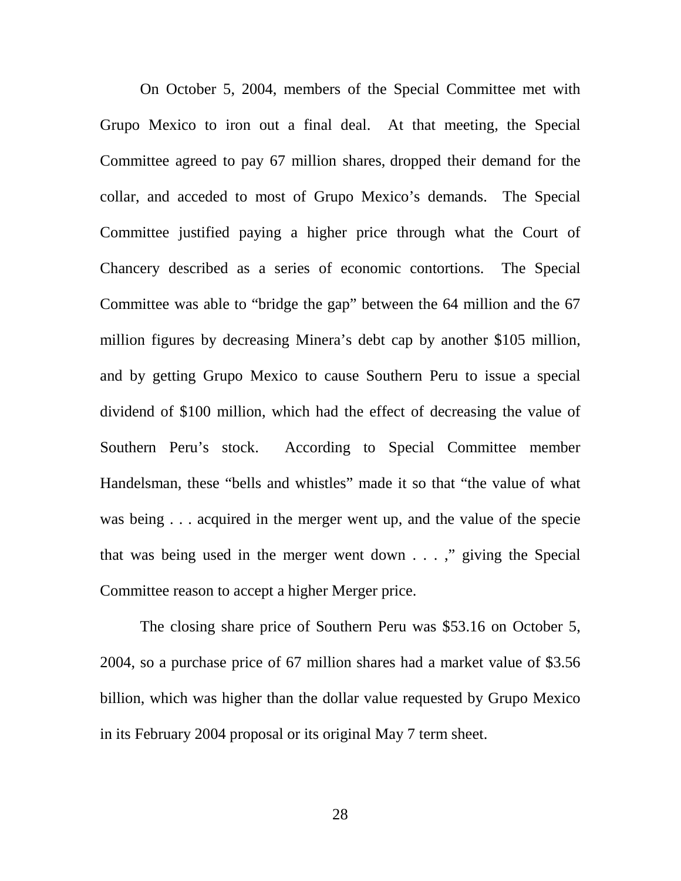On October 5, 2004, members of the Special Committee met with Grupo Mexico to iron out a final deal. At that meeting, the Special Committee agreed to pay 67 million shares, dropped their demand for the collar, and acceded to most of Grupo Mexico's demands. The Special Committee justified paying a higher price through what the Court of Chancery described as a series of economic contortions. The Special Committee was able to "bridge the gap" between the 64 million and the 67 million figures by decreasing Minera's debt cap by another $105 million, and by getting Grupo Mexico to cause Southern Peru to issue a special dividend of $100 million, which had the effect of decreasing the value of Southern Peru's stock. According to Special Committee member Handelsman, these "bells and whistles" made it so that "the value of what was being . . . acquired in the merger went up, and the value of the specie that was being used in the merger went down . . . ," giving the Special Committee reason to accept a higher Merger price.

The closing share price of Southern Peru was $53.16 on October 5, 2004, so a purchase price of 67 million shares had a market value of $3.56 billion, which was higher than the dollar value requested by Grupo Mexico in its February 2004 proposal or its original May 7 term sheet.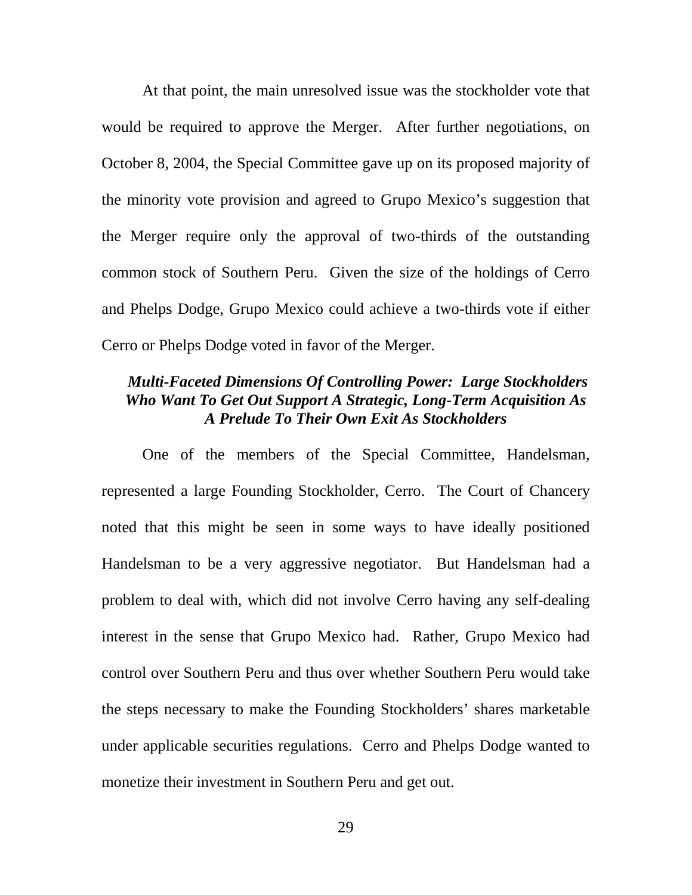At that point, the main unresolved issue was the stockholder vote that would be required to approve the Merger. After further negotiations, on October 8, 2004, the Special Committee gave up on its proposed majority of the minority vote provision and agreed to Grupo Mexico's suggestion that the Merger require only the approval of two-thirds of the outstanding common stock of Southern Peru. Given the size of the holdings of Cerro and Phelps Dodge, Grupo Mexico could achieve a two-thirds vote if either Cerro or Phelps Dodge voted in favor of the Merger.

### *Multi-Faceted Dimensions Of Controlling Power: Large Stockholders Who Want To Get Out Support A Strategic, Long-Term Acquisition As A Prelude To Their Own Exit As Stockholders*

One of the members of the Special Committee, Handelsman, represented a large Founding Stockholder, Cerro. The Court of Chancery noted that this might be seen in some ways to have ideally positioned Handelsman to be a very aggressive negotiator. But Handelsman had a problem to deal with, which did not involve Cerro having any self-dealing interest in the sense that Grupo Mexico had. Rather, Grupo Mexico had control over Southern Peru and thus over whether Southern Peru would take the steps necessary to make the Founding Stockholders' shares marketable under applicable securities regulations. Cerro and Phelps Dodge wanted to monetize their investment in Southern Peru and get out.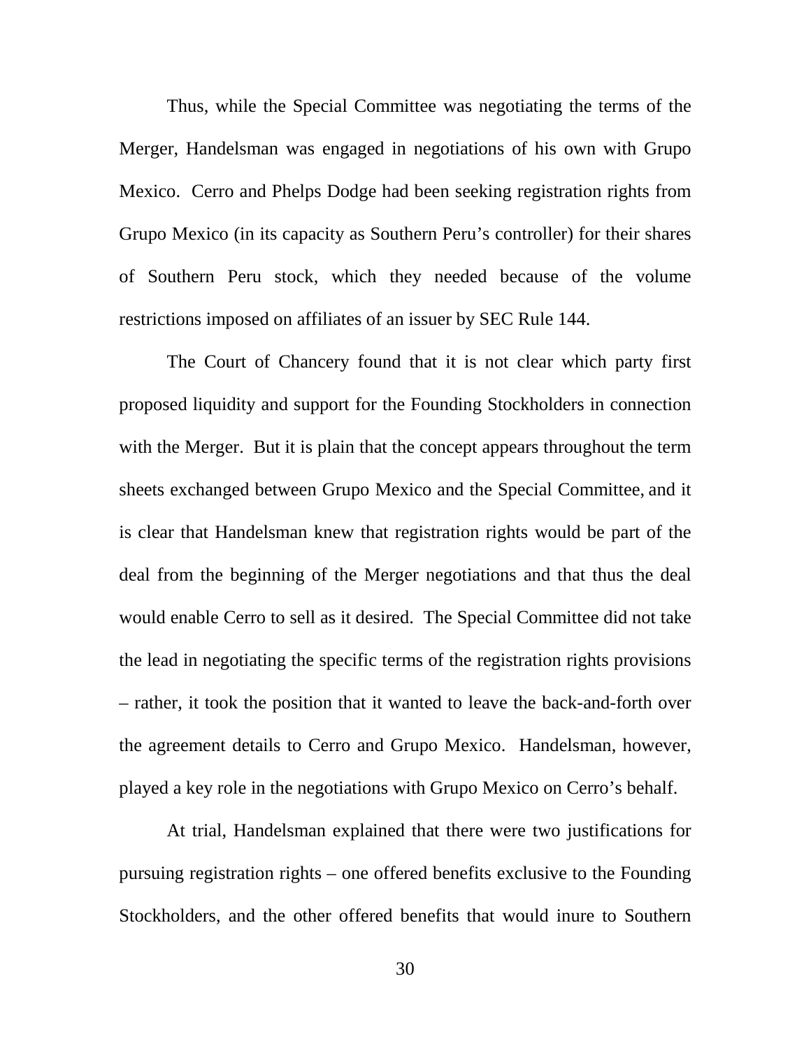Thus, while the Special Committee was negotiating the terms of the Merger, Handelsman was engaged in negotiations of his own with Grupo Mexico. Cerro and Phelps Dodge had been seeking registration rights from Grupo Mexico (in its capacity as Southern Peru's controller) for their shares of Southern Peru stock, which they needed because of the volume restrictions imposed on affiliates of an issuer by SEC Rule 144.

The Court of Chancery found that it is not clear which party first proposed liquidity and support for the Founding Stockholders in connection with the Merger. But it is plain that the concept appears throughout the term sheets exchanged between Grupo Mexico and the Special Committee, and it is clear that Handelsman knew that registration rights would be part of the deal from the beginning of the Merger negotiations and that thus the deal would enable Cerro to sell as it desired. The Special Committee did not take the lead in negotiating the specific terms of the registration rights provisions – rather, it took the position that it wanted to leave the back-and-forth over the agreement details to Cerro and Grupo Mexico. Handelsman, however, played a key role in the negotiations with Grupo Mexico on Cerro's behalf.

At trial, Handelsman explained that there were two justifications for pursuing registration rights – one offered benefits exclusive to the Founding Stockholders, and the other offered benefits that would inure to Southern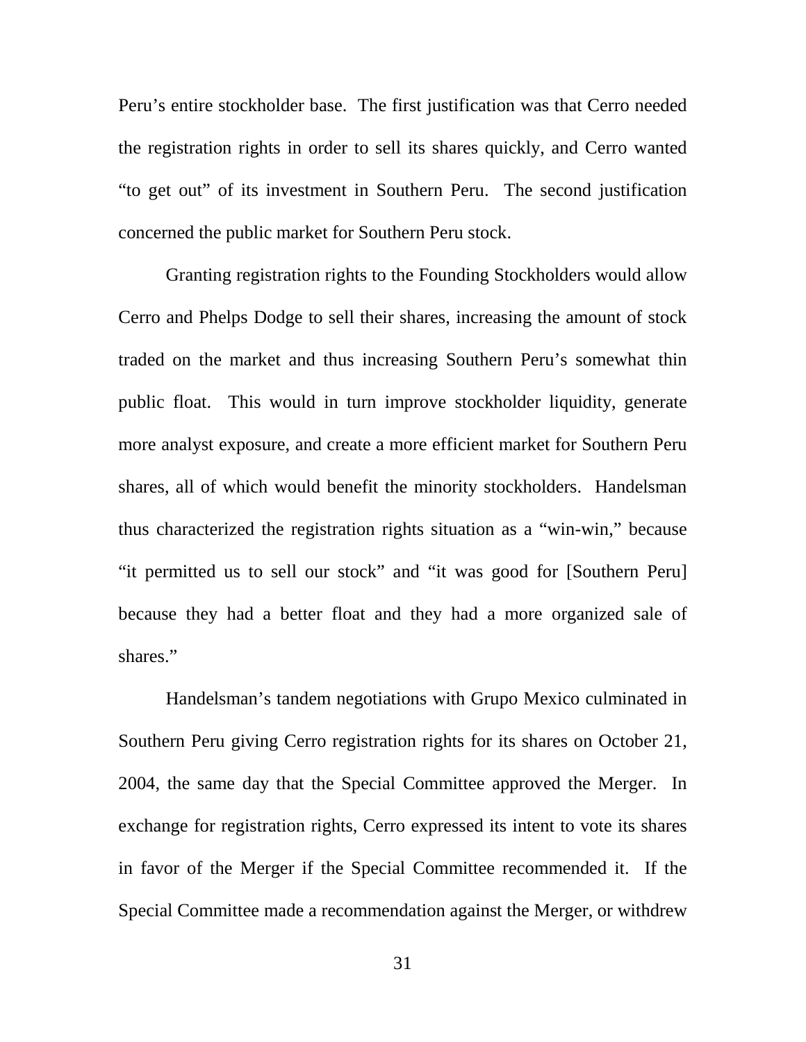Peru's entire stockholder base. The first justification was that Cerro needed the registration rights in order to sell its shares quickly, and Cerro wanted "to get out" of its investment in Southern Peru. The second justification concerned the public market for Southern Peru stock.

Granting registration rights to the Founding Stockholders would allow Cerro and Phelps Dodge to sell their shares, increasing the amount of stock traded on the market and thus increasing Southern Peru's somewhat thin public float. This would in turn improve stockholder liquidity, generate more analyst exposure, and create a more efficient market for Southern Peru shares, all of which would benefit the minority stockholders. Handelsman thus characterized the registration rights situation as a "win-win," because "it permitted us to sell our stock" and "it was good for [Southern Peru] because they had a better float and they had a more organized sale of shares."

Handelsman's tandem negotiations with Grupo Mexico culminated in Southern Peru giving Cerro registration rights for its shares on October 21, 2004, the same day that the Special Committee approved the Merger. In exchange for registration rights, Cerro expressed its intent to vote its shares in favor of the Merger if the Special Committee recommended it. If the Special Committee made a recommendation against the Merger, or withdrew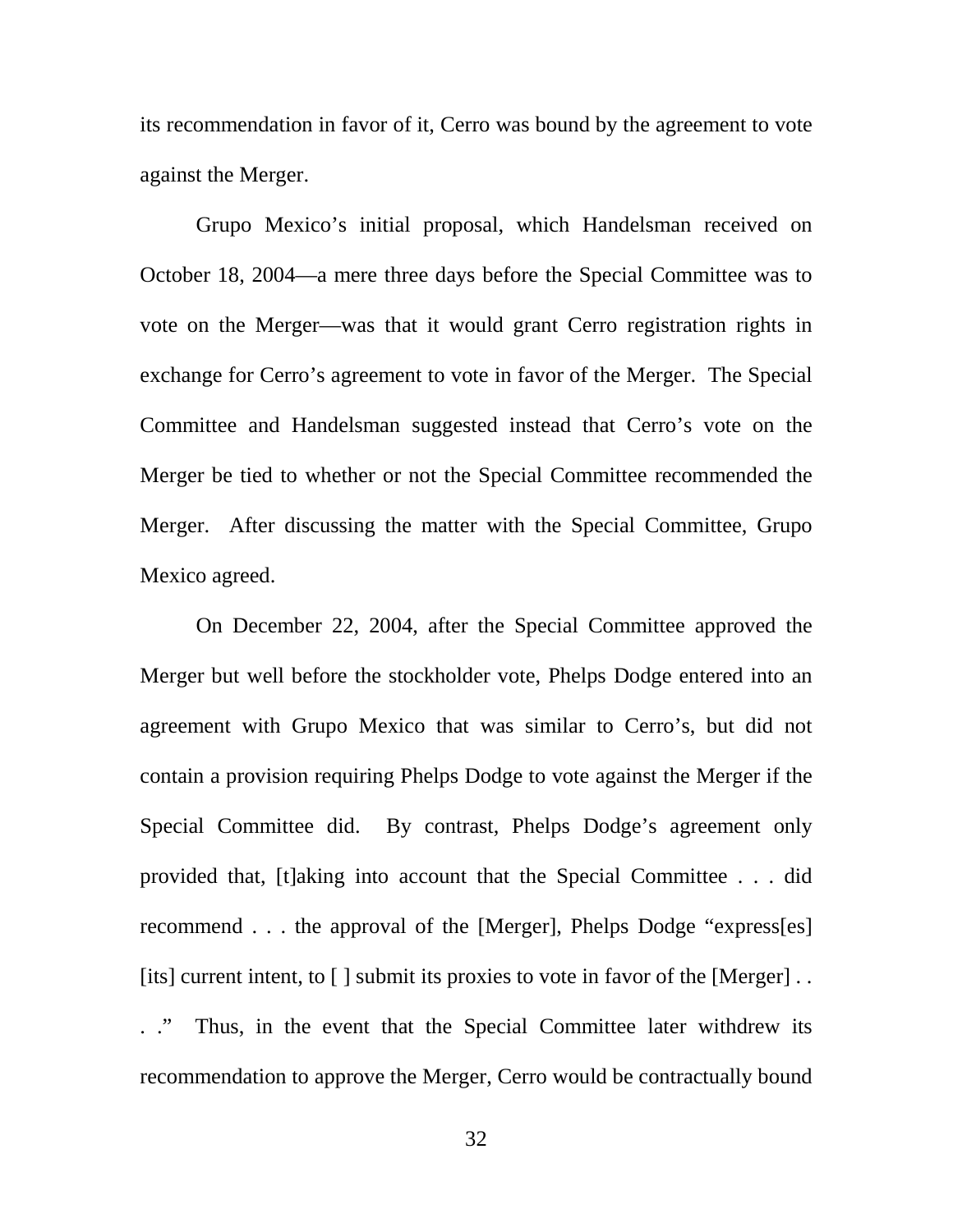its recommendation in favor of it, Cerro was bound by the agreement to vote against the Merger.

Grupo Mexico's initial proposal, which Handelsman received on October 18, 2004—a mere three days before the Special Committee was to vote on the Merger—was that it would grant Cerro registration rights in exchange for Cerro's agreement to vote in favor of the Merger. The Special Committee and Handelsman suggested instead that Cerro's vote on the Merger be tied to whether or not the Special Committee recommended the Merger. After discussing the matter with the Special Committee, Grupo Mexico agreed.

On December 22, 2004, after the Special Committee approved the Merger but well before the stockholder vote, Phelps Dodge entered into an agreement with Grupo Mexico that was similar to Cerro's, but did not contain a provision requiring Phelps Dodge to vote against the Merger if the Special Committee did. By contrast, Phelps Dodge's agreement only provided that, [t]aking into account that the Special Committee . . . did recommend . . . the approval of the [Merger], Phelps Dodge "express[es] [its] current intent, to [ ] submit its proxies to vote in favor of the [Merger] . . . ." Thus, in the event that the Special Committee later withdrew its recommendation to approve the Merger, Cerro would be contractually bound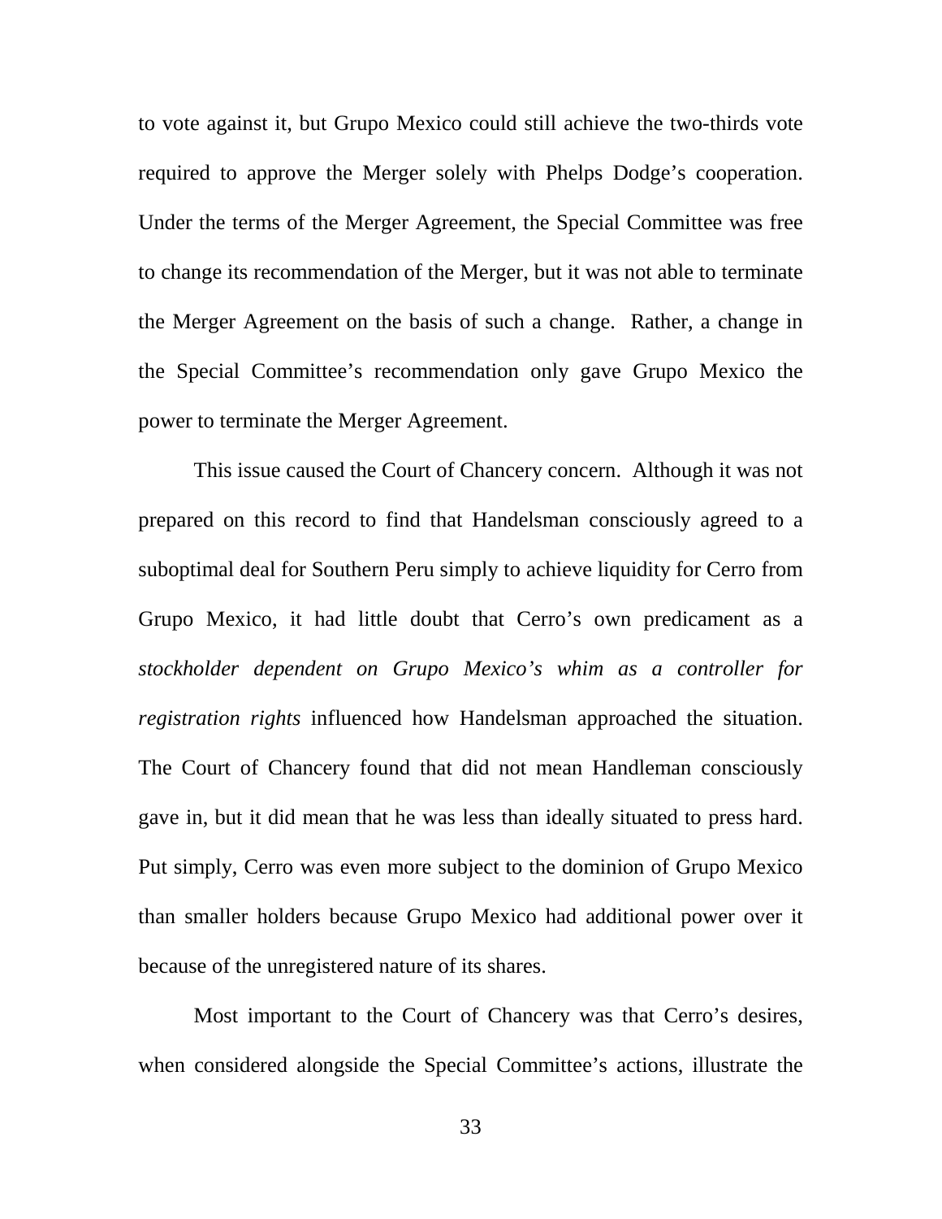to vote against it, but Grupo Mexico could still achieve the two-thirds vote required to approve the Merger solely with Phelps Dodge's cooperation. Under the terms of the Merger Agreement, the Special Committee was free to change its recommendation of the Merger, but it was not able to terminate the Merger Agreement on the basis of such a change. Rather, a change in the Special Committee's recommendation only gave Grupo Mexico the power to terminate the Merger Agreement.

This issue caused the Court of Chancery concern. Although it was not prepared on this record to find that Handelsman consciously agreed to a suboptimal deal for Southern Peru simply to achieve liquidity for Cerro from Grupo Mexico, it had little doubt that Cerro's own predicament as a *stockholder dependent on Grupo Mexico's whim as a controller for registration rights* influenced how Handelsman approached the situation. The Court of Chancery found that did not mean Handleman consciously gave in, but it did mean that he was less than ideally situated to press hard. Put simply, Cerro was even more subject to the dominion of Grupo Mexico than smaller holders because Grupo Mexico had additional power over it because of the unregistered nature of its shares.

Most important to the Court of Chancery was that Cerro's desires, when considered alongside the Special Committee's actions, illustrate the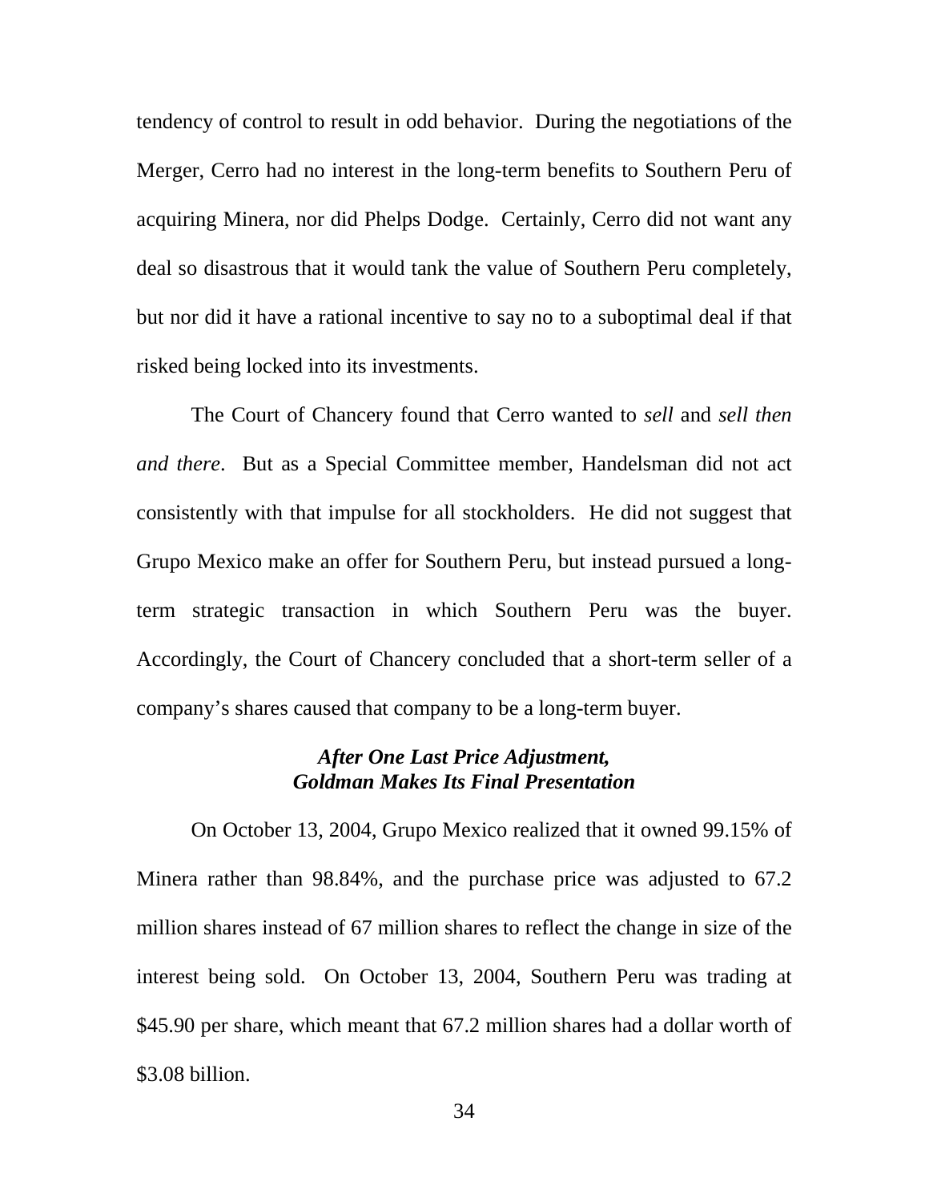tendency of control to result in odd behavior. During the negotiations of the Merger, Cerro had no interest in the long-term benefits to Southern Peru of acquiring Minera, nor did Phelps Dodge. Certainly, Cerro did not want any deal so disastrous that it would tank the value of Southern Peru completely, but nor did it have a rational incentive to say no to a suboptimal deal if that risked being locked into its investments.

The Court of Chancery found that Cerro wanted to *sell* and *sell then and there*. But as a Special Committee member, Handelsman did not act consistently with that impulse for all stockholders. He did not suggest that Grupo Mexico make an offer for Southern Peru, but instead pursued a long-term strategic transaction in which Southern Peru was the buyer. Accordingly, the Court of Chancery concluded that a short-term seller of a company's shares caused that company to be a long-term buyer.

***After One Last Price Adjustment, Goldman Makes Its Final Presentation***

On October 13, 2004, Grupo Mexico realized that it owned 99.15% of Minera rather than 98.84%, and the purchase price was adjusted to 67.2 million shares instead of 67 million shares to reflect the change in size of the interest being sold. On October 13, 2004, Southern Peru was trading at $45.90 per share, which meant that 67.2 million shares had a dollar worth of $3.08 billion.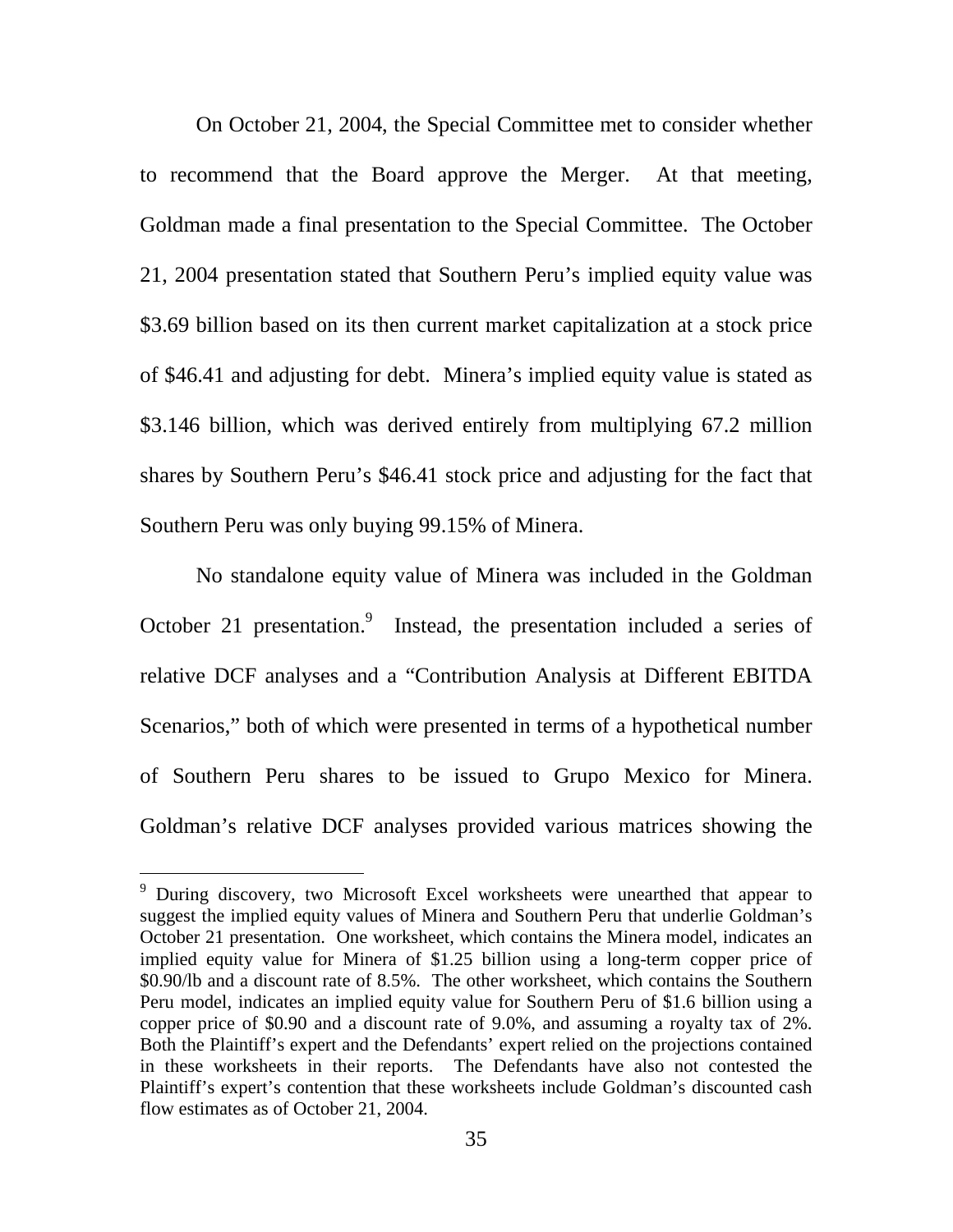On October 21, 2004, the Special Committee met to consider whether to recommend that the Board approve the Merger. At that meeting, Goldman made a final presentation to the Special Committee. The October 21, 2004 presentation stated that Southern Peru's implied equity value was $3.69 billion based on its then current market capitalization at a stock price of $46.41 and adjusting for debt. Minera's implied equity value is stated as $3.146 billion, which was derived entirely from multiplying 67.2 million shares by Southern Peru's $46.41 stock price and adjusting for the fact that Southern Peru was only buying 99.15% of Minera.

No standalone equity value of Minera was included in the Goldman October 21 presentation.[9] Instead, the presentation included a series of relative DCF analyses and a "Contribution Analysis at Different EBITDA Scenarios," both of which were presented in terms of a hypothetical number of Southern Peru shares to be issued to Grupo Mexico for Minera. Goldman's relative DCF analyses provided various matrices showing the

---

[9] During discovery, two Microsoft Excel worksheets were unearthed that appear to suggest the implied equity values of Minera and Southern Peru that underlie Goldman's October 21 presentation. One worksheet, which contains the Minera model, indicates an implied equity value for Minera of $1.25 billion using a long-term copper price of $0.90/lb and a discount rate of 8.5%. The other worksheet, which contains the Southern Peru model, indicates an implied equity value for Southern Peru of $1.6 billion using a copper price of $0.90 and a discount rate of 9.0%, and assuming a royalty tax of 2%. Both the Plaintiff's expert and the Defendants' expert relied on the projections contained in these worksheets in their reports. The Defendants have also not contested the Plaintiff's expert's contention that these worksheets include Goldman's discounted cash flow estimates as of October 21, 2004.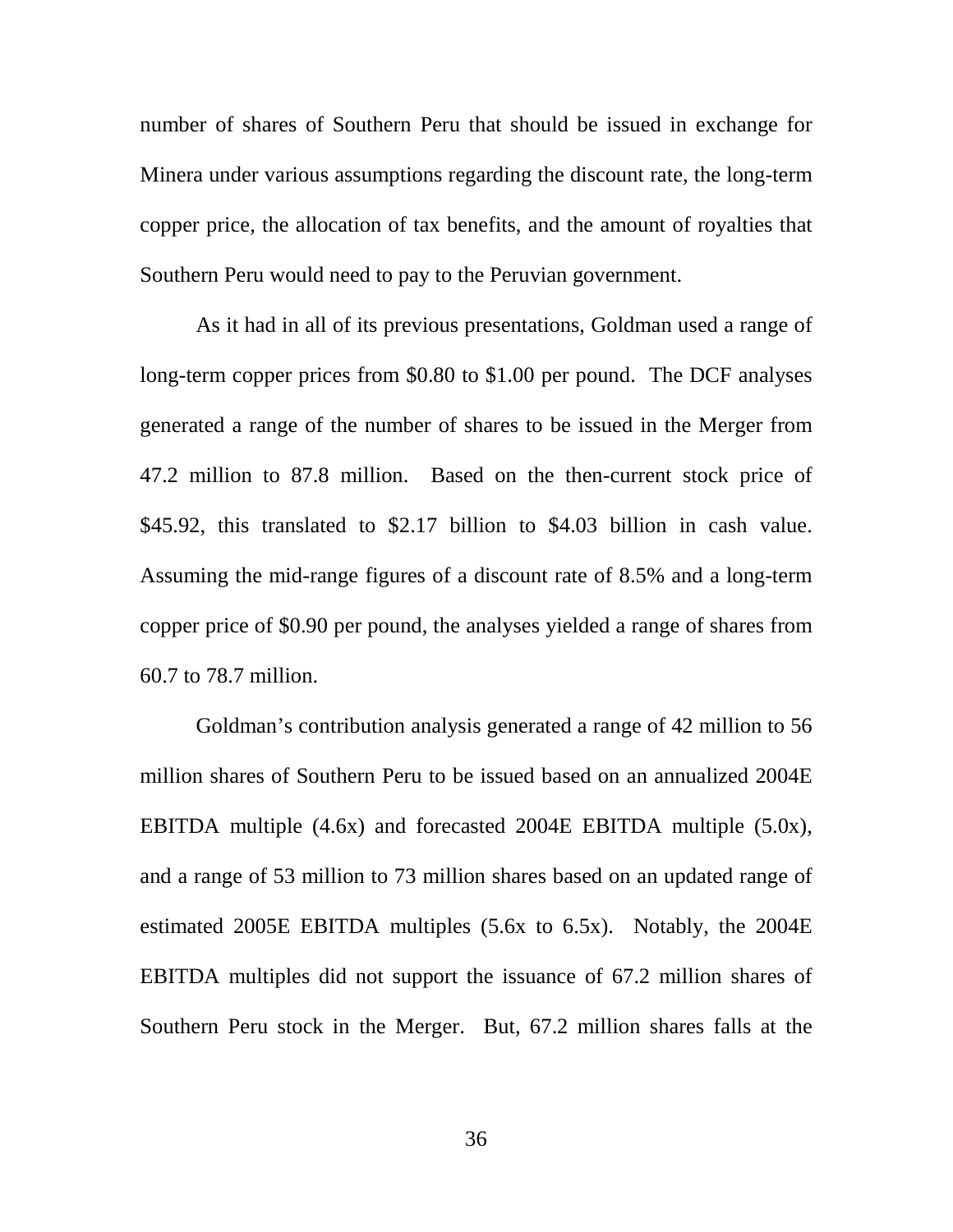number of shares of Southern Peru that should be issued in exchange for Minera under various assumptions regarding the discount rate, the long-term copper price, the allocation of tax benefits, and the amount of royalties that Southern Peru would need to pay to the Peruvian government.

As it had in all of its previous presentations, Goldman used a range of long-term copper prices from $0.80 to $1.00 per pound. The DCF analyses generated a range of the number of shares to be issued in the Merger from 47.2 million to 87.8 million. Based on the then-current stock price of $45.92, this translated to $2.17 billion to $4.03 billion in cash value. Assuming the mid-range figures of a discount rate of 8.5% and a long-term copper price of $0.90 per pound, the analyses yielded a range of shares from 60.7 to 78.7 million.

Goldman's contribution analysis generated a range of 42 million to 56 million shares of Southern Peru to be issued based on an annualized 2004E EBITDA multiple (4.6x) and forecasted 2004E EBITDA multiple (5.0x), and a range of 53 million to 73 million shares based on an updated range of estimated 2005E EBITDA multiples (5.6x to 6.5x). Notably, the 2004E EBITDA multiples did not support the issuance of 67.2 million shares of Southern Peru stock in the Merger. But, 67.2 million shares falls at the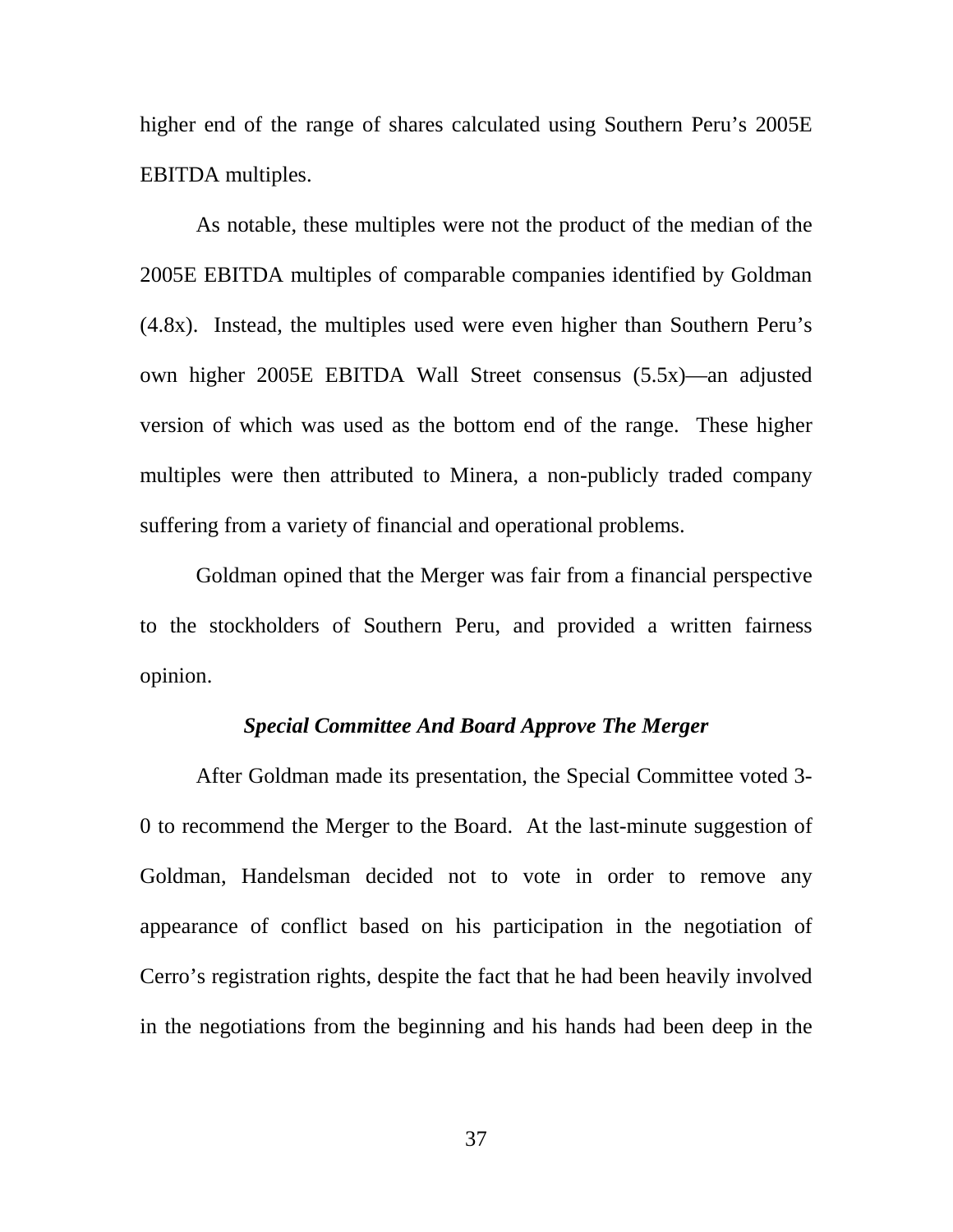higher end of the range of shares calculated using Southern Peru's 2005E EBITDA multiples.

As notable, these multiples were not the product of the median of the 2005E EBITDA multiples of comparable companies identified by Goldman (4.8x). Instead, the multiples used were even higher than Southern Peru's own higher 2005E EBITDA Wall Street consensus (5.5x)—an adjusted version of which was used as the bottom end of the range. These higher multiples were then attributed to Minera, a non-publicly traded company suffering from a variety of financial and operational problems.

Goldman opined that the Merger was fair from a financial perspective to the stockholders of Southern Peru, and provided a written fairness opinion.

***Special Committee And Board Approve The Merger***

After Goldman made its presentation, the Special Committee voted 3-0 to recommend the Merger to the Board. At the last-minute suggestion of Goldman, Handelsman decided not to vote in order to remove any appearance of conflict based on his participation in the negotiation of Cerro's registration rights, despite the fact that he had been heavily involved in the negotiations from the beginning and his hands had been deep in the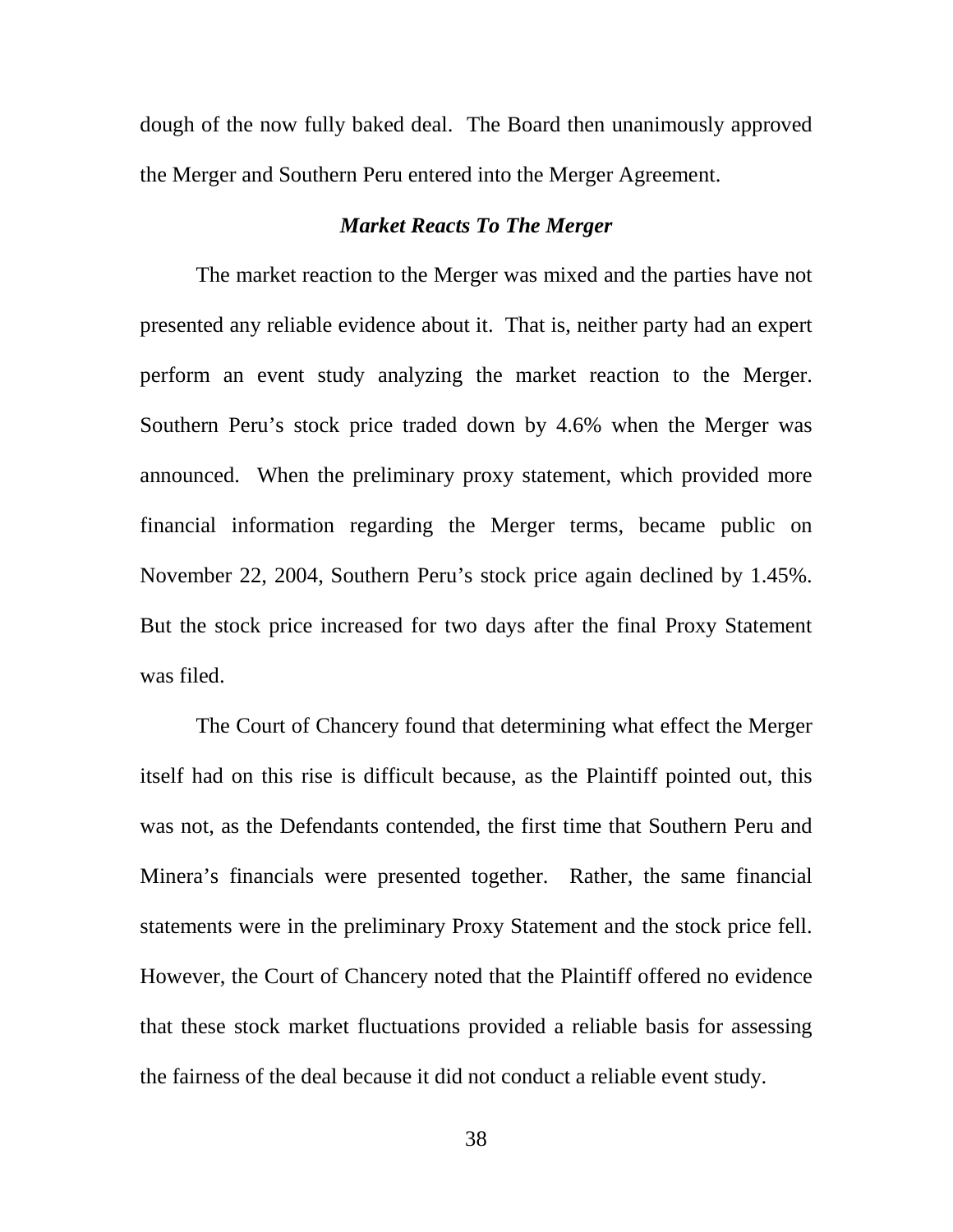dough of the now fully baked deal. The Board then unanimously approved the Merger and Southern Peru entered into the Merger Agreement.

### *Market Reacts To The Merger*

The market reaction to the Merger was mixed and the parties have not presented any reliable evidence about it. That is, neither party had an expert perform an event study analyzing the market reaction to the Merger. Southern Peru's stock price traded down by 4.6% when the Merger was announced. When the preliminary proxy statement, which provided more financial information regarding the Merger terms, became public on November 22, 2004, Southern Peru's stock price again declined by 1.45%. But the stock price increased for two days after the final Proxy Statement was filed.

The Court of Chancery found that determining what effect the Merger itself had on this rise is difficult because, as the Plaintiff pointed out, this was not, as the Defendants contended, the first time that Southern Peru and Minera's financials were presented together. Rather, the same financial statements were in the preliminary Proxy Statement and the stock price fell. However, the Court of Chancery noted that the Plaintiff offered no evidence that these stock market fluctuations provided a reliable basis for assessing the fairness of the deal because it did not conduct a reliable event study.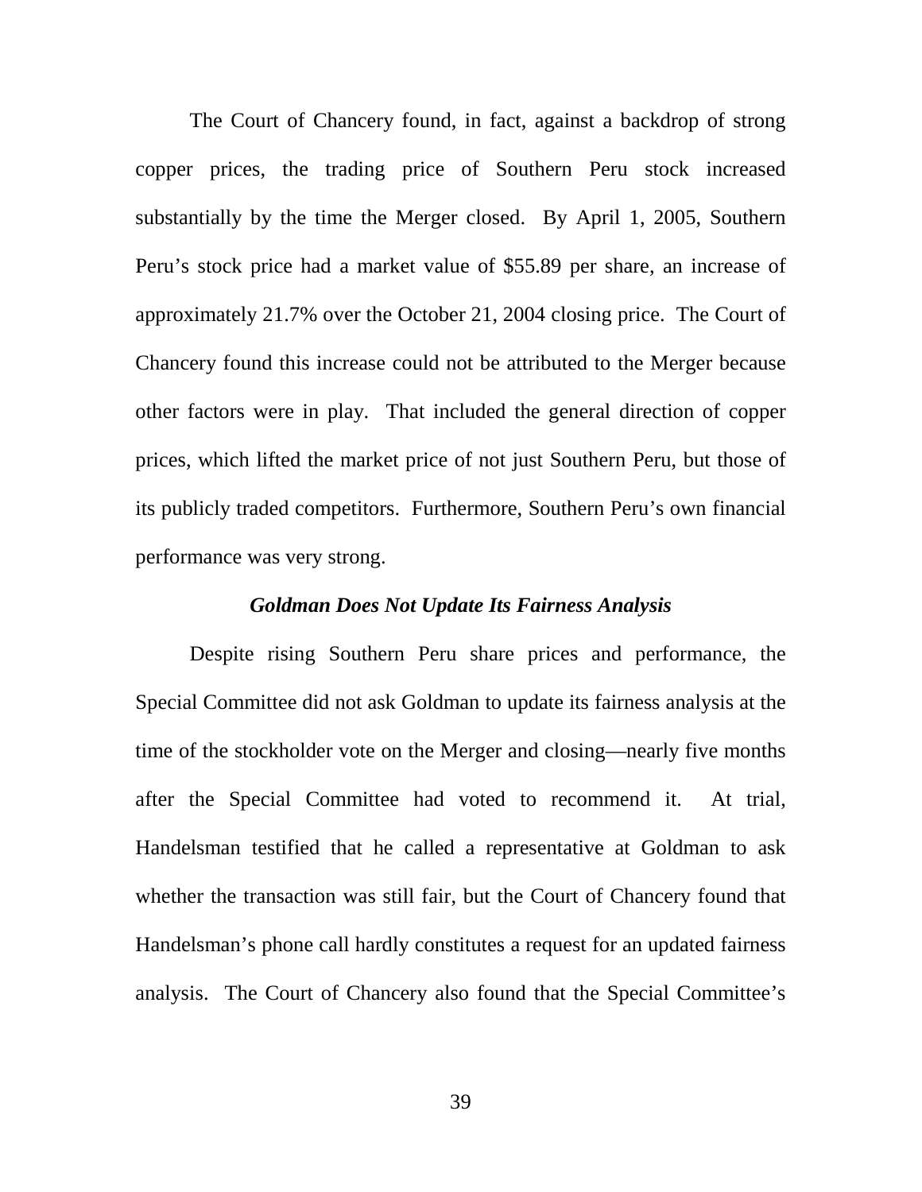The Court of Chancery found, in fact, against a backdrop of strong copper prices, the trading price of Southern Peru stock increased substantially by the time the Merger closed. By April 1, 2005, Southern Peru's stock price had a market value of $55.89 per share, an increase of approximately 21.7% over the October 21, 2004 closing price. The Court of Chancery found this increase could not be attributed to the Merger because other factors were in play. That included the general direction of copper prices, which lifted the market price of not just Southern Peru, but those of its publicly traded competitors. Furthermore, Southern Peru's own financial performance was very strong.

***Goldman Does Not Update Its Fairness Analysis***

Despite rising Southern Peru share prices and performance, the Special Committee did not ask Goldman to update its fairness analysis at the time of the stockholder vote on the Merger and closing—nearly five months after the Special Committee had voted to recommend it. At trial, Handelsman testified that he called a representative at Goldman to ask whether the transaction was still fair, but the Court of Chancery found that Handelsman's phone call hardly constitutes a request for an updated fairness analysis. The Court of Chancery also found that the Special Committee's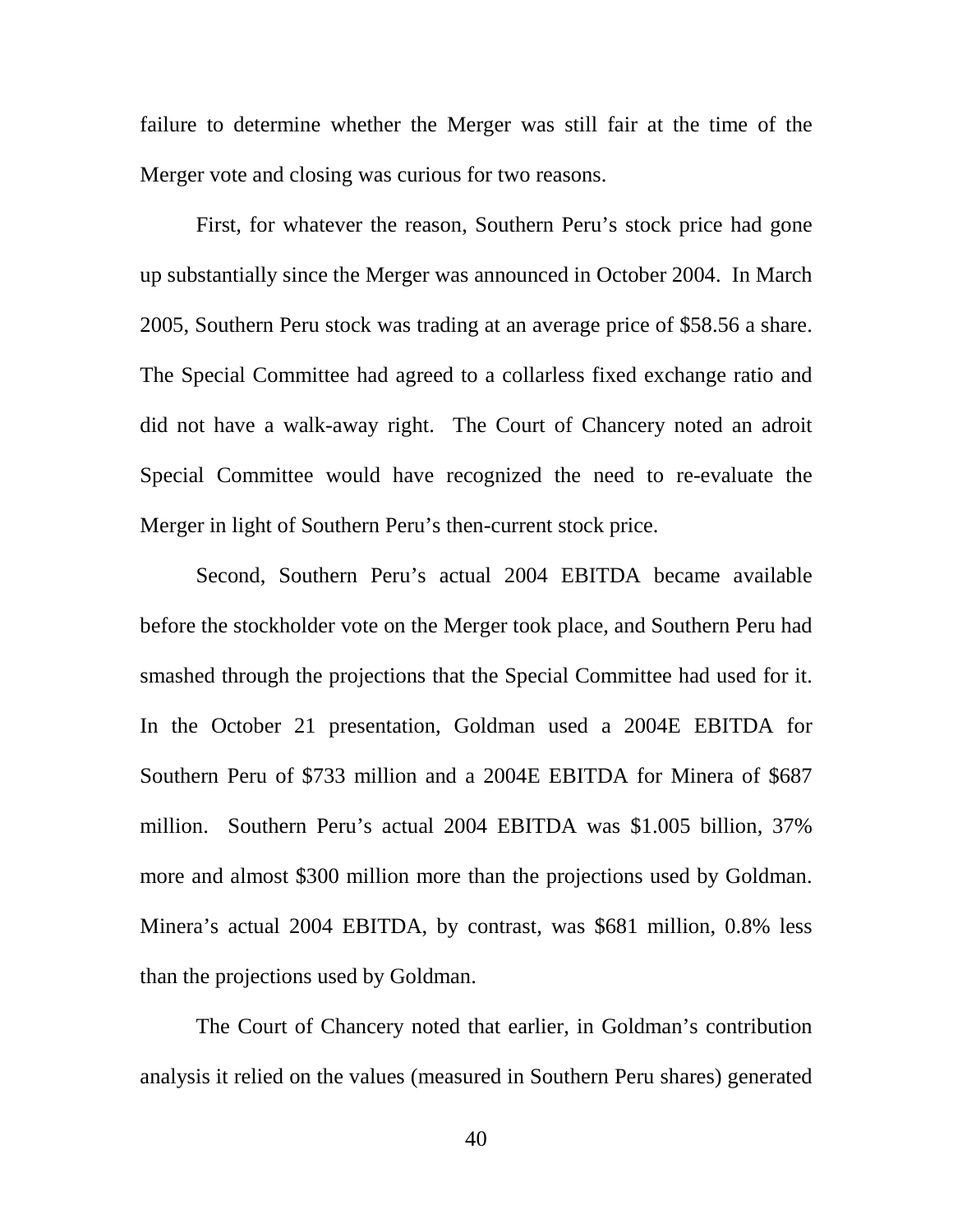failure to determine whether the Merger was still fair at the time of the Merger vote and closing was curious for two reasons.

First, for whatever the reason, Southern Peru's stock price had gone up substantially since the Merger was announced in October 2004. In March 2005, Southern Peru stock was trading at an average price of $58.56 a share. The Special Committee had agreed to a collarless fixed exchange ratio and did not have a walk-away right. The Court of Chancery noted an adroit Special Committee would have recognized the need to re-evaluate the Merger in light of Southern Peru's then-current stock price.

Second, Southern Peru's actual 2004 EBITDA became available before the stockholder vote on the Merger took place, and Southern Peru had smashed through the projections that the Special Committee had used for it. In the October 21 presentation, Goldman used a 2004E EBITDA for Southern Peru of $733 million and a 2004E EBITDA for Minera of $687 million. Southern Peru's actual 2004 EBITDA was $1.005 billion, 37% more and almost $300 million more than the projections used by Goldman. Minera's actual 2004 EBITDA, by contrast, was $681 million, 0.8% less than the projections used by Goldman.

The Court of Chancery noted that earlier, in Goldman's contribution analysis it relied on the values (measured in Southern Peru shares) generated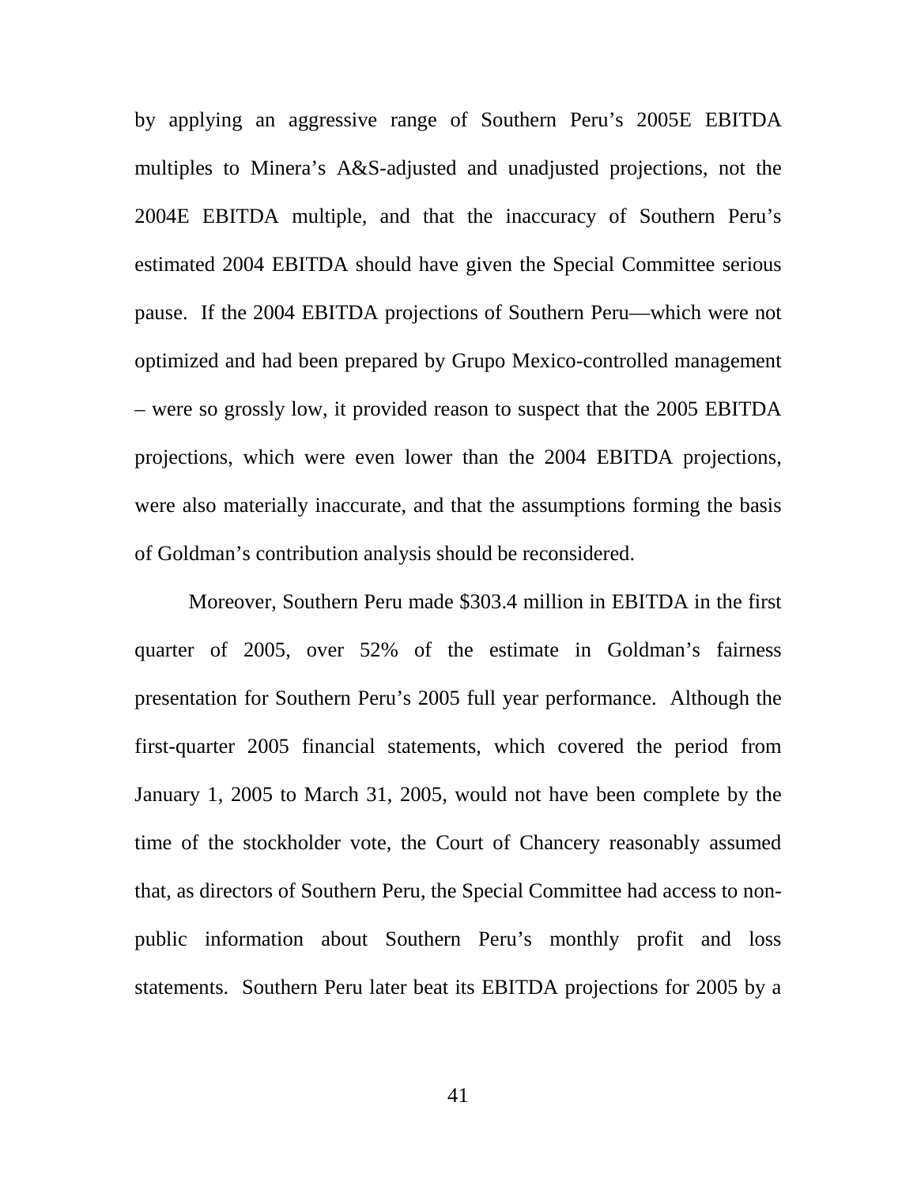by applying an aggressive range of Southern Peru's 2005E EBITDA multiples to Minera's A&S-adjusted and unadjusted projections, not the 2004E EBITDA multiple, and that the inaccuracy of Southern Peru's estimated 2004 EBITDA should have given the Special Committee serious pause. If the 2004 EBITDA projections of Southern Peru—which were not optimized and had been prepared by Grupo Mexico-controlled management – were so grossly low, it provided reason to suspect that the 2005 EBITDA projections, which were even lower than the 2004 EBITDA projections, were also materially inaccurate, and that the assumptions forming the basis of Goldman's contribution analysis should be reconsidered.

Moreover, Southern Peru made \$303.4 million in EBITDA in the first quarter of 2005, over 52% of the estimate in Goldman's fairness presentation for Southern Peru's 2005 full year performance. Although the first-quarter 2005 financial statements, which covered the period from January 1, 2005 to March 31, 2005, would not have been complete by the time of the stockholder vote, the Court of Chancery reasonably assumed that, as directors of Southern Peru, the Special Committee had access to non-public information about Southern Peru's monthly profit and loss statements. Southern Peru later beat its EBITDA projections for 2005 by a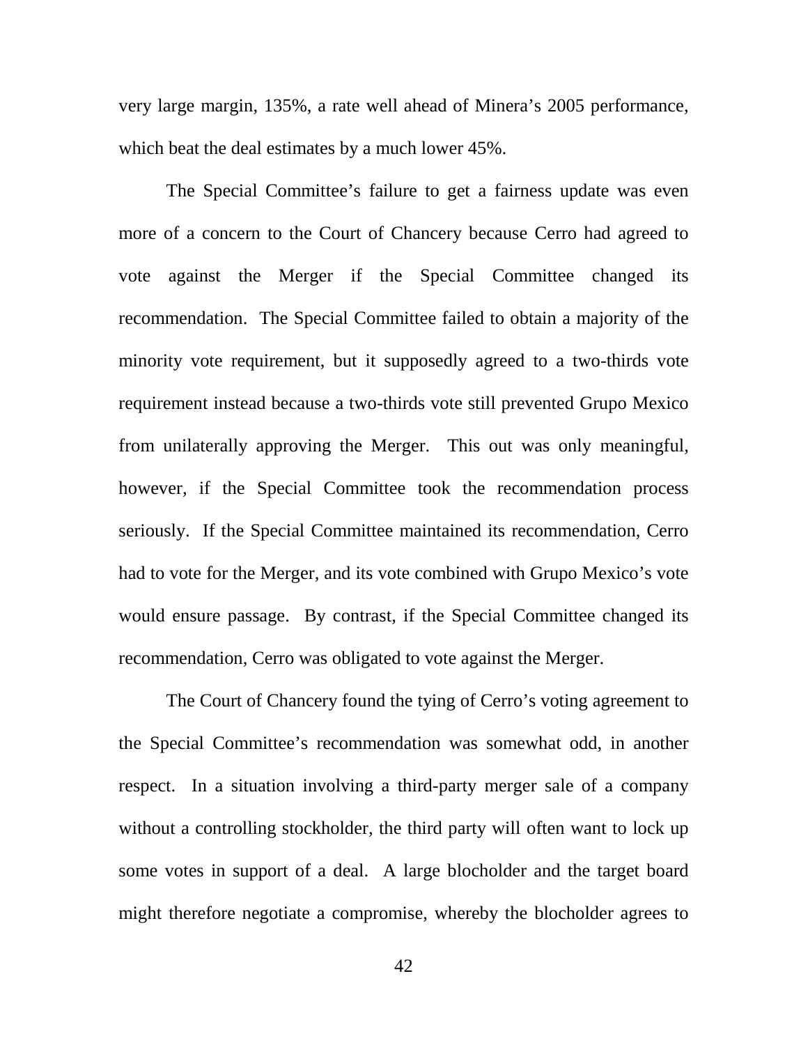very large margin, 135%, a rate well ahead of Minera's 2005 performance, which beat the deal estimates by a much lower 45%.

The Special Committee's failure to get a fairness update was even more of a concern to the Court of Chancery because Cerro had agreed to vote against the Merger if the Special Committee changed its recommendation. The Special Committee failed to obtain a majority of the minority vote requirement, but it supposedly agreed to a two-thirds vote requirement instead because a two-thirds vote still prevented Grupo Mexico from unilaterally approving the Merger. This out was only meaningful, however, if the Special Committee took the recommendation process seriously. If the Special Committee maintained its recommendation, Cerro had to vote for the Merger, and its vote combined with Grupo Mexico's vote would ensure passage. By contrast, if the Special Committee changed its recommendation, Cerro was obligated to vote against the Merger.

The Court of Chancery found the tying of Cerro's voting agreement to the Special Committee's recommendation was somewhat odd, in another respect. In a situation involving a third-party merger sale of a company without a controlling stockholder, the third party will often want to lock up some votes in support of a deal. A large blocholder and the target board might therefore negotiate a compromise, whereby the blocholder agrees to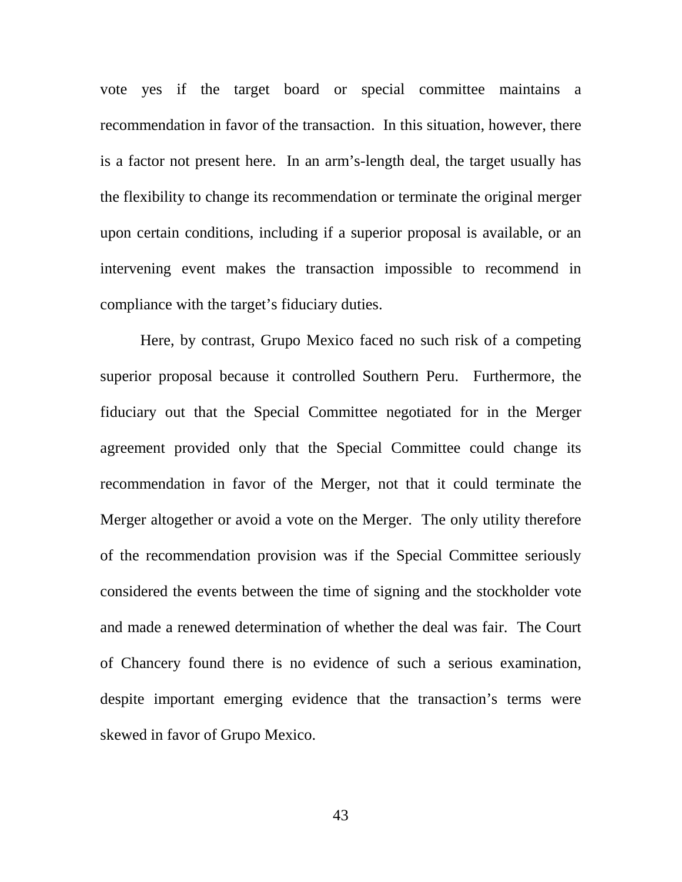vote yes if the target board or special committee maintains a recommendation in favor of the transaction. In this situation, however, there is a factor not present here. In an arm's-length deal, the target usually has the flexibility to change its recommendation or terminate the original merger upon certain conditions, including if a superior proposal is available, or an intervening event makes the transaction impossible to recommend in compliance with the target's fiduciary duties.

Here, by contrast, Grupo Mexico faced no such risk of a competing superior proposal because it controlled Southern Peru. Furthermore, the fiduciary out that the Special Committee negotiated for in the Merger agreement provided only that the Special Committee could change its recommendation in favor of the Merger, not that it could terminate the Merger altogether or avoid a vote on the Merger. The only utility therefore of the recommendation provision was if the Special Committee seriously considered the events between the time of signing and the stockholder vote and made a renewed determination of whether the deal was fair. The Court of Chancery found there is no evidence of such a serious examination, despite important emerging evidence that the transaction's terms were skewed in favor of Grupo Mexico.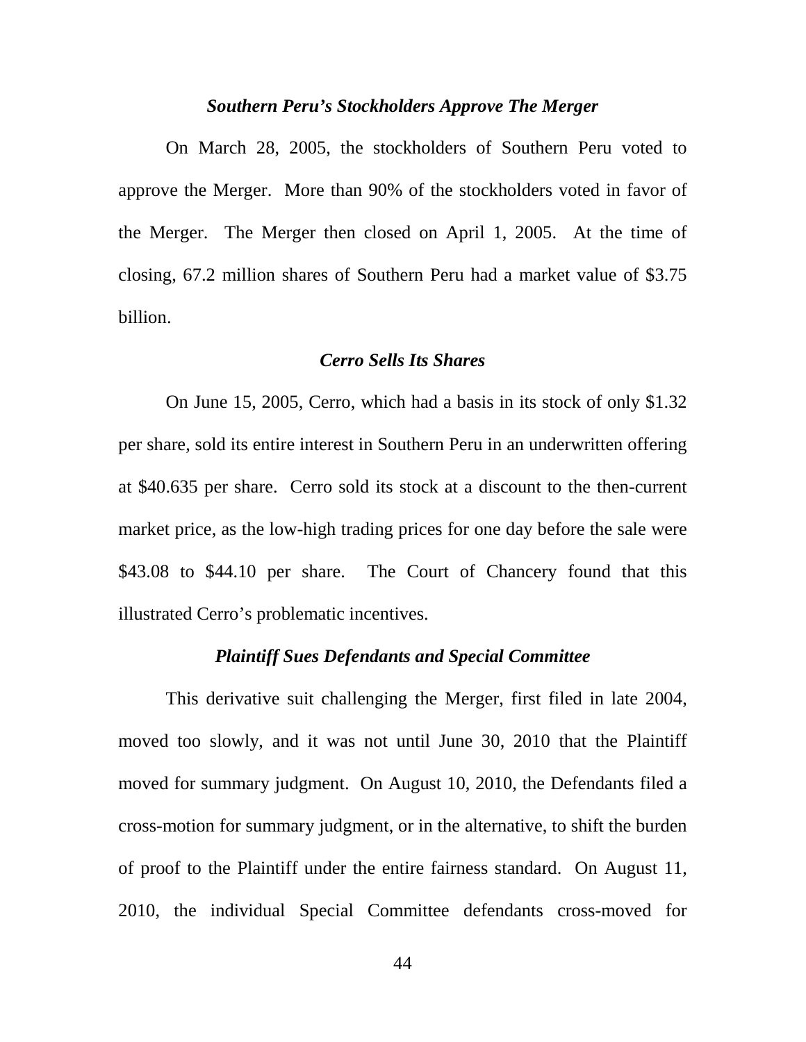*Southern Peru's Stockholders Approve The Merger*

On March 28, 2005, the stockholders of Southern Peru voted to approve the Merger. More than 90% of the stockholders voted in favor of the Merger. The Merger then closed on April 1, 2005. At the time of closing, 67.2 million shares of Southern Peru had a market value of $3.75 billion.

*Cerro Sells Its Shares*

On June 15, 2005, Cerro, which had a basis in its stock of only $1.32 per share, sold its entire interest in Southern Peru in an underwritten offering at $40.635 per share. Cerro sold its stock at a discount to the then-current market price, as the low-high trading prices for one day before the sale were $43.08 to $44.10 per share. The Court of Chancery found that this illustrated Cerro's problematic incentives.

*Plaintiff Sues Defendants and Special Committee*

This derivative suit challenging the Merger, first filed in late 2004, moved too slowly, and it was not until June 30, 2010 that the Plaintiff moved for summary judgment. On August 10, 2010, the Defendants filed a cross-motion for summary judgment, or in the alternative, to shift the burden of proof to the Plaintiff under the entire fairness standard. On August 11, 2010, the individual Special Committee defendants cross-moved for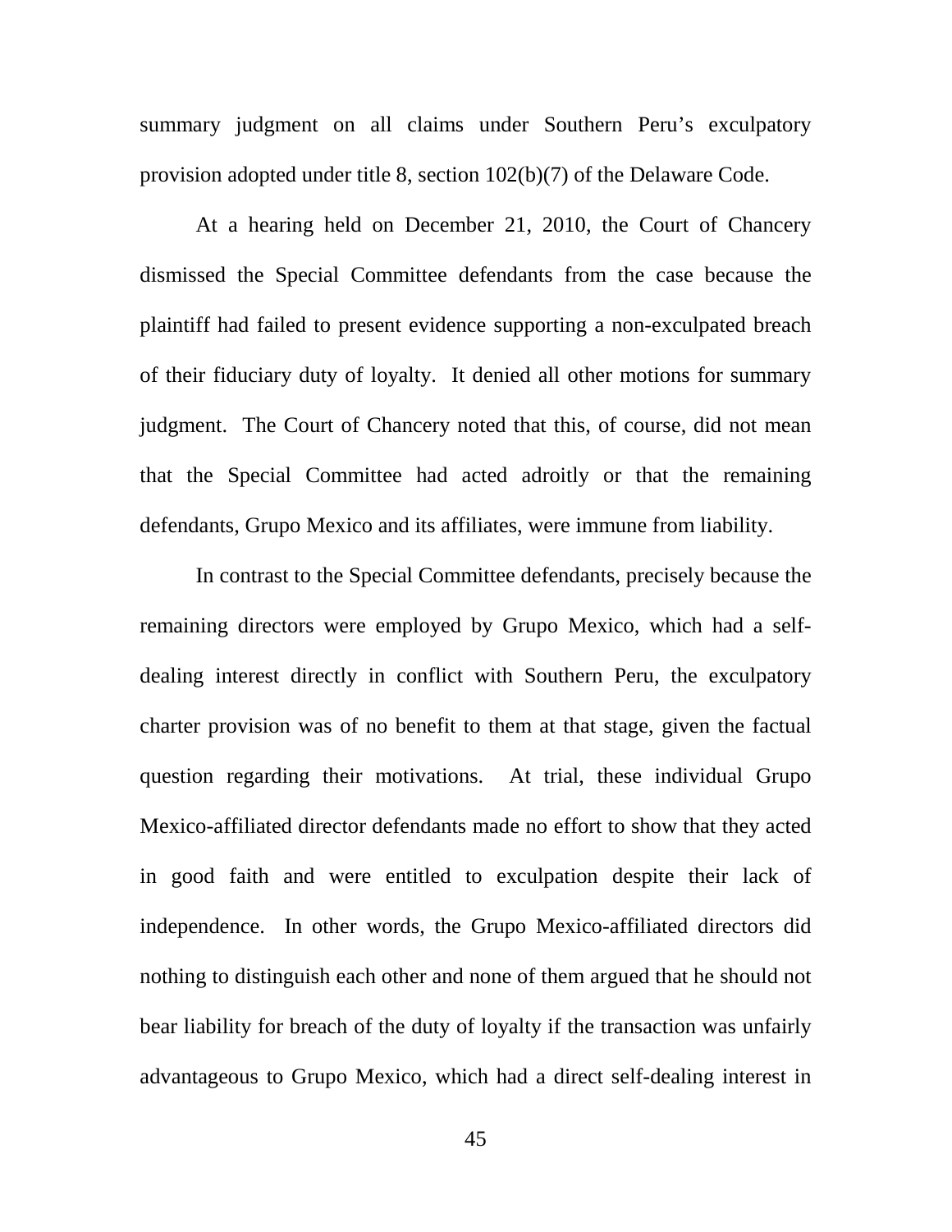summary judgment on all claims under Southern Peru's exculpatory provision adopted under title 8, section 102(b)(7) of the Delaware Code.

At a hearing held on December 21, 2010, the Court of Chancery dismissed the Special Committee defendants from the case because the plaintiff had failed to present evidence supporting a non-exculpated breach of their fiduciary duty of loyalty. It denied all other motions for summary judgment. The Court of Chancery noted that this, of course, did not mean that the Special Committee had acted adroitly or that the remaining defendants, Grupo Mexico and its affiliates, were immune from liability.

In contrast to the Special Committee defendants, precisely because the remaining directors were employed by Grupo Mexico, which had a self-dealing interest directly in conflict with Southern Peru, the exculpatory charter provision was of no benefit to them at that stage, given the factual question regarding their motivations. At trial, these individual Grupo Mexico-affiliated director defendants made no effort to show that they acted in good faith and were entitled to exculpation despite their lack of independence. In other words, the Grupo Mexico-affiliated directors did nothing to distinguish each other and none of them argued that he should not bear liability for breach of the duty of loyalty if the transaction was unfairly advantageous to Grupo Mexico, which had a direct self-dealing interest in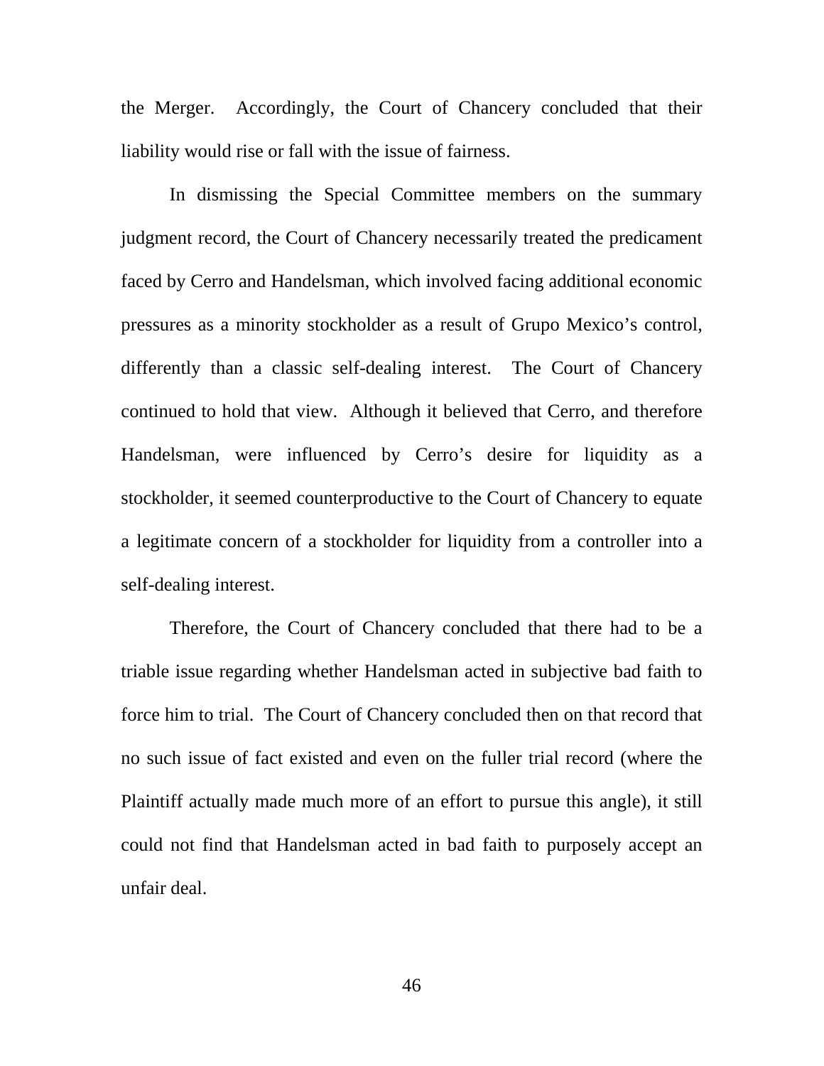the Merger. Accordingly, the Court of Chancery concluded that their liability would rise or fall with the issue of fairness.

In dismissing the Special Committee members on the summary judgment record, the Court of Chancery necessarily treated the predicament faced by Cerro and Handelsman, which involved facing additional economic pressures as a minority stockholder as a result of Grupo Mexico's control, differently than a classic self-dealing interest. The Court of Chancery continued to hold that view. Although it believed that Cerro, and therefore Handelsman, were influenced by Cerro's desire for liquidity as a stockholder, it seemed counterproductive to the Court of Chancery to equate a legitimate concern of a stockholder for liquidity from a controller into a self-dealing interest.

Therefore, the Court of Chancery concluded that there had to be a triable issue regarding whether Handelsman acted in subjective bad faith to force him to trial. The Court of Chancery concluded then on that record that no such issue of fact existed and even on the fuller trial record (where the Plaintiff actually made much more of an effort to pursue this angle), it still could not find that Handelsman acted in bad faith to purposely accept an unfair deal.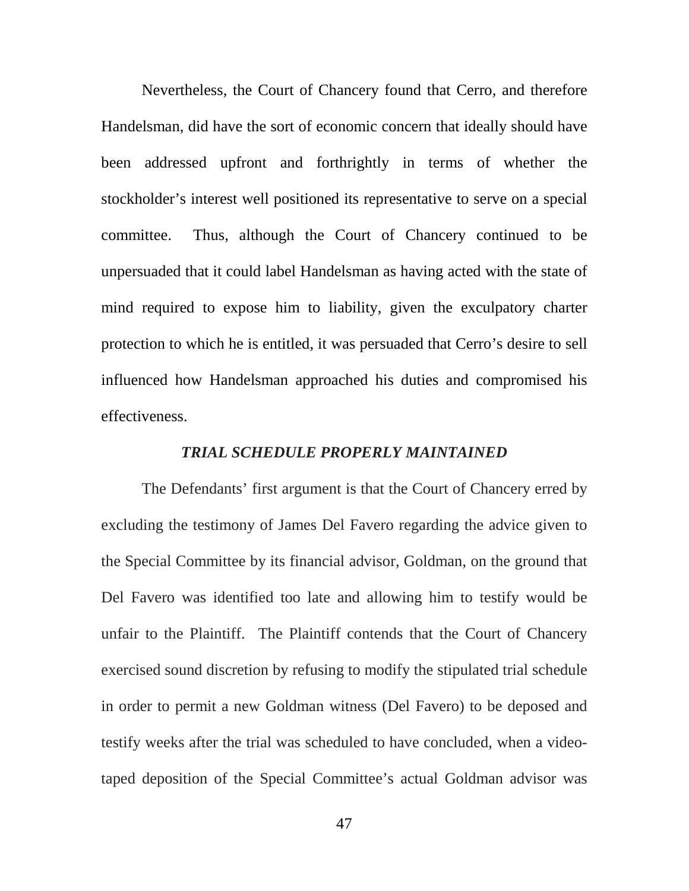Nevertheless, the Court of Chancery found that Cerro, and therefore Handelsman, did have the sort of economic concern that ideally should have been addressed upfront and forthrightly in terms of whether the stockholder's interest well positioned its representative to serve on a special committee. Thus, although the Court of Chancery continued to be unpersuaded that it could label Handelsman as having acted with the state of mind required to expose him to liability, given the exculpatory charter protection to which he is entitled, it was persuaded that Cerro's desire to sell influenced how Handelsman approached his duties and compromised his effectiveness.

### ***TRIAL SCHEDULE PROPERLY MAINTAINED***

The Defendants' first argument is that the Court of Chancery erred by excluding the testimony of James Del Favero regarding the advice given to the Special Committee by its financial advisor, Goldman, on the ground that Del Favero was identified too late and allowing him to testify would be unfair to the Plaintiff. The Plaintiff contends that the Court of Chancery exercised sound discretion by refusing to modify the stipulated trial schedule in order to permit a new Goldman witness (Del Favero) to be deposed and testify weeks after the trial was scheduled to have concluded, when a video-taped deposition of the Special Committee's actual Goldman advisor was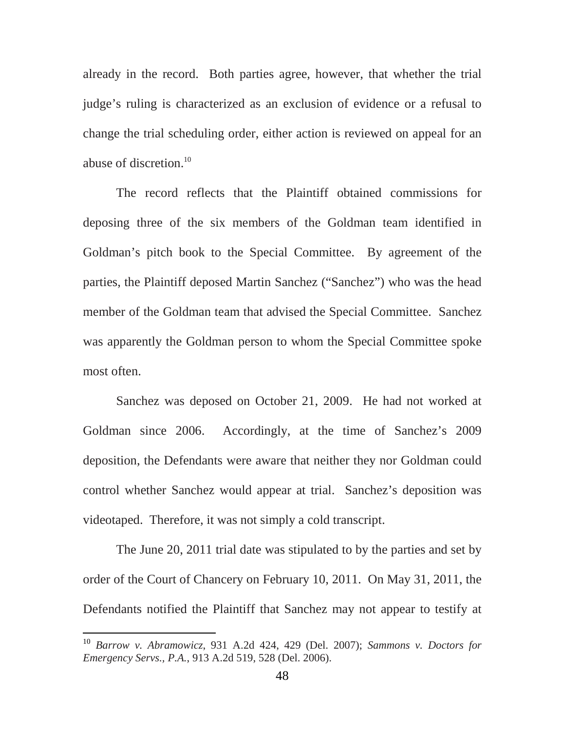already in the record. Both parties agree, however, that whether the trial judge's ruling is characterized as an exclusion of evidence or a refusal to change the trial scheduling order, either action is reviewed on appeal for an abuse of discretion.[10]

The record reflects that the Plaintiff obtained commissions for deposing three of the six members of the Goldman team identified in Goldman's pitch book to the Special Committee. By agreement of the parties, the Plaintiff deposed Martin Sanchez ("Sanchez") who was the head member of the Goldman team that advised the Special Committee. Sanchez was apparently the Goldman person to whom the Special Committee spoke most often.

Sanchez was deposed on October 21, 2009. He had not worked at Goldman since 2006. Accordingly, at the time of Sanchez's 2009 deposition, the Defendants were aware that neither they nor Goldman could control whether Sanchez would appear at trial. Sanchez's deposition was videotaped. Therefore, it was not simply a cold transcript.

The June 20, 2011 trial date was stipulated to by the parties and set by order of the Court of Chancery on February 10, 2011. On May 31, 2011, the Defendants notified the Plaintiff that Sanchez may not appear to testify at

---

[10] *Barrow v. Abramowicz*, 931 A.2d 424, 429 (Del. 2007); *Sammons v. Doctors for Emergency Servs., P.A.*, 913 A.2d 519, 528 (Del. 2006).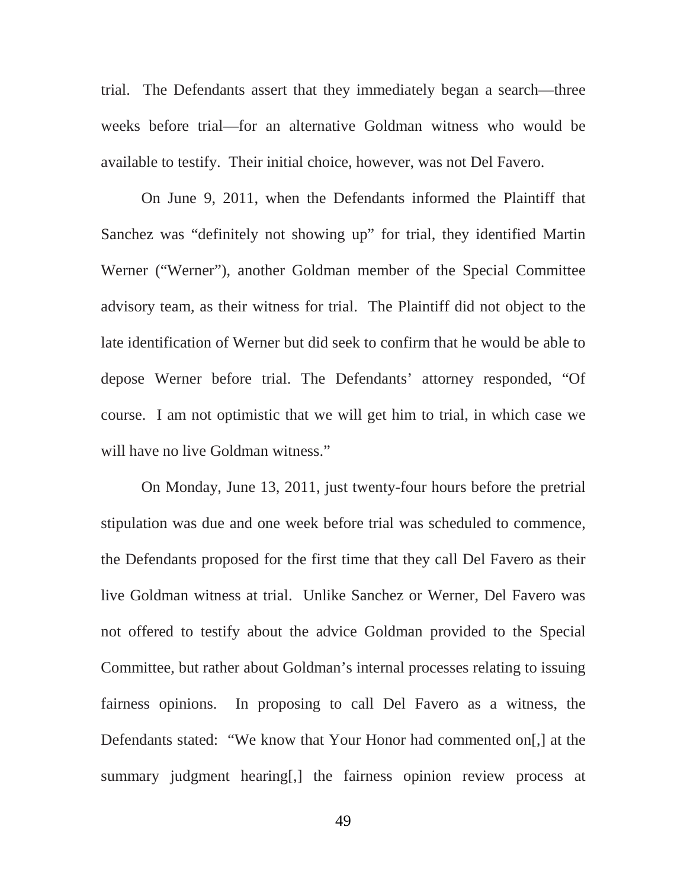trial. The Defendants assert that they immediately began a search—three weeks before trial—for an alternative Goldman witness who would be available to testify. Their initial choice, however, was not Del Favero.

On June 9, 2011, when the Defendants informed the Plaintiff that Sanchez was "definitely not showing up" for trial, they identified Martin Werner ("Werner"), another Goldman member of the Special Committee advisory team, as their witness for trial. The Plaintiff did not object to the late identification of Werner but did seek to confirm that he would be able to depose Werner before trial. The Defendants' attorney responded, "Of course. I am not optimistic that we will get him to trial, in which case we will have no live Goldman witness."

On Monday, June 13, 2011, just twenty-four hours before the pretrial stipulation was due and one week before trial was scheduled to commence, the Defendants proposed for the first time that they call Del Favero as their live Goldman witness at trial. Unlike Sanchez or Werner, Del Favero was not offered to testify about the advice Goldman provided to the Special Committee, but rather about Goldman's internal processes relating to issuing fairness opinions. In proposing to call Del Favero as a witness, the Defendants stated: "We know that Your Honor had commented on[,] at the summary judgment hearing[,] the fairness opinion review process at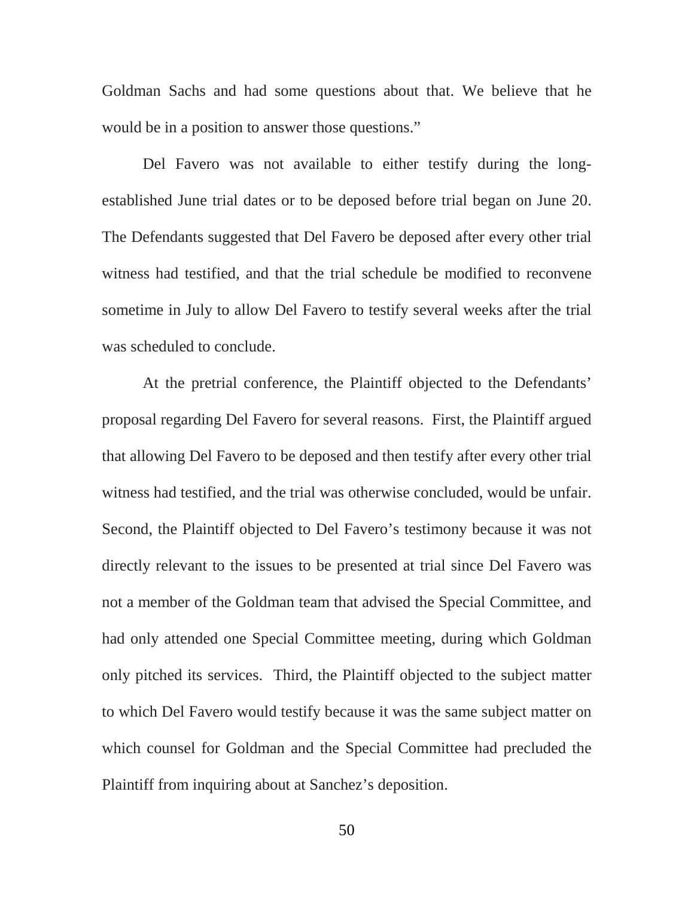Goldman Sachs and had some questions about that. We believe that he would be in a position to answer those questions."

Del Favero was not available to either testify during the long-established June trial dates or to be deposed before trial began on June 20. The Defendants suggested that Del Favero be deposed after every other trial witness had testified, and that the trial schedule be modified to reconvene sometime in July to allow Del Favero to testify several weeks after the trial was scheduled to conclude.

At the pretrial conference, the Plaintiff objected to the Defendants' proposal regarding Del Favero for several reasons. First, the Plaintiff argued that allowing Del Favero to be deposed and then testify after every other trial witness had testified, and the trial was otherwise concluded, would be unfair. Second, the Plaintiff objected to Del Favero's testimony because it was not directly relevant to the issues to be presented at trial since Del Favero was not a member of the Goldman team that advised the Special Committee, and had only attended one Special Committee meeting, during which Goldman only pitched its services. Third, the Plaintiff objected to the subject matter to which Del Favero would testify because it was the same subject matter on which counsel for Goldman and the Special Committee had precluded the Plaintiff from inquiring about at Sanchez's deposition.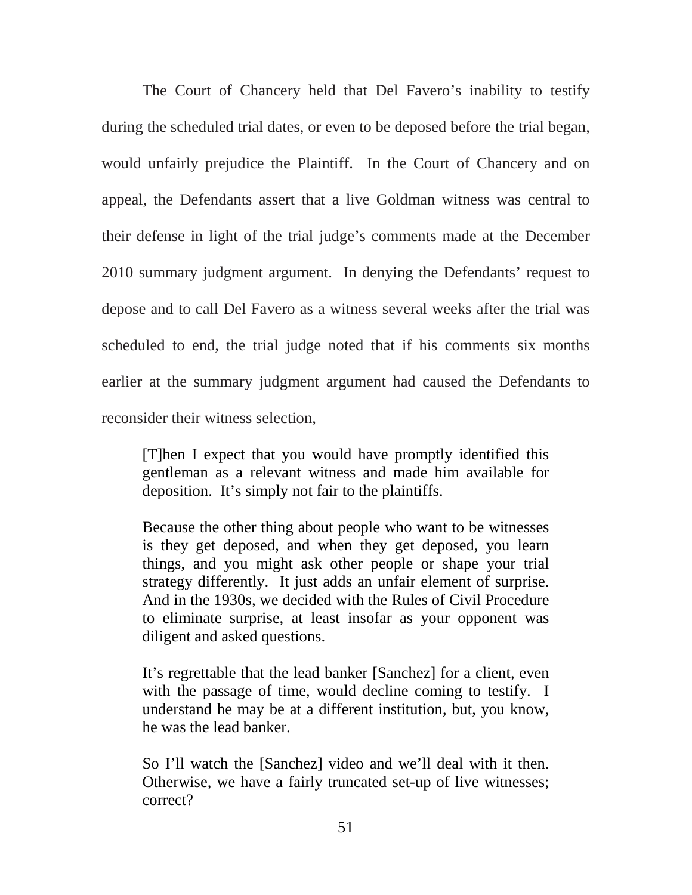The Court of Chancery held that Del Favero's inability to testify during the scheduled trial dates, or even to be deposed before the trial began, would unfairly prejudice the Plaintiff. In the Court of Chancery and on appeal, the Defendants assert that a live Goldman witness was central to their defense in light of the trial judge's comments made at the December 2010 summary judgment argument. In denying the Defendants' request to depose and to call Del Favero as a witness several weeks after the trial was scheduled to end, the trial judge noted that if his comments six months earlier at the summary judgment argument had caused the Defendants to reconsider their witness selection,

> [T]hen I expect that you would have promptly identified this gentleman as a relevant witness and made him available for deposition. It's simply not fair to the plaintiffs.
>
> Because the other thing about people who want to be witnesses is they get deposed, and when they get deposed, you learn things, and you might ask other people or shape your trial strategy differently. It just adds an unfair element of surprise. And in the 1930s, we decided with the Rules of Civil Procedure to eliminate surprise, at least insofar as your opponent was diligent and asked questions.
>
> It's regrettable that the lead banker [Sanchez] for a client, even with the passage of time, would decline coming to testify. I understand he may be at a different institution, but, you know, he was the lead banker.
>
> So I'll watch the [Sanchez] video and we'll deal with it then. Otherwise, we have a fairly truncated set-up of live witnesses; correct?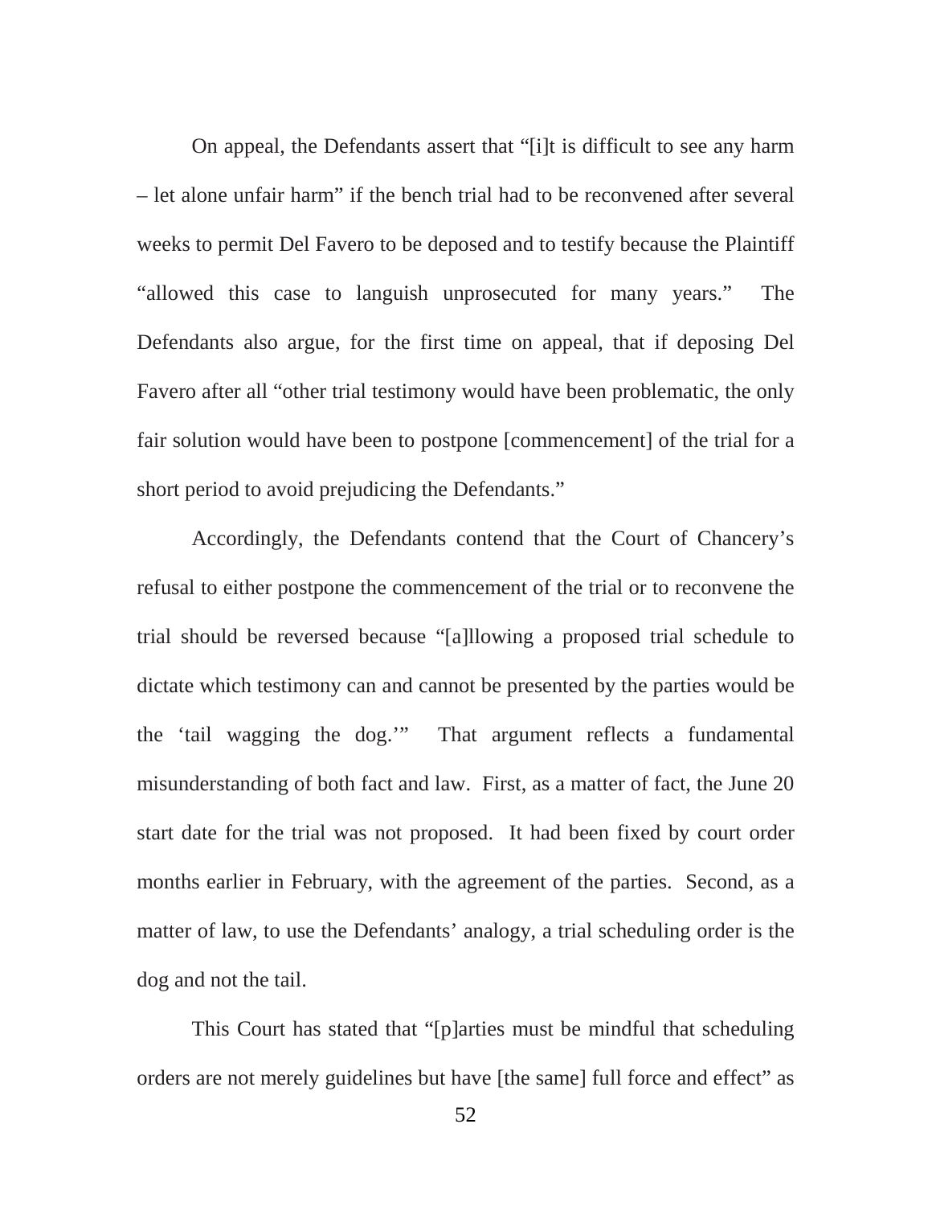On appeal, the Defendants assert that "[i]t is difficult to see any harm – let alone unfair harm" if the bench trial had to be reconvened after several weeks to permit Del Favero to be deposed and to testify because the Plaintiff "allowed this case to languish unprosecuted for many years." The Defendants also argue, for the first time on appeal, that if deposing Del Favero after all "other trial testimony would have been problematic, the only fair solution would have been to postpone [commencement] of the trial for a short period to avoid prejudicing the Defendants."

Accordingly, the Defendants contend that the Court of Chancery's refusal to either postpone the commencement of the trial or to reconvene the trial should be reversed because "[a]llowing a proposed trial schedule to dictate which testimony can and cannot be presented by the parties would be the 'tail wagging the dog.'" That argument reflects a fundamental misunderstanding of both fact and law. First, as a matter of fact, the June 20 start date for the trial was not proposed. It had been fixed by court order months earlier in February, with the agreement of the parties. Second, as a matter of law, to use the Defendants' analogy, a trial scheduling order is the dog and not the tail.

This Court has stated that "[p]arties must be mindful that scheduling orders are not merely guidelines but have [the same] full force and effect" as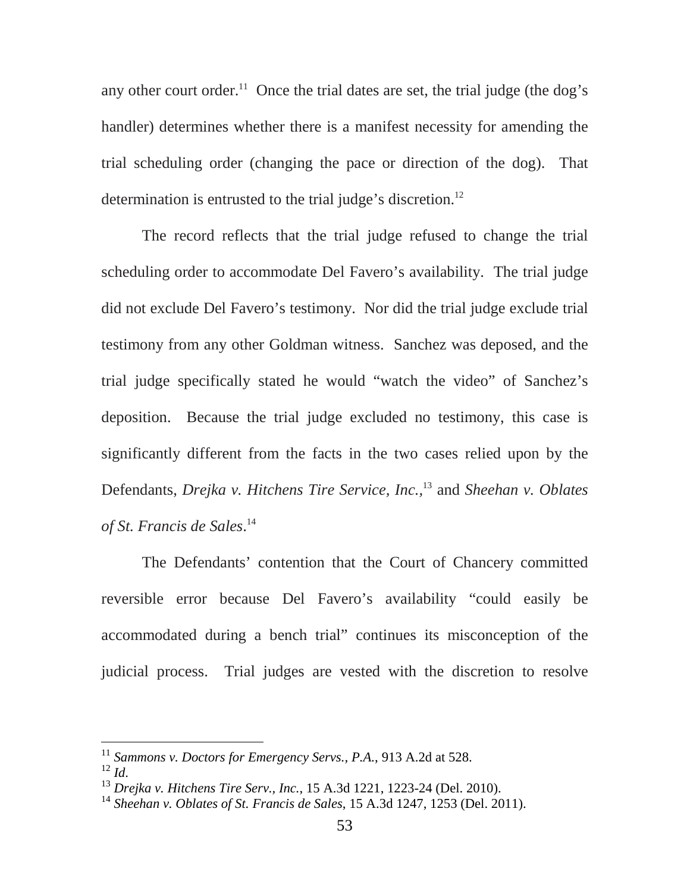any other court order.[11] Once the trial dates are set, the trial judge (the dog's handler) determines whether there is a manifest necessity for amending the trial scheduling order (changing the pace or direction of the dog). That determination is entrusted to the trial judge's discretion.[12]

The record reflects that the trial judge refused to change the trial scheduling order to accommodate Del Favero's availability. The trial judge did not exclude Del Favero's testimony. Nor did the trial judge exclude trial testimony from any other Goldman witness. Sanchez was deposed, and the trial judge specifically stated he would "watch the video" of Sanchez's deposition. Because the trial judge excluded no testimony, this case is significantly different from the facts in the two cases relied upon by the Defendants, *Drejka v. Hitchens Tire Service, Inc.*,[13] and *Sheehan v. Oblates of St. Francis de Sales*.[14]

The Defendants' contention that the Court of Chancery committed reversible error because Del Favero's availability "could easily be accommodated during a bench trial" continues its misconception of the judicial process. Trial judges are vested with the discretion to resolve

---

[11] *Sammons v. Doctors for Emergency Servs., P.A.*, 913 A.2d at 528.

[12] *Id.*

[13] *Drejka v. Hitchens Tire Serv., Inc.*, 15 A.3d 1221, 1223-24 (Del. 2010).

[14] *Sheehan v. Oblates of St. Francis de Sales*, 15 A.3d 1247, 1253 (Del. 2011).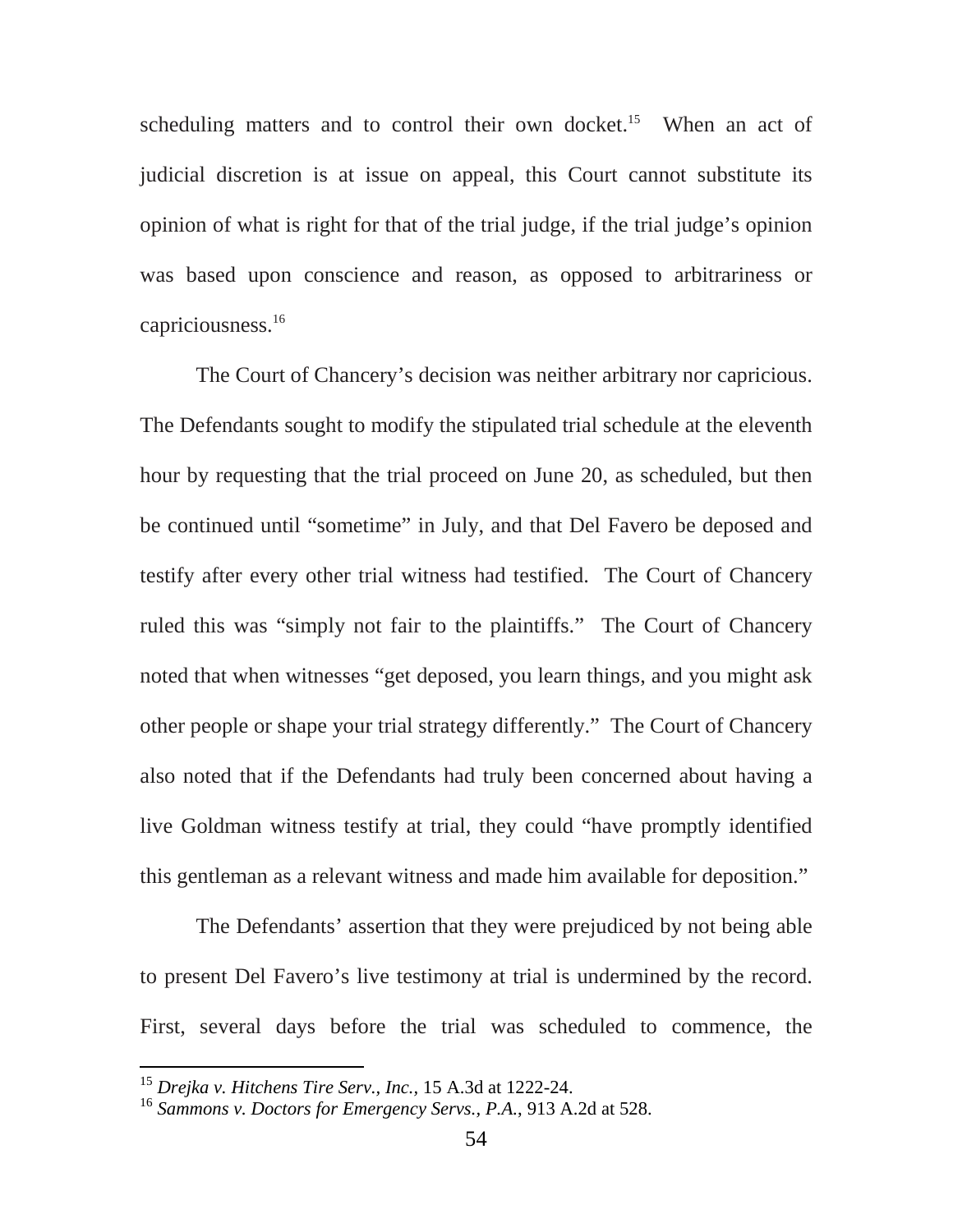scheduling matters and to control their own docket.[15] When an act of judicial discretion is at issue on appeal, this Court cannot substitute its opinion of what is right for that of the trial judge, if the trial judge's opinion was based upon conscience and reason, as opposed to arbitrariness or capriciousness.[16]

The Court of Chancery's decision was neither arbitrary nor capricious. The Defendants sought to modify the stipulated trial schedule at the eleventh hour by requesting that the trial proceed on June 20, as scheduled, but then be continued until "sometime" in July, and that Del Favero be deposed and testify after every other trial witness had testified. The Court of Chancery ruled this was "simply not fair to the plaintiffs." The Court of Chancery noted that when witnesses "get deposed, you learn things, and you might ask other people or shape your trial strategy differently." The Court of Chancery also noted that if the Defendants had truly been concerned about having a live Goldman witness testify at trial, they could "have promptly identified this gentleman as a relevant witness and made him available for deposition."

The Defendants' assertion that they were prejudiced by not being able to present Del Favero's live testimony at trial is undermined by the record. First, several days before the trial was scheduled to commence, the

---

[15] *Drejka v. Hitchens Tire Serv., Inc.*, 15 A.3d at 1222-24.

[16] *Sammons v. Doctors for Emergency Servs., P.A.*, 913 A.2d at 528.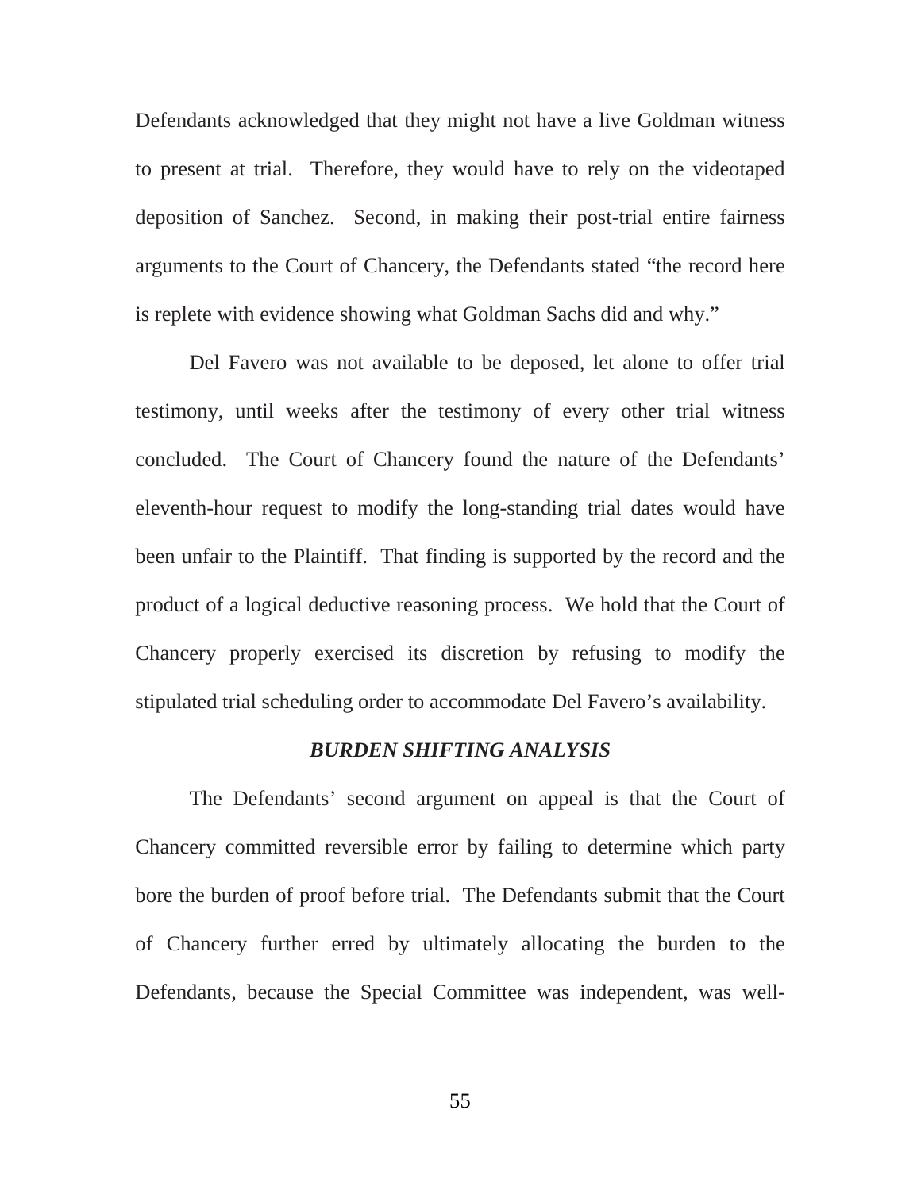Defendants acknowledged that they might not have a live Goldman witness to present at trial. Therefore, they would have to rely on the videotaped deposition of Sanchez. Second, in making their post-trial entire fairness arguments to the Court of Chancery, the Defendants stated "the record here is replete with evidence showing what Goldman Sachs did and why."

Del Favero was not available to be deposed, let alone to offer trial testimony, until weeks after the testimony of every other trial witness concluded. The Court of Chancery found the nature of the Defendants' eleventh-hour request to modify the long-standing trial dates would have been unfair to the Plaintiff. That finding is supported by the record and the product of a logical deductive reasoning process. We hold that the Court of Chancery properly exercised its discretion by refusing to modify the stipulated trial scheduling order to accommodate Del Favero's availability.

### *BURDEN SHIFTING ANALYSIS*

The Defendants' second argument on appeal is that the Court of Chancery committed reversible error by failing to determine which party bore the burden of proof before trial. The Defendants submit that the Court of Chancery further erred by ultimately allocating the burden to the Defendants, because the Special Committee was independent, was well-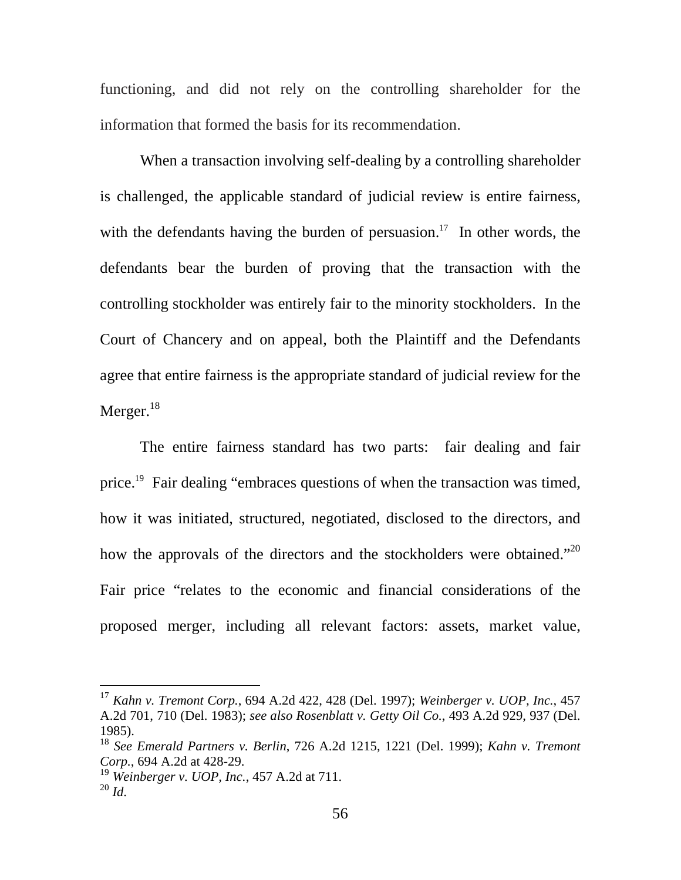functioning, and did not rely on the controlling shareholder for the information that formed the basis for its recommendation.

When a transaction involving self-dealing by a controlling shareholder is challenged, the applicable standard of judicial review is entire fairness, with the defendants having the burden of persuasion.[17] In other words, the defendants bear the burden of proving that the transaction with the controlling stockholder was entirely fair to the minority stockholders. In the Court of Chancery and on appeal, both the Plaintiff and the Defendants agree that entire fairness is the appropriate standard of judicial review for the Merger.[18]

The entire fairness standard has two parts: fair dealing and fair price.[19] Fair dealing "embraces questions of when the transaction was timed, how it was initiated, structured, negotiated, disclosed to the directors, and how the approvals of the directors and the stockholders were obtained."[20] Fair price "relates to the economic and financial considerations of the proposed merger, including all relevant factors: assets, market value,

---

[17] *Kahn v. Tremont Corp.*, 694 A.2d 422, 428 (Del. 1997); *Weinberger v. UOP, Inc.*, 457 A.2d 701, 710 (Del. 1983); *see also Rosenblatt v. Getty Oil Co.*, 493 A.2d 929, 937 (Del. 1985).

[18] *See Emerald Partners v. Berlin*, 726 A.2d 1215, 1221 (Del. 1999); *Kahn v. Tremont Corp.*, 694 A.2d at 428-29.

[19] *Weinberger v. UOP, Inc.*, 457 A.2d at 711.

[20] *Id.*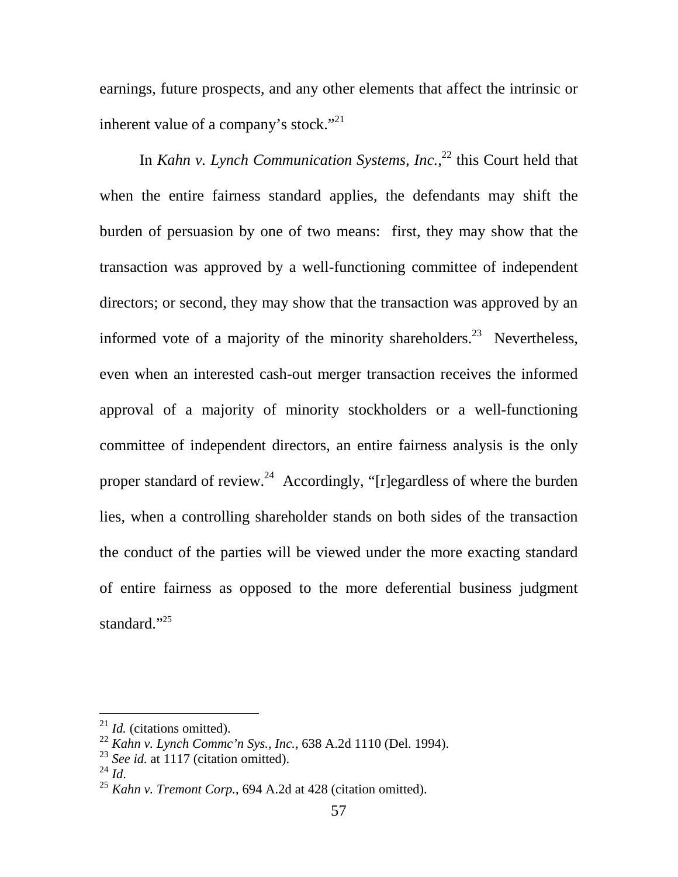earnings, future prospects, and any other elements that affect the intrinsic or inherent value of a company's stock."[21]

In *Kahn v. Lynch Communication Systems, Inc.*,[22] this Court held that when the entire fairness standard applies, the defendants may shift the burden of persuasion by one of two means: first, they may show that the transaction was approved by a well-functioning committee of independent directors; or second, they may show that the transaction was approved by an informed vote of a majority of the minority shareholders.[23] Nevertheless, even when an interested cash-out merger transaction receives the informed approval of a majority of minority stockholders or a well-functioning committee of independent directors, an entire fairness analysis is the only proper standard of review.[24] Accordingly, "[r]egardless of where the burden lies, when a controlling shareholder stands on both sides of the transaction the conduct of the parties will be viewed under the more exacting standard of entire fairness as opposed to the more deferential business judgment standard."[25]

---

[21] *Id.* (citations omitted).
[22] *Kahn v. Lynch Commc'n Sys., Inc.*, 638 A.2d 1110 (Del. 1994).
[23] *See id.* at 1117 (citation omitted).
[24] *Id*.
[25] *Kahn v. Tremont Corp.*, 694 A.2d at 428 (citation omitted).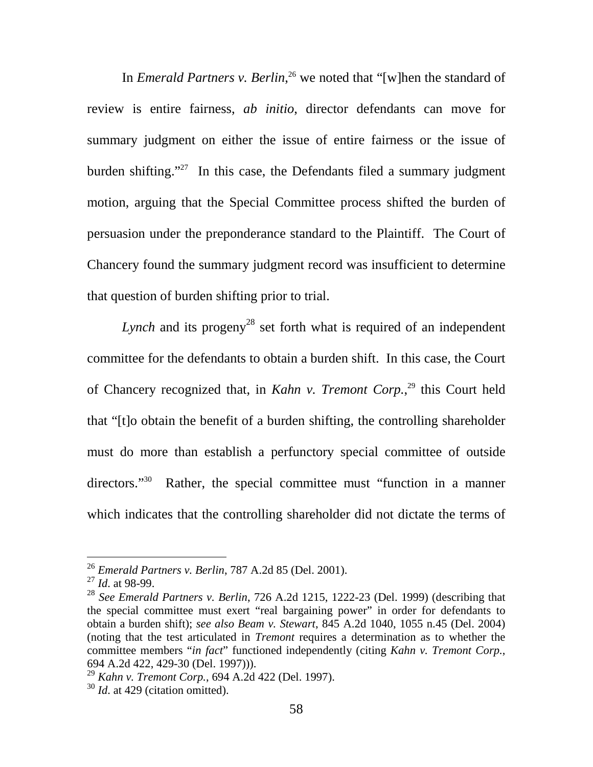In *Emerald Partners v. Berlin*,[26] we noted that "[w]hen the standard of review is entire fairness, *ab initio*, director defendants can move for summary judgment on either the issue of entire fairness or the issue of burden shifting."[27] In this case, the Defendants filed a summary judgment motion, arguing that the Special Committee process shifted the burden of persuasion under the preponderance standard to the Plaintiff. The Court of Chancery found the summary judgment record was insufficient to determine that question of burden shifting prior to trial.

*Lynch* and its progeny[28] set forth what is required of an independent committee for the defendants to obtain a burden shift. In this case, the Court of Chancery recognized that, in *Kahn v. Tremont Corp.*,[29] this Court held that "[t]o obtain the benefit of a burden shifting, the controlling shareholder must do more than establish a perfunctory special committee of outside directors."[30] Rather, the special committee must "function in a manner which indicates that the controlling shareholder did not dictate the terms of

---

[26] *Emerald Partners v. Berlin*, 787 A.2d 85 (Del. 2001).

[27] *Id.* at 98-99.

[28] *See Emerald Partners v. Berlin*, 726 A.2d 1215, 1222-23 (Del. 1999) (describing that the special committee must exert "real bargaining power" in order for defendants to obtain a burden shift); *see also Beam v. Stewart*, 845 A.2d 1040, 1055 n.45 (Del. 2004) (noting that the test articulated in *Tremont* requires a determination as to whether the committee members "*in fact*" functioned independently (citing *Kahn v. Tremont Corp.*, 694 A.2d 422, 429-30 (Del. 1997))).

[29] *Kahn v. Tremont Corp.*, 694 A.2d 422 (Del. 1997).

[30] *Id.* at 429 (citation omitted).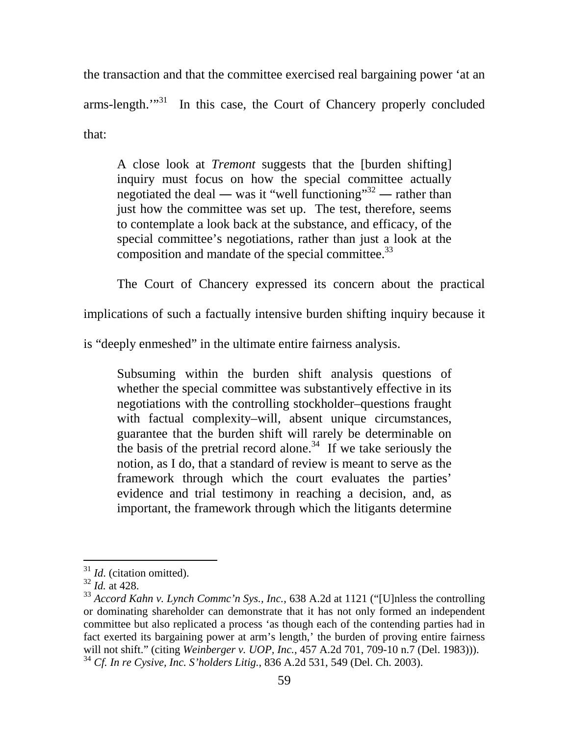the transaction and that the committee exercised real bargaining power 'at an arms-length.'"[31] In this case, the Court of Chancery properly concluded that:

> A close look at *Tremont* suggests that the [burden shifting] inquiry must focus on how the special committee actually negotiated the deal — was it "well functioning"[32] — rather than just how the committee was set up. The test, therefore, seems to contemplate a look back at the substance, and efficacy, of the special committee's negotiations, rather than just a look at the composition and mandate of the special committee.[33]

The Court of Chancery expressed its concern about the practical implications of such a factually intensive burden shifting inquiry because it is "deeply enmeshed" in the ultimate entire fairness analysis.

> Subsuming within the burden shift analysis questions of whether the special committee was substantively effective in its negotiations with the controlling stockholder–questions fraught with factual complexity–will, absent unique circumstances, guarantee that the burden shift will rarely be determinable on the basis of the pretrial record alone.[34] If we take seriously the notion, as I do, that a standard of review is meant to serve as the framework through which the court evaluates the parties' evidence and trial testimony in reaching a decision, and, as important, the framework through which the litigants determine

---

[31] *Id.* (citation omitted).

[32] *Id.* at 428.

[33] *Accord Kahn v. Lynch Commc'n Sys., Inc.*, 638 A.2d at 1121 ("[U]nless the controlling or dominating shareholder can demonstrate that it has not only formed an independent committee but also replicated a process 'as though each of the contending parties had in fact exerted its bargaining power at arm's length,' the burden of proving entire fairness will not shift." (citing *Weinberger v. UOP, Inc.*, 457 A.2d 701, 709-10 n.7 (Del. 1983))).

[34] *Cf. In re Cysive, Inc. S'holders Litig.*, 836 A.2d 531, 549 (Del. Ch. 2003).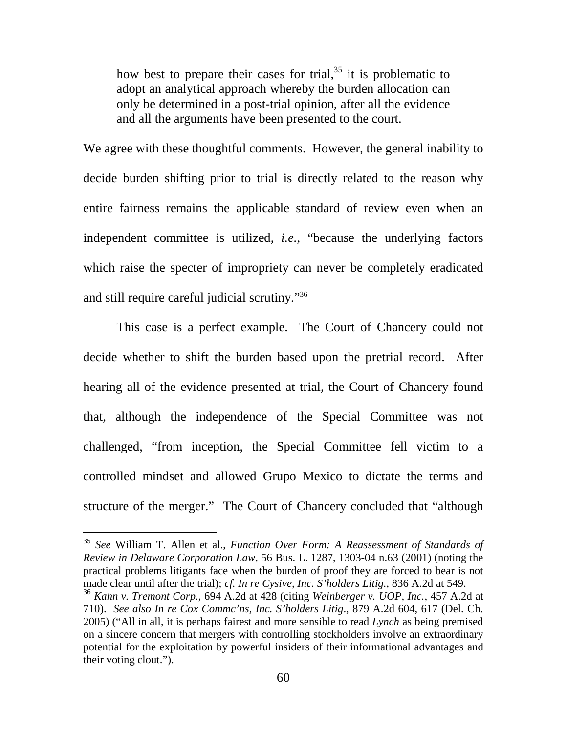> how best to prepare their cases for trial,[35] it is problematic to adopt an analytical approach whereby the burden allocation can only be determined in a post-trial opinion, after all the evidence and all the arguments have been presented to the court.

We agree with these thoughtful comments. However, the general inability to decide burden shifting prior to trial is directly related to the reason why entire fairness remains the applicable standard of review even when an independent committee is utilized, *i.e.*, "because the underlying factors which raise the specter of impropriety can never be completely eradicated and still require careful judicial scrutiny."[36]

This case is a perfect example. The Court of Chancery could not decide whether to shift the burden based upon the pretrial record. After hearing all of the evidence presented at trial, the Court of Chancery found that, although the independence of the Special Committee was not challenged, "from inception, the Special Committee fell victim to a controlled mindset and allowed Grupo Mexico to dictate the terms and structure of the merger." The Court of Chancery concluded that "although

---

[35] *See* William T. Allen et al., *Function Over Form: A Reassessment of Standards of Review in Delaware Corporation Law*, 56 Bus. L. 1287, 1303-04 n.63 (2001) (noting the practical problems litigants face when the burden of proof they are forced to bear is not made clear until after the trial); *cf. In re Cysive, Inc. S'holders Litig.*, 836 A.2d at 549.

[36] *Kahn v. Tremont Corp.*, 694 A.2d at 428 (citing *Weinberger v. UOP, Inc.*, 457 A.2d at 710). *See also In re Cox Commc'ns, Inc. S'holders Litig*., 879 A.2d 604, 617 (Del. Ch. 2005) ("All in all, it is perhaps fairest and more sensible to read *Lynch* as being premised on a sincere concern that mergers with controlling stockholders involve an extraordinary potential for the exploitation by powerful insiders of their informational advantages and their voting clout.").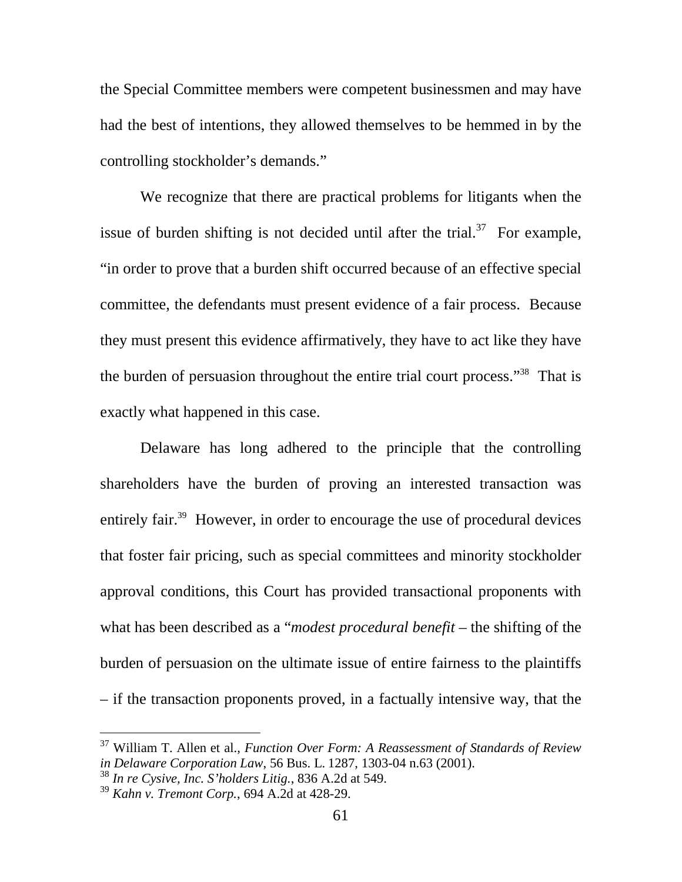the Special Committee members were competent businessmen and may have had the best of intentions, they allowed themselves to be hemmed in by the controlling stockholder's demands."

We recognize that there are practical problems for litigants when the issue of burden shifting is not decided until after the trial.[37] For example, "in order to prove that a burden shift occurred because of an effective special committee, the defendants must present evidence of a fair process. Because they must present this evidence affirmatively, they have to act like they have the burden of persuasion throughout the entire trial court process."[38] That is exactly what happened in this case.

Delaware has long adhered to the principle that the controlling shareholders have the burden of proving an interested transaction was entirely fair.[39] However, in order to encourage the use of procedural devices that foster fair pricing, such as special committees and minority stockholder approval conditions, this Court has provided transactional proponents with what has been described as a "*modest procedural benefit* – the shifting of the burden of persuasion on the ultimate issue of entire fairness to the plaintiffs – if the transaction proponents proved, in a factually intensive way, that the

---

[37] William T. Allen et al., *Function Over Form: A Reassessment of Standards of Review in Delaware Corporation Law*, 56 Bus. L. 1287, 1303-04 n.63 (2001).

[38] *In re Cysive, Inc. S'holders Litig.*, 836 A.2d at 549.

[39] *Kahn v. Tremont Corp.*, 694 A.2d at 428-29.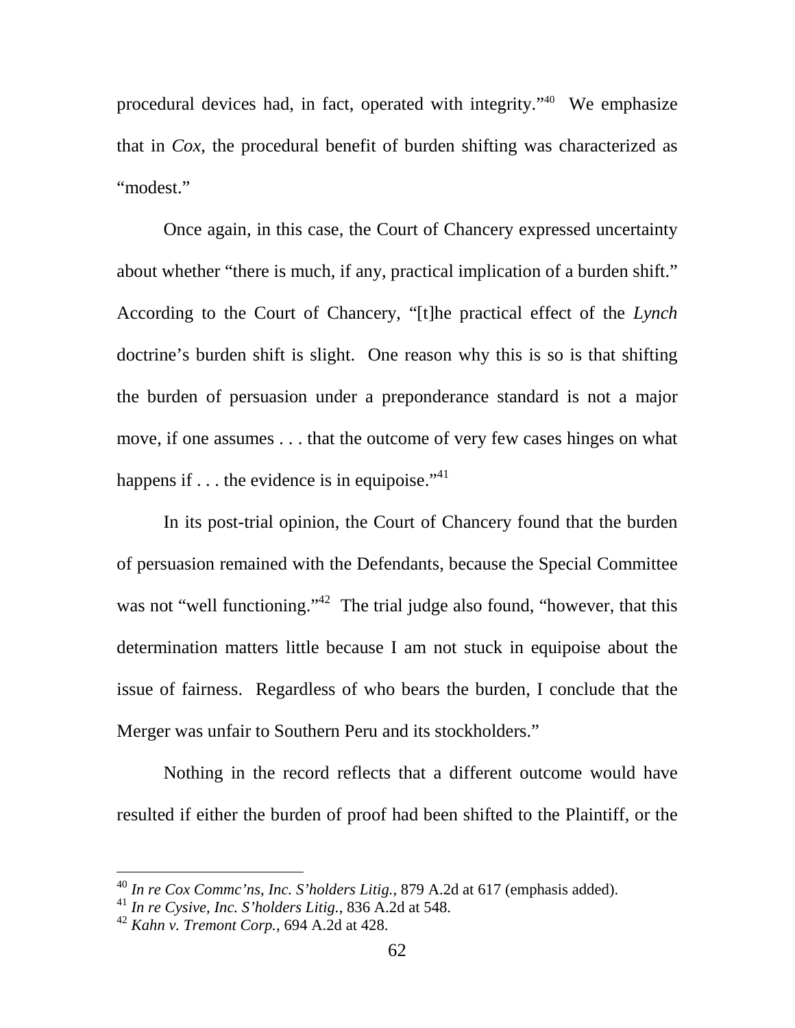procedural devices had, in fact, operated with integrity."[40] We emphasize that in *Cox*, the procedural benefit of burden shifting was characterized as "modest."

Once again, in this case, the Court of Chancery expressed uncertainty about whether "there is much, if any, practical implication of a burden shift." According to the Court of Chancery, "[t]he practical effect of the *Lynch* doctrine's burden shift is slight. One reason why this is so is that shifting the burden of persuasion under a preponderance standard is not a major move, if one assumes . . . that the outcome of very few cases hinges on what happens if . . . the evidence is in equipoise."[41]

In its post-trial opinion, the Court of Chancery found that the burden of persuasion remained with the Defendants, because the Special Committee was not "well functioning."[42] The trial judge also found, "however, that this determination matters little because I am not stuck in equipoise about the issue of fairness. Regardless of who bears the burden, I conclude that the Merger was unfair to Southern Peru and its stockholders."

Nothing in the record reflects that a different outcome would have resulted if either the burden of proof had been shifted to the Plaintiff, or the

---

[40] *In re Cox Commc'ns, Inc. S'holders Litig.*, 879 A.2d at 617 (emphasis added).

[41] *In re Cysive, Inc. S'holders Litig.*, 836 A.2d at 548.

[42] *Kahn v. Tremont Corp.*, 694 A.2d at 428.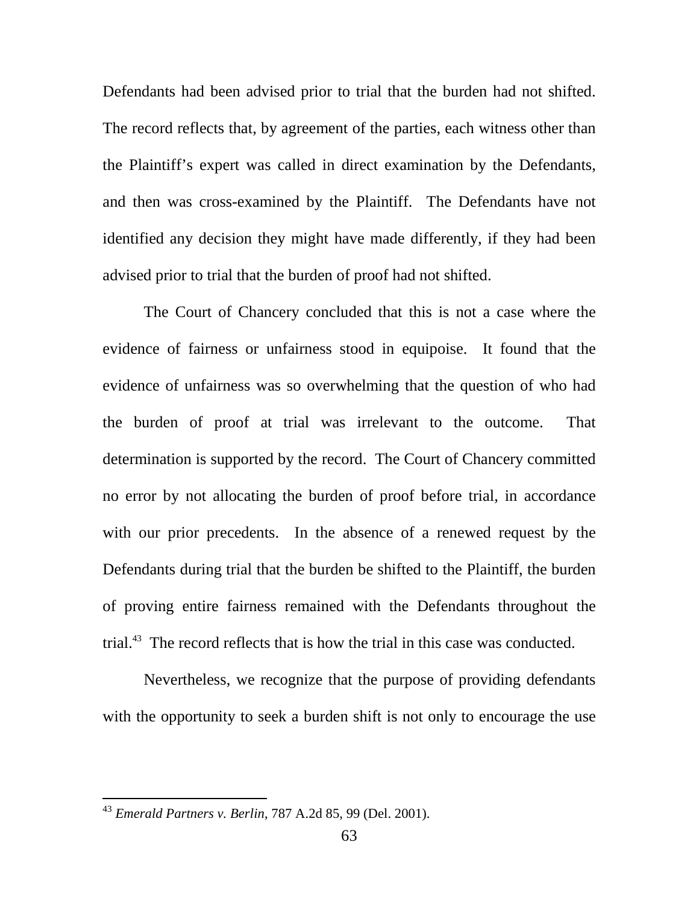Defendants had been advised prior to trial that the burden had not shifted. The record reflects that, by agreement of the parties, each witness other than the Plaintiff's expert was called in direct examination by the Defendants, and then was cross-examined by the Plaintiff. The Defendants have not identified any decision they might have made differently, if they had been advised prior to trial that the burden of proof had not shifted.

The Court of Chancery concluded that this is not a case where the evidence of fairness or unfairness stood in equipoise. It found that the evidence of unfairness was so overwhelming that the question of who had the burden of proof at trial was irrelevant to the outcome. That determination is supported by the record. The Court of Chancery committed no error by not allocating the burden of proof before trial, in accordance with our prior precedents. In the absence of a renewed request by the Defendants during trial that the burden be shifted to the Plaintiff, the burden of proving entire fairness remained with the Defendants throughout the trial.[43] The record reflects that is how the trial in this case was conducted.

Nevertheless, we recognize that the purpose of providing defendants with the opportunity to seek a burden shift is not only to encourage the use

---

[43] *Emerald Partners v. Berlin*, 787 A.2d 85, 99 (Del. 2001).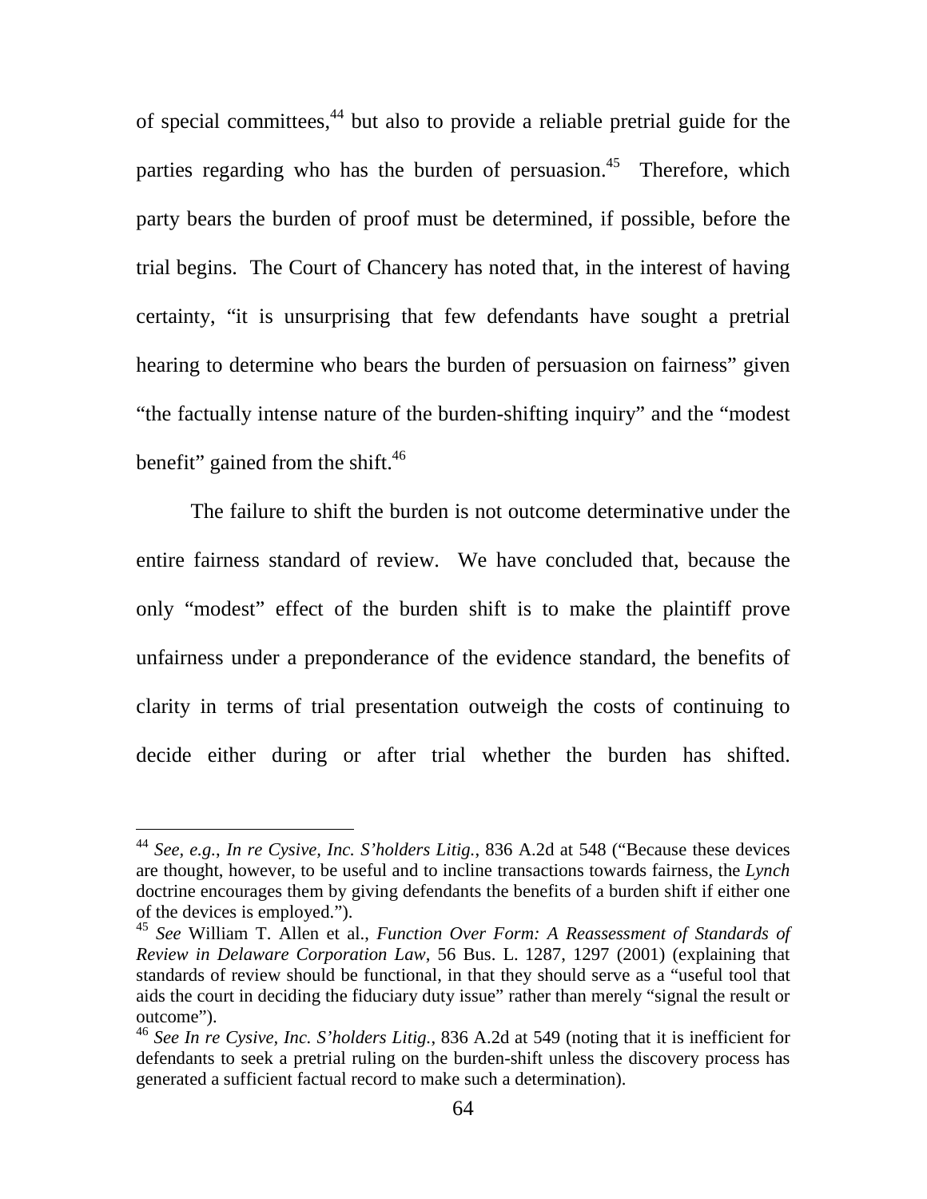of special committees,[44] but also to provide a reliable pretrial guide for the parties regarding who has the burden of persuasion.[45] Therefore, which party bears the burden of proof must be determined, if possible, before the trial begins. The Court of Chancery has noted that, in the interest of having certainty, "it is unsurprising that few defendants have sought a pretrial hearing to determine who bears the burden of persuasion on fairness" given "the factually intense nature of the burden-shifting inquiry" and the "modest benefit" gained from the shift.[46]

The failure to shift the burden is not outcome determinative under the entire fairness standard of review. We have concluded that, because the only "modest" effect of the burden shift is to make the plaintiff prove unfairness under a preponderance of the evidence standard, the benefits of clarity in terms of trial presentation outweigh the costs of continuing to decide either during or after trial whether the burden has shifted.

---

[44] *See, e.g.*, *In re Cysive, Inc. S'holders Litig.*, 836 A.2d at 548 ("Because these devices are thought, however, to be useful and to incline transactions towards fairness, the *Lynch* doctrine encourages them by giving defendants the benefits of a burden shift if either one of the devices is employed.").

[45] *See* William T. Allen et al., *Function Over Form: A Reassessment of Standards of Review in Delaware Corporation Law*, 56 Bus. L. 1287, 1297 (2001) (explaining that standards of review should be functional, in that they should serve as a "useful tool that aids the court in deciding the fiduciary duty issue" rather than merely "signal the result or outcome").

[46] *See In re Cysive, Inc. S'holders Litig.*, 836 A.2d at 549 (noting that it is inefficient for defendants to seek a pretrial ruling on the burden-shift unless the discovery process has generated a sufficient factual record to make such a determination).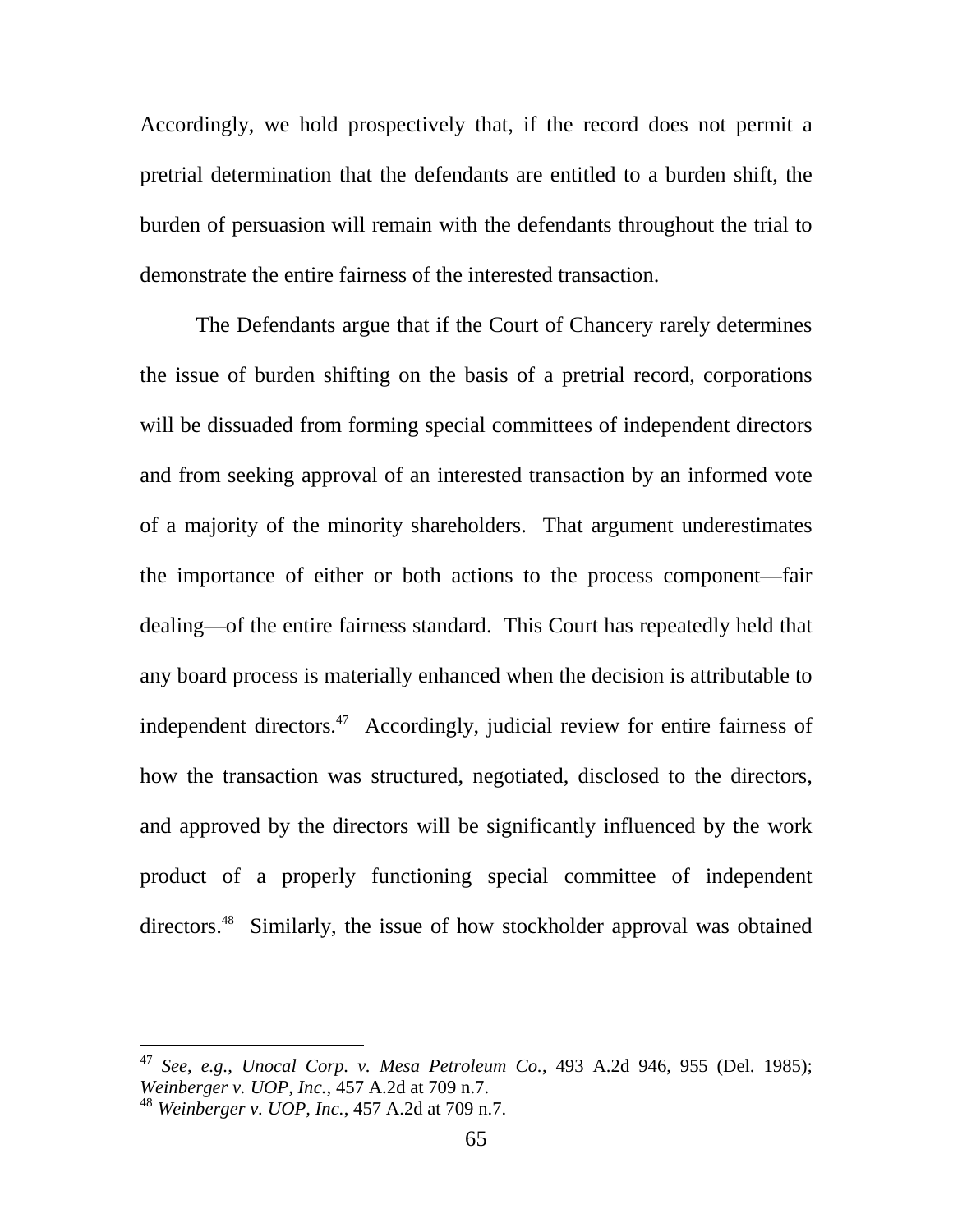Accordingly, we hold prospectively that, if the record does not permit a pretrial determination that the defendants are entitled to a burden shift, the burden of persuasion will remain with the defendants throughout the trial to demonstrate the entire fairness of the interested transaction.

The Defendants argue that if the Court of Chancery rarely determines the issue of burden shifting on the basis of a pretrial record, corporations will be dissuaded from forming special committees of independent directors and from seeking approval of an interested transaction by an informed vote of a majority of the minority shareholders. That argument underestimates the importance of either or both actions to the process component—fair dealing—of the entire fairness standard. This Court has repeatedly held that any board process is materially enhanced when the decision is attributable to independent directors.[47] Accordingly, judicial review for entire fairness of how the transaction was structured, negotiated, disclosed to the directors, and approved by the directors will be significantly influenced by the work product of a properly functioning special committee of independent directors.[48] Similarly, the issue of how stockholder approval was obtained

---

[47] *See, e.g.*, *Unocal Corp. v. Mesa Petroleum Co.*, 493 A.2d 946, 955 (Del. 1985); *Weinberger v. UOP, Inc.*, 457 A.2d at 709 n.7.

[48] *Weinberger v. UOP, Inc.*, 457 A.2d at 709 n.7.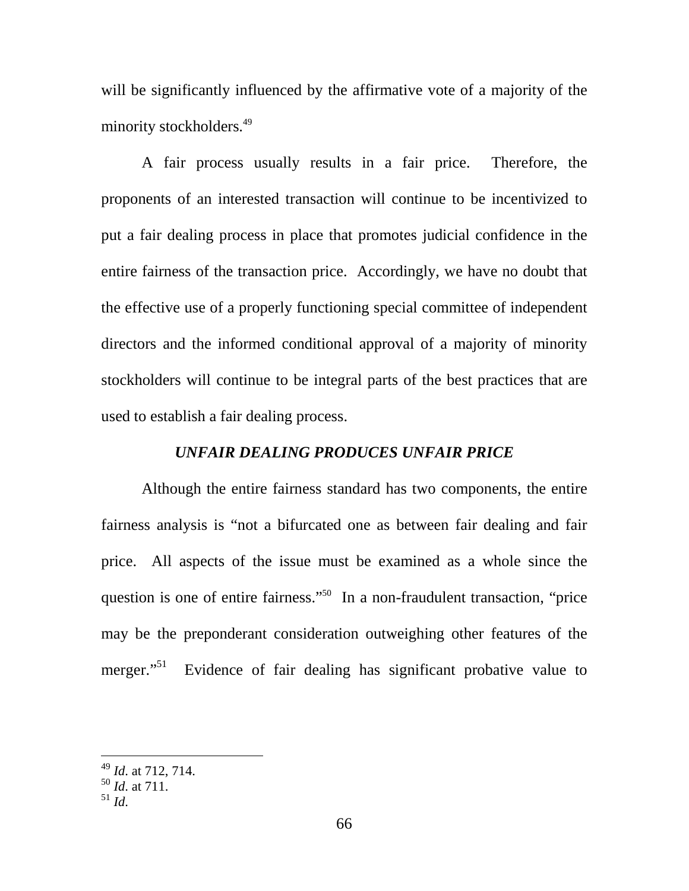will be significantly influenced by the affirmative vote of a majority of the minority stockholders.[49]

A fair process usually results in a fair price. Therefore, the proponents of an interested transaction will continue to be incentivized to put a fair dealing process in place that promotes judicial confidence in the entire fairness of the transaction price. Accordingly, we have no doubt that the effective use of a properly functioning special committee of independent directors and the informed conditional approval of a majority of minority stockholders will continue to be integral parts of the best practices that are used to establish a fair dealing process.

### *UNFAIR DEALING PRODUCES UNFAIR PRICE*

Although the entire fairness standard has two components, the entire fairness analysis is "not a bifurcated one as between fair dealing and fair price. All aspects of the issue must be examined as a whole since the question is one of entire fairness."[50] In a non-fraudulent transaction, "price may be the preponderant consideration outweighing other features of the merger."[51] Evidence of fair dealing has significant probative value to

---

[49] *Id.* at 712, 714.
[50] *Id.* at 711.
[51] *Id.*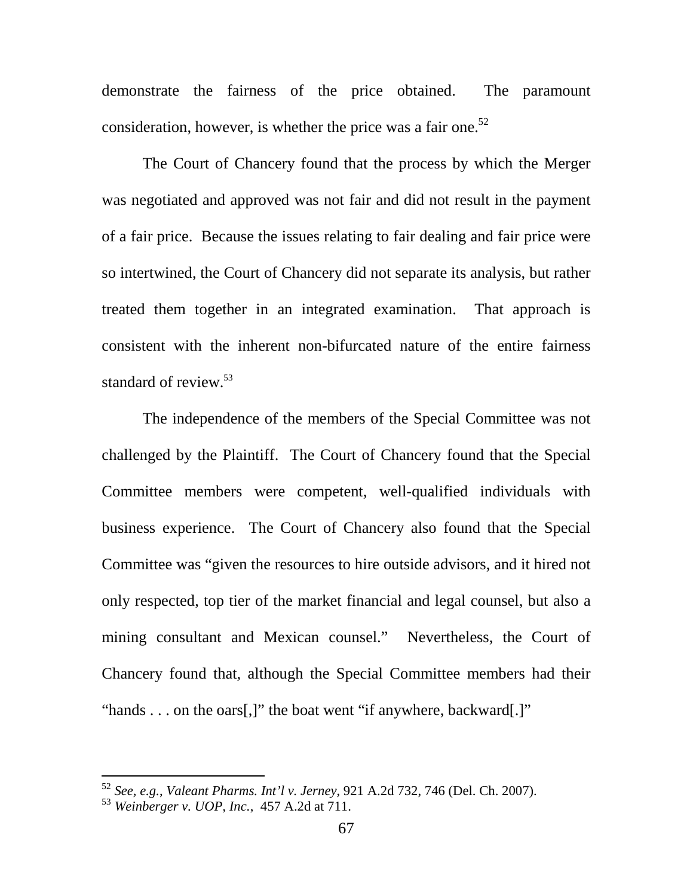demonstrate the fairness of the price obtained. The paramount consideration, however, is whether the price was a fair one.[52]

The Court of Chancery found that the process by which the Merger was negotiated and approved was not fair and did not result in the payment of a fair price. Because the issues relating to fair dealing and fair price were so intertwined, the Court of Chancery did not separate its analysis, but rather treated them together in an integrated examination. That approach is consistent with the inherent non-bifurcated nature of the entire fairness standard of review.[53]

The independence of the members of the Special Committee was not challenged by the Plaintiff. The Court of Chancery found that the Special Committee members were competent, well-qualified individuals with business experience. The Court of Chancery also found that the Special Committee was "given the resources to hire outside advisors, and it hired not only respected, top tier of the market financial and legal counsel, but also a mining consultant and Mexican counsel." Nevertheless, the Court of Chancery found that, although the Special Committee members had their "hands . . . on the oars[,]" the boat went "if anywhere, backward[.]"

---

[52] *See, e.g.*, *Valeant Pharms. Int'l v. Jerney*, 921 A.2d 732, 746 (Del. Ch. 2007).

[53] *Weinberger v. UOP, Inc.*, 457 A.2d at 711.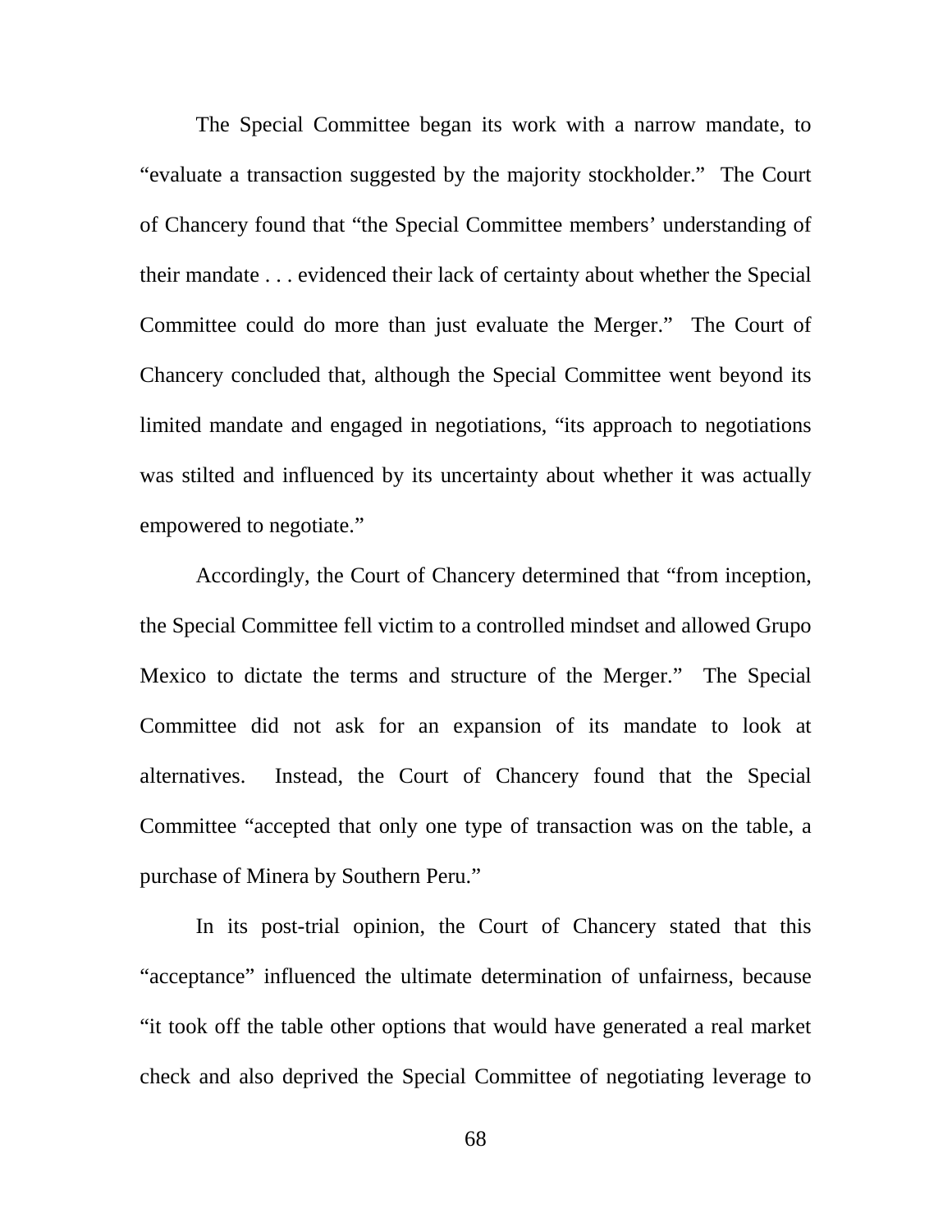The Special Committee began its work with a narrow mandate, to "evaluate a transaction suggested by the majority stockholder." The Court of Chancery found that "the Special Committee members' understanding of their mandate . . . evidenced their lack of certainty about whether the Special Committee could do more than just evaluate the Merger." The Court of Chancery concluded that, although the Special Committee went beyond its limited mandate and engaged in negotiations, "its approach to negotiations was stilted and influenced by its uncertainty about whether it was actually empowered to negotiate."

Accordingly, the Court of Chancery determined that "from inception, the Special Committee fell victim to a controlled mindset and allowed Grupo Mexico to dictate the terms and structure of the Merger." The Special Committee did not ask for an expansion of its mandate to look at alternatives. Instead, the Court of Chancery found that the Special Committee "accepted that only one type of transaction was on the table, a purchase of Minera by Southern Peru."

In its post-trial opinion, the Court of Chancery stated that this "acceptance" influenced the ultimate determination of unfairness, because "it took off the table other options that would have generated a real market check and also deprived the Special Committee of negotiating leverage to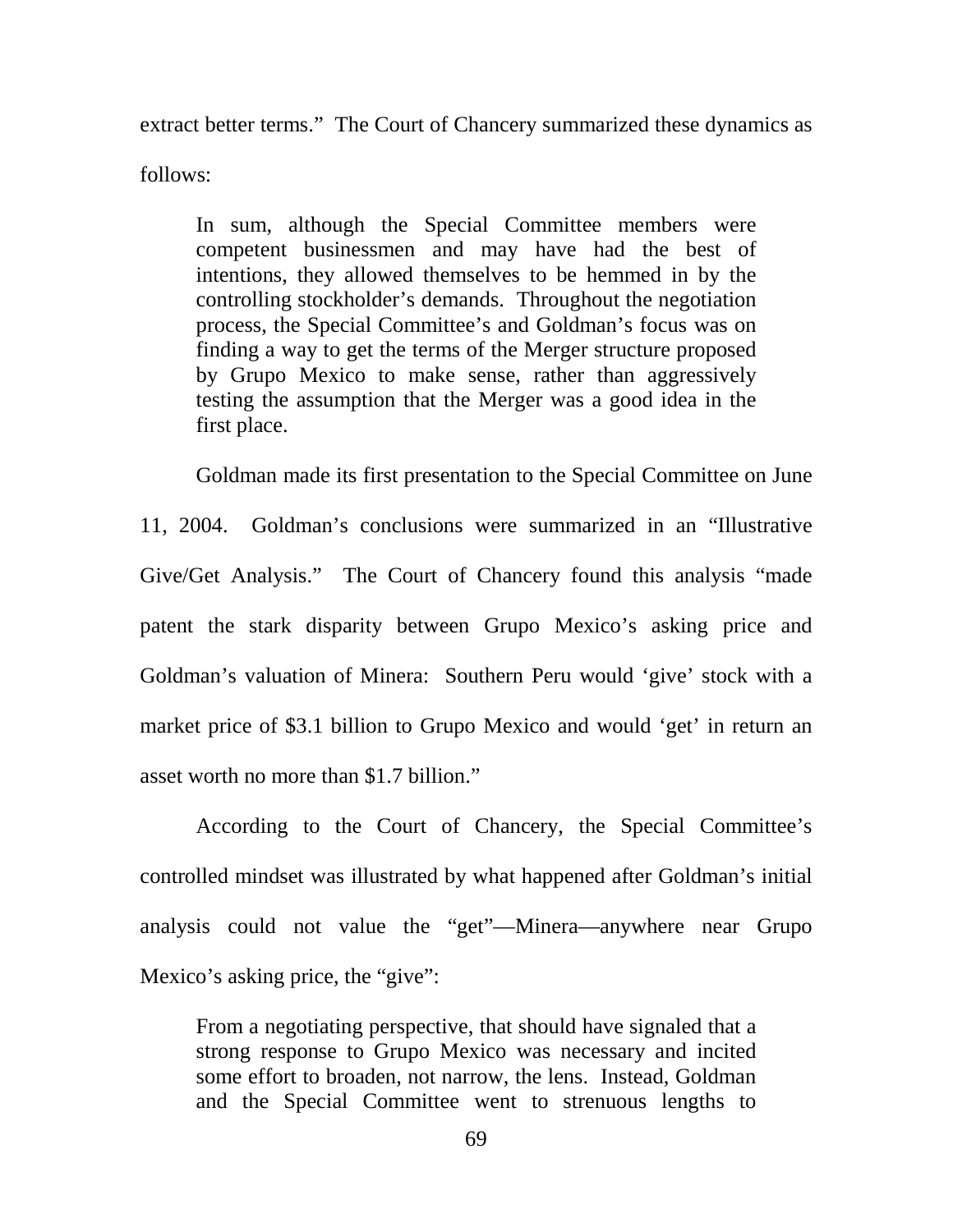extract better terms." The Court of Chancery summarized these dynamics as follows:

> In sum, although the Special Committee members were competent businessmen and may have had the best of intentions, they allowed themselves to be hemmed in by the controlling stockholder's demands. Throughout the negotiation process, the Special Committee's and Goldman's focus was on finding a way to get the terms of the Merger structure proposed by Grupo Mexico to make sense, rather than aggressively testing the assumption that the Merger was a good idea in the first place.

Goldman made its first presentation to the Special Committee on June 11, 2004. Goldman's conclusions were summarized in an "Illustrative Give/Get Analysis." The Court of Chancery found this analysis "made patent the stark disparity between Grupo Mexico's asking price and Goldman's valuation of Minera: Southern Peru would 'give' stock with a market price of $3.1 billion to Grupo Mexico and would 'get' in return an asset worth no more than $1.7 billion."

According to the Court of Chancery, the Special Committee's controlled mindset was illustrated by what happened after Goldman's initial analysis could not value the "get"—Minera—anywhere near Grupo Mexico's asking price, the "give":

> From a negotiating perspective, that should have signaled that a strong response to Grupo Mexico was necessary and incited some effort to broaden, not narrow, the lens. Instead, Goldman and the Special Committee went to strenuous lengths to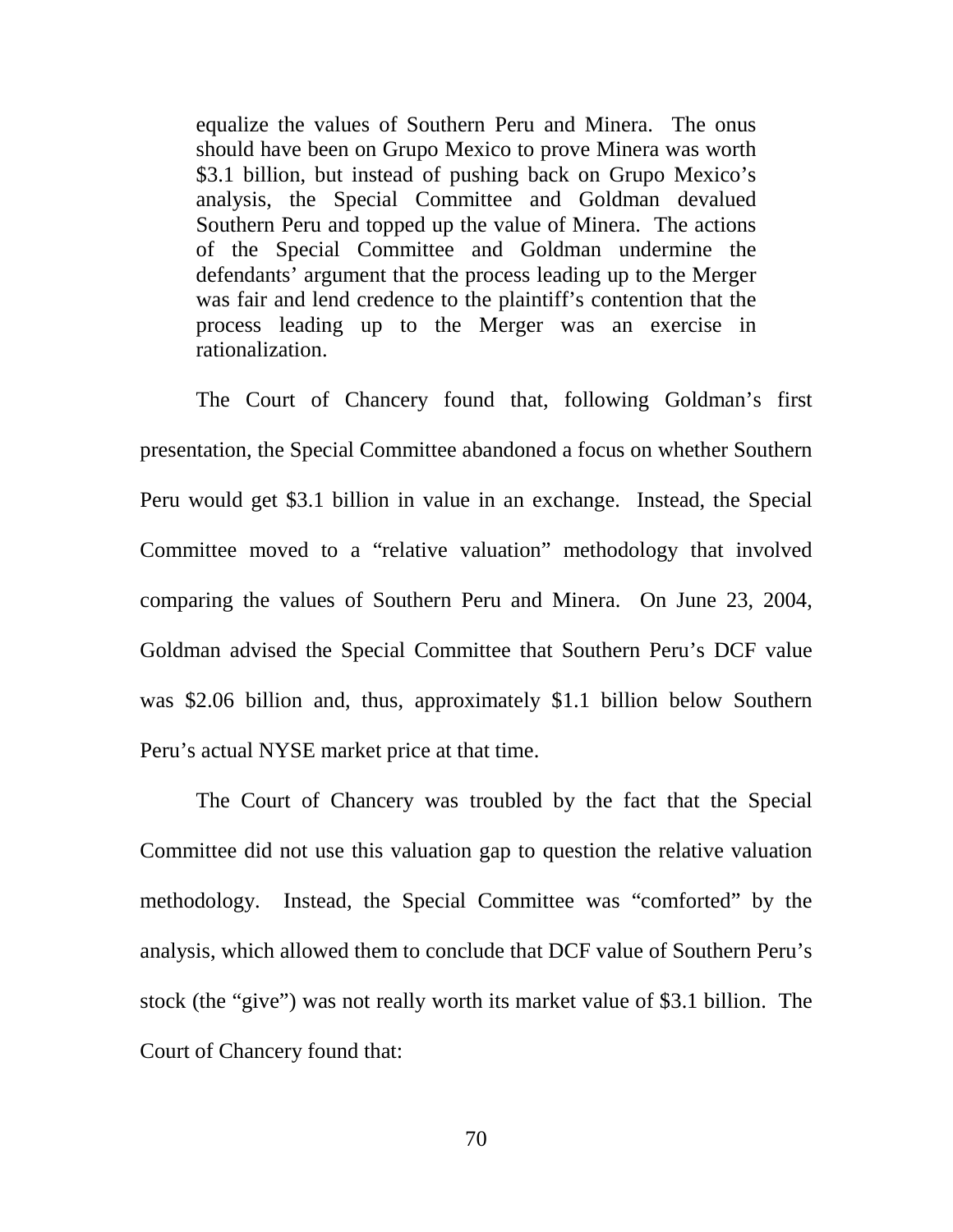> equalize the values of Southern Peru and Minera. The onus should have been on Grupo Mexico to prove Minera was worth \$3.1 billion, but instead of pushing back on Grupo Mexico's analysis, the Special Committee and Goldman devalued Southern Peru and topped up the value of Minera. The actions of the Special Committee and Goldman undermine the defendants' argument that the process leading up to the Merger was fair and lend credence to the plaintiff's contention that the process leading up to the Merger was an exercise in rationalization.

The Court of Chancery found that, following Goldman's first presentation, the Special Committee abandoned a focus on whether Southern Peru would get \$3.1 billion in value in an exchange. Instead, the Special Committee moved to a "relative valuation" methodology that involved comparing the values of Southern Peru and Minera. On June 23, 2004, Goldman advised the Special Committee that Southern Peru's DCF value was \$2.06 billion and, thus, approximately \$1.1 billion below Southern Peru's actual NYSE market price at that time.

The Court of Chancery was troubled by the fact that the Special Committee did not use this valuation gap to question the relative valuation methodology. Instead, the Special Committee was "comforted" by the analysis, which allowed them to conclude that DCF value of Southern Peru's stock (the "give") was not really worth its market value of \$3.1 billion. The Court of Chancery found that: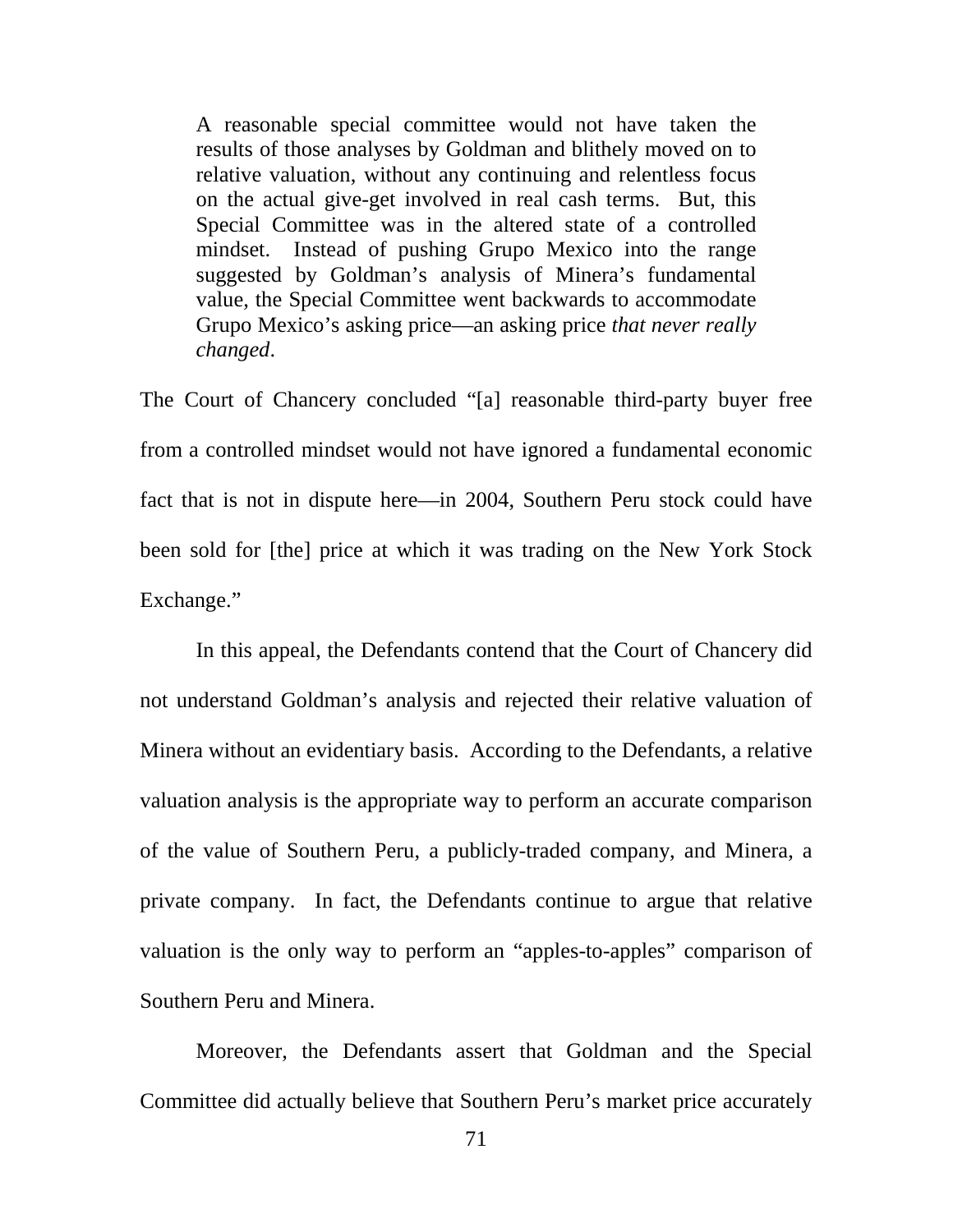> A reasonable special committee would not have taken the results of those analyses by Goldman and blithely moved on to relative valuation, without any continuing and relentless focus on the actual give-get involved in real cash terms. But, this Special Committee was in the altered state of a controlled mindset. Instead of pushing Grupo Mexico into the range suggested by Goldman's analysis of Minera's fundamental value, the Special Committee went backwards to accommodate Grupo Mexico's asking price—an asking price *that never really changed*.

The Court of Chancery concluded "[a] reasonable third-party buyer free from a controlled mindset would not have ignored a fundamental economic fact that is not in dispute here—in 2004, Southern Peru stock could have been sold for [the] price at which it was trading on the New York Stock Exchange."

In this appeal, the Defendants contend that the Court of Chancery did not understand Goldman's analysis and rejected their relative valuation of Minera without an evidentiary basis. According to the Defendants, a relative valuation analysis is the appropriate way to perform an accurate comparison of the value of Southern Peru, a publicly-traded company, and Minera, a private company. In fact, the Defendants continue to argue that relative valuation is the only way to perform an "apples-to-apples" comparison of Southern Peru and Minera.

Moreover, the Defendants assert that Goldman and the Special Committee did actually believe that Southern Peru's market price accurately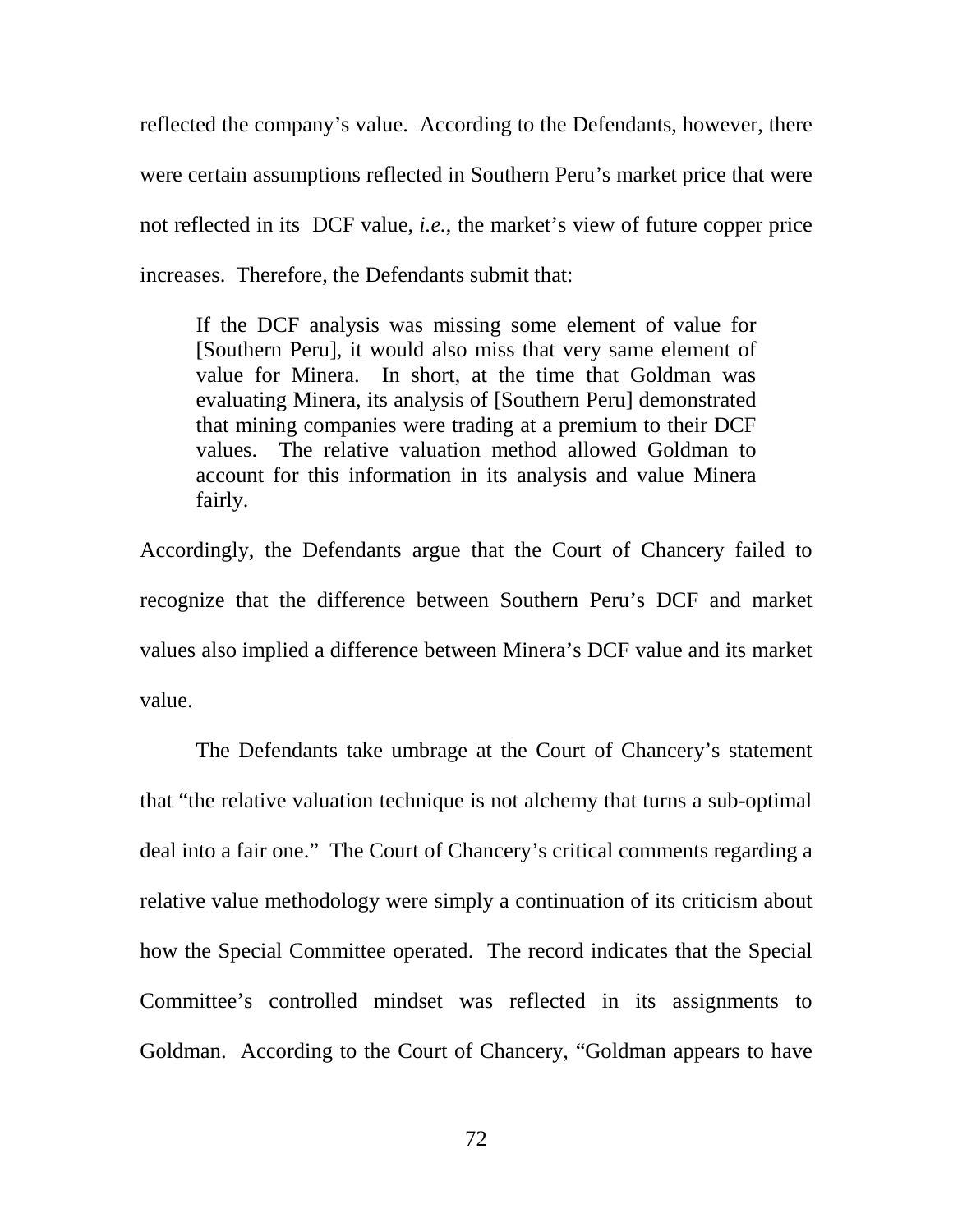reflected the company's value. According to the Defendants, however, there were certain assumptions reflected in Southern Peru's market price that were not reflected in its DCF value, *i.e.*, the market's view of future copper price increases. Therefore, the Defendants submit that:

> If the DCF analysis was missing some element of value for [Southern Peru], it would also miss that very same element of value for Minera. In short, at the time that Goldman was evaluating Minera, its analysis of [Southern Peru] demonstrated that mining companies were trading at a premium to their DCF values. The relative valuation method allowed Goldman to account for this information in its analysis and value Minera fairly.

Accordingly, the Defendants argue that the Court of Chancery failed to recognize that the difference between Southern Peru's DCF and market values also implied a difference between Minera's DCF value and its market value.

The Defendants take umbrage at the Court of Chancery's statement that "the relative valuation technique is not alchemy that turns a sub-optimal deal into a fair one." The Court of Chancery's critical comments regarding a relative value methodology were simply a continuation of its criticism about how the Special Committee operated. The record indicates that the Special Committee's controlled mindset was reflected in its assignments to Goldman. According to the Court of Chancery, "Goldman appears to have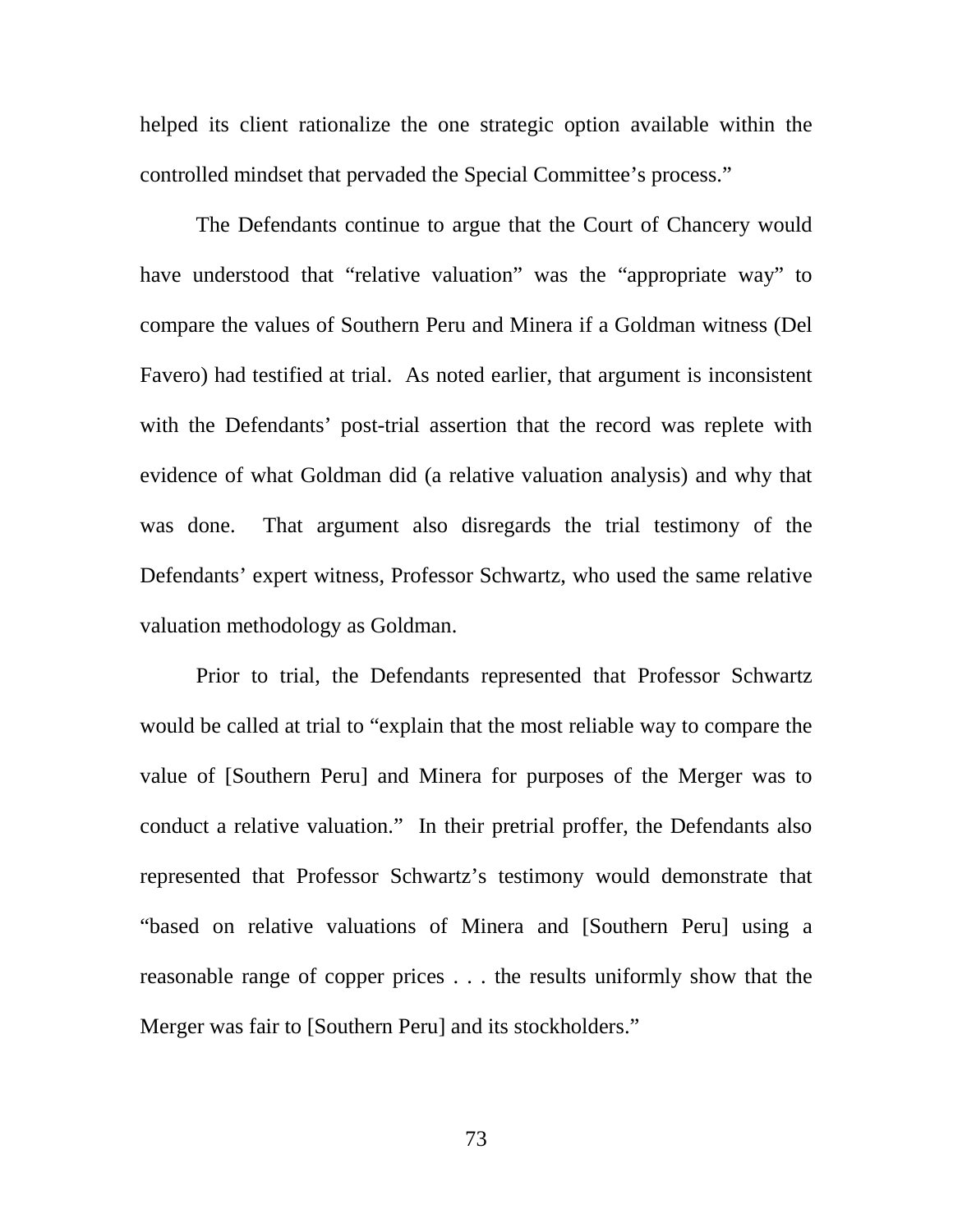helped its client rationalize the one strategic option available within the controlled mindset that pervaded the Special Committee's process."

The Defendants continue to argue that the Court of Chancery would have understood that "relative valuation" was the "appropriate way" to compare the values of Southern Peru and Minera if a Goldman witness (Del Favero) had testified at trial. As noted earlier, that argument is inconsistent with the Defendants' post-trial assertion that the record was replete with evidence of what Goldman did (a relative valuation analysis) and why that was done. That argument also disregards the trial testimony of the Defendants' expert witness, Professor Schwartz, who used the same relative valuation methodology as Goldman.

Prior to trial, the Defendants represented that Professor Schwartz would be called at trial to "explain that the most reliable way to compare the value of [Southern Peru] and Minera for purposes of the Merger was to conduct a relative valuation." In their pretrial proffer, the Defendants also represented that Professor Schwartz's testimony would demonstrate that "based on relative valuations of Minera and [Southern Peru] using a reasonable range of copper prices . . . the results uniformly show that the Merger was fair to [Southern Peru] and its stockholders."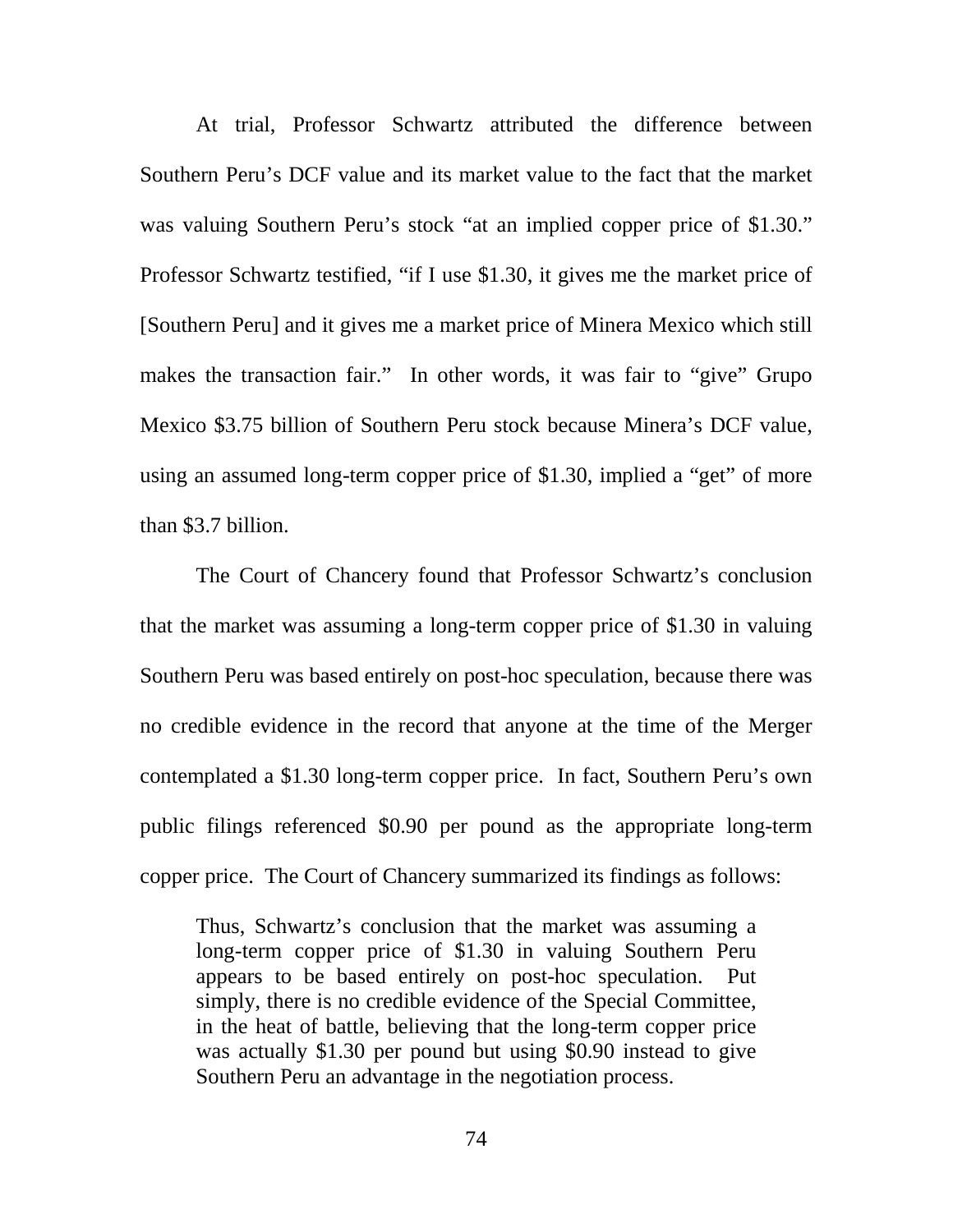At trial, Professor Schwartz attributed the difference between Southern Peru's DCF value and its market value to the fact that the market was valuing Southern Peru's stock "at an implied copper price of $1.30." Professor Schwartz testified, "if I use $1.30, it gives me the market price of [Southern Peru] and it gives me a market price of Minera Mexico which still makes the transaction fair." In other words, it was fair to "give" Grupo Mexico $3.75 billion of Southern Peru stock because Minera's DCF value, using an assumed long-term copper price of $1.30, implied a "get" of more than $3.7 billion.

The Court of Chancery found that Professor Schwartz's conclusion that the market was assuming a long-term copper price of $1.30 in valuing Southern Peru was based entirely on post-hoc speculation, because there was no credible evidence in the record that anyone at the time of the Merger contemplated a $1.30 long-term copper price. In fact, Southern Peru's own public filings referenced $0.90 per pound as the appropriate long-term copper price. The Court of Chancery summarized its findings as follows:

> Thus, Schwartz's conclusion that the market was assuming a long-term copper price of $1.30 in valuing Southern Peru appears to be based entirely on post-hoc speculation. Put simply, there is no credible evidence of the Special Committee, in the heat of battle, believing that the long-term copper price was actually $1.30 per pound but using $0.90 instead to give Southern Peru an advantage in the negotiation process.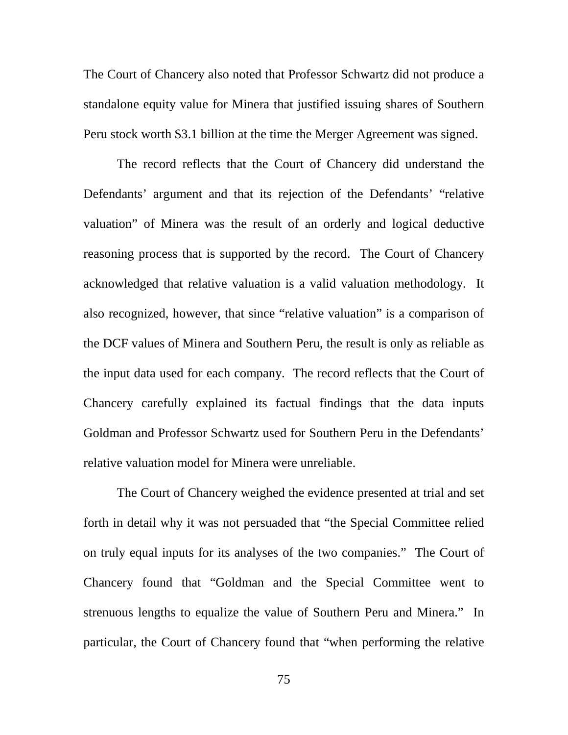The Court of Chancery also noted that Professor Schwartz did not produce a standalone equity value for Minera that justified issuing shares of Southern Peru stock worth $3.1 billion at the time the Merger Agreement was signed.

The record reflects that the Court of Chancery did understand the Defendants' argument and that its rejection of the Defendants' "relative valuation" of Minera was the result of an orderly and logical deductive reasoning process that is supported by the record. The Court of Chancery acknowledged that relative valuation is a valid valuation methodology. It also recognized, however, that since "relative valuation" is a comparison of the DCF values of Minera and Southern Peru, the result is only as reliable as the input data used for each company. The record reflects that the Court of Chancery carefully explained its factual findings that the data inputs Goldman and Professor Schwartz used for Southern Peru in the Defendants' relative valuation model for Minera were unreliable.

The Court of Chancery weighed the evidence presented at trial and set forth in detail why it was not persuaded that "the Special Committee relied on truly equal inputs for its analyses of the two companies." The Court of Chancery found that "Goldman and the Special Committee went to strenuous lengths to equalize the value of Southern Peru and Minera." In particular, the Court of Chancery found that "when performing the relative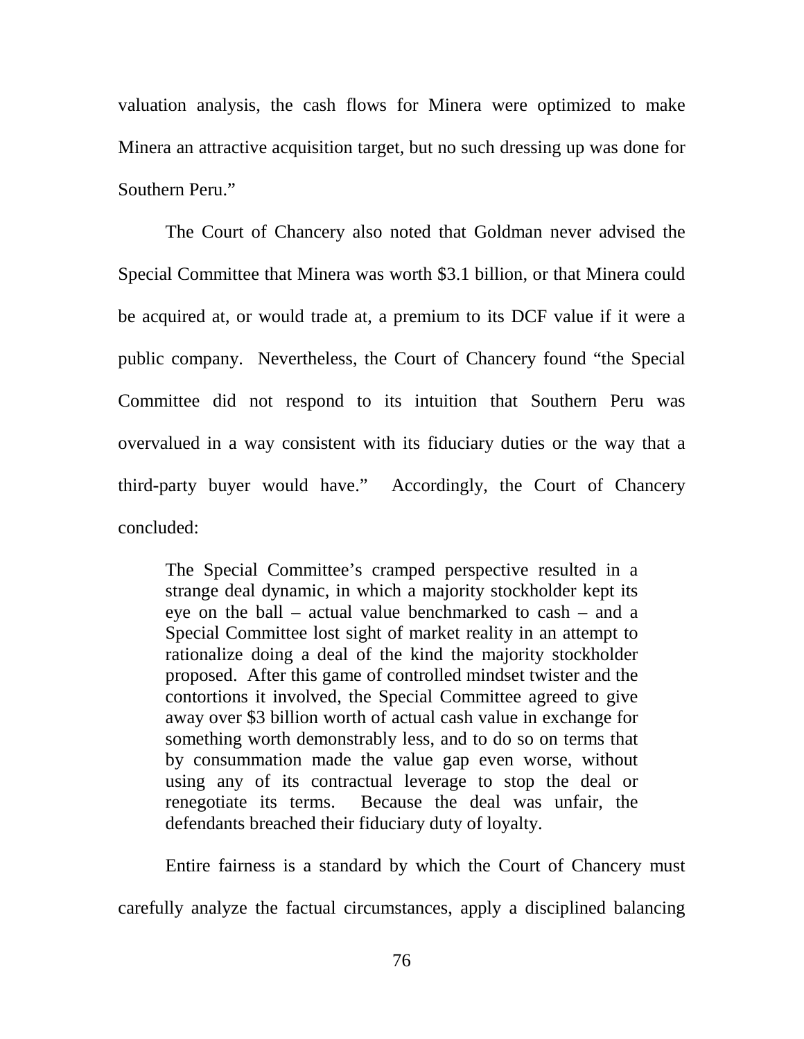valuation analysis, the cash flows for Minera were optimized to make Minera an attractive acquisition target, but no such dressing up was done for Southern Peru."

The Court of Chancery also noted that Goldman never advised the Special Committee that Minera was worth $3.1 billion, or that Minera could be acquired at, or would trade at, a premium to its DCF value if it were a public company. Nevertheless, the Court of Chancery found "the Special Committee did not respond to its intuition that Southern Peru was overvalued in a way consistent with its fiduciary duties or the way that a third-party buyer would have." Accordingly, the Court of Chancery concluded:

> The Special Committee's cramped perspective resulted in a strange deal dynamic, in which a majority stockholder kept its eye on the ball – actual value benchmarked to cash – and a Special Committee lost sight of market reality in an attempt to rationalize doing a deal of the kind the majority stockholder proposed. After this game of controlled mindset twister and the contortions it involved, the Special Committee agreed to give away over $3 billion worth of actual cash value in exchange for something worth demonstrably less, and to do so on terms that by consummation made the value gap even worse, without using any of its contractual leverage to stop the deal or renegotiate its terms. Because the deal was unfair, the defendants breached their fiduciary duty of loyalty.

Entire fairness is a standard by which the Court of Chancery must carefully analyze the factual circumstances, apply a disciplined balancing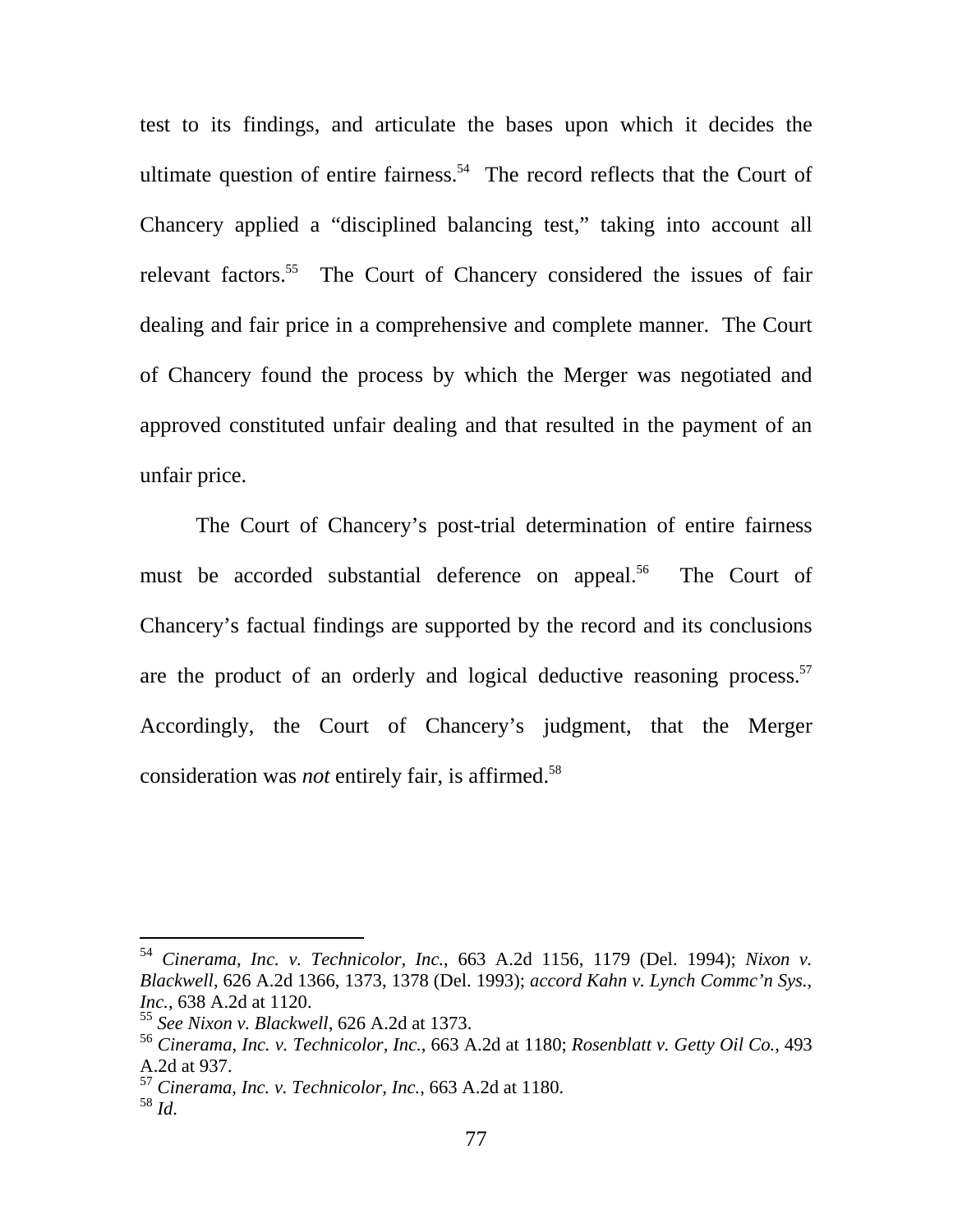test to its findings, and articulate the bases upon which it decides the ultimate question of entire fairness.[54] The record reflects that the Court of Chancery applied a "disciplined balancing test," taking into account all relevant factors.[55] The Court of Chancery considered the issues of fair dealing and fair price in a comprehensive and complete manner. The Court of Chancery found the process by which the Merger was negotiated and approved constituted unfair dealing and that resulted in the payment of an unfair price.

The Court of Chancery's post-trial determination of entire fairness must be accorded substantial deference on appeal.[56] The Court of Chancery's factual findings are supported by the record and its conclusions are the product of an orderly and logical deductive reasoning process.[57] Accordingly, the Court of Chancery's judgment, that the Merger consideration was *not* entirely fair, is affirmed.[58]

---

[54] *Cinerama, Inc. v. Technicolor, Inc.*, 663 A.2d 1156, 1179 (Del. 1994); *Nixon v. Blackwell*, 626 A.2d 1366, 1373, 1378 (Del. 1993); *accord Kahn v. Lynch Commc'n Sys., Inc.*, 638 A.2d at 1120.

[55] *See Nixon v. Blackwell*, 626 A.2d at 1373.

[56] *Cinerama, Inc. v. Technicolor, Inc.*, 663 A.2d at 1180; *Rosenblatt v. Getty Oil Co.*, 493 A.2d at 937.

[57] *Cinerama, Inc. v. Technicolor, Inc.*, 663 A.2d at 1180.

[58] *Id.*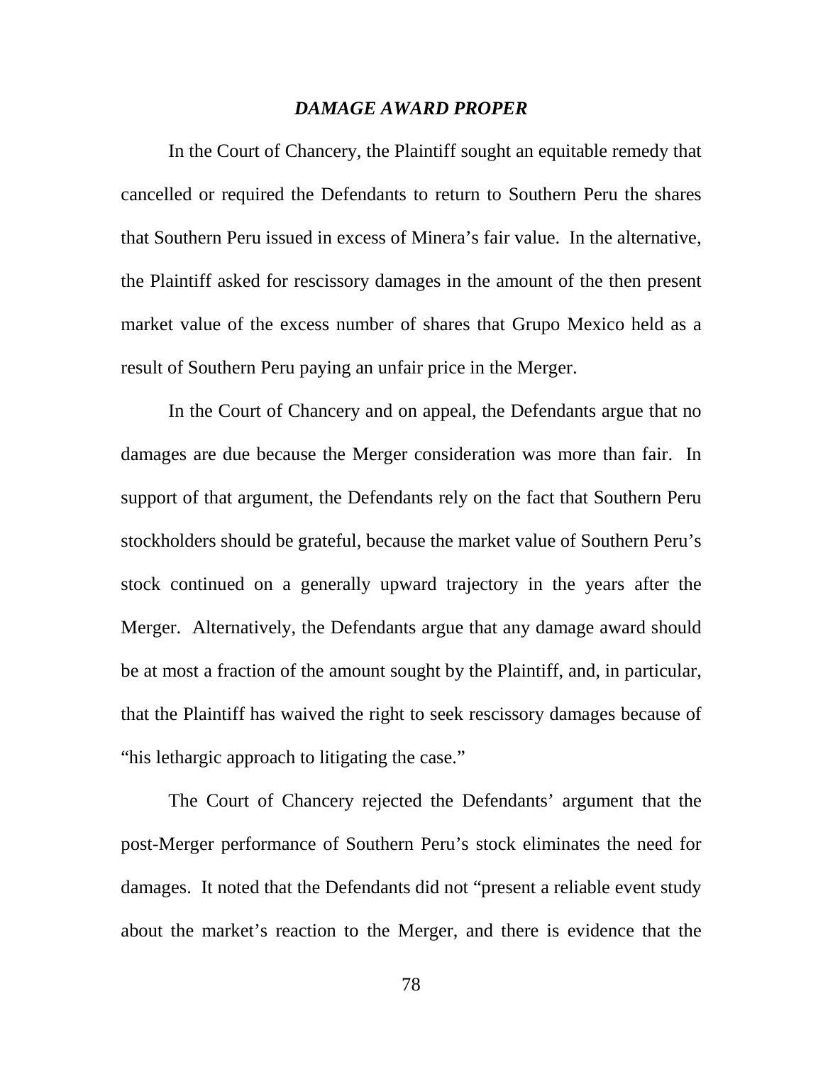### *DAMAGE AWARD PROPER*

In the Court of Chancery, the Plaintiff sought an equitable remedy that cancelled or required the Defendants to return to Southern Peru the shares that Southern Peru issued in excess of Minera's fair value. In the alternative, the Plaintiff asked for rescissory damages in the amount of the then present market value of the excess number of shares that Grupo Mexico held as a result of Southern Peru paying an unfair price in the Merger.

In the Court of Chancery and on appeal, the Defendants argue that no damages are due because the Merger consideration was more than fair. In support of that argument, the Defendants rely on the fact that Southern Peru stockholders should be grateful, because the market value of Southern Peru's stock continued on a generally upward trajectory in the years after the Merger. Alternatively, the Defendants argue that any damage award should be at most a fraction of the amount sought by the Plaintiff, and, in particular, that the Plaintiff has waived the right to seek rescissory damages because of "his lethargic approach to litigating the case."

The Court of Chancery rejected the Defendants' argument that the post-Merger performance of Southern Peru's stock eliminates the need for damages. It noted that the Defendants did not "present a reliable event study about the market's reaction to the Merger, and there is evidence that the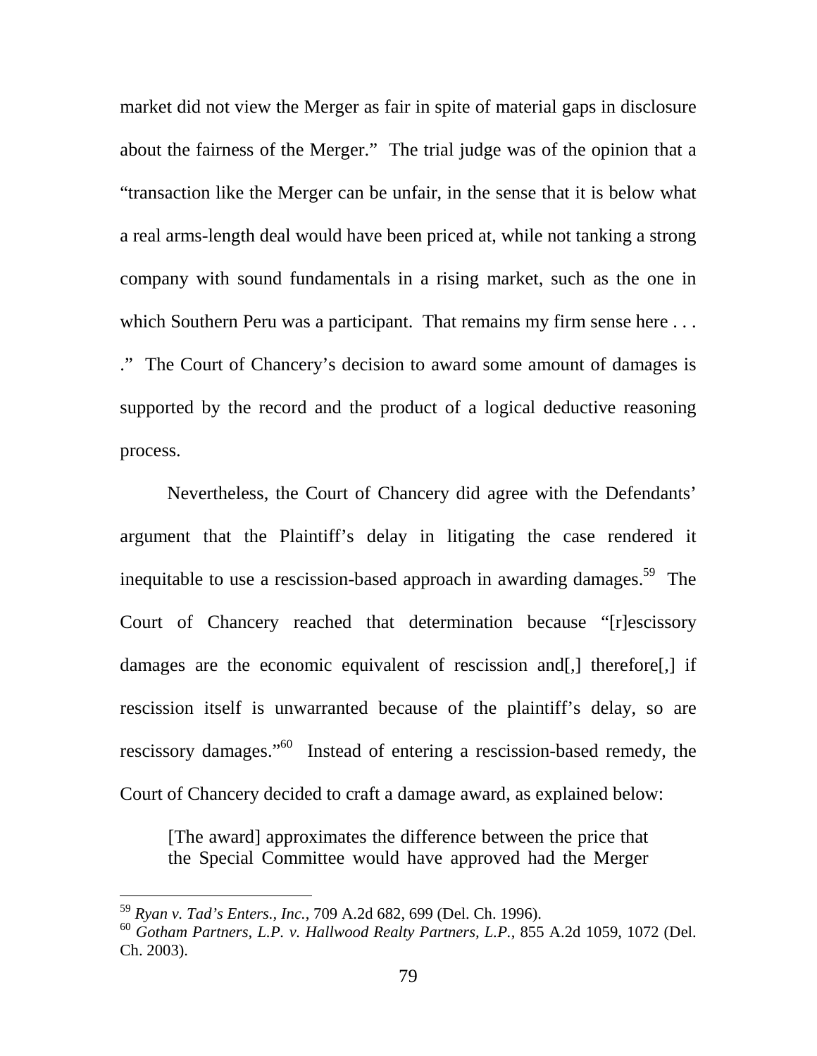market did not view the Merger as fair in spite of material gaps in disclosure about the fairness of the Merger." The trial judge was of the opinion that a "transaction like the Merger can be unfair, in the sense that it is below what a real arms-length deal would have been priced at, while not tanking a strong company with sound fundamentals in a rising market, such as the one in which Southern Peru was a participant. That remains my firm sense here . . . ." The Court of Chancery's decision to award some amount of damages is supported by the record and the product of a logical deductive reasoning process.

Nevertheless, the Court of Chancery did agree with the Defendants' argument that the Plaintiff's delay in litigating the case rendered it inequitable to use a rescission-based approach in awarding damages.[59] The Court of Chancery reached that determination because "[r]escissory damages are the economic equivalent of rescission and[,] therefore[,] if rescission itself is unwarranted because of the plaintiff's delay, so are rescissory damages."[60] Instead of entering a rescission-based remedy, the Court of Chancery decided to craft a damage award, as explained below:

> [The award] approximates the difference between the price that the Special Committee would have approved had the Merger

---

[59] *Ryan v. Tad's Enters., Inc.*, 709 A.2d 682, 699 (Del. Ch. 1996).
[60] *Gotham Partners, L.P. v. Hallwood Realty Partners, L.P.*, 855 A.2d 1059, 1072 (Del. Ch. 2003).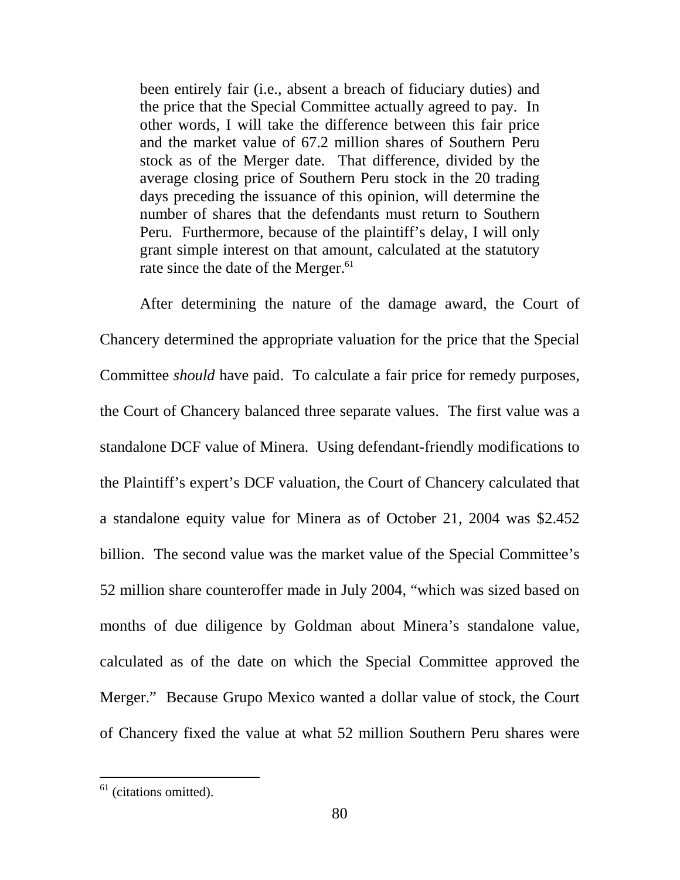> been entirely fair (i.e., absent a breach of fiduciary duties) and the price that the Special Committee actually agreed to pay. In other words, I will take the difference between this fair price and the market value of 67.2 million shares of Southern Peru stock as of the Merger date. That difference, divided by the average closing price of Southern Peru stock in the 20 trading days preceding the issuance of this opinion, will determine the number of shares that the defendants must return to Southern Peru. Furthermore, because of the plaintiff's delay, I will only grant simple interest on that amount, calculated at the statutory rate since the date of the Merger.[61]

After determining the nature of the damage award, the Court of Chancery determined the appropriate valuation for the price that the Special Committee *should* have paid. To calculate a fair price for remedy purposes, the Court of Chancery balanced three separate values. The first value was a standalone DCF value of Minera. Using defendant-friendly modifications to the Plaintiff's expert's DCF valuation, the Court of Chancery calculated that a standalone equity value for Minera as of October 21, 2004 was $2.452 billion. The second value was the market value of the Special Committee's 52 million share counteroffer made in July 2004, "which was sized based on months of due diligence by Goldman about Minera's standalone value, calculated as of the date on which the Special Committee approved the Merger." Because Grupo Mexico wanted a dollar value of stock, the Court of Chancery fixed the value at what 52 million Southern Peru shares were

---

[61] (citations omitted).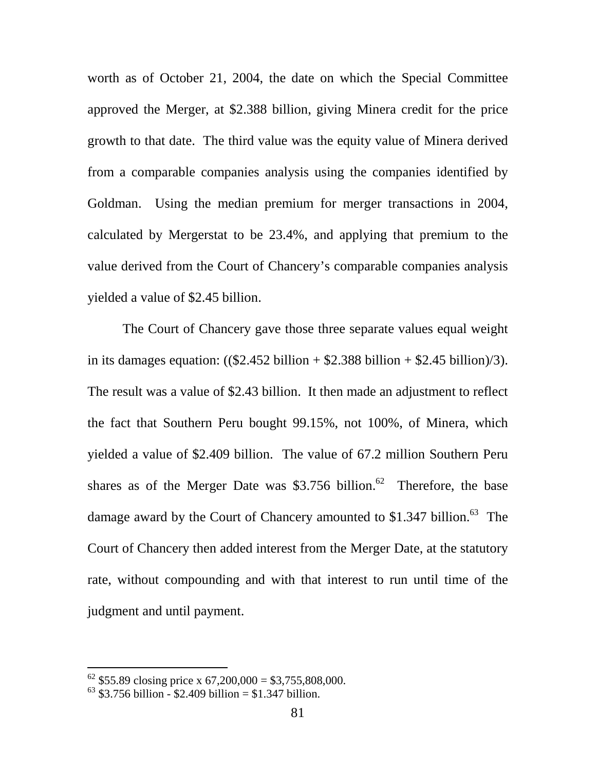worth as of October 21, 2004, the date on which the Special Committee approved the Merger, at $2.388 billion, giving Minera credit for the price growth to that date. The third value was the equity value of Minera derived from a comparable companies analysis using the companies identified by Goldman. Using the median premium for merger transactions in 2004, calculated by Mergerstat to be 23.4%, and applying that premium to the value derived from the Court of Chancery's comparable companies analysis yielded a value of $2.45 billion.

The Court of Chancery gave those three separate values equal weight in its damages equation: (($2.452 billion + $2.388 billion + $2.45 billion)/3). The result was a value of $2.43 billion. It then made an adjustment to reflect the fact that Southern Peru bought 99.15%, not 100%, of Minera, which yielded a value of $2.409 billion. The value of 67.2 million Southern Peru shares as of the Merger Date was $3.756 billion.[62] Therefore, the base damage award by the Court of Chancery amounted to $1.347 billion.[63] The Court of Chancery then added interest from the Merger Date, at the statutory rate, without compounding and with that interest to run until time of the judgment and until payment.

---

[62] $55.89 closing price x 67,200,000 = $3,755,808,000.

[63] $3.756 billion - $2.409 billion = $1.347 billion.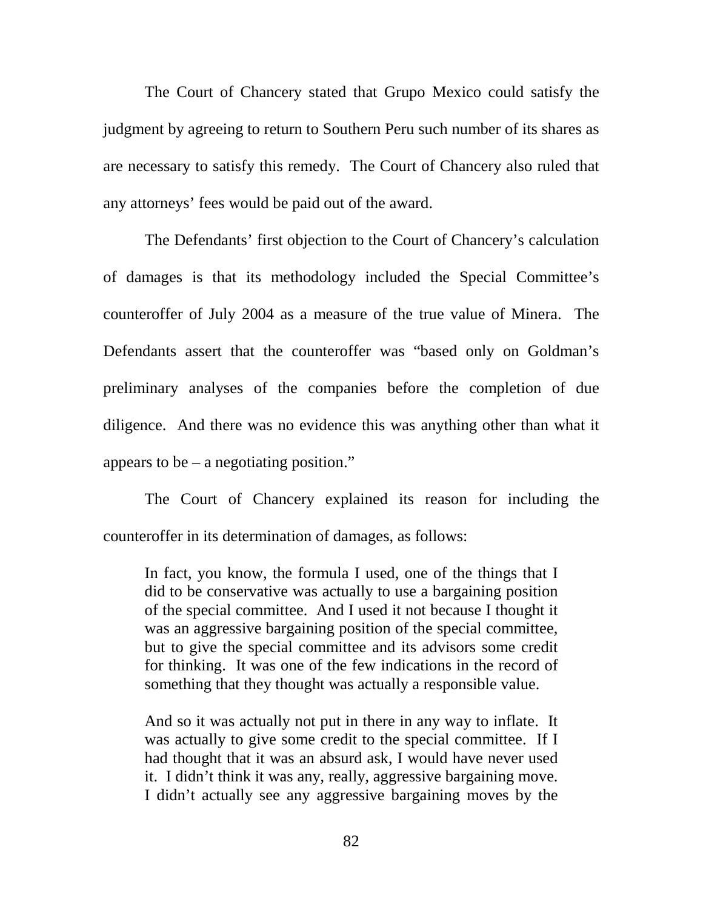The Court of Chancery stated that Grupo Mexico could satisfy the judgment by agreeing to return to Southern Peru such number of its shares as are necessary to satisfy this remedy. The Court of Chancery also ruled that any attorneys' fees would be paid out of the award.

The Defendants' first objection to the Court of Chancery's calculation of damages is that its methodology included the Special Committee's counteroffer of July 2004 as a measure of the true value of Minera. The Defendants assert that the counteroffer was "based only on Goldman's preliminary analyses of the companies before the completion of due diligence. And there was no evidence this was anything other than what it appears to be – a negotiating position."

The Court of Chancery explained its reason for including the counteroffer in its determination of damages, as follows:

> In fact, you know, the formula I used, one of the things that I did to be conservative was actually to use a bargaining position of the special committee. And I used it not because I thought it was an aggressive bargaining position of the special committee, but to give the special committee and its advisors some credit for thinking. It was one of the few indications in the record of something that they thought was actually a responsible value.
>
> And so it was actually not put in there in any way to inflate. It was actually to give some credit to the special committee. If I had thought that it was an absurd ask, I would have never used it. I didn't think it was any, really, aggressive bargaining move. I didn't actually see any aggressive bargaining moves by the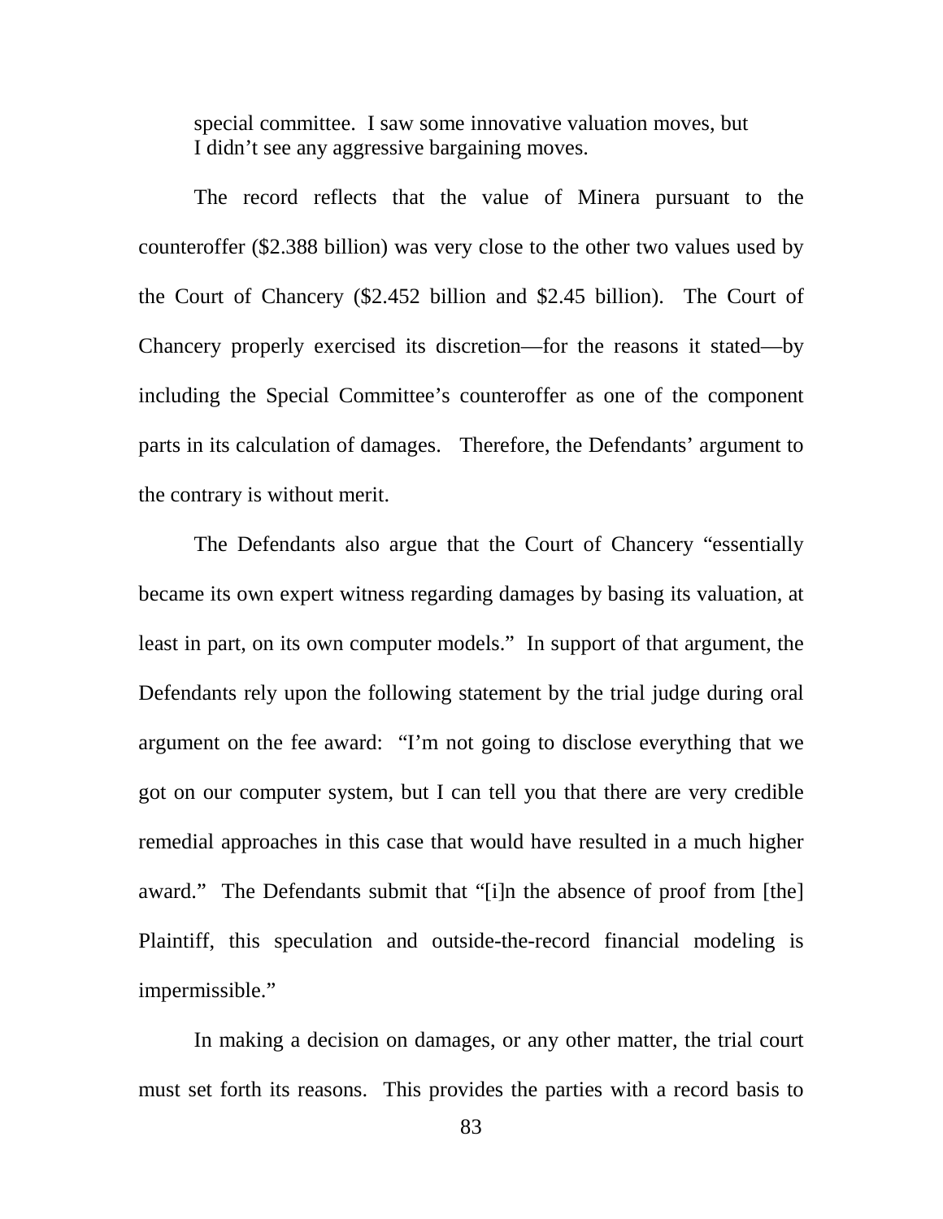> special committee. I saw some innovative valuation moves, but I didn't see any aggressive bargaining moves.

The record reflects that the value of Minera pursuant to the counteroffer ($2.388 billion) was very close to the other two values used by the Court of Chancery ($2.452 billion and $2.45 billion). The Court of Chancery properly exercised its discretion—for the reasons it stated—by including the Special Committee's counteroffer as one of the component parts in its calculation of damages. Therefore, the Defendants' argument to the contrary is without merit.

The Defendants also argue that the Court of Chancery "essentially became its own expert witness regarding damages by basing its valuation, at least in part, on its own computer models." In support of that argument, the Defendants rely upon the following statement by the trial judge during oral argument on the fee award: "I'm not going to disclose everything that we got on our computer system, but I can tell you that there are very credible remedial approaches in this case that would have resulted in a much higher award." The Defendants submit that "[i]n the absence of proof from [the] Plaintiff, this speculation and outside-the-record financial modeling is impermissible."

In making a decision on damages, or any other matter, the trial court must set forth its reasons. This provides the parties with a record basis to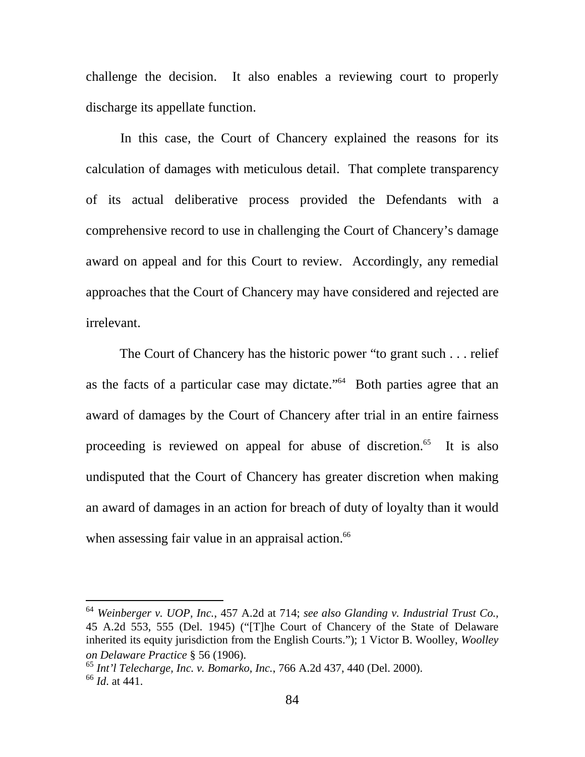challenge the decision. It also enables a reviewing court to properly discharge its appellate function.

In this case, the Court of Chancery explained the reasons for its calculation of damages with meticulous detail. That complete transparency of its actual deliberative process provided the Defendants with a comprehensive record to use in challenging the Court of Chancery's damage award on appeal and for this Court to review. Accordingly, any remedial approaches that the Court of Chancery may have considered and rejected are irrelevant.

The Court of Chancery has the historic power "to grant such . . . relief as the facts of a particular case may dictate."[64] Both parties agree that an award of damages by the Court of Chancery after trial in an entire fairness proceeding is reviewed on appeal for abuse of discretion.[65] It is also undisputed that the Court of Chancery has greater discretion when making an award of damages in an action for breach of duty of loyalty than it would when assessing fair value in an appraisal action.[66]

---

[64] *Weinberger v. UOP, Inc.*, 457 A.2d at 714; *see also Glanding v. Industrial Trust Co.*, 45 A.2d 553, 555 (Del. 1945) ("[T]he Court of Chancery of the State of Delaware inherited its equity jurisdiction from the English Courts."); 1 Victor B. Woolley, *Woolley on Delaware Practice* § 56 (1906).

[65] *Int'l Telecharge, Inc. v. Bomarko, Inc.*, 766 A.2d 437, 440 (Del. 2000).

[66] *Id.* at 441.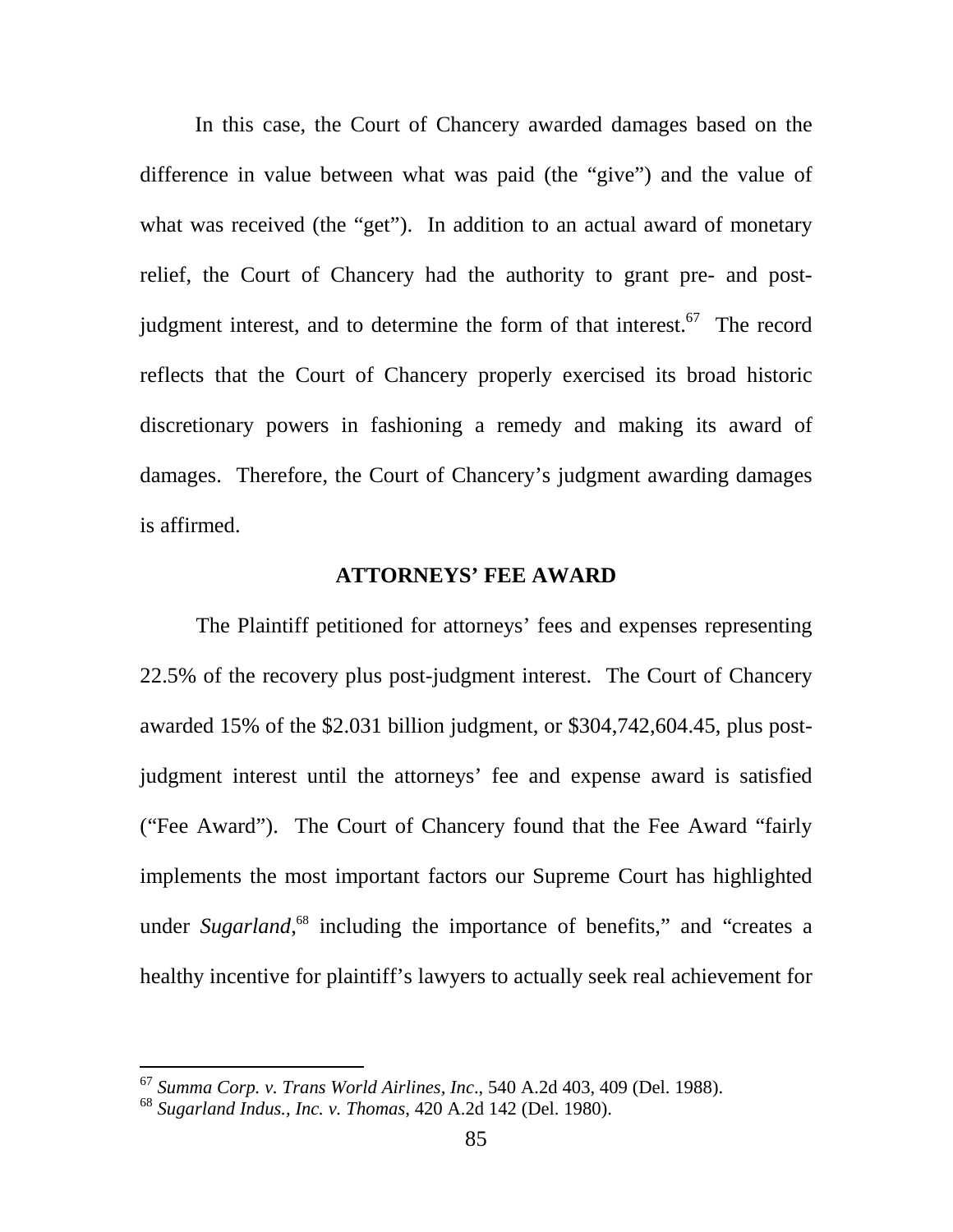In this case, the Court of Chancery awarded damages based on the difference in value between what was paid (the "give") and the value of what was received (the "get"). In addition to an actual award of monetary relief, the Court of Chancery had the authority to grant pre- and post-judgment interest, and to determine the form of that interest.[67] The record reflects that the Court of Chancery properly exercised its broad historic discretionary powers in fashioning a remedy and making its award of damages. Therefore, the Court of Chancery's judgment awarding damages is affirmed.

## ATTORNEYS' FEE AWARD

The Plaintiff petitioned for attorneys' fees and expenses representing 22.5% of the recovery plus post-judgment interest. The Court of Chancery awarded 15% of the $2.031 billion judgment, or $304,742,604.45, plus post-judgment interest until the attorneys' fee and expense award is satisfied ("Fee Award"). The Court of Chancery found that the Fee Award "fairly implements the most important factors our Supreme Court has highlighted under *Sugarland*,[68] including the importance of benefits," and "creates a healthy incentive for plaintiff's lawyers to actually seek real achievement for

---

[67] *Summa Corp. v. Trans World Airlines, Inc*., 540 A.2d 403, 409 (Del. 1988).

[68] *Sugarland Indus., Inc. v. Thomas*, 420 A.2d 142 (Del. 1980).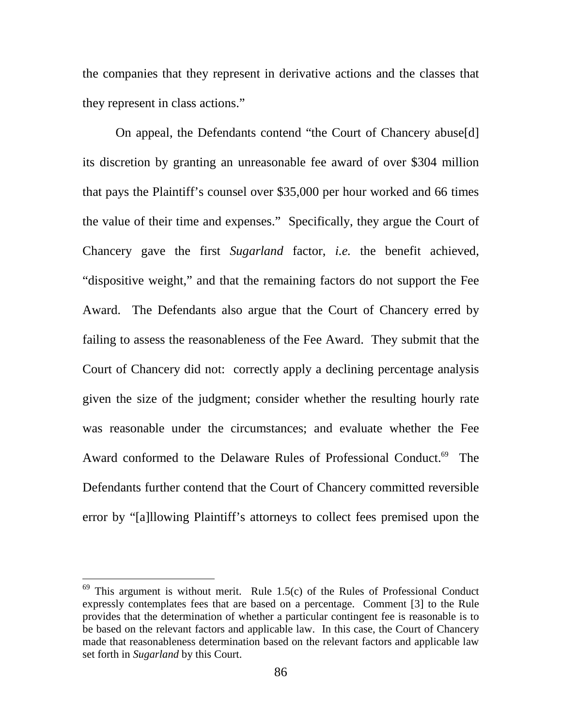the companies that they represent in derivative actions and the classes that they represent in class actions."

On appeal, the Defendants contend "the Court of Chancery abuse[d] its discretion by granting an unreasonable fee award of over $304 million that pays the Plaintiff's counsel over $35,000 per hour worked and 66 times the value of their time and expenses." Specifically, they argue the Court of Chancery gave the first *Sugarland* factor, *i.e.* the benefit achieved, "dispositive weight," and that the remaining factors do not support the Fee Award. The Defendants also argue that the Court of Chancery erred by failing to assess the reasonableness of the Fee Award. They submit that the Court of Chancery did not: correctly apply a declining percentage analysis given the size of the judgment; consider whether the resulting hourly rate was reasonable under the circumstances; and evaluate whether the Fee Award conformed to the Delaware Rules of Professional Conduct.[69] The Defendants further contend that the Court of Chancery committed reversible error by "[a]llowing Plaintiff's attorneys to collect fees premised upon the

---

[69] This argument is without merit. Rule 1.5(c) of the Rules of Professional Conduct expressly contemplates fees that are based on a percentage. Comment [3] to the Rule provides that the determination of whether a particular contingent fee is reasonable is to be based on the relevant factors and applicable law. In this case, the Court of Chancery made that reasonableness determination based on the relevant factors and applicable law set forth in *Sugarland* by this Court.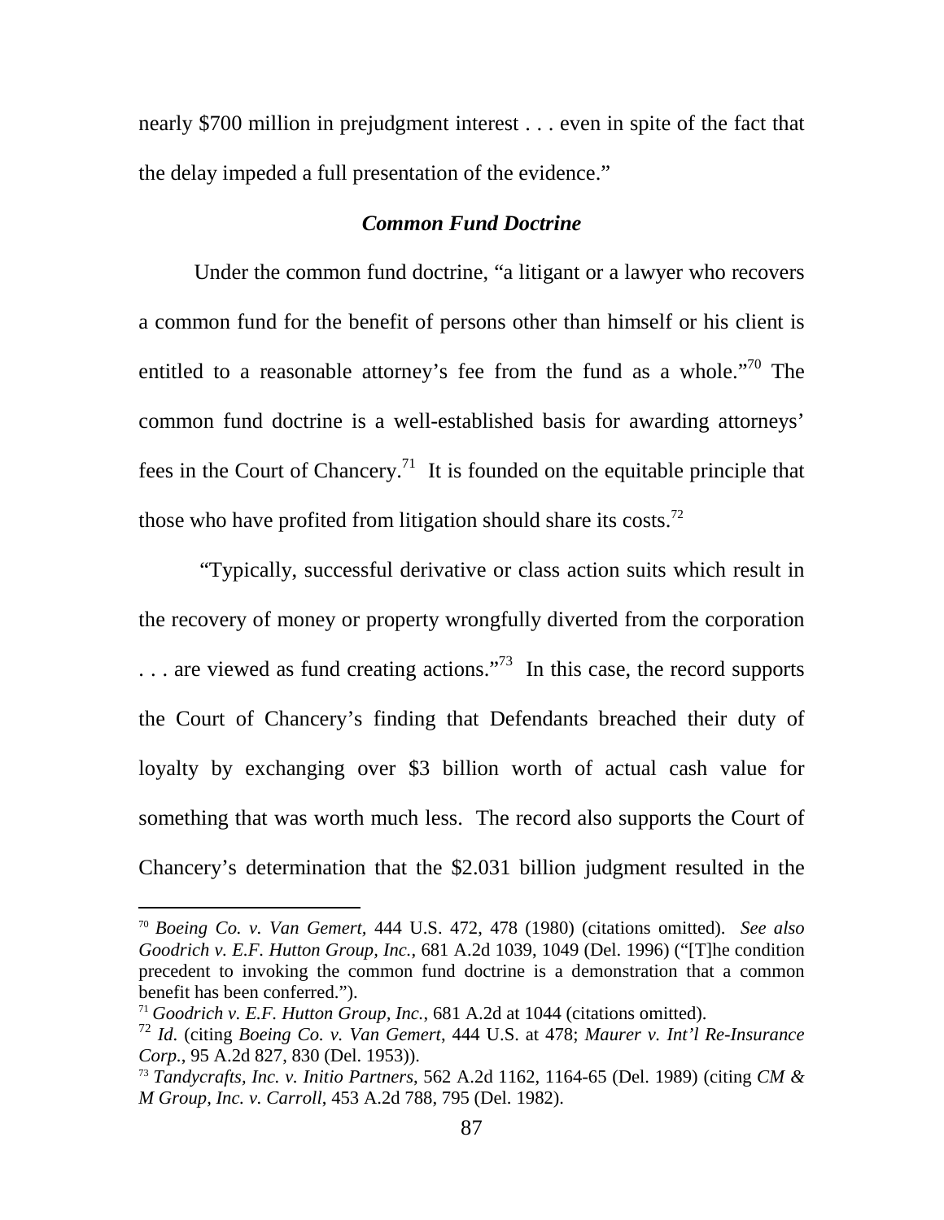nearly $700 million in prejudgment interest . . . even in spite of the fact that the delay impeded a full presentation of the evidence."

### *Common Fund Doctrine*

Under the common fund doctrine, "a litigant or a lawyer who recovers a common fund for the benefit of persons other than himself or his client is entitled to a reasonable attorney's fee from the fund as a whole."[70] The common fund doctrine is a well-established basis for awarding attorneys' fees in the Court of Chancery.[71] It is founded on the equitable principle that those who have profited from litigation should share its costs.[72]

"Typically, successful derivative or class action suits which result in the recovery of money or property wrongfully diverted from the corporation . . . are viewed as fund creating actions."[73] In this case, the record supports the Court of Chancery's finding that Defendants breached their duty of loyalty by exchanging over $3 billion worth of actual cash value for something that was worth much less. The record also supports the Court of Chancery's determination that the $2.031 billion judgment resulted in the

---

[70] *Boeing Co. v. Van Gemert*, 444 U.S. 472, 478 (1980) (citations omitted). *See also Goodrich v. E.F. Hutton Group, Inc.*, 681 A.2d 1039, 1049 (Del. 1996) ("[T]he condition precedent to invoking the common fund doctrine is a demonstration that a common benefit has been conferred.").

[71] *Goodrich v. E.F. Hutton Group, Inc.*, 681 A.2d at 1044 (citations omitted).

[72] *Id.* (citing *Boeing Co. v. Van Gemert*, 444 U.S. at 478; *Maurer v. Int'l Re-Insurance Corp.*, 95 A.2d 827, 830 (Del. 1953)).

[73] *Tandycrafts, Inc. v. Initio Partners*, 562 A.2d 1162, 1164-65 (Del. 1989) (citing *CM & M Group, Inc. v. Carroll*, 453 A.2d 788, 795 (Del. 1982).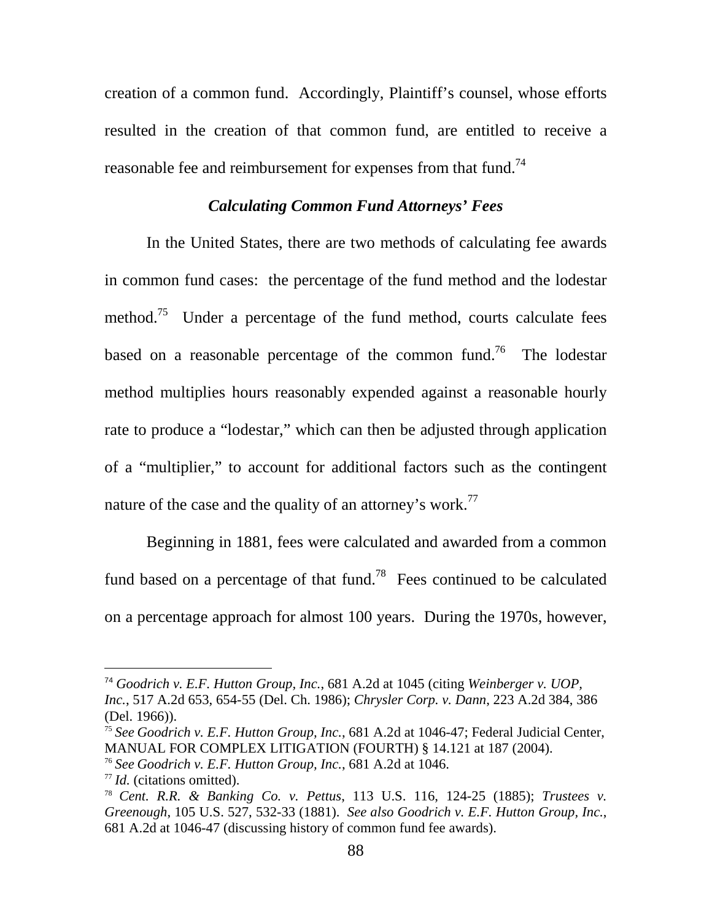creation of a common fund. Accordingly, Plaintiff's counsel, whose efforts resulted in the creation of that common fund, are entitled to receive a reasonable fee and reimbursement for expenses from that fund.[74]

### *Calculating Common Fund Attorneys' Fees*

In the United States, there are two methods of calculating fee awards in common fund cases: the percentage of the fund method and the lodestar method.[75] Under a percentage of the fund method, courts calculate fees based on a reasonable percentage of the common fund.[76] The lodestar method multiplies hours reasonably expended against a reasonable hourly rate to produce a "lodestar," which can then be adjusted through application of a "multiplier," to account for additional factors such as the contingent nature of the case and the quality of an attorney's work.[77]

Beginning in 1881, fees were calculated and awarded from a common fund based on a percentage of that fund.[78] Fees continued to be calculated on a percentage approach for almost 100 years. During the 1970s, however,

---

[74] *Goodrich v. E.F. Hutton Group, Inc.*, 681 A.2d at 1045 (citing *Weinberger v. UOP, Inc.*, 517 A.2d 653, 654-55 (Del. Ch. 1986); *Chrysler Corp. v. Dann*, 223 A.2d 384, 386 (Del. 1966)).

[75] *See Goodrich v. E.F. Hutton Group, Inc.*, 681 A.2d at 1046-47; Federal Judicial Center, MANUAL FOR COMPLEX LITIGATION (FOURTH) § 14.121 at 187 (2004).

[76] *See Goodrich v. E.F. Hutton Group, Inc.*, 681 A.2d at 1046.

[77] *Id.* (citations omitted).

[78] *Cent. R.R. & Banking Co. v. Pettus*, 113 U.S. 116, 124-25 (1885); *Trustees v. Greenough*, 105 U.S. 527, 532-33 (1881). *See also Goodrich v. E.F. Hutton Group, Inc.*, 681 A.2d at 1046-47 (discussing history of common fund fee awards).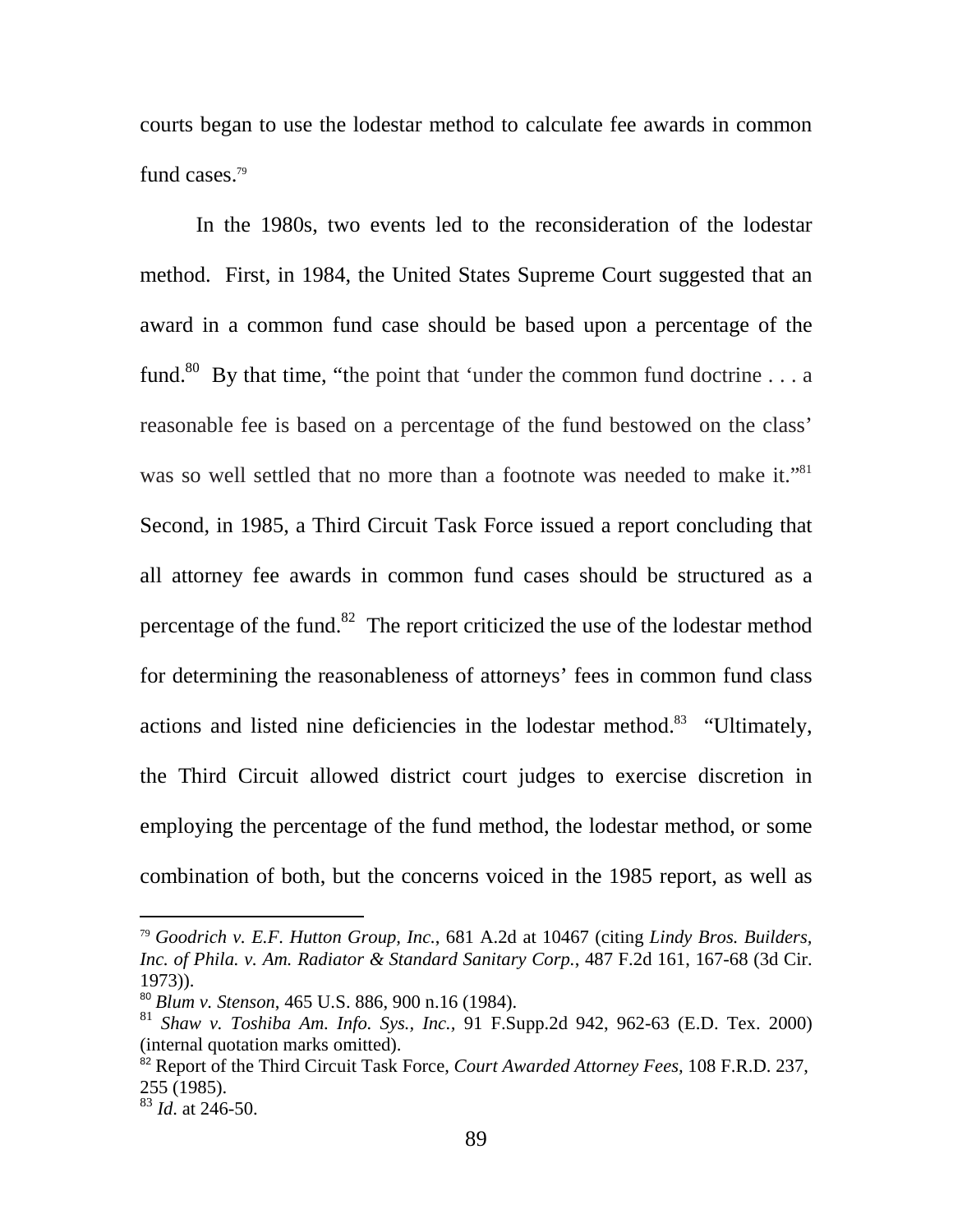courts began to use the lodestar method to calculate fee awards in common fund cases.[79]

In the 1980s, two events led to the reconsideration of the lodestar method. First, in 1984, the United States Supreme Court suggested that an award in a common fund case should be based upon a percentage of the fund.[80] By that time, "the point that 'under the common fund doctrine . . . a reasonable fee is based on a percentage of the fund bestowed on the class' was so well settled that no more than a footnote was needed to make it."[81] Second, in 1985, a Third Circuit Task Force issued a report concluding that all attorney fee awards in common fund cases should be structured as a percentage of the fund.[82] The report criticized the use of the lodestar method for determining the reasonableness of attorneys' fees in common fund class actions and listed nine deficiencies in the lodestar method.[83] "Ultimately, the Third Circuit allowed district court judges to exercise discretion in employing the percentage of the fund method, the lodestar method, or some combination of both, but the concerns voiced in the 1985 report, as well as

---

[79] *Goodrich v. E.F. Hutton Group, Inc.*, 681 A.2d at 10467 (citing *Lindy Bros. Builders, Inc. of Phila. v. Am. Radiator & Standard Sanitary Corp.*, 487 F.2d 161, 167-68 (3d Cir. 1973)).

[80] *Blum v. Stenson*, 465 U.S. 886, 900 n.16 (1984).

[81] *Shaw v. Toshiba Am. Info. Sys., Inc.*, 91 F.Supp.2d 942, 962-63 (E.D. Tex. 2000) (internal quotation marks omitted).

[82] Report of the Third Circuit Task Force, *Court Awarded Attorney Fees,* 108 F.R.D. 237, 255 (1985).

[83] *Id.* at 246-50.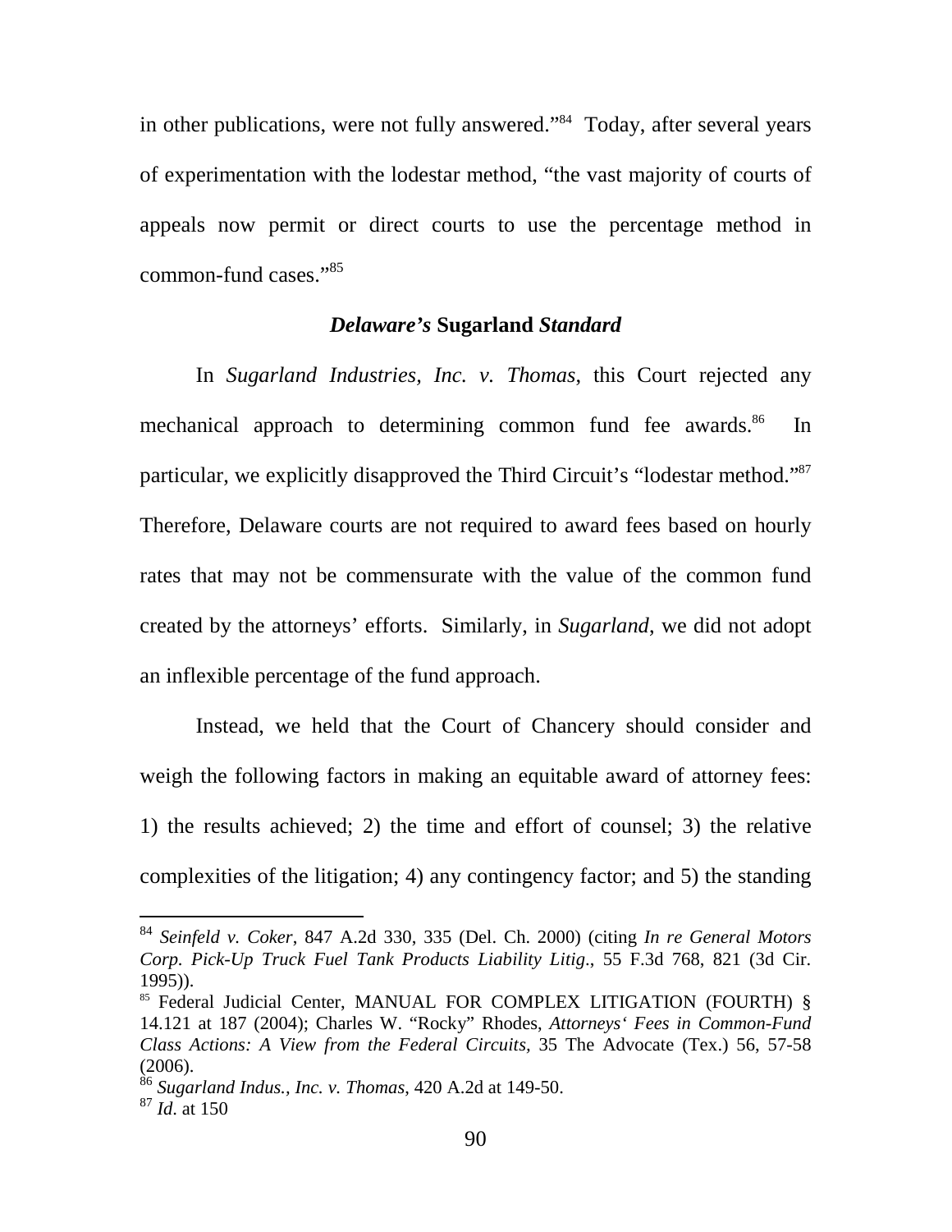in other publications, were not fully answered."[84] Today, after several years of experimentation with the lodestar method, "the vast majority of courts of appeals now permit or direct courts to use the percentage method in common-fund cases."[85]

### *Delaware's* **Sugarland** *Standard*

In *Sugarland Industries, Inc. v. Thomas*, this Court rejected any mechanical approach to determining common fund fee awards.[86] In particular, we explicitly disapproved the Third Circuit's "lodestar method."[87] Therefore, Delaware courts are not required to award fees based on hourly rates that may not be commensurate with the value of the common fund created by the attorneys' efforts. Similarly, in *Sugarland*, we did not adopt an inflexible percentage of the fund approach.

Instead, we held that the Court of Chancery should consider and weigh the following factors in making an equitable award of attorney fees: 1) the results achieved; 2) the time and effort of counsel; 3) the relative complexities of the litigation; 4) any contingency factor; and 5) the standing

---

[84] *Seinfeld v. Coker*, 847 A.2d 330, 335 (Del. Ch. 2000) (citing *In re General Motors Corp. Pick-Up Truck Fuel Tank Products Liability Litig*., 55 F.3d 768, 821 (3d Cir. 1995)).

[85] Federal Judicial Center, MANUAL FOR COMPLEX LITIGATION (FOURTH) § 14.121 at 187 (2004); Charles W. "Rocky" Rhodes, *Attorneys' Fees in Common-Fund Class Actions: A View from the Federal Circuits,* 35 The Advocate (Tex.) 56, 57-58 (2006).

[86] *Sugarland Indus., Inc. v. Thomas*, 420 A.2d at 149-50.

[87] *Id*. at 150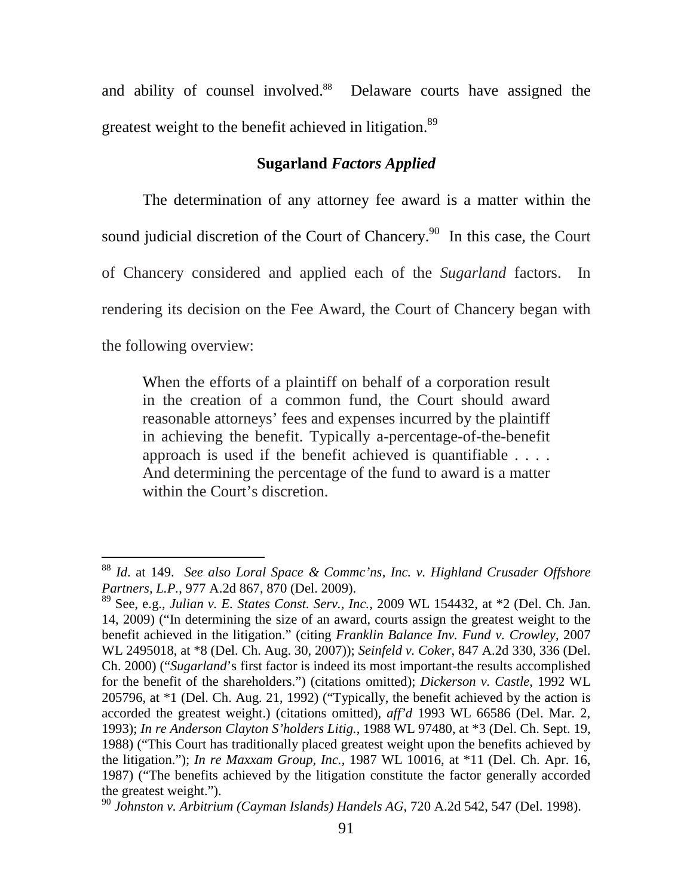and ability of counsel involved.[88] Delaware courts have assigned the greatest weight to the benefit achieved in litigation.[89]

### **Sugarland** ***Factors Applied***

The determination of any attorney fee award is a matter within the sound judicial discretion of the Court of Chancery.[90] In this case, the Court of Chancery considered and applied each of the *Sugarland* factors. In rendering its decision on the Fee Award, the Court of Chancery began with the following overview:

> When the efforts of a plaintiff on behalf of a corporation result in the creation of a common fund, the Court should award reasonable attorneys' fees and expenses incurred by the plaintiff in achieving the benefit. Typically a-percentage-of-the-benefit approach is used if the benefit achieved is quantifiable . . . . And determining the percentage of the fund to award is a matter within the Court's discretion.

---

[88] *Id*. at 149. *See also Loral Space & Commc'ns, Inc. v. Highland Crusader Offshore Partners, L.P.*, 977 A.2d 867, 870 (Del. 2009).

[89] See, e.g., *Julian v. E. States Const. Serv., Inc.*, 2009 WL 154432, at *2 (Del. Ch. Jan. 14, 2009) ("In determining the size of an award, courts assign the greatest weight to the benefit achieved in the litigation." (citing *Franklin Balance Inv. Fund v. Crowley*, 2007 WL 2495018, at *8 (Del. Ch. Aug. 30, 2007)); *Seinfeld v. Coker*, 847 A.2d 330, 336 (Del. Ch. 2000) ("*Sugarland*'s first factor is indeed its most important-the results accomplished for the benefit of the shareholders.") (citations omitted); *Dickerson v. Castle*, 1992 WL 205796, at *1 (Del. Ch. Aug. 21, 1992) ("Typically, the benefit achieved by the action is accorded the greatest weight.) (citations omitted), *aff'd* 1993 WL 66586 (Del. Mar. 2, 1993); *In re Anderson Clayton S'holders Litig.*, 1988 WL 97480, at *3 (Del. Ch. Sept. 19, 1988) ("This Court has traditionally placed greatest weight upon the benefits achieved by the litigation."); *In re Maxxam Group, Inc.*, 1987 WL 10016, at *11 (Del. Ch. Apr. 16, 1987) ("The benefits achieved by the litigation constitute the factor generally accorded the greatest weight.").

[90] *Johnston v. Arbitrium (Cayman Islands) Handels AG*, 720 A.2d 542, 547 (Del. 1998).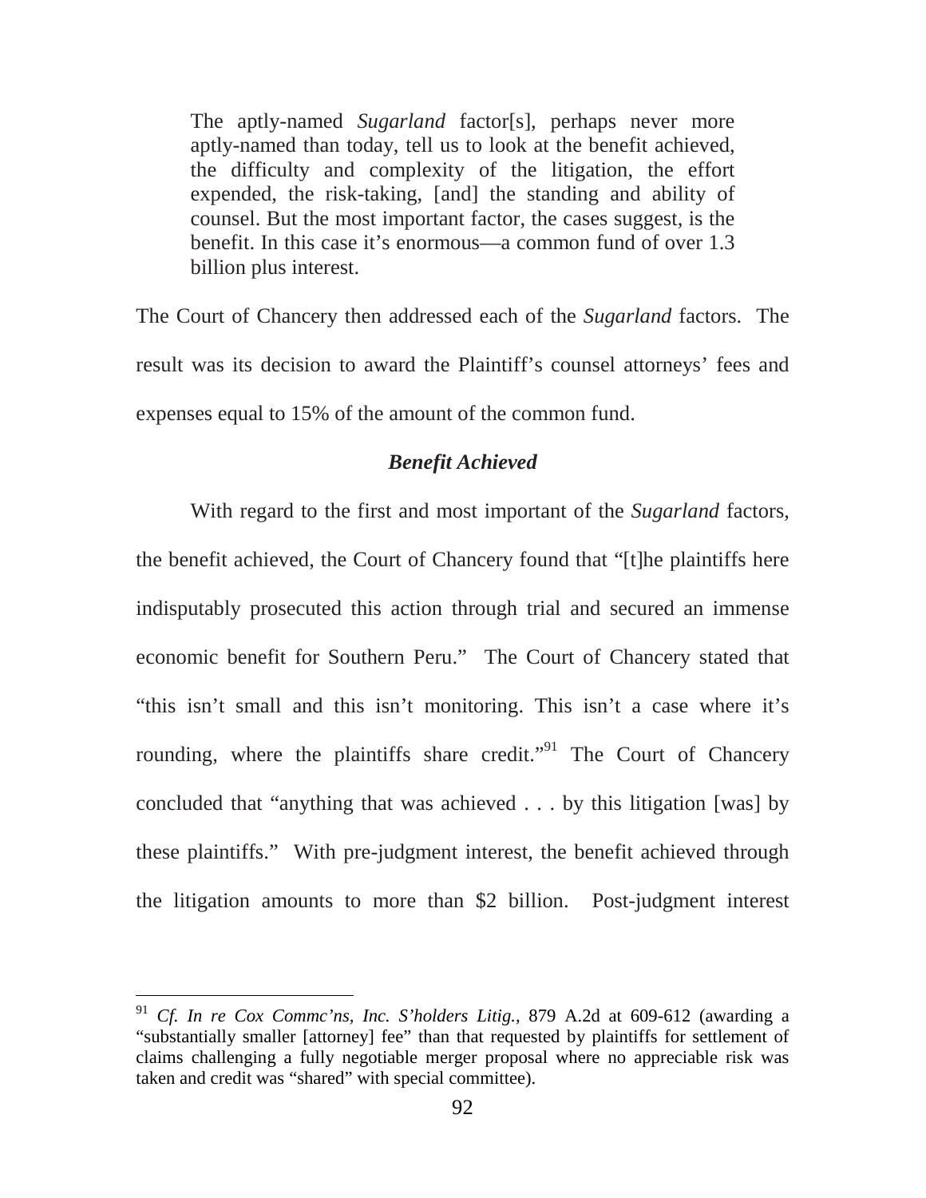> The aptly-named *Sugarland* factor[s], perhaps never more aptly-named than today, tell us to look at the benefit achieved, the difficulty and complexity of the litigation, the effort expended, the risk-taking, [and] the standing and ability of counsel. But the most important factor, the cases suggest, is the benefit. In this case it's enormous—a common fund of over 1.3 billion plus interest.

The Court of Chancery then addressed each of the *Sugarland* factors. The result was its decision to award the Plaintiff's counsel attorneys' fees and expenses equal to 15% of the amount of the common fund.

### ***Benefit Achieved***

With regard to the first and most important of the *Sugarland* factors, the benefit achieved, the Court of Chancery found that "[t]he plaintiffs here indisputably prosecuted this action through trial and secured an immense economic benefit for Southern Peru." The Court of Chancery stated that "this isn't small and this isn't monitoring. This isn't a case where it's rounding, where the plaintiffs share credit."[91] The Court of Chancery concluded that "anything that was achieved . . . by this litigation [was] by these plaintiffs." With pre-judgment interest, the benefit achieved through the litigation amounts to more than $2 billion. Post-judgment interest

---

[91] *Cf. In re Cox Commc'ns, Inc. S'holders Litig.*, 879 A.2d at 609-612 (awarding a "substantially smaller [attorney] fee" than that requested by plaintiffs for settlement of claims challenging a fully negotiable merger proposal where no appreciable risk was taken and credit was "shared" with special committee).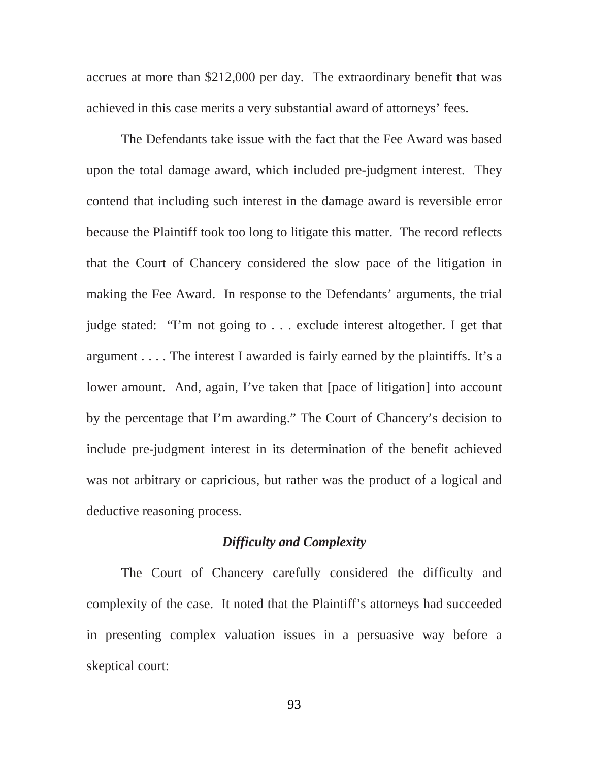accrues at more than $212,000 per day. The extraordinary benefit that was achieved in this case merits a very substantial award of attorneys' fees.

The Defendants take issue with the fact that the Fee Award was based upon the total damage award, which included pre-judgment interest. They contend that including such interest in the damage award is reversible error because the Plaintiff took too long to litigate this matter. The record reflects that the Court of Chancery considered the slow pace of the litigation in making the Fee Award. In response to the Defendants' arguments, the trial judge stated: "I'm not going to . . . exclude interest altogether. I get that argument . . . . The interest I awarded is fairly earned by the plaintiffs. It's a lower amount. And, again, I've taken that [pace of litigation] into account by the percentage that I'm awarding." The Court of Chancery's decision to include pre-judgment interest in its determination of the benefit achieved was not arbitrary or capricious, but rather was the product of a logical and deductive reasoning process.

### *Difficulty and Complexity*

The Court of Chancery carefully considered the difficulty and complexity of the case. It noted that the Plaintiff's attorneys had succeeded in presenting complex valuation issues in a persuasive way before a skeptical court: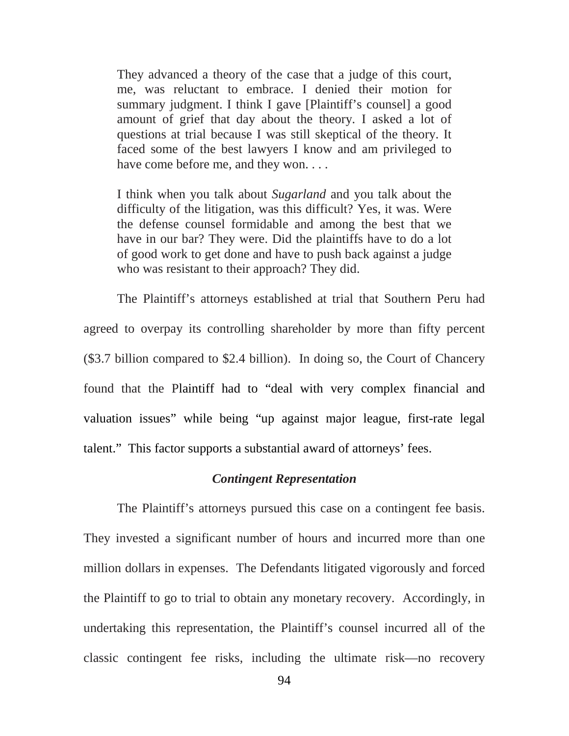> They advanced a theory of the case that a judge of this court, me, was reluctant to embrace. I denied their motion for summary judgment. I think I gave [Plaintiff's counsel] a good amount of grief that day about the theory. I asked a lot of questions at trial because I was still skeptical of the theory. It faced some of the best lawyers I know and am privileged to have come before me, and they won. . . .
>
> I think when you talk about *Sugarland* and you talk about the difficulty of the litigation, was this difficult? Yes, it was. Were the defense counsel formidable and among the best that we have in our bar? They were. Did the plaintiffs have to do a lot of good work to get done and have to push back against a judge who was resistant to their approach? They did.

The Plaintiff's attorneys established at trial that Southern Peru had agreed to overpay its controlling shareholder by more than fifty percent ($3.7 billion compared to $2.4 billion). In doing so, the Court of Chancery found that the Plaintiff had to "deal with very complex financial and valuation issues" while being "up against major league, first-rate legal talent." This factor supports a substantial award of attorneys' fees.

### *Contingent Representation*

The Plaintiff's attorneys pursued this case on a contingent fee basis. They invested a significant number of hours and incurred more than one million dollars in expenses. The Defendants litigated vigorously and forced the Plaintiff to go to trial to obtain any monetary recovery. Accordingly, in undertaking this representation, the Plaintiff's counsel incurred all of the classic contingent fee risks, including the ultimate risk—no recovery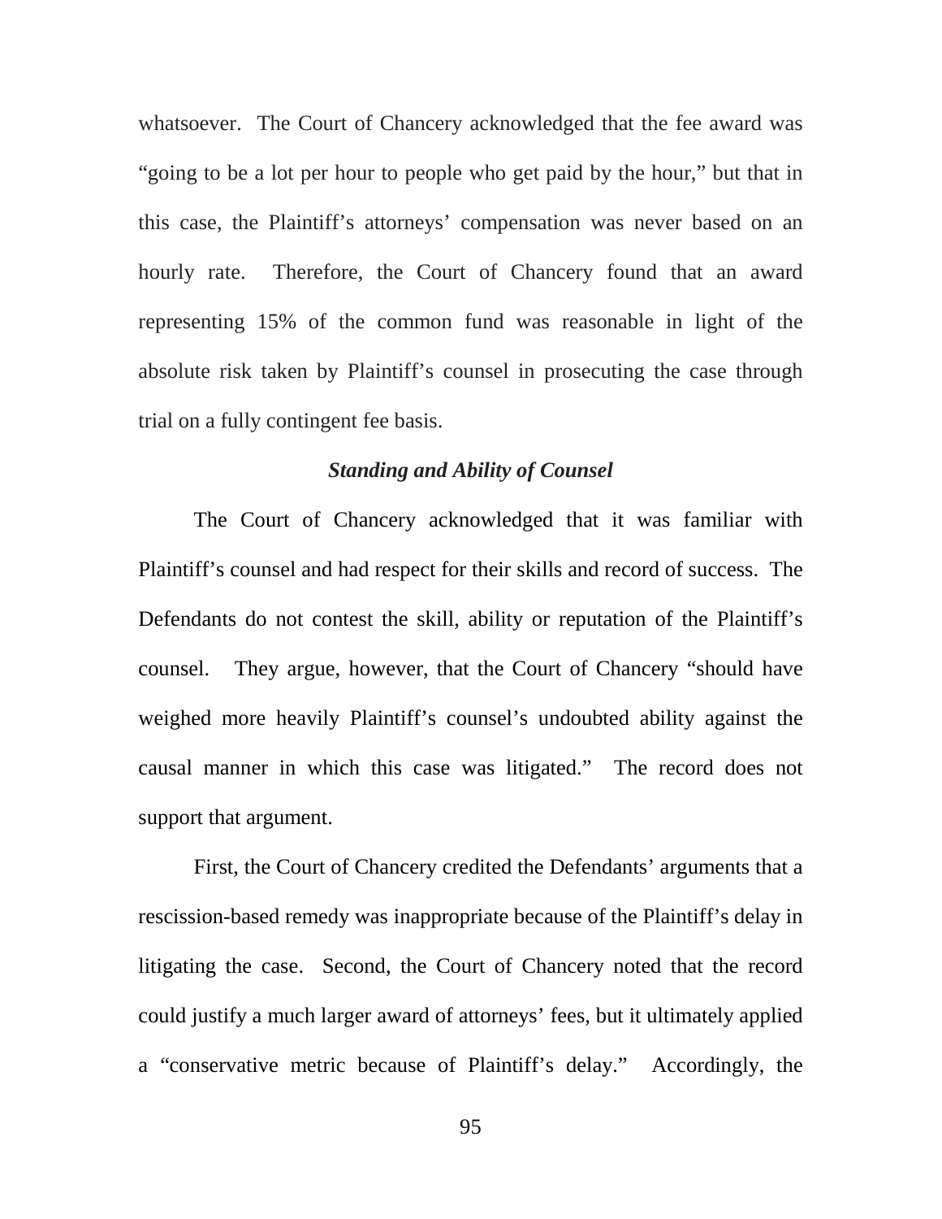whatsoever. The Court of Chancery acknowledged that the fee award was "going to be a lot per hour to people who get paid by the hour," but that in this case, the Plaintiff's attorneys' compensation was never based on an hourly rate. Therefore, the Court of Chancery found that an award representing 15% of the common fund was reasonable in light of the absolute risk taken by Plaintiff's counsel in prosecuting the case through trial on a fully contingent fee basis.

***Standing and Ability of Counsel***

The Court of Chancery acknowledged that it was familiar with Plaintiff's counsel and had respect for their skills and record of success. The Defendants do not contest the skill, ability or reputation of the Plaintiff's counsel. They argue, however, that the Court of Chancery "should have weighed more heavily Plaintiff's counsel's undoubted ability against the causal manner in which this case was litigated." The record does not support that argument.

First, the Court of Chancery credited the Defendants' arguments that a rescission-based remedy was inappropriate because of the Plaintiff's delay in litigating the case. Second, the Court of Chancery noted that the record could justify a much larger award of attorneys' fees, but it ultimately applied a "conservative metric because of Plaintiff's delay." Accordingly, the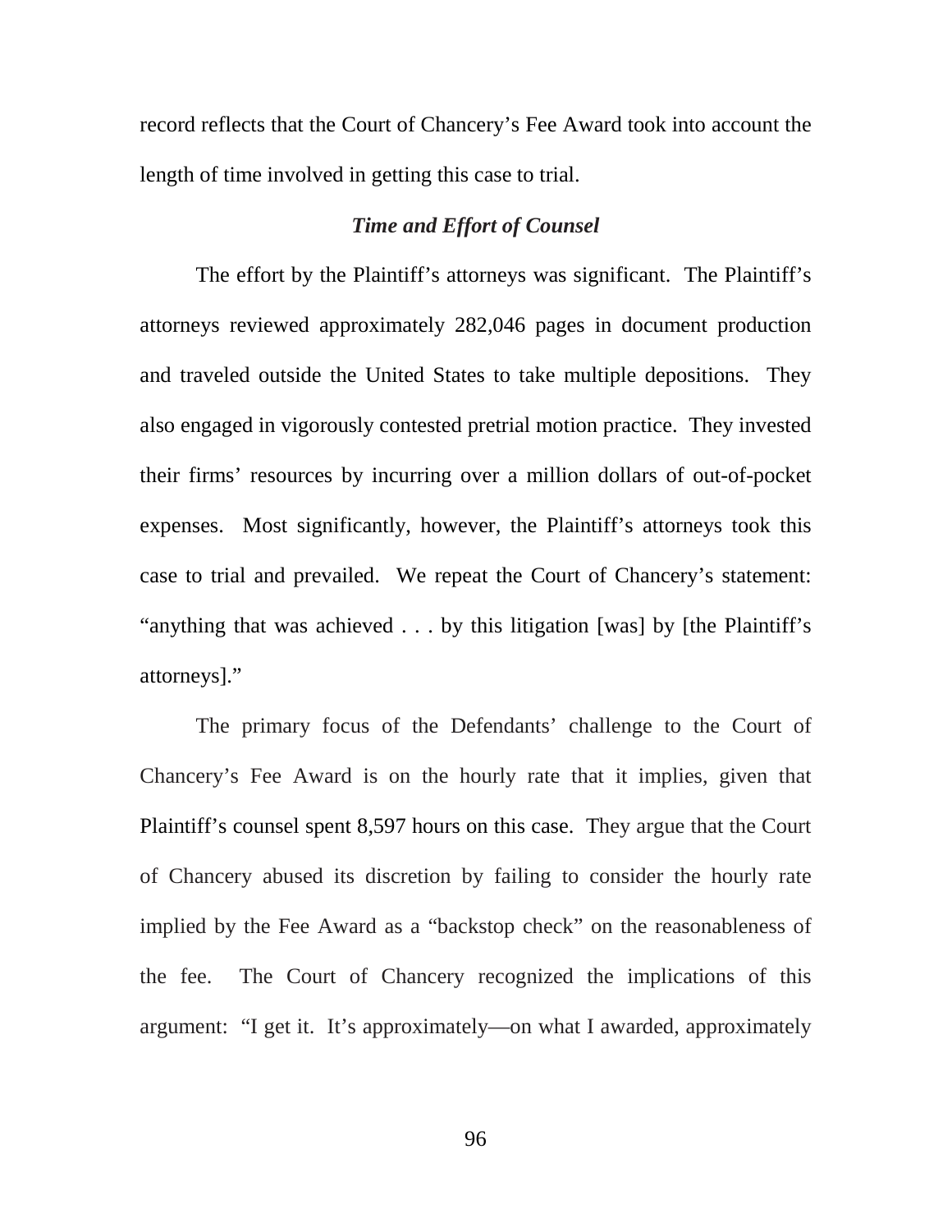record reflects that the Court of Chancery's Fee Award took into account the length of time involved in getting this case to trial.

### *Time and Effort of Counsel*

The effort by the Plaintiff's attorneys was significant. The Plaintiff's attorneys reviewed approximately 282,046 pages in document production and traveled outside the United States to take multiple depositions. They also engaged in vigorously contested pretrial motion practice. They invested their firms' resources by incurring over a million dollars of out-of-pocket expenses. Most significantly, however, the Plaintiff's attorneys took this case to trial and prevailed. We repeat the Court of Chancery's statement: "anything that was achieved . . . by this litigation [was] by [the Plaintiff's attorneys]."

The primary focus of the Defendants' challenge to the Court of Chancery's Fee Award is on the hourly rate that it implies, given that Plaintiff's counsel spent 8,597 hours on this case. They argue that the Court of Chancery abused its discretion by failing to consider the hourly rate implied by the Fee Award as a "backstop check" on the reasonableness of the fee. The Court of Chancery recognized the implications of this argument: "I get it. It's approximately—on what I awarded, approximately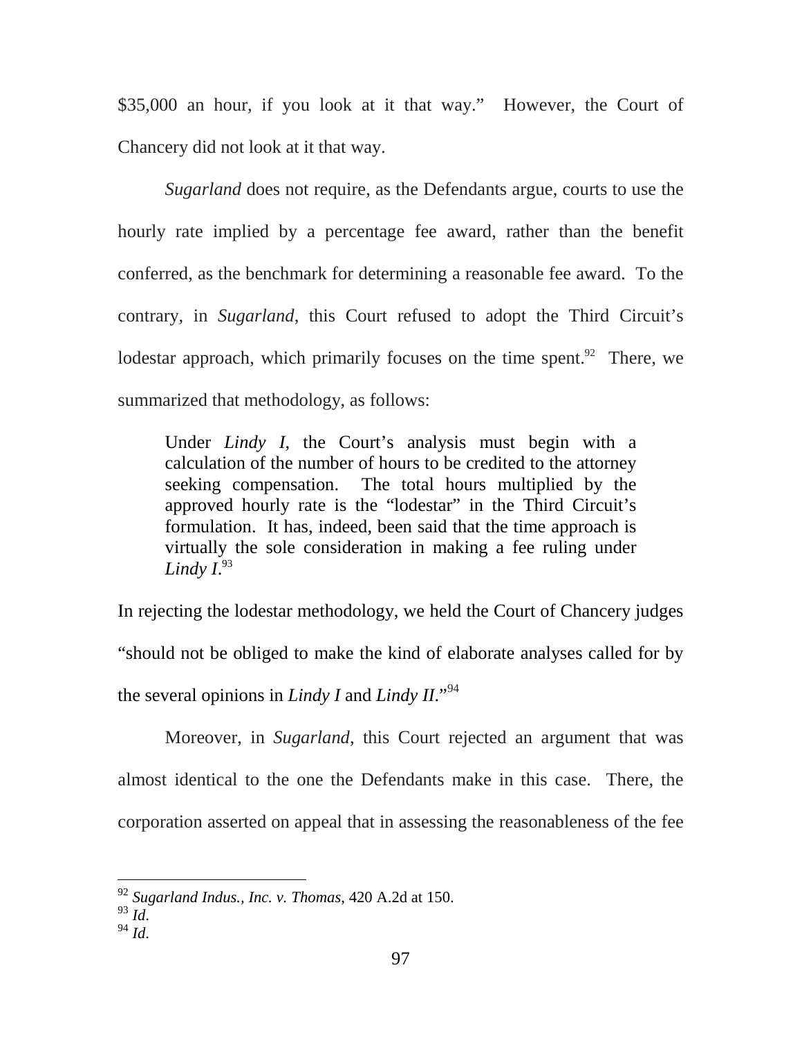$35,000 an hour, if you look at it that way." However, the Court of Chancery did not look at it that way.

*Sugarland* does not require, as the Defendants argue, courts to use the hourly rate implied by a percentage fee award, rather than the benefit conferred, as the benchmark for determining a reasonable fee award. To the contrary, in *Sugarland*, this Court refused to adopt the Third Circuit's lodestar approach, which primarily focuses on the time spent.[92] There, we summarized that methodology, as follows:

> Under *Lindy I*, the Court's analysis must begin with a calculation of the number of hours to be credited to the attorney seeking compensation. The total hours multiplied by the approved hourly rate is the "lodestar" in the Third Circuit's formulation. It has, indeed, been said that the time approach is virtually the sole consideration in making a fee ruling under *Lindy I*.[93]

In rejecting the lodestar methodology, we held the Court of Chancery judges "should not be obliged to make the kind of elaborate analyses called for by the several opinions in *Lindy I* and *Lindy II*."[94]

Moreover, in *Sugarland*, this Court rejected an argument that was almost identical to the one the Defendants make in this case. There, the corporation asserted on appeal that in assessing the reasonableness of the fee

---

[92] *Sugarland Indus., Inc. v. Thomas*, 420 A.2d at 150.

[93] *Id*.

[94] *Id*.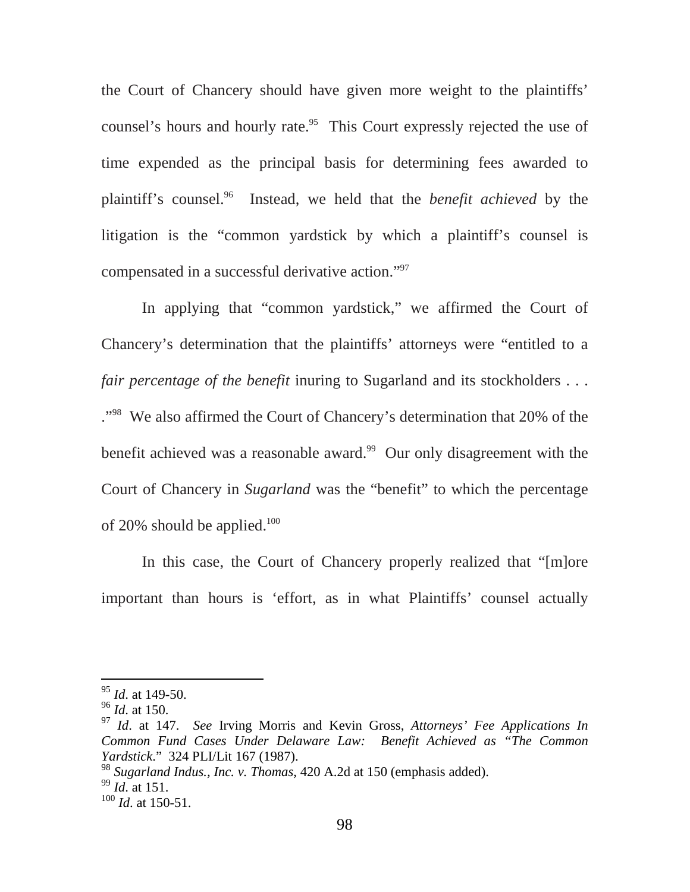the Court of Chancery should have given more weight to the plaintiffs' counsel's hours and hourly rate.[95] This Court expressly rejected the use of time expended as the principal basis for determining fees awarded to plaintiff's counsel.[96] Instead, we held that the *benefit achieved* by the litigation is the "common yardstick by which a plaintiff's counsel is compensated in a successful derivative action."[97]

In applying that "common yardstick," we affirmed the Court of Chancery's determination that the plaintiffs' attorneys were "entitled to a *fair percentage of the benefit* inuring to Sugarland and its stockholders . . . ."[98] We also affirmed the Court of Chancery's determination that 20% of the benefit achieved was a reasonable award.[99] Our only disagreement with the Court of Chancery in *Sugarland* was the "benefit" to which the percentage of 20% should be applied.[100]

In this case, the Court of Chancery properly realized that "[m]ore important than hours is 'effort, as in what Plaintiffs' counsel actually

---

[95] *Id*. at 149-50.

[96] *Id*. at 150.

[97] *Id*. at 147. *See* Irving Morris and Kevin Gross, *Attorneys' Fee Applications In Common Fund Cases Under Delaware Law: Benefit Achieved as "The Common Yardstick*." 324 PLI/Lit 167 (1987).

[98] *Sugarland Indus., Inc. v. Thomas*, 420 A.2d at 150 (emphasis added).

[99] *Id*. at 151.

[100] *Id*. at 150-51.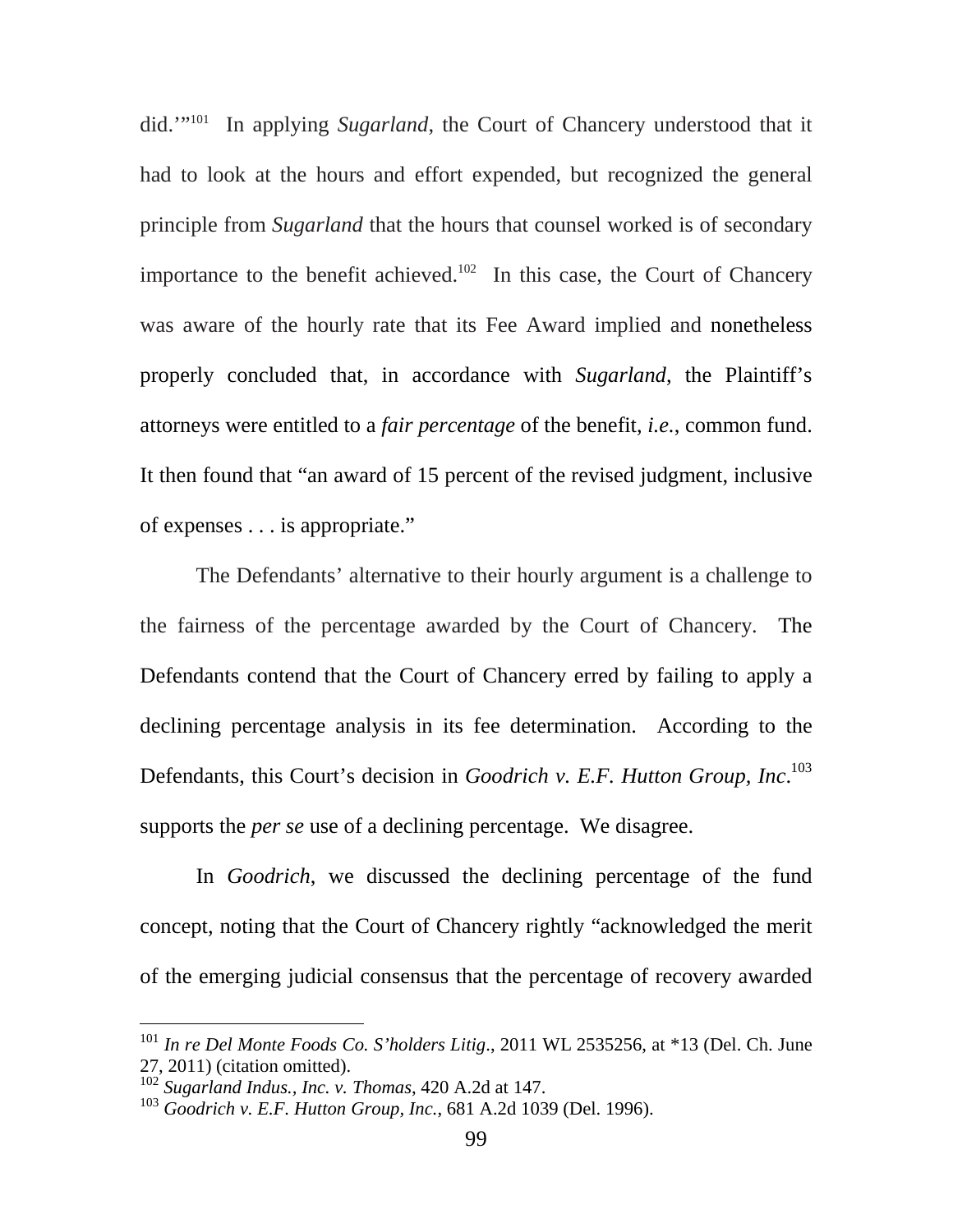did.'"[101] In applying *Sugarland*, the Court of Chancery understood that it had to look at the hours and effort expended, but recognized the general principle from *Sugarland* that the hours that counsel worked is of secondary importance to the benefit achieved.[102] In this case, the Court of Chancery was aware of the hourly rate that its Fee Award implied and nonetheless properly concluded that, in accordance with *Sugarland*, the Plaintiff's attorneys were entitled to a *fair percentage* of the benefit, *i.e.*, common fund. It then found that "an award of 15 percent of the revised judgment, inclusive of expenses . . . is appropriate."

The Defendants' alternative to their hourly argument is a challenge to the fairness of the percentage awarded by the Court of Chancery. The Defendants contend that the Court of Chancery erred by failing to apply a declining percentage analysis in its fee determination. According to the Defendants, this Court's decision in *Goodrich v. E.F. Hutton Group, Inc*.[103] supports the *per se* use of a declining percentage. We disagree.

In *Goodrich*, we discussed the declining percentage of the fund concept, noting that the Court of Chancery rightly "acknowledged the merit of the emerging judicial consensus that the percentage of recovery awarded

---

[101] *In re Del Monte Foods Co. S'holders Litig*., 2011 WL 2535256, at *13 (Del. Ch. June 27, 2011) (citation omitted).

[102] *Sugarland Indus., Inc. v. Thomas*, 420 A.2d at 147.

[103] *Goodrich v. E.F. Hutton Group, Inc.*, 681 A.2d 1039 (Del. 1996).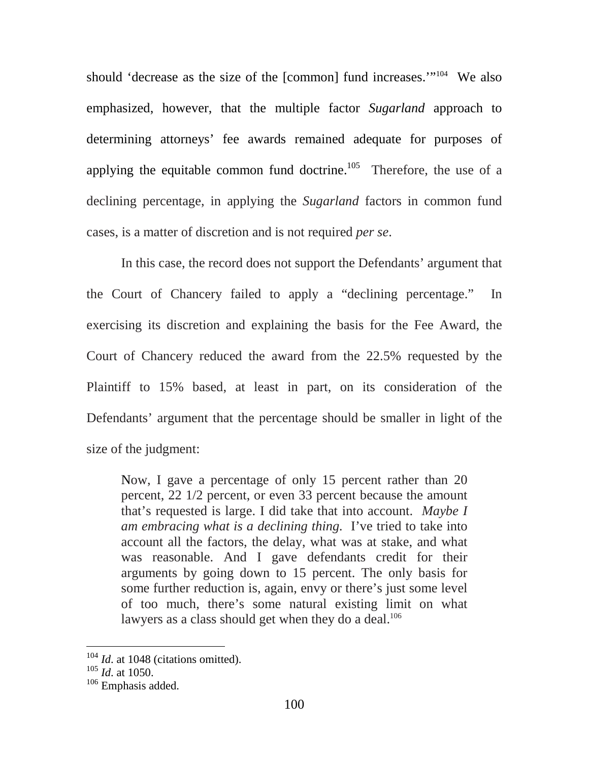should 'decrease as the size of the [common] fund increases.'"[104] We also emphasized, however, that the multiple factor *Sugarland* approach to determining attorneys' fee awards remained adequate for purposes of applying the equitable common fund doctrine.[105] Therefore, the use of a declining percentage, in applying the *Sugarland* factors in common fund cases, is a matter of discretion and is not required *per se*.

In this case, the record does not support the Defendants' argument that the Court of Chancery failed to apply a "declining percentage." In exercising its discretion and explaining the basis for the Fee Award, the Court of Chancery reduced the award from the 22.5% requested by the Plaintiff to 15% based, at least in part, on its consideration of the Defendants' argument that the percentage should be smaller in light of the size of the judgment:

> Now, I gave a percentage of only 15 percent rather than 20 percent, 22 1/2 percent, or even 33 percent because the amount that's requested is large. I did take that into account. *Maybe I am embracing what is a declining thing.* I've tried to take into account all the factors, the delay, what was at stake, and what was reasonable. And I gave defendants credit for their arguments by going down to 15 percent. The only basis for some further reduction is, again, envy or there's just some level of too much, there's some natural existing limit on what lawyers as a class should get when they do a deal.[106]

---

[104] *Id*. at 1048 (citations omitted).

[105] *Id*. at 1050.

[106] Emphasis added.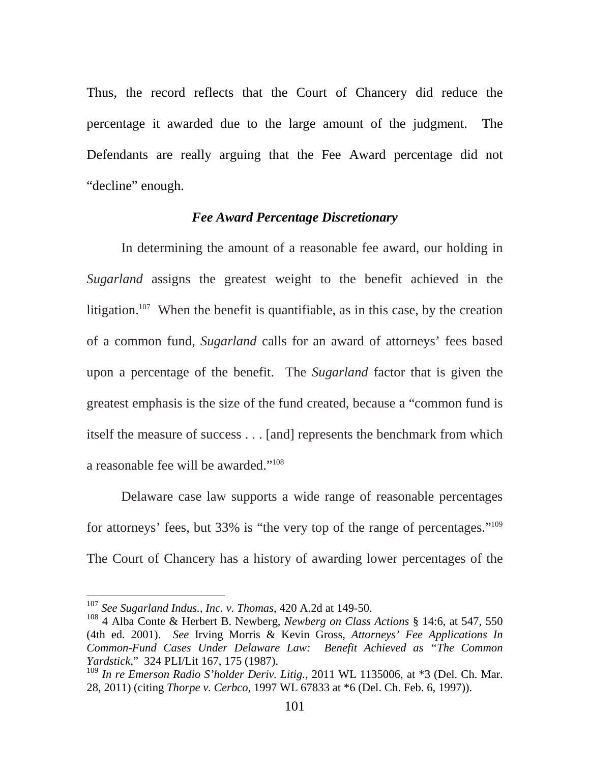Thus, the record reflects that the Court of Chancery did reduce the percentage it awarded due to the large amount of the judgment. The Defendants are really arguing that the Fee Award percentage did not "decline" enough.

### *Fee Award Percentage Discretionary*

In determining the amount of a reasonable fee award, our holding in *Sugarland* assigns the greatest weight to the benefit achieved in the litigation.[107] When the benefit is quantifiable, as in this case, by the creation of a common fund, *Sugarland* calls for an award of attorneys' fees based upon a percentage of the benefit. The *Sugarland* factor that is given the greatest emphasis is the size of the fund created, because a "common fund is itself the measure of success . . . [and] represents the benchmark from which a reasonable fee will be awarded."[108]

Delaware case law supports a wide range of reasonable percentages for attorneys' fees, but 33% is "the very top of the range of percentages."[109] The Court of Chancery has a history of awarding lower percentages of the

---

[107] *See Sugarland Indus., Inc. v. Thomas*, 420 A.2d at 149-50.

[108] 4 Alba Conte & Herbert B. Newberg, *Newberg on Class Actions* § 14:6, at 547, 550 (4th ed. 2001). *See* Irving Morris & Kevin Gross, *Attorneys' Fee Applications In Common-Fund Cases Under Delaware Law: Benefit Achieved as "The Common Yardstick*," 324 PLI/Lit 167, 175 (1987).

[109] *In re Emerson Radio S'holder Deriv. Litig.*, 2011 WL 1135006, at *3 (Del. Ch. Mar. 28, 2011) (citing *Thorpe v. Cerbco*, 1997 WL 67833 at *6 (Del. Ch. Feb. 6, 1997)).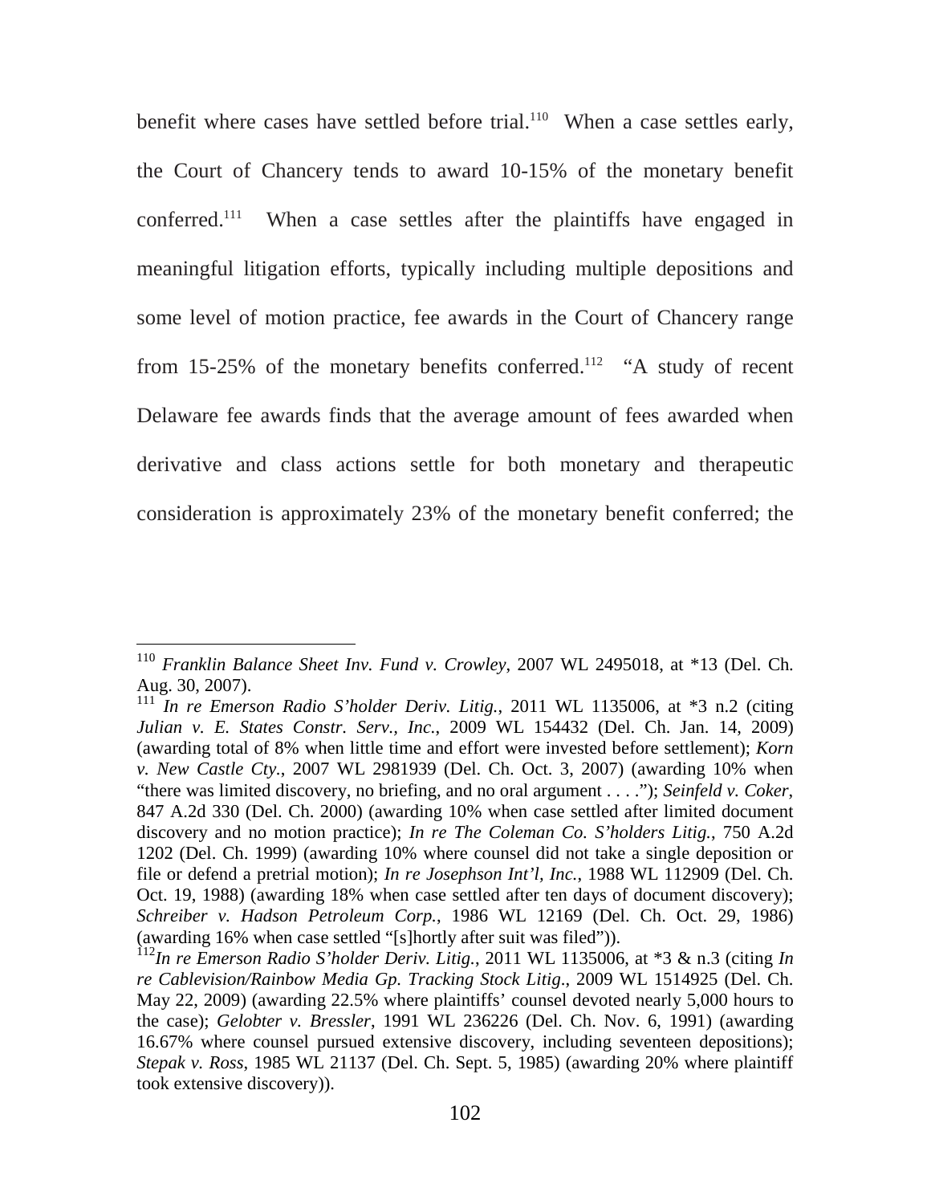benefit where cases have settled before trial.[110] When a case settles early, the Court of Chancery tends to award 10-15% of the monetary benefit conferred.[111] When a case settles after the plaintiffs have engaged in meaningful litigation efforts, typically including multiple depositions and some level of motion practice, fee awards in the Court of Chancery range from 15-25% of the monetary benefits conferred.[112] "A study of recent Delaware fee awards finds that the average amount of fees awarded when derivative and class actions settle for both monetary and therapeutic consideration is approximately 23% of the monetary benefit conferred; the

---

[110] *Franklin Balance Sheet Inv. Fund v. Crowley*, 2007 WL 2495018, at *13 (Del. Ch. Aug. 30, 2007).

[111] *In re Emerson Radio S'holder Deriv. Litig.*, 2011 WL 1135006, at *3 n.2 (citing *Julian v. E. States Constr. Serv., Inc.*, 2009 WL 154432 (Del. Ch. Jan. 14, 2009) (awarding total of 8% when little time and effort were invested before settlement); *Korn v. New Castle Cty.*, 2007 WL 2981939 (Del. Ch. Oct. 3, 2007) (awarding 10% when "there was limited discovery, no briefing, and no oral argument . . . ."); *Seinfeld v. Coker*, 847 A.2d 330 (Del. Ch. 2000) (awarding 10% when case settled after limited document discovery and no motion practice); *In re The Coleman Co. S'holders Litig.*, 750 A.2d 1202 (Del. Ch. 1999) (awarding 10% where counsel did not take a single deposition or file or defend a pretrial motion); *In re Josephson Int'l, Inc.*, 1988 WL 112909 (Del. Ch. Oct. 19, 1988) (awarding 18% when case settled after ten days of document discovery); *Schreiber v. Hadson Petroleum Corp.*, 1986 WL 12169 (Del. Ch. Oct. 29, 1986) (awarding 16% when case settled "[s]hortly after suit was filed")).

[112] *In re Emerson Radio S'holder Deriv. Litig.*, 2011 WL 1135006, at *3 & n.3 (citing *In re Cablevision/Rainbow Media Gp. Tracking Stock Litig.*, 2009 WL 1514925 (Del. Ch. May 22, 2009) (awarding 22.5% where plaintiffs' counsel devoted nearly 5,000 hours to the case); *Gelobter v. Bressler*, 1991 WL 236226 (Del. Ch. Nov. 6, 1991) (awarding 16.67% where counsel pursued extensive discovery, including seventeen depositions); *Stepak v. Ross*, 1985 WL 21137 (Del. Ch. Sept. 5, 1985) (awarding 20% where plaintiff took extensive discovery)).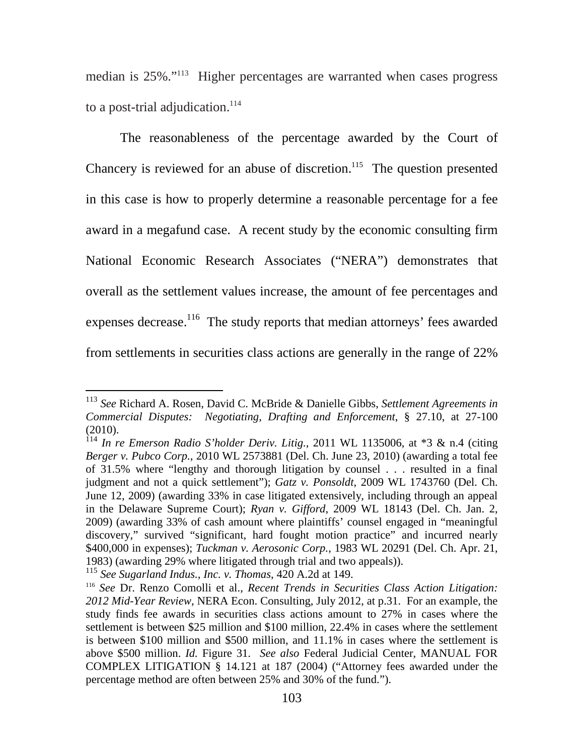median is 25%."[113] Higher percentages are warranted when cases progress to a post-trial adjudication.[114]

The reasonableness of the percentage awarded by the Court of Chancery is reviewed for an abuse of discretion.[115] The question presented in this case is how to properly determine a reasonable percentage for a fee award in a megafund case. A recent study by the economic consulting firm National Economic Research Associates ("NERA") demonstrates that overall as the settlement values increase, the amount of fee percentages and expenses decrease.[116] The study reports that median attorneys' fees awarded from settlements in securities class actions are generally in the range of 22%

---

[113] *See* Richard A. Rosen, David C. McBride & Danielle Gibbs, *Settlement Agreements in Commercial Disputes: Negotiating, Drafting and Enforcement*, § 27.10, at 27-100 (2010).

[114] *In re Emerson Radio S'holder Deriv. Litig.*, 2011 WL 1135006, at *3 & n.4 (citing *Berger v. Pubco Corp.*, 2010 WL 2573881 (Del. Ch. June 23, 2010) (awarding a total fee of 31.5% where "lengthy and thorough litigation by counsel . . . resulted in a final judgment and not a quick settlement"); *Gatz v. Ponsoldt*, 2009 WL 1743760 (Del. Ch. June 12, 2009) (awarding 33% in case litigated extensively, including through an appeal in the Delaware Supreme Court); *Ryan v. Gifford*, 2009 WL 18143 (Del. Ch. Jan. 2, 2009) (awarding 33% of cash amount where plaintiffs' counsel engaged in "meaningful discovery," survived "significant, hard fought motion practice" and incurred nearly $400,000 in expenses); *Tuckman v. Aerosonic Corp.*, 1983 WL 20291 (Del. Ch. Apr. 21, 1983) (awarding 29% where litigated through trial and two appeals)).

[115] *See Sugarland Indus., Inc. v. Thomas*, 420 A.2d at 149.

[116] *See* Dr. Renzo Comolli et al., *Recent Trends in Securities Class Action Litigation: 2012 Mid-Year Review*, NERA Econ. Consulting, July 2012, at p.31. For an example, the study finds fee awards in securities class actions amount to 27% in cases where the settlement is between $25 million and $100 million, 22.4% in cases where the settlement is between $100 million and $500 million, and 11.1% in cases where the settlement is above $500 million. *Id.* Figure 31. *See also* Federal Judicial Center, MANUAL FOR COMPLEX LITIGATION § 14.121 at 187 (2004) ("Attorney fees awarded under the percentage method are often between 25% and 30% of the fund.").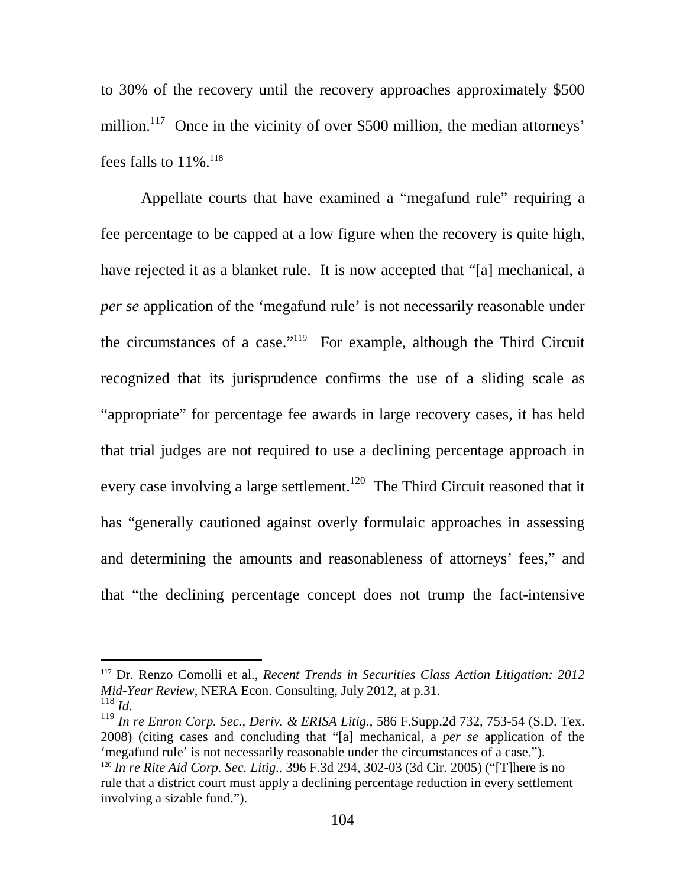to 30% of the recovery until the recovery approaches approximately $500 million.[117] Once in the vicinity of over $500 million, the median attorneys' fees falls to 11%.[118]

Appellate courts that have examined a "megafund rule" requiring a fee percentage to be capped at a low figure when the recovery is quite high, have rejected it as a blanket rule. It is now accepted that "[a] mechanical, a *per se* application of the 'megafund rule' is not necessarily reasonable under the circumstances of a case."[119] For example, although the Third Circuit recognized that its jurisprudence confirms the use of a sliding scale as "appropriate" for percentage fee awards in large recovery cases, it has held that trial judges are not required to use a declining percentage approach in every case involving a large settlement.[120] The Third Circuit reasoned that it has "generally cautioned against overly formulaic approaches in assessing and determining the amounts and reasonableness of attorneys' fees," and that "the declining percentage concept does not trump the fact-intensive

---

[117] Dr. Renzo Comolli et al., *Recent Trends in Securities Class Action Litigation: 2012 Mid-Year Review*, NERA Econ. Consulting, July 2012, at p.31.

[118] *Id.*

[119] *In re Enron Corp. Sec., Deriv. & ERISA Litig.*, 586 F.Supp.2d 732, 753-54 (S.D. Tex. 2008) (citing cases and concluding that "[a] mechanical, a *per se* application of the 'megafund rule' is not necessarily reasonable under the circumstances of a case.").

[120] *In re Rite Aid Corp. Sec. Litig.*, 396 F.3d 294, 302-03 (3d Cir. 2005) ("[T]here is no rule that a district court must apply a declining percentage reduction in every settlement involving a sizable fund.").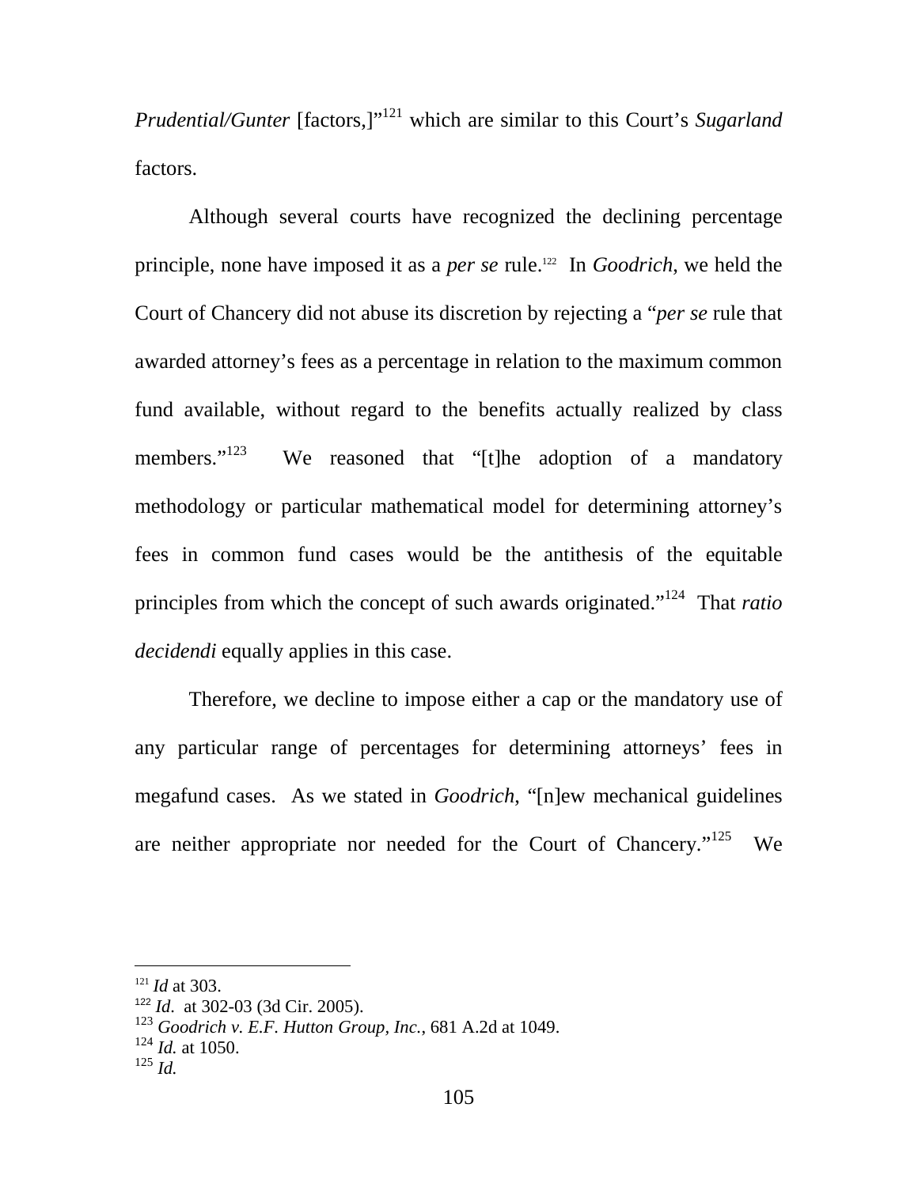*Prudential/Gunter* [factors,]"[121] which are similar to this Court's *Sugarland* factors.

Although several courts have recognized the declining percentage principle, none have imposed it as a *per se* rule.[122] In *Goodrich*, we held the Court of Chancery did not abuse its discretion by rejecting a "*per se* rule that awarded attorney's fees as a percentage in relation to the maximum common fund available, without regard to the benefits actually realized by class members."[123] We reasoned that "[t]he adoption of a mandatory methodology or particular mathematical model for determining attorney's fees in common fund cases would be the antithesis of the equitable principles from which the concept of such awards originated."[124] That *ratio decidendi* equally applies in this case.

Therefore, we decline to impose either a cap or the mandatory use of any particular range of percentages for determining attorneys' fees in megafund cases. As we stated in *Goodrich*, "[n]ew mechanical guidelines are neither appropriate nor needed for the Court of Chancery."[125] We

---

[121] *Id* at 303.
[122] *Id*. at 302-03 (3d Cir. 2005).
[123] *Goodrich v. E.F. Hutton Group, Inc.*, 681 A.2d at 1049.
[124] *Id.* at 1050.
[125] *Id.*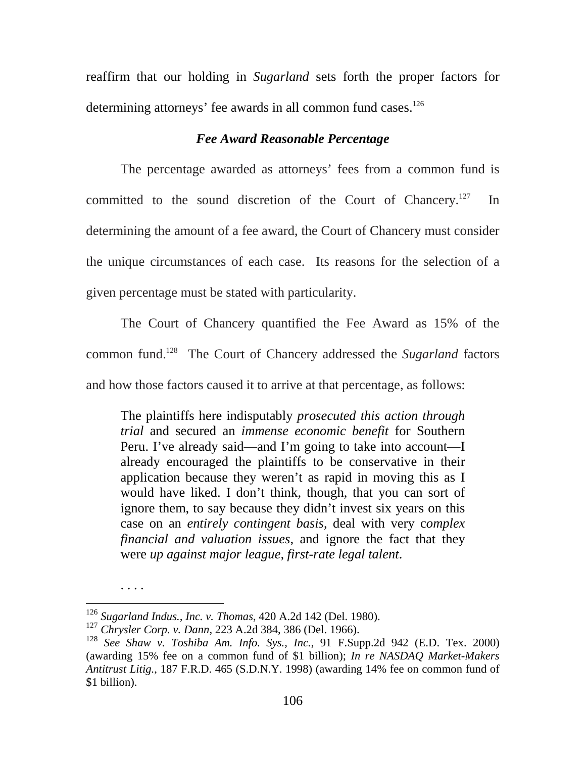reaffirm that our holding in *Sugarland* sets forth the proper factors for determining attorneys' fee awards in all common fund cases.[126]

### *Fee Award Reasonable Percentage*

The percentage awarded as attorneys' fees from a common fund is committed to the sound discretion of the Court of Chancery.[127] In determining the amount of a fee award, the Court of Chancery must consider the unique circumstances of each case. Its reasons for the selection of a given percentage must be stated with particularity.

The Court of Chancery quantified the Fee Award as 15% of the common fund.[128] The Court of Chancery addressed the *Sugarland* factors and how those factors caused it to arrive at that percentage, as follows:

> The plaintiffs here indisputably *prosecuted this action through trial* and secured an *immense economic benefit* for Southern Peru. I've already said—and I'm going to take into account—I already encouraged the plaintiffs to be conservative in their application because they weren't as rapid in moving this as I would have liked. I don't think, though, that you can sort of ignore them, to say because they didn't invest six years on this case on an *entirely contingent basis*, deal with very c*omplex financial and valuation issues*, and ignore the fact that they were *up against major league, first-rate legal talent*.
>
> . . . .

---

[126] *Sugarland Indus., Inc. v. Thomas*, 420 A.2d 142 (Del. 1980).

[127] *Chrysler Corp. v. Dann*, 223 A.2d 384, 386 (Del. 1966).

[128] *See Shaw v. Toshiba Am. Info. Sys., Inc.*, 91 F.Supp.2d 942 (E.D. Tex. 2000) (awarding 15% fee on a common fund of $1 billion); *In re NASDAQ Market-Makers Antitrust Litig.*, 187 F.R.D. 465 (S.D.N.Y. 1998) (awarding 14% fee on common fund of $1 billion).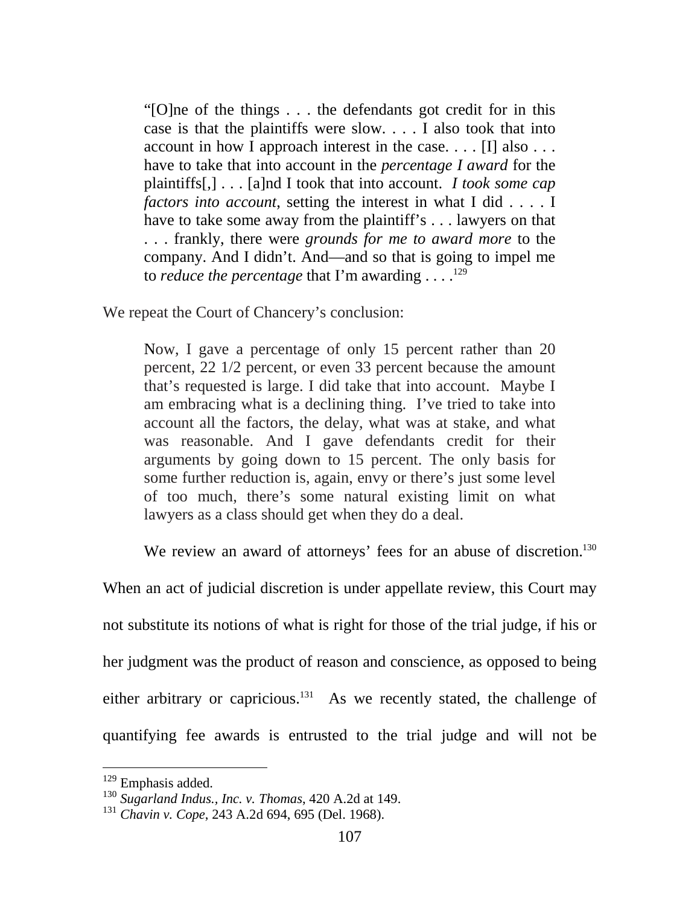> "[O]ne of the things . . . the defendants got credit for in this case is that the plaintiffs were slow. . . . I also took that into account in how I approach interest in the case. . . . [I] also . . . have to take that into account in the *percentage I award* for the plaintiffs[,] . . . [a]nd I took that into account. *I took some cap factors into account*, setting the interest in what I did . . . . I have to take some away from the plaintiff's . . . lawyers on that . . . frankly, there were *grounds for me to award more* to the company. And I didn't. And—and so that is going to impel me to *reduce the percentage* that I'm awarding . . . .[129]

We repeat the Court of Chancery's conclusion:

> Now, I gave a percentage of only 15 percent rather than 20 percent, 22 1/2 percent, or even 33 percent because the amount that's requested is large. I did take that into account. Maybe I am embracing what is a declining thing. I've tried to take into account all the factors, the delay, what was at stake, and what was reasonable. And I gave defendants credit for their arguments by going down to 15 percent. The only basis for some further reduction is, again, envy or there's just some level of too much, there's some natural existing limit on what lawyers as a class should get when they do a deal.

We review an award of attorneys' fees for an abuse of discretion.[130] When an act of judicial discretion is under appellate review, this Court may not substitute its notions of what is right for those of the trial judge, if his or her judgment was the product of reason and conscience, as opposed to being either arbitrary or capricious.[131] As we recently stated, the challenge of quantifying fee awards is entrusted to the trial judge and will not be

---

[129] Emphasis added.

[130] *Sugarland Indus., Inc. v. Thomas*, 420 A.2d at 149.

[131] *Chavin v. Cope*, 243 A.2d 694, 695 (Del. 1968).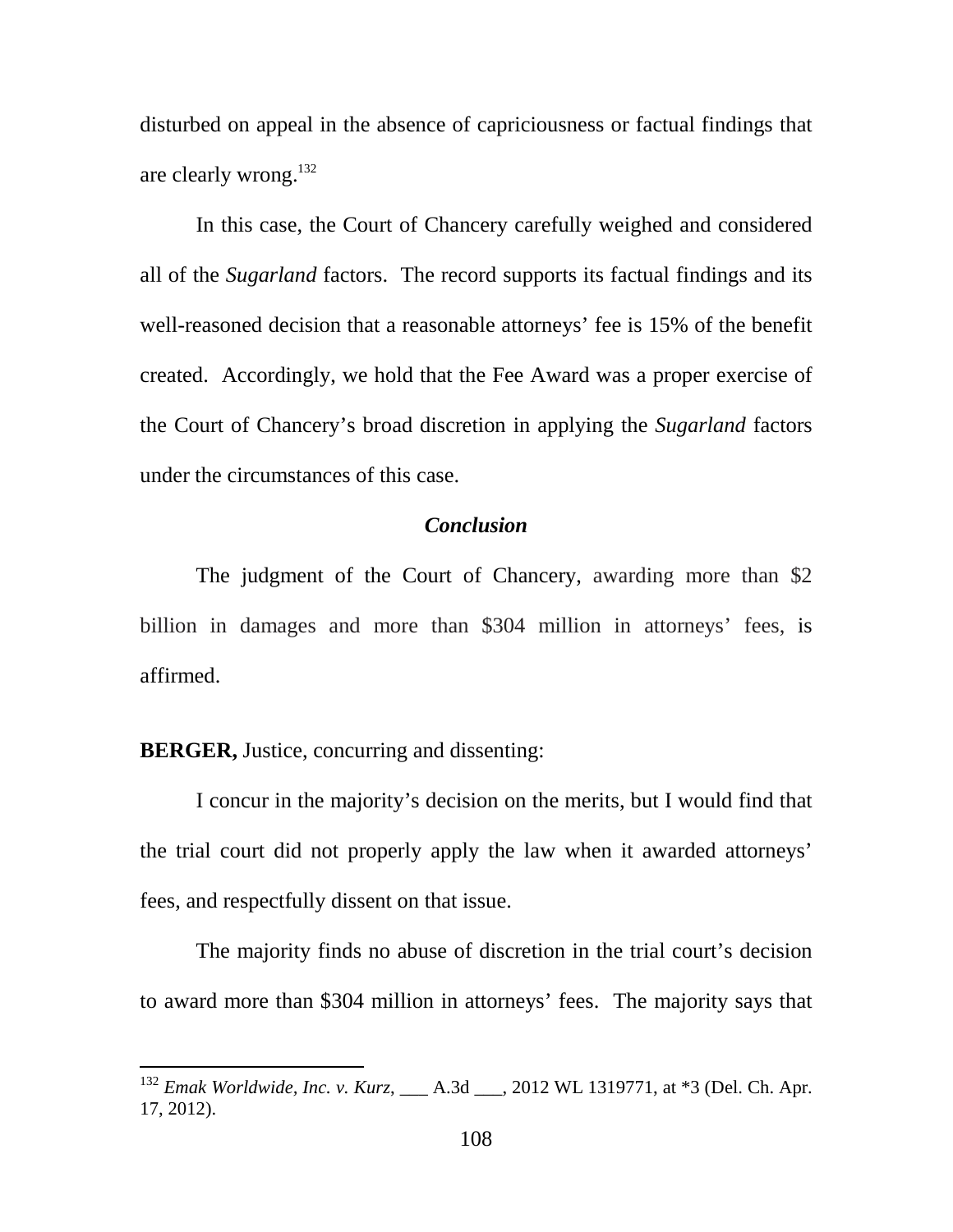disturbed on appeal in the absence of capriciousness or factual findings that are clearly wrong.[132]

In this case, the Court of Chancery carefully weighed and considered all of the *Sugarland* factors. The record supports its factual findings and its well-reasoned decision that a reasonable attorneys' fee is 15% of the benefit created. Accordingly, we hold that the Fee Award was a proper exercise of the Court of Chancery's broad discretion in applying the *Sugarland* factors under the circumstances of this case.

### *Conclusion*

The judgment of the Court of Chancery, awarding more than $2 billion in damages and more than $304 million in attorneys' fees, is affirmed.

**BERGER,** Justice, concurring and dissenting:

I concur in the majority's decision on the merits, but I would find that the trial court did not properly apply the law when it awarded attorneys' fees, and respectfully dissent on that issue.

The majority finds no abuse of discretion in the trial court's decision to award more than $304 million in attorneys' fees. The majority says that

---

[132] *Emak Worldwide, Inc. v. Kurz*, ___ A.3d ___, 2012 WL 1319771, at *3 (Del. Ch. Apr. 17, 2012).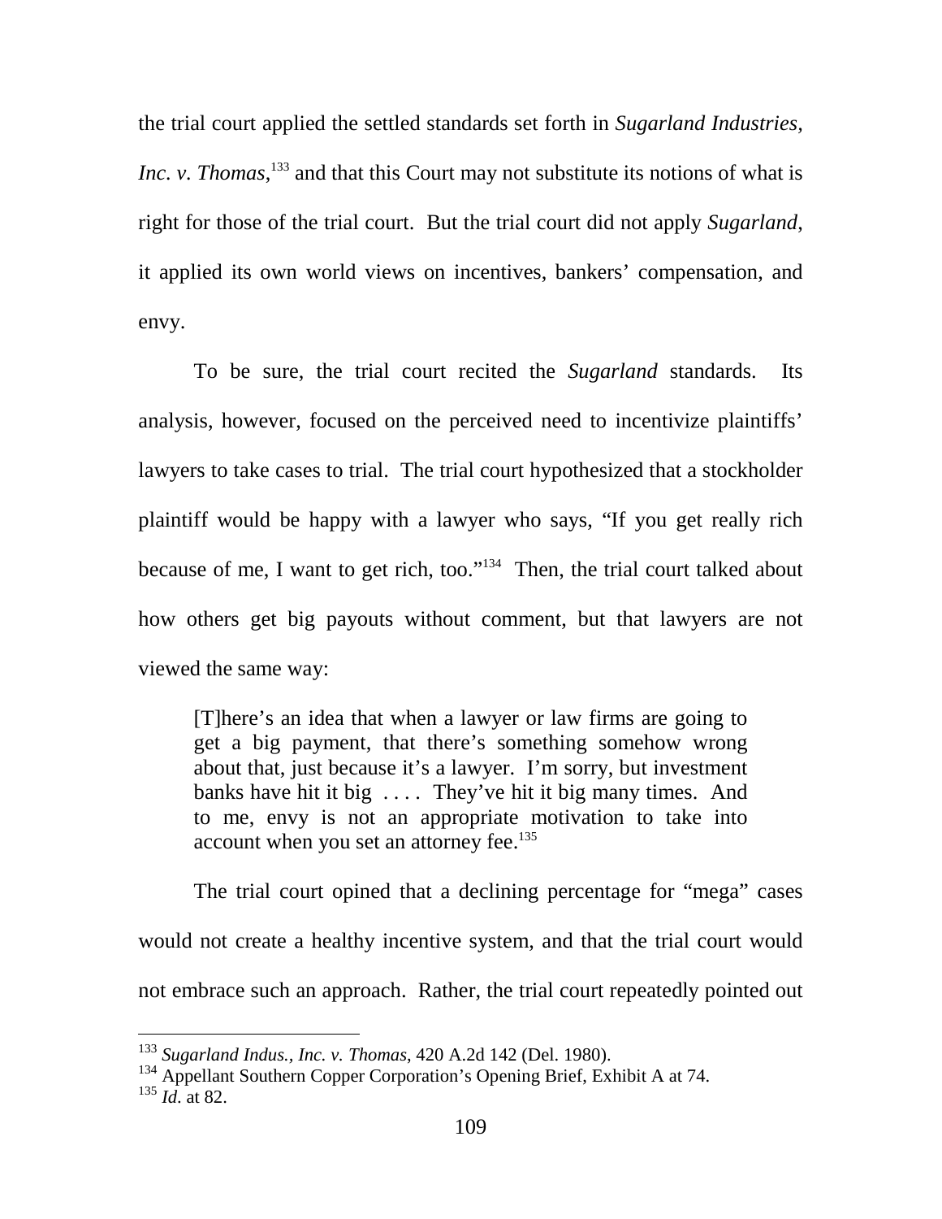the trial court applied the settled standards set forth in *Sugarland Industries, Inc. v. Thomas*,[133] and that this Court may not substitute its notions of what is right for those of the trial court. But the trial court did not apply *Sugarland*, it applied its own world views on incentives, bankers' compensation, and envy.

To be sure, the trial court recited the *Sugarland* standards. Its analysis, however, focused on the perceived need to incentivize plaintiffs' lawyers to take cases to trial. The trial court hypothesized that a stockholder plaintiff would be happy with a lawyer who says, "If you get really rich because of me, I want to get rich, too."[134] Then, the trial court talked about how others get big payouts without comment, but that lawyers are not viewed the same way:

> [T]here's an idea that when a lawyer or law firms are going to get a big payment, that there's something somehow wrong about that, just because it's a lawyer. I'm sorry, but investment banks have hit it big . . . . They've hit it big many times. And to me, envy is not an appropriate motivation to take into account when you set an attorney fee.[135]

The trial court opined that a declining percentage for "mega" cases would not create a healthy incentive system, and that the trial court would not embrace such an approach. Rather, the trial court repeatedly pointed out

---

[133] *Sugarland Indus., Inc. v. Thomas*, 420 A.2d 142 (Del. 1980).
[134] Appellant Southern Copper Corporation's Opening Brief, Exhibit A at 74.
[135] *Id*. at 82.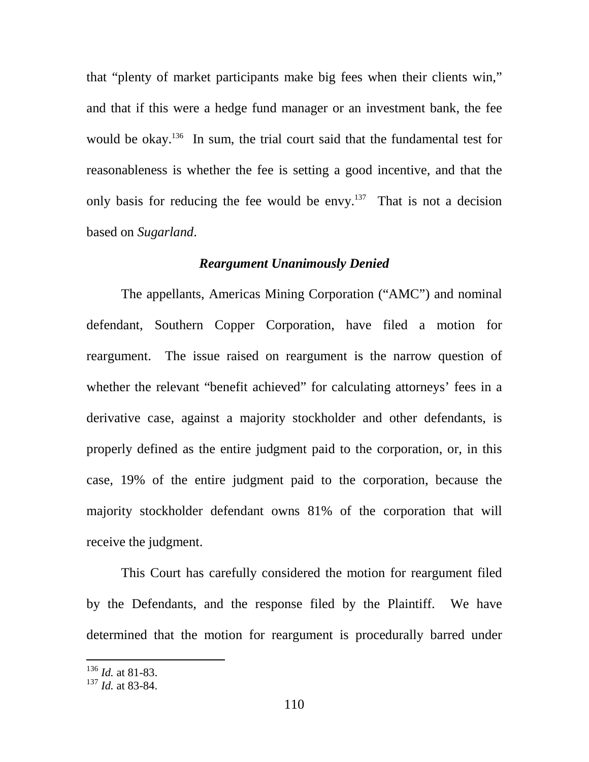that "plenty of market participants make big fees when their clients win," and that if this were a hedge fund manager or an investment bank, the fee would be okay.[136] In sum, the trial court said that the fundamental test for reasonableness is whether the fee is setting a good incentive, and that the only basis for reducing the fee would be envy.[137] That is not a decision based on *Sugarland*.

### *Reargument Unanimously Denied*

The appellants, Americas Mining Corporation ("AMC") and nominal defendant, Southern Copper Corporation, have filed a motion for reargument. The issue raised on reargument is the narrow question of whether the relevant "benefit achieved" for calculating attorneys' fees in a derivative case, against a majority stockholder and other defendants, is properly defined as the entire judgment paid to the corporation, or, in this case, 19% of the entire judgment paid to the corporation, because the majority stockholder defendant owns 81% of the corporation that will receive the judgment.

This Court has carefully considered the motion for reargument filed by the Defendants, and the response filed by the Plaintiff. We have determined that the motion for reargument is procedurally barred under

[136] *Id.* at 81-83.
[137] *Id.* at 83-84.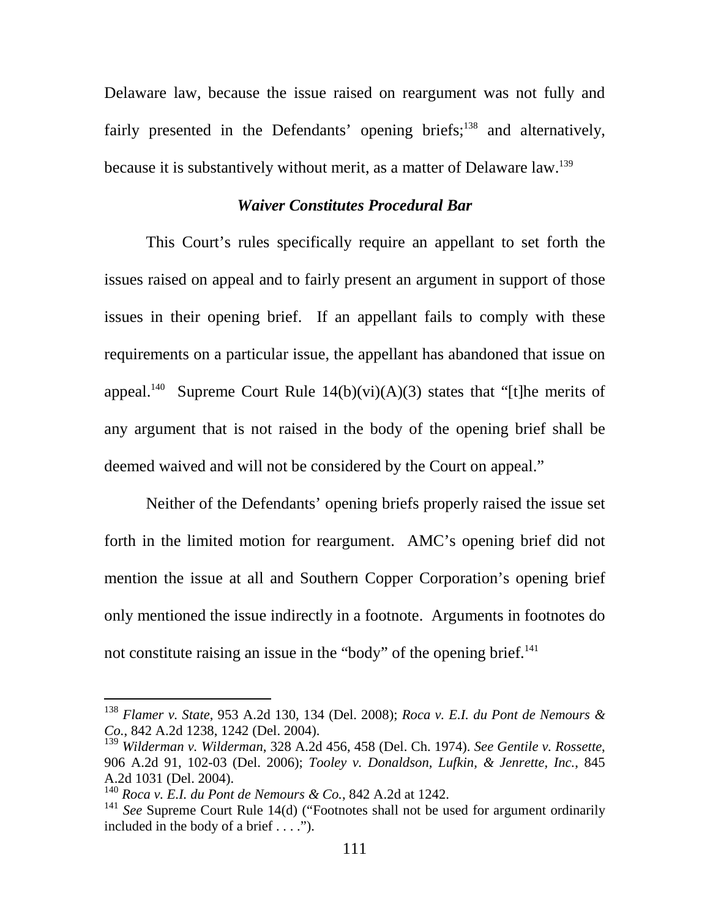Delaware law, because the issue raised on reargument was not fully and fairly presented in the Defendants' opening briefs;[138] and alternatively, because it is substantively without merit, as a matter of Delaware law.[139]

### *Waiver Constitutes Procedural Bar*

This Court's rules specifically require an appellant to set forth the issues raised on appeal and to fairly present an argument in support of those issues in their opening brief. If an appellant fails to comply with these requirements on a particular issue, the appellant has abandoned that issue on appeal.[140] Supreme Court Rule 14(b)(vi)(A)(3) states that "[t]he merits of any argument that is not raised in the body of the opening brief shall be deemed waived and will not be considered by the Court on appeal."

Neither of the Defendants' opening briefs properly raised the issue set forth in the limited motion for reargument. AMC's opening brief did not mention the issue at all and Southern Copper Corporation's opening brief only mentioned the issue indirectly in a footnote. Arguments in footnotes do not constitute raising an issue in the "body" of the opening brief.[141]

---

[138] *Flamer v. State*, 953 A.2d 130, 134 (Del. 2008); *Roca v. E.I. du Pont de Nemours & Co.*, 842 A.2d 1238, 1242 (Del. 2004).

[139] *Wilderman v. Wilderman*, 328 A.2d 456, 458 (Del. Ch. 1974). *See Gentile v. Rossette*, 906 A.2d 91, 102-03 (Del. 2006); *Tooley v. Donaldson, Lufkin, & Jenrette, Inc.*, 845 A.2d 1031 (Del. 2004).

[140] *Roca v. E.I. du Pont de Nemours & Co.*, 842 A.2d at 1242.

[141] *See* Supreme Court Rule 14(d) ("Footnotes shall not be used for argument ordinarily included in the body of a brief . . . .").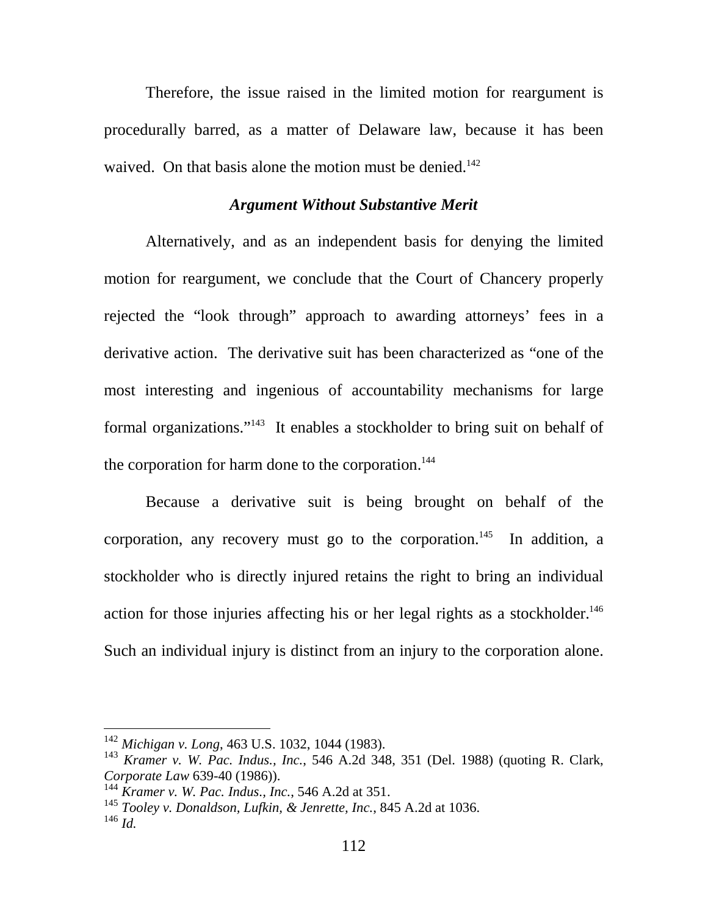Therefore, the issue raised in the limited motion for reargument is procedurally barred, as a matter of Delaware law, because it has been waived. On that basis alone the motion must be denied.[142]

### *Argument Without Substantive Merit*

Alternatively, and as an independent basis for denying the limited motion for reargument, we conclude that the Court of Chancery properly rejected the "look through" approach to awarding attorneys' fees in a derivative action. The derivative suit has been characterized as "one of the most interesting and ingenious of accountability mechanisms for large formal organizations."[143] It enables a stockholder to bring suit on behalf of the corporation for harm done to the corporation.[144]

Because a derivative suit is being brought on behalf of the corporation, any recovery must go to the corporation.[145] In addition, a stockholder who is directly injured retains the right to bring an individual action for those injuries affecting his or her legal rights as a stockholder.[146] Such an individual injury is distinct from an injury to the corporation alone.

---

[142] *Michigan v. Long*, 463 U.S. 1032, 1044 (1983).

[143] *Kramer v. W. Pac. Indus., Inc.*, 546 A.2d 348, 351 (Del. 1988) (quoting R. Clark, *Corporate Law* 639-40 (1986)).

[144] *Kramer v. W. Pac. Indus., Inc.*, 546 A.2d at 351.

[145] *Tooley v. Donaldson, Lufkin, & Jenrette, Inc.*, 845 A.2d at 1036.

[146] *Id.*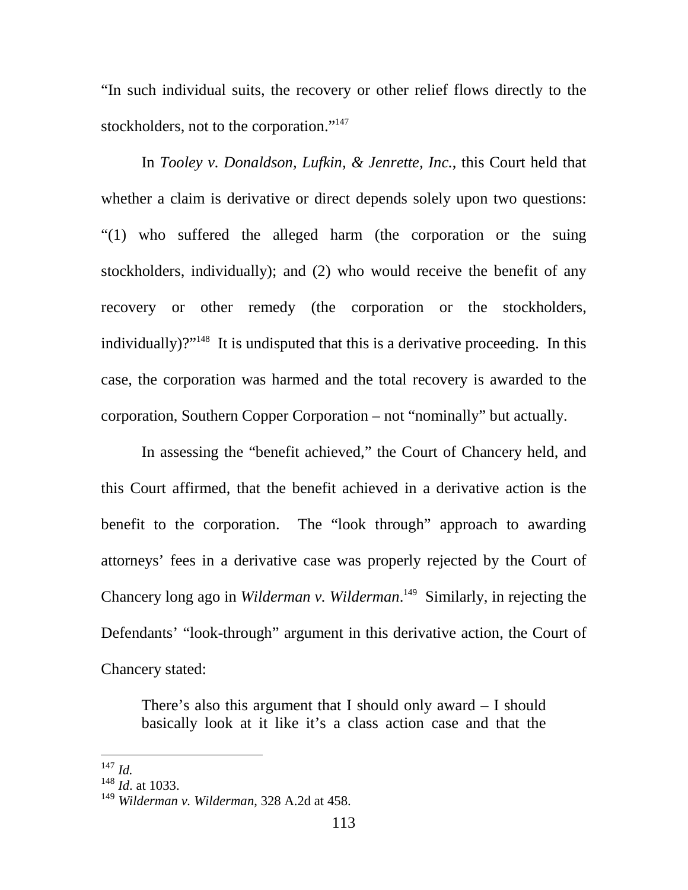"In such individual suits, the recovery or other relief flows directly to the stockholders, not to the corporation."[147]

In *Tooley v. Donaldson, Lufkin, & Jenrette, Inc.*, this Court held that whether a claim is derivative or direct depends solely upon two questions: "(1) who suffered the alleged harm (the corporation or the suing stockholders, individually); and (2) who would receive the benefit of any recovery or other remedy (the corporation or the stockholders, individually)?"[148] It is undisputed that this is a derivative proceeding. In this case, the corporation was harmed and the total recovery is awarded to the corporation, Southern Copper Corporation – not "nominally" but actually.

In assessing the "benefit achieved," the Court of Chancery held, and this Court affirmed, that the benefit achieved in a derivative action is the benefit to the corporation. The "look through" approach to awarding attorneys' fees in a derivative case was properly rejected by the Court of Chancery long ago in *Wilderman v. Wilderman*.[149] Similarly, in rejecting the Defendants' "look-through" argument in this derivative action, the Court of Chancery stated:

> There's also this argument that I should only award – I should basically look at it like it's a class action case and that the

---

[147] *Id.*

[148] *Id*. at 1033.

[149] *Wilderman v. Wilderman*, 328 A.2d at 458.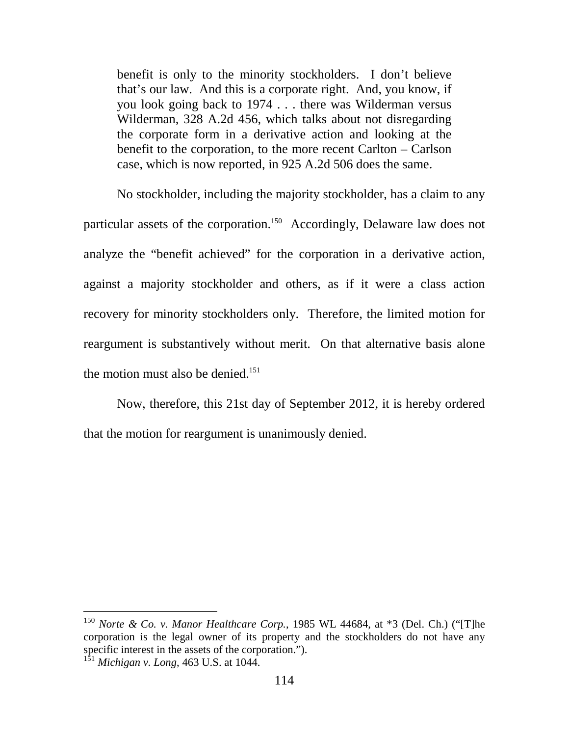> benefit is only to the minority stockholders. I don't believe that's our law. And this is a corporate right. And, you know, if you look going back to 1974 . . . there was Wilderman versus Wilderman, 328 A.2d 456, which talks about not disregarding the corporate form in a derivative action and looking at the benefit to the corporation, to the more recent Carlton – Carlson case, which is now reported, in 925 A.2d 506 does the same.

No stockholder, including the majority stockholder, has a claim to any particular assets of the corporation.[150] Accordingly, Delaware law does not analyze the "benefit achieved" for the corporation in a derivative action, against a majority stockholder and others, as if it were a class action recovery for minority stockholders only. Therefore, the limited motion for reargument is substantively without merit. On that alternative basis alone the motion must also be denied.[151]

Now, therefore, this 21st day of September 2012, it is hereby ordered that the motion for reargument is unanimously denied.

---

[150] *Norte & Co. v. Manor Healthcare Corp.*, 1985 WL 44684, at *3 (Del. Ch.) ("[T]he corporation is the legal owner of its property and the stockholders do not have any specific interest in the assets of the corporation.").

[151] *Michigan v. Long*, 463 U.S. at 1044.